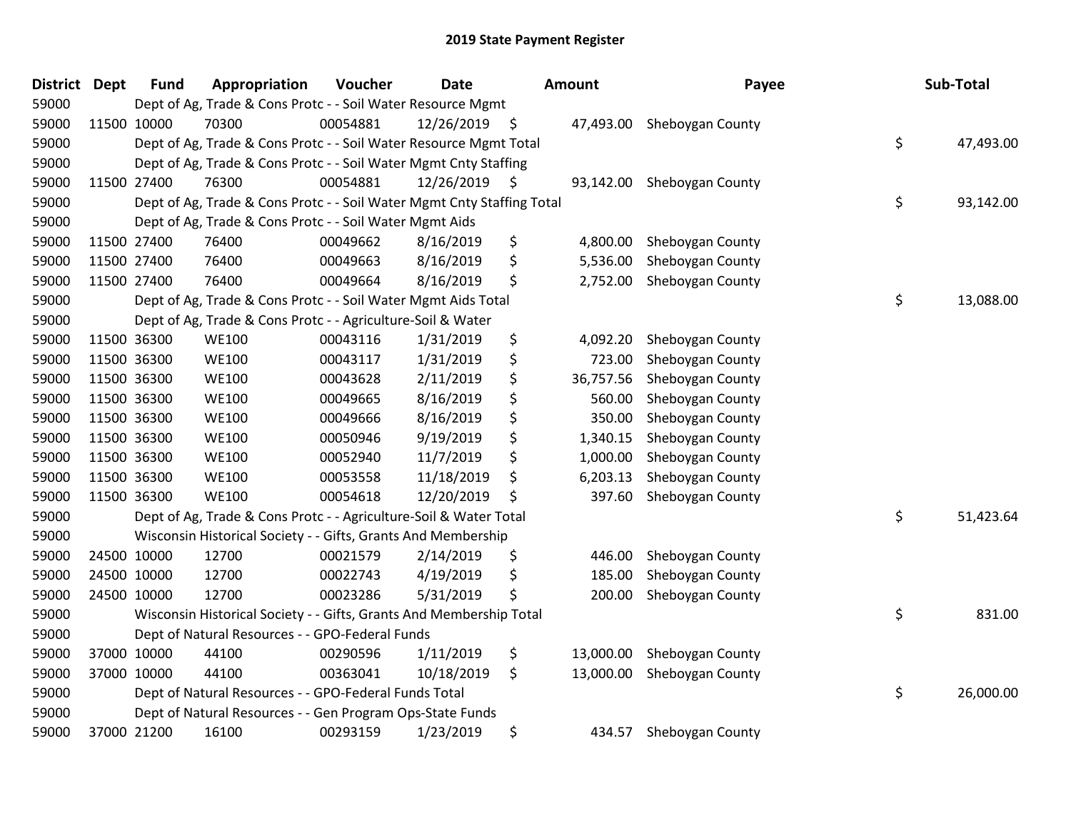# 2019 State Payment Register

| District | Dept | Fund | Appropriation | Voucher | Date | Amount | Payee | Sub-Total |
|---|---|---|---|---|---|---|---|---|
| 59000 | | Dept of Ag, Trade & Cons Protc - - Soil Water Resource Mgmt | | | | | | |
| 59000 | 11500 | 10000 | 70300 | 00054881 | 12/26/2019 | $ 47,493.00 | Sheboygan County | |
| 59000 | | Dept of Ag, Trade & Cons Protc - - Soil Water Resource Mgmt Total | | | | | | $ 47,493.00 |
| 59000 | | Dept of Ag, Trade & Cons Protc - - Soil Water Mgmt Cnty Staffing | | | | | | |
| 59000 | 11500 | 27400 | 76300 | 00054881 | 12/26/2019 | $ 93,142.00 | Sheboygan County | |
| 59000 | | Dept of Ag, Trade & Cons Protc - - Soil Water Mgmt Cnty Staffing Total | | | | | | $ 93,142.00 |
| 59000 | | Dept of Ag, Trade & Cons Protc - - Soil Water Mgmt Aids | | | | | | |
| 59000 | 11500 | 27400 | 76400 | 00049662 | 8/16/2019 | $ 4,800.00 | Sheboygan County | |
| 59000 | 11500 | 27400 | 76400 | 00049663 | 8/16/2019 | $ 5,536.00 | Sheboygan County | |
| 59000 | 11500 | 27400 | 76400 | 00049664 | 8/16/2019 | $ 2,752.00 | Sheboygan County | |
| 59000 | | Dept of Ag, Trade & Cons Protc - - Soil Water Mgmt Aids Total | | | | | | $ 13,088.00 |
| 59000 | | Dept of Ag, Trade & Cons Protc - - Agriculture-Soil & Water | | | | | | |
| 59000 | 11500 | 36300 | WE100 | 00043116 | 1/31/2019 | $ 4,092.20 | Sheboygan County | |
| 59000 | 11500 | 36300 | WE100 | 00043117 | 1/31/2019 | $ 723.00 | Sheboygan County | |
| 59000 | 11500 | 36300 | WE100 | 00043628 | 2/11/2019 | $ 36,757.56 | Sheboygan County | |
| 59000 | 11500 | 36300 | WE100 | 00049665 | 8/16/2019 | $ 560.00 | Sheboygan County | |
| 59000 | 11500 | 36300 | WE100 | 00049666 | 8/16/2019 | $ 350.00 | Sheboygan County | |
| 59000 | 11500 | 36300 | WE100 | 00050946 | 9/19/2019 | $ 1,340.15 | Sheboygan County | |
| 59000 | 11500 | 36300 | WE100 | 00052940 | 11/7/2019 | $ 1,000.00 | Sheboygan County | |
| 59000 | 11500 | 36300 | WE100 | 00053558 | 11/18/2019 | $ 6,203.13 | Sheboygan County | |
| 59000 | 11500 | 36300 | WE100 | 00054618 | 12/20/2019 | $ 397.60 | Sheboygan County | |
| 59000 | | Dept of Ag, Trade & Cons Protc - - Agriculture-Soil & Water Total | | | | | | $ 51,423.64 |
| 59000 | | Wisconsin Historical Society - - Gifts, Grants And Membership | | | | | | |
| 59000 | 24500 | 10000 | 12700 | 00021579 | 2/14/2019 | $ 446.00 | Sheboygan County | |
| 59000 | 24500 | 10000 | 12700 | 00022743 | 4/19/2019 | $ 185.00 | Sheboygan County | |
| 59000 | 24500 | 10000 | 12700 | 00023286 | 5/31/2019 | $ 200.00 | Sheboygan County | |
| 59000 | | Wisconsin Historical Society - - Gifts, Grants And Membership Total | | | | | | $ 831.00 |
| 59000 | | Dept of Natural Resources - - GPO-Federal Funds | | | | | | |
| 59000 | 37000 | 10000 | 44100 | 00290596 | 1/11/2019 | $ 13,000.00 | Sheboygan County | |
| 59000 | 37000 | 10000 | 44100 | 00363041 | 10/18/2019 | $ 13,000.00 | Sheboygan County | |
| 59000 | | Dept of Natural Resources - - GPO-Federal Funds Total | | | | | | $ 26,000.00 |
| 59000 | | Dept of Natural Resources - - Gen Program Ops-State Funds | | | | | | |
| 59000 | 37000 | 21200 | 16100 | 00293159 | 1/23/2019 | $ 434.57 | Sheboygan County | |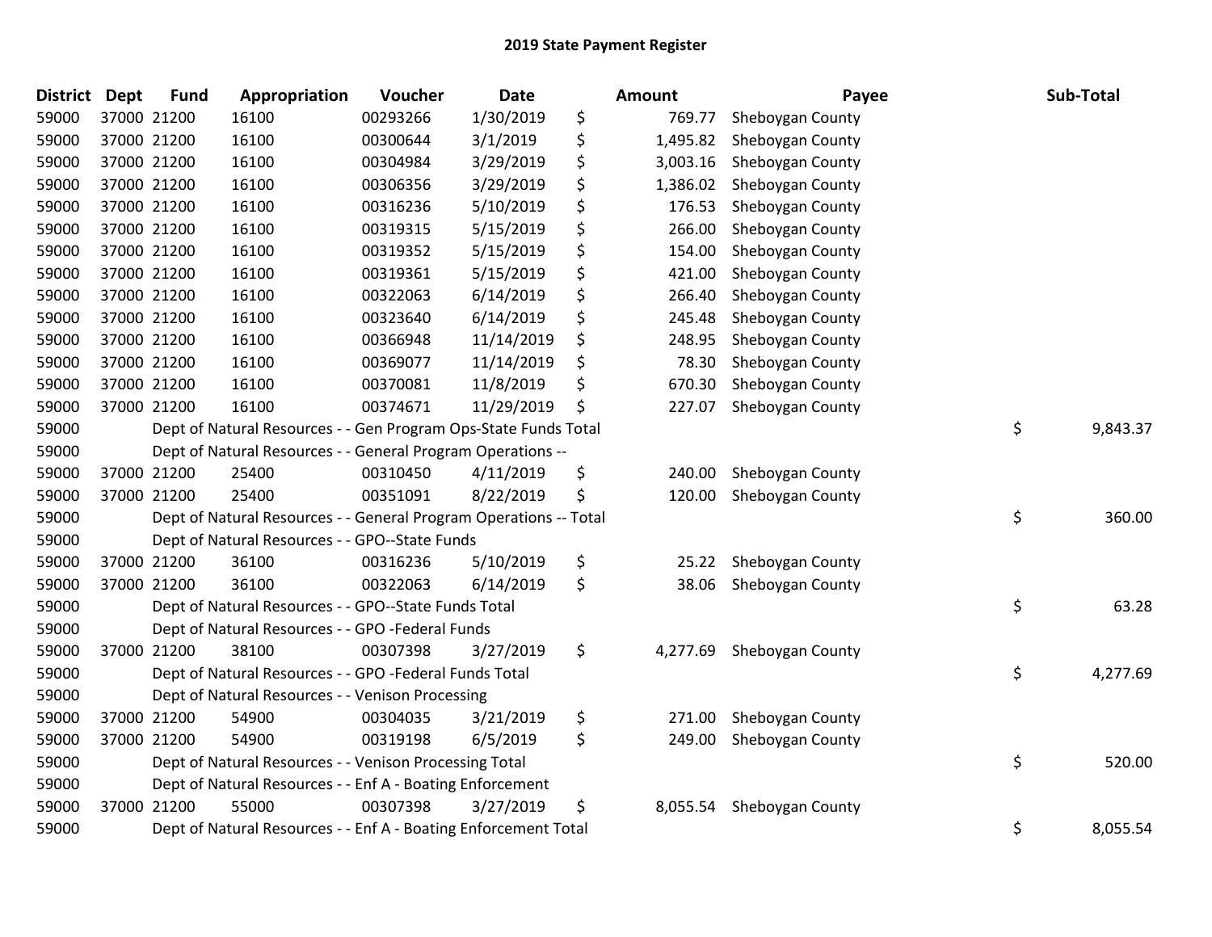## 2019 State Payment Register

| District | Dept | Fund | Appropriation | Voucher | Date | | Amount | Payee | | Sub-Total |
|---|---|---|---|---|---|---|---|---|---|---|
| 59000 | 37000 | 21200 | 16100 | 00293266 | 1/30/2019 | $ | 769.77 | Sheboygan County | | |
| 59000 | 37000 | 21200 | 16100 | 00300644 | 3/1/2019 | $ | 1,495.82 | Sheboygan County | | |
| 59000 | 37000 | 21200 | 16100 | 00304984 | 3/29/2019 | $ | 3,003.16 | Sheboygan County | | |
| 59000 | 37000 | 21200 | 16100 | 00306356 | 3/29/2019 | $ | 1,386.02 | Sheboygan County | | |
| 59000 | 37000 | 21200 | 16100 | 00316236 | 5/10/2019 | $ | 176.53 | Sheboygan County | | |
| 59000 | 37000 | 21200 | 16100 | 00319315 | 5/15/2019 | $ | 266.00 | Sheboygan County | | |
| 59000 | 37000 | 21200 | 16100 | 00319352 | 5/15/2019 | $ | 154.00 | Sheboygan County | | |
| 59000 | 37000 | 21200 | 16100 | 00319361 | 5/15/2019 | $ | 421.00 | Sheboygan County | | |
| 59000 | 37000 | 21200 | 16100 | 00322063 | 6/14/2019 | $ | 266.40 | Sheboygan County | | |
| 59000 | 37000 | 21200 | 16100 | 00323640 | 6/14/2019 | $ | 245.48 | Sheboygan County | | |
| 59000 | 37000 | 21200 | 16100 | 00366948 | 11/14/2019 | $ | 248.95 | Sheboygan County | | |
| 59000 | 37000 | 21200 | 16100 | 00369077 | 11/14/2019 | $ | 78.30 | Sheboygan County | | |
| 59000 | 37000 | 21200 | 16100 | 00370081 | 11/8/2019 | $ | 670.30 | Sheboygan County | | |
| 59000 | 37000 | 21200 | 16100 | 00374671 | 11/29/2019 | $ | 227.07 | Sheboygan County | | |
| 59000 | | | Dept of Natural Resources - - Gen Program Ops-State Funds Total | | | | | | $ | 9,843.37 |
| 59000 | | | Dept of Natural Resources - - General Program Operations -- | | | | | | | |
| 59000 | 37000 | 21200 | 25400 | 00310450 | 4/11/2019 | $ | 240.00 | Sheboygan County | | |
| 59000 | 37000 | 21200 | 25400 | 00351091 | 8/22/2019 | $ | 120.00 | Sheboygan County | | |
| 59000 | | | Dept of Natural Resources - - General Program Operations -- Total | | | | | | $ | 360.00 |
| 59000 | | | Dept of Natural Resources - - GPO--State Funds | | | | | | | |
| 59000 | 37000 | 21200 | 36100 | 00316236 | 5/10/2019 | $ | 25.22 | Sheboygan County | | |
| 59000 | 37000 | 21200 | 36100 | 00322063 | 6/14/2019 | $ | 38.06 | Sheboygan County | | |
| 59000 | | | Dept of Natural Resources - - GPO--State Funds Total | | | | | | $ | 63.28 |
| 59000 | | | Dept of Natural Resources - - GPO -Federal Funds | | | | | | | |
| 59000 | 37000 | 21200 | 38100 | 00307398 | 3/27/2019 | $ | 4,277.69 | Sheboygan County | | |
| 59000 | | | Dept of Natural Resources - - GPO -Federal Funds Total | | | | | | $ | 4,277.69 |
| 59000 | | | Dept of Natural Resources - - Venison Processing | | | | | | | |
| 59000 | 37000 | 21200 | 54900 | 00304035 | 3/21/2019 | $ | 271.00 | Sheboygan County | | |
| 59000 | 37000 | 21200 | 54900 | 00319198 | 6/5/2019 | $ | 249.00 | Sheboygan County | | |
| 59000 | | | Dept of Natural Resources - - Venison Processing Total | | | | | | $ | 520.00 |
| 59000 | | | Dept of Natural Resources - - Enf A - Boating Enforcement | | | | | | | |
| 59000 | 37000 | 21200 | 55000 | 00307398 | 3/27/2019 | $ | 8,055.54 | Sheboygan County | | |
| 59000 | | | Dept of Natural Resources - - Enf A - Boating Enforcement Total | | | | | | $ | 8,055.54 |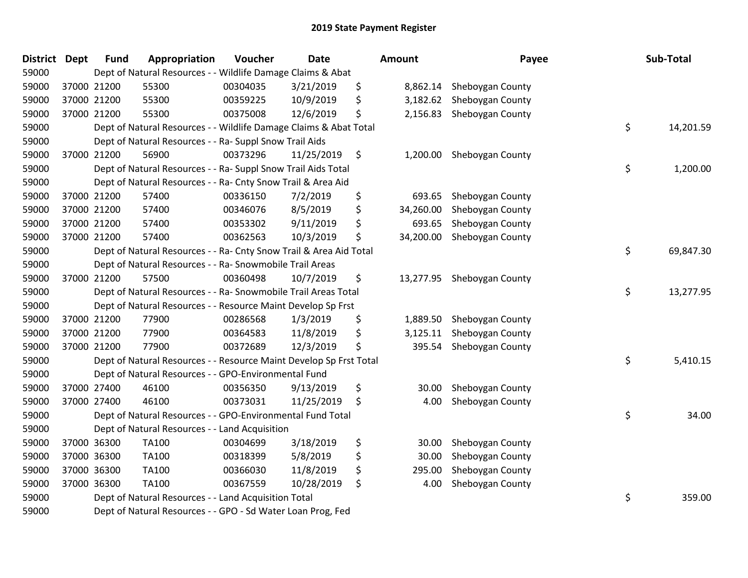## 2019 State Payment Register

| District | Dept | Fund | Appropriation | Voucher | Date | Amount | Payee | Sub-Total |
|---|---|---|---|---|---|---|---|---|
| 59000 | | Dept of Natural Resources - - Wildlife Damage Claims & Abat | | | | | | |
| 59000 | 37000 | 21200 | 55300 | 00304035 | 3/21/2019 | $ 8,862.14 | Sheboygan County | |
| 59000 | 37000 | 21200 | 55300 | 00359225 | 10/9/2019 | $ 3,182.62 | Sheboygan County | |
| 59000 | 37000 | 21200 | 55300 | 00375008 | 12/6/2019 | $ 2,156.83 | Sheboygan County | |
| 59000 | | Dept of Natural Resources - - Wildlife Damage Claims & Abat Total | | | | | | $ 14,201.59 |
| 59000 | | Dept of Natural Resources - - Ra- Suppl Snow Trail Aids | | | | | | |
| 59000 | 37000 | 21200 | 56900 | 00373296 | 11/25/2019 | $ 1,200.00 | Sheboygan County | |
| 59000 | | Dept of Natural Resources - - Ra- Suppl Snow Trail Aids Total | | | | | | $ 1,200.00 |
| 59000 | | Dept of Natural Resources - - Ra- Cnty Snow Trail & Area Aid | | | | | | |
| 59000 | 37000 | 21200 | 57400 | 00336150 | 7/2/2019 | $ 693.65 | Sheboygan County | |
| 59000 | 37000 | 21200 | 57400 | 00346076 | 8/5/2019 | $ 34,260.00 | Sheboygan County | |
| 59000 | 37000 | 21200 | 57400 | 00353302 | 9/11/2019 | $ 693.65 | Sheboygan County | |
| 59000 | 37000 | 21200 | 57400 | 00362563 | 10/3/2019 | $ 34,200.00 | Sheboygan County | |
| 59000 | | Dept of Natural Resources - - Ra- Cnty Snow Trail & Area Aid Total | | | | | | $ 69,847.30 |
| 59000 | | Dept of Natural Resources - - Ra- Snowmobile Trail Areas | | | | | | |
| 59000 | 37000 | 21200 | 57500 | 00360498 | 10/7/2019 | $ 13,277.95 | Sheboygan County | |
| 59000 | | Dept of Natural Resources - - Ra- Snowmobile Trail Areas Total | | | | | | $ 13,277.95 |
| 59000 | | Dept of Natural Resources - - Resource Maint Develop Sp Frst | | | | | | |
| 59000 | 37000 | 21200 | 77900 | 00286568 | 1/3/2019 | $ 1,889.50 | Sheboygan County | |
| 59000 | 37000 | 21200 | 77900 | 00364583 | 11/8/2019 | $ 3,125.11 | Sheboygan County | |
| 59000 | 37000 | 21200 | 77900 | 00372689 | 12/3/2019 | $ 395.54 | Sheboygan County | |
| 59000 | | Dept of Natural Resources - - Resource Maint Develop Sp Frst Total | | | | | | $ 5,410.15 |
| 59000 | | Dept of Natural Resources - - GPO-Environmental Fund | | | | | | |
| 59000 | 37000 | 27400 | 46100 | 00356350 | 9/13/2019 | $ 30.00 | Sheboygan County | |
| 59000 | 37000 | 27400 | 46100 | 00373031 | 11/25/2019 | $ 4.00 | Sheboygan County | |
| 59000 | | Dept of Natural Resources - - GPO-Environmental Fund Total | | | | | | $ 34.00 |
| 59000 | | Dept of Natural Resources - - Land Acquisition | | | | | | |
| 59000 | 37000 | 36300 | TA100 | 00304699 | 3/18/2019 | $ 30.00 | Sheboygan County | |
| 59000 | 37000 | 36300 | TA100 | 00318399 | 5/8/2019 | $ 30.00 | Sheboygan County | |
| 59000 | 37000 | 36300 | TA100 | 00366030 | 11/8/2019 | $ 295.00 | Sheboygan County | |
| 59000 | 37000 | 36300 | TA100 | 00367559 | 10/28/2019 | $ 4.00 | Sheboygan County | |
| 59000 | | Dept of Natural Resources - - Land Acquisition Total | | | | | | $ 359.00 |
| 59000 | | Dept of Natural Resources - - GPO - Sd Water Loan Prog, Fed | | | | | | |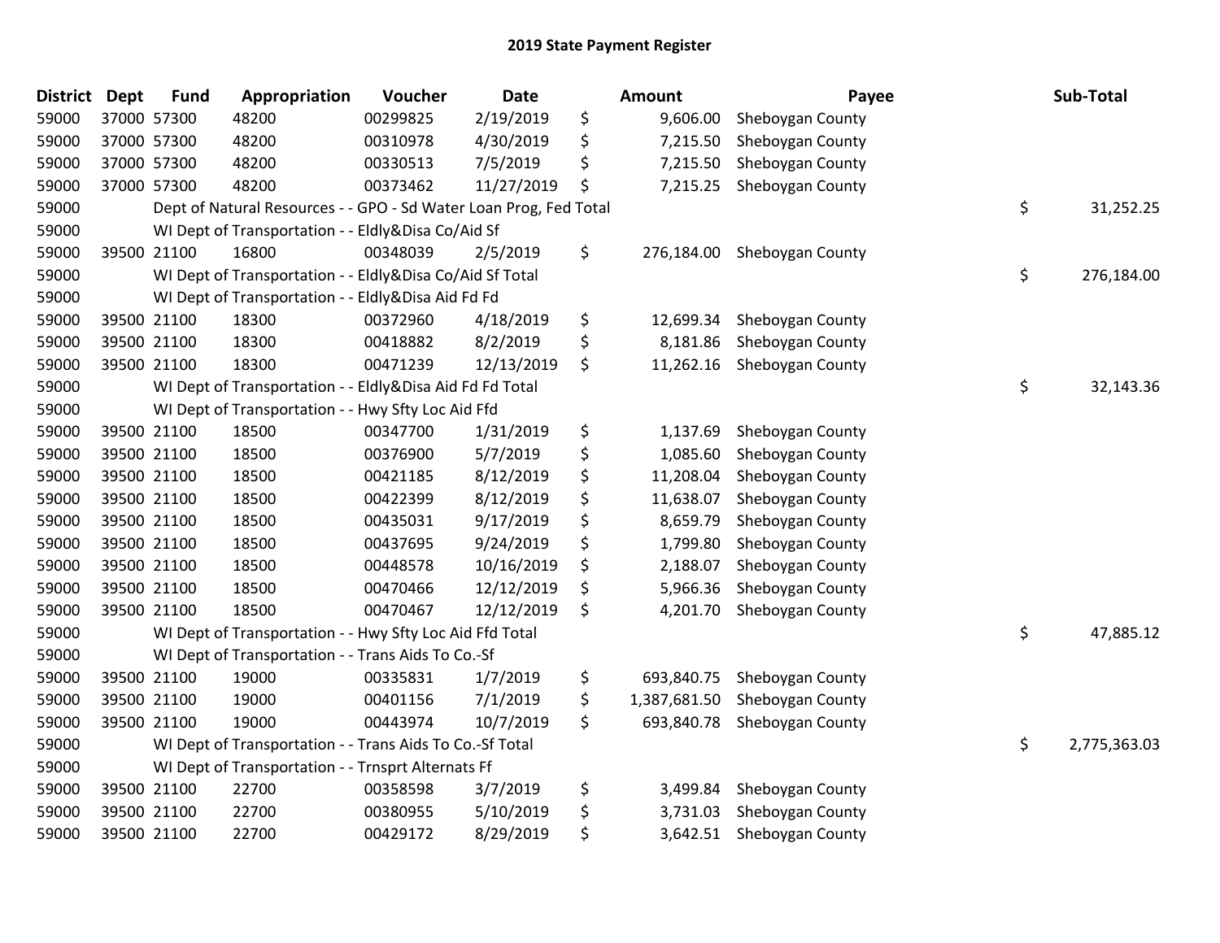## 2019 State Payment Register

| District | Dept | Fund | Appropriation | Voucher | Date | Amount | Payee | Sub-Total |
|---|---|---|---|---|---|---|---|---|
| 59000 | 37000 | 57300 | 48200 | 00299825 | 2/19/2019 | $ 9,606.00 | Sheboygan County | |
| 59000 | 37000 | 57300 | 48200 | 00310978 | 4/30/2019 | $ 7,215.50 | Sheboygan County | |
| 59000 | 37000 | 57300 | 48200 | 00330513 | 7/5/2019 | $ 7,215.50 | Sheboygan County | |
| 59000 | 37000 | 57300 | 48200 | 00373462 | 11/27/2019 | $ 7,215.25 | Sheboygan County | |
| 59000 | | | Dept of Natural Resources - - GPO - Sd Water Loan Prog, Fed Total | | | | | $ 31,252.25 |
| 59000 | | | WI Dept of Transportation - - Eldly&Disa Co/Aid Sf | | | | | |
| 59000 | 39500 | 21100 | 16800 | 00348039 | 2/5/2019 | $ 276,184.00 | Sheboygan County | |
| 59000 | | | WI Dept of Transportation - - Eldly&Disa Co/Aid Sf Total | | | | | $ 276,184.00 |
| 59000 | | | WI Dept of Transportation - - Eldly&Disa Aid Fd Fd | | | | | |
| 59000 | 39500 | 21100 | 18300 | 00372960 | 4/18/2019 | $ 12,699.34 | Sheboygan County | |
| 59000 | 39500 | 21100 | 18300 | 00418882 | 8/2/2019 | $ 8,181.86 | Sheboygan County | |
| 59000 | 39500 | 21100 | 18300 | 00471239 | 12/13/2019 | $ 11,262.16 | Sheboygan County | |
| 59000 | | | WI Dept of Transportation - - Eldly&Disa Aid Fd Fd Total | | | | | $ 32,143.36 |
| 59000 | | | WI Dept of Transportation - - Hwy Sfty Loc Aid Ffd | | | | | |
| 59000 | 39500 | 21100 | 18500 | 00347700 | 1/31/2019 | $ 1,137.69 | Sheboygan County | |
| 59000 | 39500 | 21100 | 18500 | 00376900 | 5/7/2019 | $ 1,085.60 | Sheboygan County | |
| 59000 | 39500 | 21100 | 18500 | 00421185 | 8/12/2019 | $ 11,208.04 | Sheboygan County | |
| 59000 | 39500 | 21100 | 18500 | 00422399 | 8/12/2019 | $ 11,638.07 | Sheboygan County | |
| 59000 | 39500 | 21100 | 18500 | 00435031 | 9/17/2019 | $ 8,659.79 | Sheboygan County | |
| 59000 | 39500 | 21100 | 18500 | 00437695 | 9/24/2019 | $ 1,799.80 | Sheboygan County | |
| 59000 | 39500 | 21100 | 18500 | 00448578 | 10/16/2019 | $ 2,188.07 | Sheboygan County | |
| 59000 | 39500 | 21100 | 18500 | 00470466 | 12/12/2019 | $ 5,966.36 | Sheboygan County | |
| 59000 | 39500 | 21100 | 18500 | 00470467 | 12/12/2019 | $ 4,201.70 | Sheboygan County | |
| 59000 | | | WI Dept of Transportation - - Hwy Sfty Loc Aid Ffd Total | | | | | $ 47,885.12 |
| 59000 | | | WI Dept of Transportation - - Trans Aids To Co.-Sf | | | | | |
| 59000 | 39500 | 21100 | 19000 | 00335831 | 1/7/2019 | $ 693,840.75 | Sheboygan County | |
| 59000 | 39500 | 21100 | 19000 | 00401156 | 7/1/2019 | $ 1,387,681.50 | Sheboygan County | |
| 59000 | 39500 | 21100 | 19000 | 00443974 | 10/7/2019 | $ 693,840.78 | Sheboygan County | |
| 59000 | | | WI Dept of Transportation - - Trans Aids To Co.-Sf Total | | | | | $ 2,775,363.03 |
| 59000 | | | WI Dept of Transportation - - Trnsprt Alternats Ff | | | | | |
| 59000 | 39500 | 21100 | 22700 | 00358598 | 3/7/2019 | $ 3,499.84 | Sheboygan County | |
| 59000 | 39500 | 21100 | 22700 | 00380955 | 5/10/2019 | $ 3,731.03 | Sheboygan County | |
| 59000 | 39500 | 21100 | 22700 | 00429172 | 8/29/2019 | $ 3,642.51 | Sheboygan County | |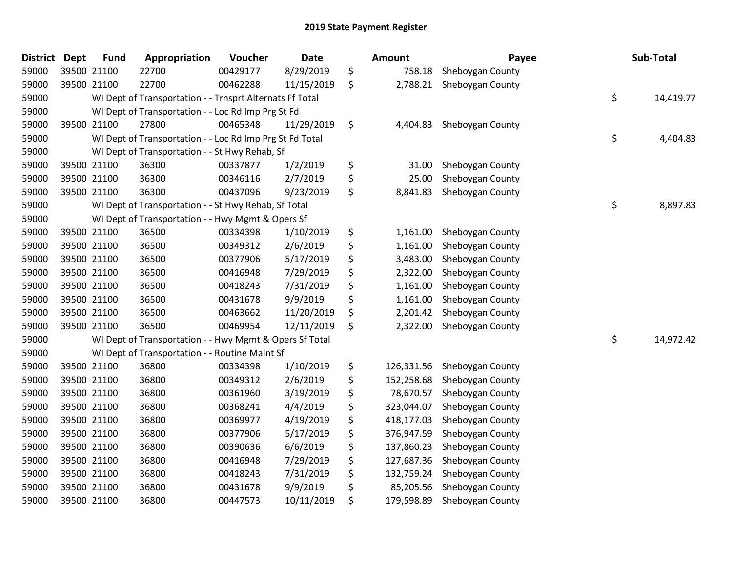# 2019 State Payment Register

| District | Dept | Fund | Appropriation | Voucher | Date | Amount | Payee | Sub-Total |
|---|---|---|---|---|---|---|---|---|
| 59000 | 39500 | 21100 | 22700 | 00429177 | 8/29/2019 | $ 758.18 | Sheboygan County | |
| 59000 | 39500 | 21100 | 22700 | 00462288 | 11/15/2019 | $ 2,788.21 | Sheboygan County | |
| 59000 | | WI Dept of Transportation - - Trnsprt Alternats Ff Total | | | | | | $ 14,419.77 |
| 59000 | | WI Dept of Transportation - - Loc Rd Imp Prg St Fd | | | | | | |
| 59000 | 39500 | 21100 | 27800 | 00465348 | 11/29/2019 | $ 4,404.83 | Sheboygan County | |
| 59000 | | WI Dept of Transportation - - Loc Rd Imp Prg St Fd Total | | | | | | $ 4,404.83 |
| 59000 | | WI Dept of Transportation - - St Hwy Rehab, Sf | | | | | | |
| 59000 | 39500 | 21100 | 36300 | 00337877 | 1/2/2019 | $ 31.00 | Sheboygan County | |
| 59000 | 39500 | 21100 | 36300 | 00346116 | 2/7/2019 | $ 25.00 | Sheboygan County | |
| 59000 | 39500 | 21100 | 36300 | 00437096 | 9/23/2019 | $ 8,841.83 | Sheboygan County | |
| 59000 | | WI Dept of Transportation - - St Hwy Rehab, Sf Total | | | | | | $ 8,897.83 |
| 59000 | | WI Dept of Transportation - - Hwy Mgmt & Opers Sf | | | | | | |
| 59000 | 39500 | 21100 | 36500 | 00334398 | 1/10/2019 | $ 1,161.00 | Sheboygan County | |
| 59000 | 39500 | 21100 | 36500 | 00349312 | 2/6/2019 | $ 1,161.00 | Sheboygan County | |
| 59000 | 39500 | 21100 | 36500 | 00377906 | 5/17/2019 | $ 3,483.00 | Sheboygan County | |
| 59000 | 39500 | 21100 | 36500 | 00416948 | 7/29/2019 | $ 2,322.00 | Sheboygan County | |
| 59000 | 39500 | 21100 | 36500 | 00418243 | 7/31/2019 | $ 1,161.00 | Sheboygan County | |
| 59000 | 39500 | 21100 | 36500 | 00431678 | 9/9/2019 | $ 1,161.00 | Sheboygan County | |
| 59000 | 39500 | 21100 | 36500 | 00463662 | 11/20/2019 | $ 2,201.42 | Sheboygan County | |
| 59000 | 39500 | 21100 | 36500 | 00469954 | 12/11/2019 | $ 2,322.00 | Sheboygan County | |
| 59000 | | WI Dept of Transportation - - Hwy Mgmt & Opers Sf Total | | | | | | $ 14,972.42 |
| 59000 | | WI Dept of Transportation - - Routine Maint Sf | | | | | | |
| 59000 | 39500 | 21100 | 36800 | 00334398 | 1/10/2019 | $ 126,331.56 | Sheboygan County | |
| 59000 | 39500 | 21100 | 36800 | 00349312 | 2/6/2019 | $ 152,258.68 | Sheboygan County | |
| 59000 | 39500 | 21100 | 36800 | 00361960 | 3/19/2019 | $ 78,670.57 | Sheboygan County | |
| 59000 | 39500 | 21100 | 36800 | 00368241 | 4/4/2019 | $ 323,044.07 | Sheboygan County | |
| 59000 | 39500 | 21100 | 36800 | 00369977 | 4/19/2019 | $ 418,177.03 | Sheboygan County | |
| 59000 | 39500 | 21100 | 36800 | 00377906 | 5/17/2019 | $ 376,947.59 | Sheboygan County | |
| 59000 | 39500 | 21100 | 36800 | 00390636 | 6/6/2019 | $ 137,860.23 | Sheboygan County | |
| 59000 | 39500 | 21100 | 36800 | 00416948 | 7/29/2019 | $ 127,687.36 | Sheboygan County | |
| 59000 | 39500 | 21100 | 36800 | 00418243 | 7/31/2019 | $ 132,759.24 | Sheboygan County | |
| 59000 | 39500 | 21100 | 36800 | 00431678 | 9/9/2019 | $ 85,205.56 | Sheboygan County | |
| 59000 | 39500 | 21100 | 36800 | 00447573 | 10/11/2019 | $ 179,598.89 | Sheboygan County | |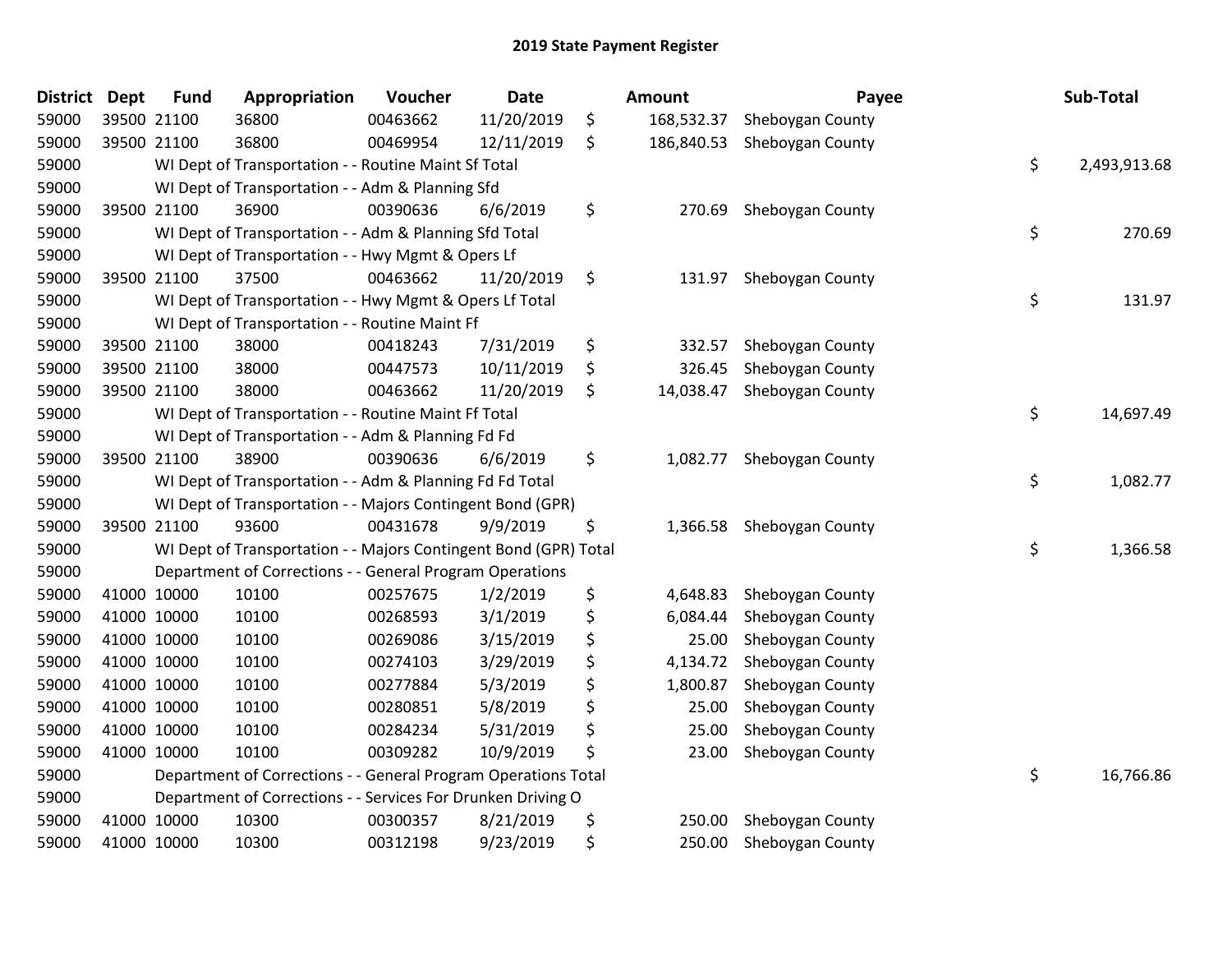# 2019 State Payment Register

| District | Dept | Fund | Appropriation | Voucher | Date | Amount | Payee | Sub-Total |
|---|---|---|---|---|---|---|---|---|
| 59000 | 39500 | 21100 | 36800 | 00463662 | 11/20/2019 | $ 168,532.37 | Sheboygan County | |
| 59000 | 39500 | 21100 | 36800 | 00469954 | 12/11/2019 | $ 186,840.53 | Sheboygan County | |
| 59000 | | WI Dept of Transportation - - Routine Maint Sf Total | | | | | | $ 2,493,913.68 |
| 59000 | | WI Dept of Transportation - - Adm & Planning Sfd | | | | | | |
| 59000 | 39500 | 21100 | 36900 | 00390636 | 6/6/2019 | $ 270.69 | Sheboygan County | |
| 59000 | | WI Dept of Transportation - - Adm & Planning Sfd Total | | | | | | $ 270.69 |
| 59000 | | WI Dept of Transportation - - Hwy Mgmt & Opers Lf | | | | | | |
| 59000 | 39500 | 21100 | 37500 | 00463662 | 11/20/2019 | $ 131.97 | Sheboygan County | |
| 59000 | | WI Dept of Transportation - - Hwy Mgmt & Opers Lf Total | | | | | | $ 131.97 |
| 59000 | | WI Dept of Transportation - - Routine Maint Ff | | | | | | |
| 59000 | 39500 | 21100 | 38000 | 00418243 | 7/31/2019 | $ 332.57 | Sheboygan County | |
| 59000 | 39500 | 21100 | 38000 | 00447573 | 10/11/2019 | $ 326.45 | Sheboygan County | |
| 59000 | 39500 | 21100 | 38000 | 00463662 | 11/20/2019 | $ 14,038.47 | Sheboygan County | |
| 59000 | | WI Dept of Transportation - - Routine Maint Ff Total | | | | | | $ 14,697.49 |
| 59000 | | WI Dept of Transportation - - Adm & Planning Fd Fd | | | | | | |
| 59000 | 39500 | 21100 | 38900 | 00390636 | 6/6/2019 | $ 1,082.77 | Sheboygan County | |
| 59000 | | WI Dept of Transportation - - Adm & Planning Fd Fd Total | | | | | | $ 1,082.77 |
| 59000 | | WI Dept of Transportation - - Majors Contingent Bond (GPR) | | | | | | |
| 59000 | 39500 | 21100 | 93600 | 00431678 | 9/9/2019 | $ 1,366.58 | Sheboygan County | |
| 59000 | | WI Dept of Transportation - - Majors Contingent Bond (GPR) Total | | | | | | $ 1,366.58 |
| 59000 | | Department of Corrections - - General Program Operations | | | | | | |
| 59000 | 41000 | 10000 | 10100 | 00257675 | 1/2/2019 | $ 4,648.83 | Sheboygan County | |
| 59000 | 41000 | 10000 | 10100 | 00268593 | 3/1/2019 | $ 6,084.44 | Sheboygan County | |
| 59000 | 41000 | 10000 | 10100 | 00269086 | 3/15/2019 | $ 25.00 | Sheboygan County | |
| 59000 | 41000 | 10000 | 10100 | 00274103 | 3/29/2019 | $ 4,134.72 | Sheboygan County | |
| 59000 | 41000 | 10000 | 10100 | 00277884 | 5/3/2019 | $ 1,800.87 | Sheboygan County | |
| 59000 | 41000 | 10000 | 10100 | 00280851 | 5/8/2019 | $ 25.00 | Sheboygan County | |
| 59000 | 41000 | 10000 | 10100 | 00284234 | 5/31/2019 | $ 25.00 | Sheboygan County | |
| 59000 | 41000 | 10000 | 10100 | 00309282 | 10/9/2019 | $ 23.00 | Sheboygan County | |
| 59000 | | Department of Corrections - - General Program Operations Total | | | | | | $ 16,766.86 |
| 59000 | | Department of Corrections - - Services For Drunken Driving O | | | | | | |
| 59000 | 41000 | 10000 | 10300 | 00300357 | 8/21/2019 | $ 250.00 | Sheboygan County | |
| 59000 | 41000 | 10000 | 10300 | 00312198 | 9/23/2019 | $ 250.00 | Sheboygan County | |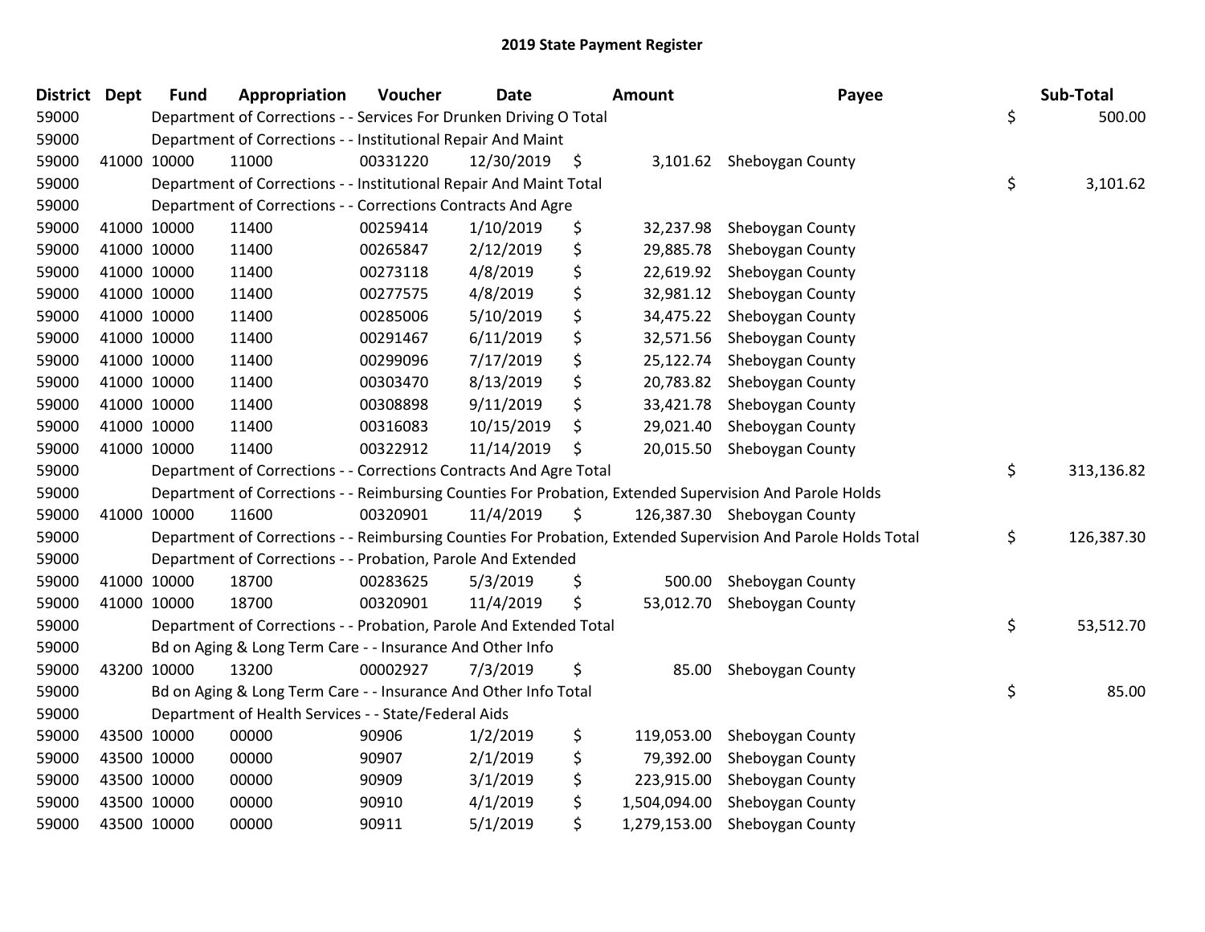# 2019 State Payment Register

| District | Dept | Fund | Appropriation | Voucher | Date | Amount | Payee | Sub-Total |
|---|---|---|---|---|---|---|---|---|
| 59000 | | Department of Corrections - - Services For Drunken Driving O Total | | | | | | $ 500.00 |
| 59000 | | Department of Corrections - - Institutional Repair And Maint | | | | | | |
| 59000 | 41000 | 10000 | 11000 | 00331220 | 12/30/2019 | $ 3,101.62 | Sheboygan County | |
| 59000 | | Department of Corrections - - Institutional Repair And Maint Total | | | | | | $ 3,101.62 |
| 59000 | | Department of Corrections - - Corrections Contracts And Agre | | | | | | |
| 59000 | 41000 | 10000 | 11400 | 00259414 | 1/10/2019 | $ 32,237.98 | Sheboygan County | |
| 59000 | 41000 | 10000 | 11400 | 00265847 | 2/12/2019 | $ 29,885.78 | Sheboygan County | |
| 59000 | 41000 | 10000 | 11400 | 00273118 | 4/8/2019 | $ 22,619.92 | Sheboygan County | |
| 59000 | 41000 | 10000 | 11400 | 00277575 | 4/8/2019 | $ 32,981.12 | Sheboygan County | |
| 59000 | 41000 | 10000 | 11400 | 00285006 | 5/10/2019 | $ 34,475.22 | Sheboygan County | |
| 59000 | 41000 | 10000 | 11400 | 00291467 | 6/11/2019 | $ 32,571.56 | Sheboygan County | |
| 59000 | 41000 | 10000 | 11400 | 00299096 | 7/17/2019 | $ 25,122.74 | Sheboygan County | |
| 59000 | 41000 | 10000 | 11400 | 00303470 | 8/13/2019 | $ 20,783.82 | Sheboygan County | |
| 59000 | 41000 | 10000 | 11400 | 00308898 | 9/11/2019 | $ 33,421.78 | Sheboygan County | |
| 59000 | 41000 | 10000 | 11400 | 00316083 | 10/15/2019 | $ 29,021.40 | Sheboygan County | |
| 59000 | 41000 | 10000 | 11400 | 00322912 | 11/14/2019 | $ 20,015.50 | Sheboygan County | |
| 59000 | | Department of Corrections - - Corrections Contracts And Agre Total | | | | | | $ 313,136.82 |
| 59000 | | Department of Corrections - - Reimbursing Counties For Probation, Extended Supervision And Parole Holds | | | | | | |
| 59000 | 41000 | 10000 | 11600 | 00320901 | 11/4/2019 | $ 126,387.30 | Sheboygan County | |
| 59000 | | Department of Corrections - - Reimbursing Counties For Probation, Extended Supervision And Parole Holds Total | | | | | | $ 126,387.30 |
| 59000 | | Department of Corrections - - Probation, Parole And Extended | | | | | | |
| 59000 | 41000 | 10000 | 18700 | 00283625 | 5/3/2019 | $ 500.00 | Sheboygan County | |
| 59000 | 41000 | 10000 | 18700 | 00320901 | 11/4/2019 | $ 53,012.70 | Sheboygan County | |
| 59000 | | Department of Corrections - - Probation, Parole And Extended Total | | | | | | $ 53,512.70 |
| 59000 | | Bd on Aging & Long Term Care - - Insurance And Other Info | | | | | | |
| 59000 | 43200 | 10000 | 13200 | 00002927 | 7/3/2019 | $ 85.00 | Sheboygan County | |
| 59000 | | Bd on Aging & Long Term Care - - Insurance And Other Info Total | | | | | | $ 85.00 |
| 59000 | | Department of Health Services - - State/Federal Aids | | | | | | |
| 59000 | 43500 | 10000 | 00000 | 90906 | 1/2/2019 | $ 119,053.00 | Sheboygan County | |
| 59000 | 43500 | 10000 | 00000 | 90907 | 2/1/2019 | $ 79,392.00 | Sheboygan County | |
| 59000 | 43500 | 10000 | 00000 | 90909 | 3/1/2019 | $ 223,915.00 | Sheboygan County | |
| 59000 | 43500 | 10000 | 00000 | 90910 | 4/1/2019 | $ 1,504,094.00 | Sheboygan County | |
| 59000 | 43500 | 10000 | 00000 | 90911 | 5/1/2019 | $ 1,279,153.00 | Sheboygan County | |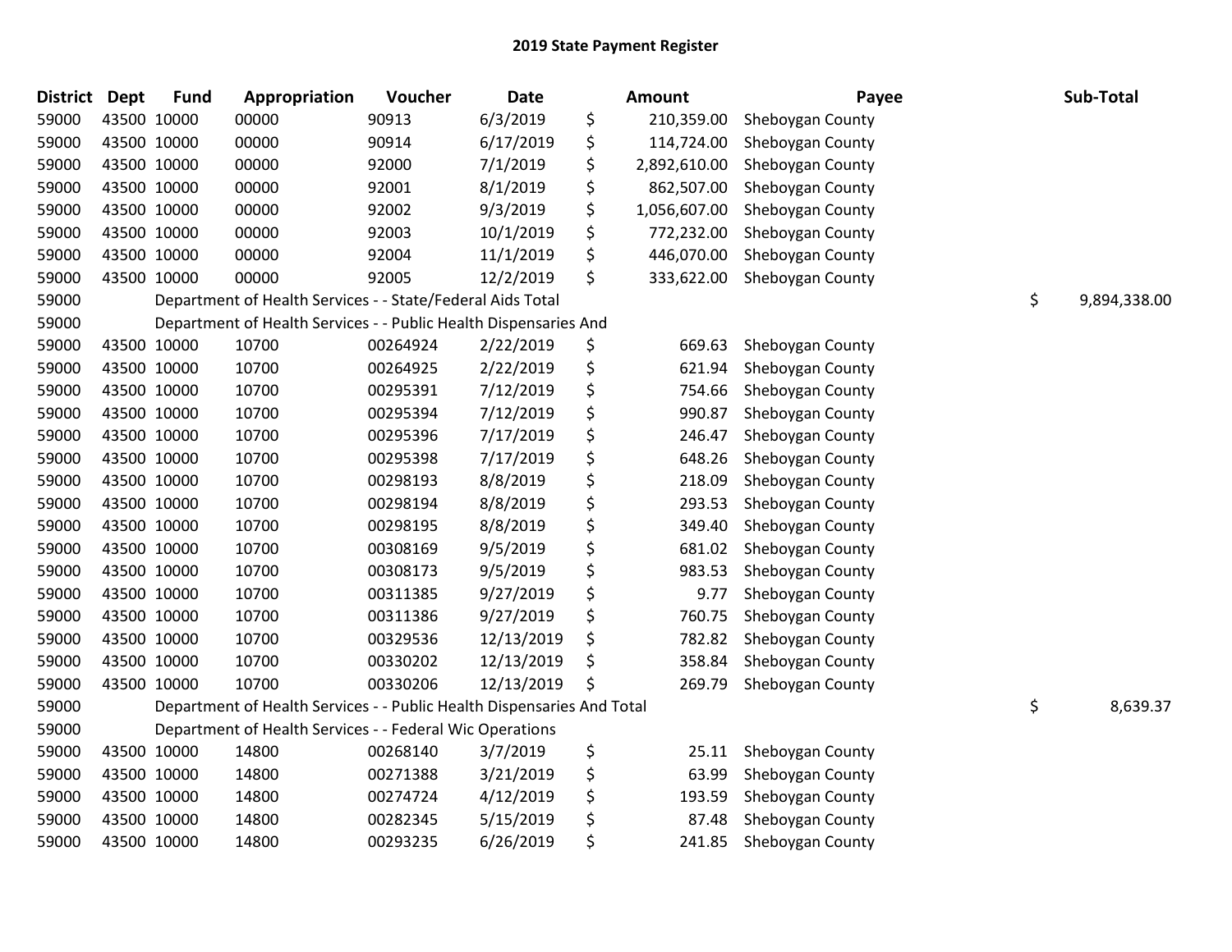# 2019 State Payment Register

| District | Dept | Fund | Appropriation | Voucher | Date | | Amount | Payee | | Sub-Total |
|---|---|---|---|---|---|---|---|---|---|---|
| 59000 | 43500 | 10000 | 00000 | 90913 | 6/3/2019 | $ | 210,359.00 | Sheboygan County | | |
| 59000 | 43500 | 10000 | 00000 | 90914 | 6/17/2019 | $ | 114,724.00 | Sheboygan County | | |
| 59000 | 43500 | 10000 | 00000 | 92000 | 7/1/2019 | $ | 2,892,610.00 | Sheboygan County | | |
| 59000 | 43500 | 10000 | 00000 | 92001 | 8/1/2019 | $ | 862,507.00 | Sheboygan County | | |
| 59000 | 43500 | 10000 | 00000 | 92002 | 9/3/2019 | $ | 1,056,607.00 | Sheboygan County | | |
| 59000 | 43500 | 10000 | 00000 | 92003 | 10/1/2019 | $ | 772,232.00 | Sheboygan County | | |
| 59000 | 43500 | 10000 | 00000 | 92004 | 11/1/2019 | $ | 446,070.00 | Sheboygan County | | |
| 59000 | 43500 | 10000 | 00000 | 92005 | 12/2/2019 | $ | 333,622.00 | Sheboygan County | | |
| 59000 | | Department of Health Services - - State/Federal Aids Total | | | | | | | $ | 9,894,338.00 |
| 59000 | | Department of Health Services - - Public Health Dispensaries And | | | | | | | | |
| 59000 | 43500 | 10000 | 10700 | 00264924 | 2/22/2019 | $ | 669.63 | Sheboygan County | | |
| 59000 | 43500 | 10000 | 10700 | 00264925 | 2/22/2019 | $ | 621.94 | Sheboygan County | | |
| 59000 | 43500 | 10000 | 10700 | 00295391 | 7/12/2019 | $ | 754.66 | Sheboygan County | | |
| 59000 | 43500 | 10000 | 10700 | 00295394 | 7/12/2019 | $ | 990.87 | Sheboygan County | | |
| 59000 | 43500 | 10000 | 10700 | 00295396 | 7/17/2019 | $ | 246.47 | Sheboygan County | | |
| 59000 | 43500 | 10000 | 10700 | 00295398 | 7/17/2019 | $ | 648.26 | Sheboygan County | | |
| 59000 | 43500 | 10000 | 10700 | 00298193 | 8/8/2019 | $ | 218.09 | Sheboygan County | | |
| 59000 | 43500 | 10000 | 10700 | 00298194 | 8/8/2019 | $ | 293.53 | Sheboygan County | | |
| 59000 | 43500 | 10000 | 10700 | 00298195 | 8/8/2019 | $ | 349.40 | Sheboygan County | | |
| 59000 | 43500 | 10000 | 10700 | 00308169 | 9/5/2019 | $ | 681.02 | Sheboygan County | | |
| 59000 | 43500 | 10000 | 10700 | 00308173 | 9/5/2019 | $ | 983.53 | Sheboygan County | | |
| 59000 | 43500 | 10000 | 10700 | 00311385 | 9/27/2019 | $ | 9.77 | Sheboygan County | | |
| 59000 | 43500 | 10000 | 10700 | 00311386 | 9/27/2019 | $ | 760.75 | Sheboygan County | | |
| 59000 | 43500 | 10000 | 10700 | 00329536 | 12/13/2019 | $ | 782.82 | Sheboygan County | | |
| 59000 | 43500 | 10000 | 10700 | 00330202 | 12/13/2019 | $ | 358.84 | Sheboygan County | | |
| 59000 | 43500 | 10000 | 10700 | 00330206 | 12/13/2019 | $ | 269.79 | Sheboygan County | | |
| 59000 | | Department of Health Services - - Public Health Dispensaries And Total | | | | | | | $ | 8,639.37 |
| 59000 | | Department of Health Services - - Federal Wic Operations | | | | | | | | |
| 59000 | 43500 | 10000 | 14800 | 00268140 | 3/7/2019 | $ | 25.11 | Sheboygan County | | |
| 59000 | 43500 | 10000 | 14800 | 00271388 | 3/21/2019 | $ | 63.99 | Sheboygan County | | |
| 59000 | 43500 | 10000 | 14800 | 00274724 | 4/12/2019 | $ | 193.59 | Sheboygan County | | |
| 59000 | 43500 | 10000 | 14800 | 00282345 | 5/15/2019 | $ | 87.48 | Sheboygan County | | |
| 59000 | 43500 | 10000 | 14800 | 00293235 | 6/26/2019 | $ | 241.85 | Sheboygan County | | |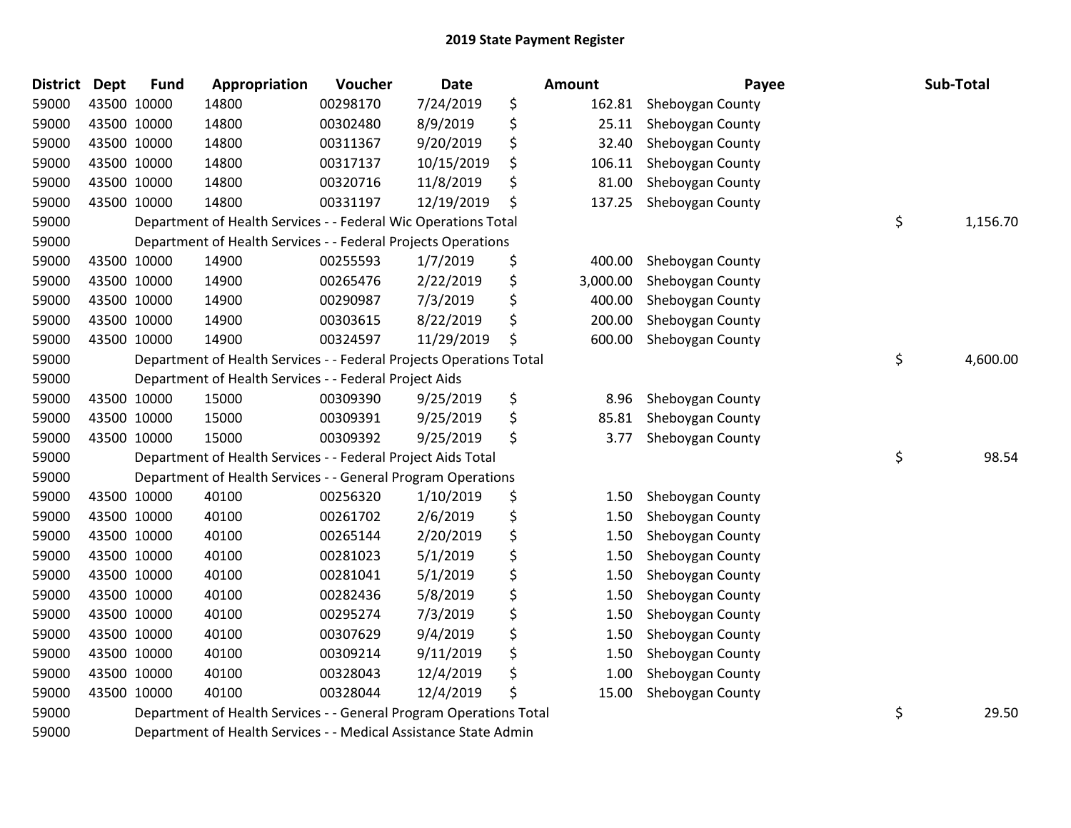## 2019 State Payment Register

| District | Dept | Fund | Appropriation | Voucher | Date | Amount | Payee | Sub-Total |
|---|---|---|---|---|---|---|---|---|
| 59000 | 43500 | 10000 | 14800 | 00298170 | 7/24/2019 | $ 162.81 | Sheboygan County | |
| 59000 | 43500 | 10000 | 14800 | 00302480 | 8/9/2019 | $ 25.11 | Sheboygan County | |
| 59000 | 43500 | 10000 | 14800 | 00311367 | 9/20/2019 | $ 32.40 | Sheboygan County | |
| 59000 | 43500 | 10000 | 14800 | 00317137 | 10/15/2019 | $ 106.11 | Sheboygan County | |
| 59000 | 43500 | 10000 | 14800 | 00320716 | 11/8/2019 | $ 81.00 | Sheboygan County | |
| 59000 | 43500 | 10000 | 14800 | 00331197 | 12/19/2019 | $ 137.25 | Sheboygan County | |
| 59000 | | Department of Health Services - - Federal Wic Operations Total | | | | | | $ 1,156.70 |
| 59000 | | Department of Health Services - - Federal Projects Operations | | | | | | |
| 59000 | 43500 | 10000 | 14900 | 00255593 | 1/7/2019 | $ 400.00 | Sheboygan County | |
| 59000 | 43500 | 10000 | 14900 | 00265476 | 2/22/2019 | $ 3,000.00 | Sheboygan County | |
| 59000 | 43500 | 10000 | 14900 | 00290987 | 7/3/2019 | $ 400.00 | Sheboygan County | |
| 59000 | 43500 | 10000 | 14900 | 00303615 | 8/22/2019 | $ 200.00 | Sheboygan County | |
| 59000 | 43500 | 10000 | 14900 | 00324597 | 11/29/2019 | $ 600.00 | Sheboygan County | |
| 59000 | | Department of Health Services - - Federal Projects Operations Total | | | | | | $ 4,600.00 |
| 59000 | | Department of Health Services - - Federal Project Aids | | | | | | |
| 59000 | 43500 | 10000 | 15000 | 00309390 | 9/25/2019 | $ 8.96 | Sheboygan County | |
| 59000 | 43500 | 10000 | 15000 | 00309391 | 9/25/2019 | $ 85.81 | Sheboygan County | |
| 59000 | 43500 | 10000 | 15000 | 00309392 | 9/25/2019 | $ 3.77 | Sheboygan County | |
| 59000 | | Department of Health Services - - Federal Project Aids Total | | | | | | $ 98.54 |
| 59000 | | Department of Health Services - - General Program Operations | | | | | | |
| 59000 | 43500 | 10000 | 40100 | 00256320 | 1/10/2019 | $ 1.50 | Sheboygan County | |
| 59000 | 43500 | 10000 | 40100 | 00261702 | 2/6/2019 | $ 1.50 | Sheboygan County | |
| 59000 | 43500 | 10000 | 40100 | 00265144 | 2/20/2019 | $ 1.50 | Sheboygan County | |
| 59000 | 43500 | 10000 | 40100 | 00281023 | 5/1/2019 | $ 1.50 | Sheboygan County | |
| 59000 | 43500 | 10000 | 40100 | 00281041 | 5/1/2019 | $ 1.50 | Sheboygan County | |
| 59000 | 43500 | 10000 | 40100 | 00282436 | 5/8/2019 | $ 1.50 | Sheboygan County | |
| 59000 | 43500 | 10000 | 40100 | 00295274 | 7/3/2019 | $ 1.50 | Sheboygan County | |
| 59000 | 43500 | 10000 | 40100 | 00307629 | 9/4/2019 | $ 1.50 | Sheboygan County | |
| 59000 | 43500 | 10000 | 40100 | 00309214 | 9/11/2019 | $ 1.50 | Sheboygan County | |
| 59000 | 43500 | 10000 | 40100 | 00328043 | 12/4/2019 | $ 1.00 | Sheboygan County | |
| 59000 | 43500 | 10000 | 40100 | 00328044 | 12/4/2019 | $ 15.00 | Sheboygan County | |
| 59000 | | Department of Health Services - - General Program Operations Total | | | | | | $ 29.50 |
| 59000 | | Department of Health Services - - Medical Assistance State Admin | | | | | | |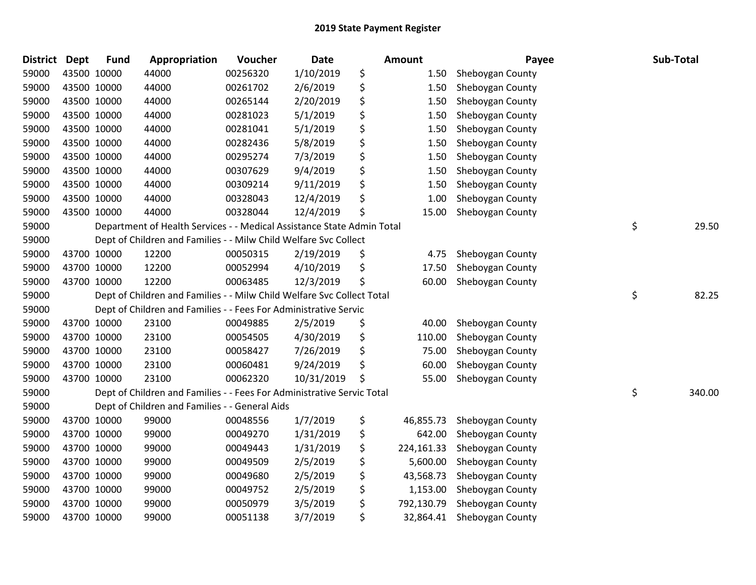## 2019 State Payment Register

| District | Dept | Fund | Appropriation | Voucher | Date | Amount | Payee | Sub-Total |
|---|---|---|---|---|---|---|---|---|
| 59000 | 43500 | 10000 | 44000 | 00256320 | 1/10/2019 | $ 1.50 | Sheboygan County | |
| 59000 | 43500 | 10000 | 44000 | 00261702 | 2/6/2019 | $ 1.50 | Sheboygan County | |
| 59000 | 43500 | 10000 | 44000 | 00265144 | 2/20/2019 | $ 1.50 | Sheboygan County | |
| 59000 | 43500 | 10000 | 44000 | 00281023 | 5/1/2019 | $ 1.50 | Sheboygan County | |
| 59000 | 43500 | 10000 | 44000 | 00281041 | 5/1/2019 | $ 1.50 | Sheboygan County | |
| 59000 | 43500 | 10000 | 44000 | 00282436 | 5/8/2019 | $ 1.50 | Sheboygan County | |
| 59000 | 43500 | 10000 | 44000 | 00295274 | 7/3/2019 | $ 1.50 | Sheboygan County | |
| 59000 | 43500 | 10000 | 44000 | 00307629 | 9/4/2019 | $ 1.50 | Sheboygan County | |
| 59000 | 43500 | 10000 | 44000 | 00309214 | 9/11/2019 | $ 1.50 | Sheboygan County | |
| 59000 | 43500 | 10000 | 44000 | 00328043 | 12/4/2019 | $ 1.00 | Sheboygan County | |
| 59000 | 43500 | 10000 | 44000 | 00328044 | 12/4/2019 | $ 15.00 | Sheboygan County | |
| 59000 | | Department of Health Services - - Medical Assistance State Admin Total | | | | | | $ 29.50 |
| 59000 | | Dept of Children and Families - - Milw Child Welfare Svc Collect | | | | | | |
| 59000 | 43700 | 10000 | 12200 | 00050315 | 2/19/2019 | $ 4.75 | Sheboygan County | |
| 59000 | 43700 | 10000 | 12200 | 00052994 | 4/10/2019 | $ 17.50 | Sheboygan County | |
| 59000 | 43700 | 10000 | 12200 | 00063485 | 12/3/2019 | $ 60.00 | Sheboygan County | |
| 59000 | | Dept of Children and Families - - Milw Child Welfare Svc Collect Total | | | | | | $ 82.25 |
| 59000 | | Dept of Children and Families - - Fees For Administrative Servic | | | | | | |
| 59000 | 43700 | 10000 | 23100 | 00049885 | 2/5/2019 | $ 40.00 | Sheboygan County | |
| 59000 | 43700 | 10000 | 23100 | 00054505 | 4/30/2019 | $ 110.00 | Sheboygan County | |
| 59000 | 43700 | 10000 | 23100 | 00058427 | 7/26/2019 | $ 75.00 | Sheboygan County | |
| 59000 | 43700 | 10000 | 23100 | 00060481 | 9/24/2019 | $ 60.00 | Sheboygan County | |
| 59000 | 43700 | 10000 | 23100 | 00062320 | 10/31/2019 | $ 55.00 | Sheboygan County | |
| 59000 | | Dept of Children and Families - - Fees For Administrative Servic Total | | | | | | $ 340.00 |
| 59000 | | Dept of Children and Families - - General Aids | | | | | | |
| 59000 | 43700 | 10000 | 99000 | 00048556 | 1/7/2019 | $ 46,855.73 | Sheboygan County | |
| 59000 | 43700 | 10000 | 99000 | 00049270 | 1/31/2019 | $ 642.00 | Sheboygan County | |
| 59000 | 43700 | 10000 | 99000 | 00049443 | 1/31/2019 | $ 224,161.33 | Sheboygan County | |
| 59000 | 43700 | 10000 | 99000 | 00049509 | 2/5/2019 | $ 5,600.00 | Sheboygan County | |
| 59000 | 43700 | 10000 | 99000 | 00049680 | 2/5/2019 | $ 43,568.73 | Sheboygan County | |
| 59000 | 43700 | 10000 | 99000 | 00049752 | 2/5/2019 | $ 1,153.00 | Sheboygan County | |
| 59000 | 43700 | 10000 | 99000 | 00050979 | 3/5/2019 | $ 792,130.79 | Sheboygan County | |
| 59000 | 43700 | 10000 | 99000 | 00051138 | 3/7/2019 | $ 32,864.41 | Sheboygan County | |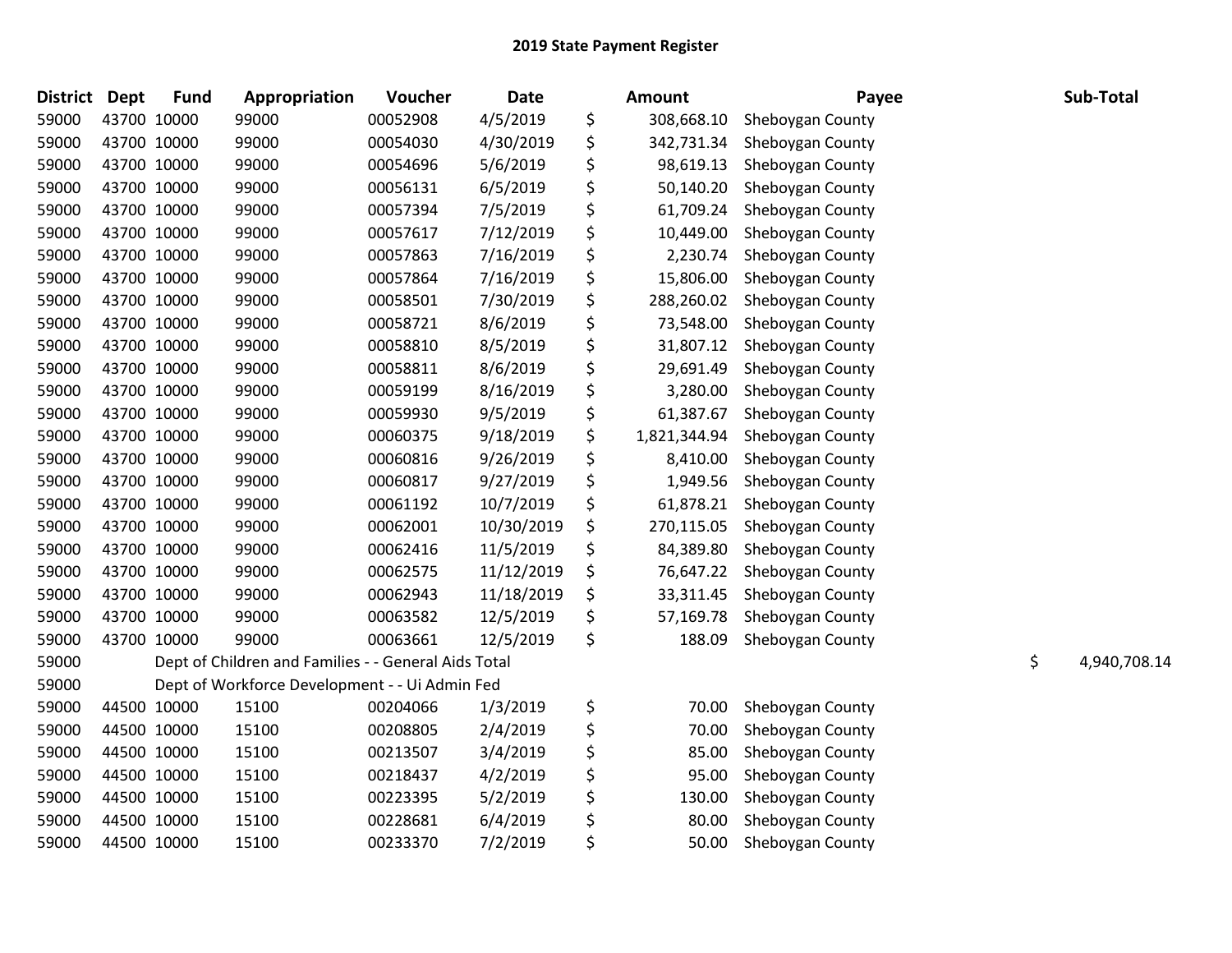# 2019 State Payment Register

| District | Dept | Fund | Appropriation | Voucher | Date | Amount | Payee | Sub-Total |
|---|---|---|---|---|---|---|---|---|
| 59000 | 43700 | 10000 | 99000 | 00052908 | 4/5/2019 | $ 308,668.10 | Sheboygan County | |
| 59000 | 43700 | 10000 | 99000 | 00054030 | 4/30/2019 | $ 342,731.34 | Sheboygan County | |
| 59000 | 43700 | 10000 | 99000 | 00054696 | 5/6/2019 | $ 98,619.13 | Sheboygan County | |
| 59000 | 43700 | 10000 | 99000 | 00056131 | 6/5/2019 | $ 50,140.20 | Sheboygan County | |
| 59000 | 43700 | 10000 | 99000 | 00057394 | 7/5/2019 | $ 61,709.24 | Sheboygan County | |
| 59000 | 43700 | 10000 | 99000 | 00057617 | 7/12/2019 | $ 10,449.00 | Sheboygan County | |
| 59000 | 43700 | 10000 | 99000 | 00057863 | 7/16/2019 | $ 2,230.74 | Sheboygan County | |
| 59000 | 43700 | 10000 | 99000 | 00057864 | 7/16/2019 | $ 15,806.00 | Sheboygan County | |
| 59000 | 43700 | 10000 | 99000 | 00058501 | 7/30/2019 | $ 288,260.02 | Sheboygan County | |
| 59000 | 43700 | 10000 | 99000 | 00058721 | 8/6/2019 | $ 73,548.00 | Sheboygan County | |
| 59000 | 43700 | 10000 | 99000 | 00058810 | 8/5/2019 | $ 31,807.12 | Sheboygan County | |
| 59000 | 43700 | 10000 | 99000 | 00058811 | 8/6/2019 | $ 29,691.49 | Sheboygan County | |
| 59000 | 43700 | 10000 | 99000 | 00059199 | 8/16/2019 | $ 3,280.00 | Sheboygan County | |
| 59000 | 43700 | 10000 | 99000 | 00059930 | 9/5/2019 | $ 61,387.67 | Sheboygan County | |
| 59000 | 43700 | 10000 | 99000 | 00060375 | 9/18/2019 | $ 1,821,344.94 | Sheboygan County | |
| 59000 | 43700 | 10000 | 99000 | 00060816 | 9/26/2019 | $ 8,410.00 | Sheboygan County | |
| 59000 | 43700 | 10000 | 99000 | 00060817 | 9/27/2019 | $ 1,949.56 | Sheboygan County | |
| 59000 | 43700 | 10000 | 99000 | 00061192 | 10/7/2019 | $ 61,878.21 | Sheboygan County | |
| 59000 | 43700 | 10000 | 99000 | 00062001 | 10/30/2019 | $ 270,115.05 | Sheboygan County | |
| 59000 | 43700 | 10000 | 99000 | 00062416 | 11/5/2019 | $ 84,389.80 | Sheboygan County | |
| 59000 | 43700 | 10000 | 99000 | 00062575 | 11/12/2019 | $ 76,647.22 | Sheboygan County | |
| 59000 | 43700 | 10000 | 99000 | 00062943 | 11/18/2019 | $ 33,311.45 | Sheboygan County | |
| 59000 | 43700 | 10000 | 99000 | 00063582 | 12/5/2019 | $ 57,169.78 | Sheboygan County | |
| 59000 | 43700 | 10000 | 99000 | 00063661 | 12/5/2019 | $ 188.09 | Sheboygan County | |
| 59000 | | Dept of Children and Families - - General Aids Total | | | | | | $ 4,940,708.14 |
| 59000 | | Dept of Workforce Development - - Ui Admin Fed | | | | | | |
| 59000 | 44500 | 10000 | 15100 | 00204066 | 1/3/2019 | $ 70.00 | Sheboygan County | |
| 59000 | 44500 | 10000 | 15100 | 00208805 | 2/4/2019 | $ 70.00 | Sheboygan County | |
| 59000 | 44500 | 10000 | 15100 | 00213507 | 3/4/2019 | $ 85.00 | Sheboygan County | |
| 59000 | 44500 | 10000 | 15100 | 00218437 | 4/2/2019 | $ 95.00 | Sheboygan County | |
| 59000 | 44500 | 10000 | 15100 | 00223395 | 5/2/2019 | $ 130.00 | Sheboygan County | |
| 59000 | 44500 | 10000 | 15100 | 00228681 | 6/4/2019 | $ 80.00 | Sheboygan County | |
| 59000 | 44500 | 10000 | 15100 | 00233370 | 7/2/2019 | $ 50.00 | Sheboygan County | |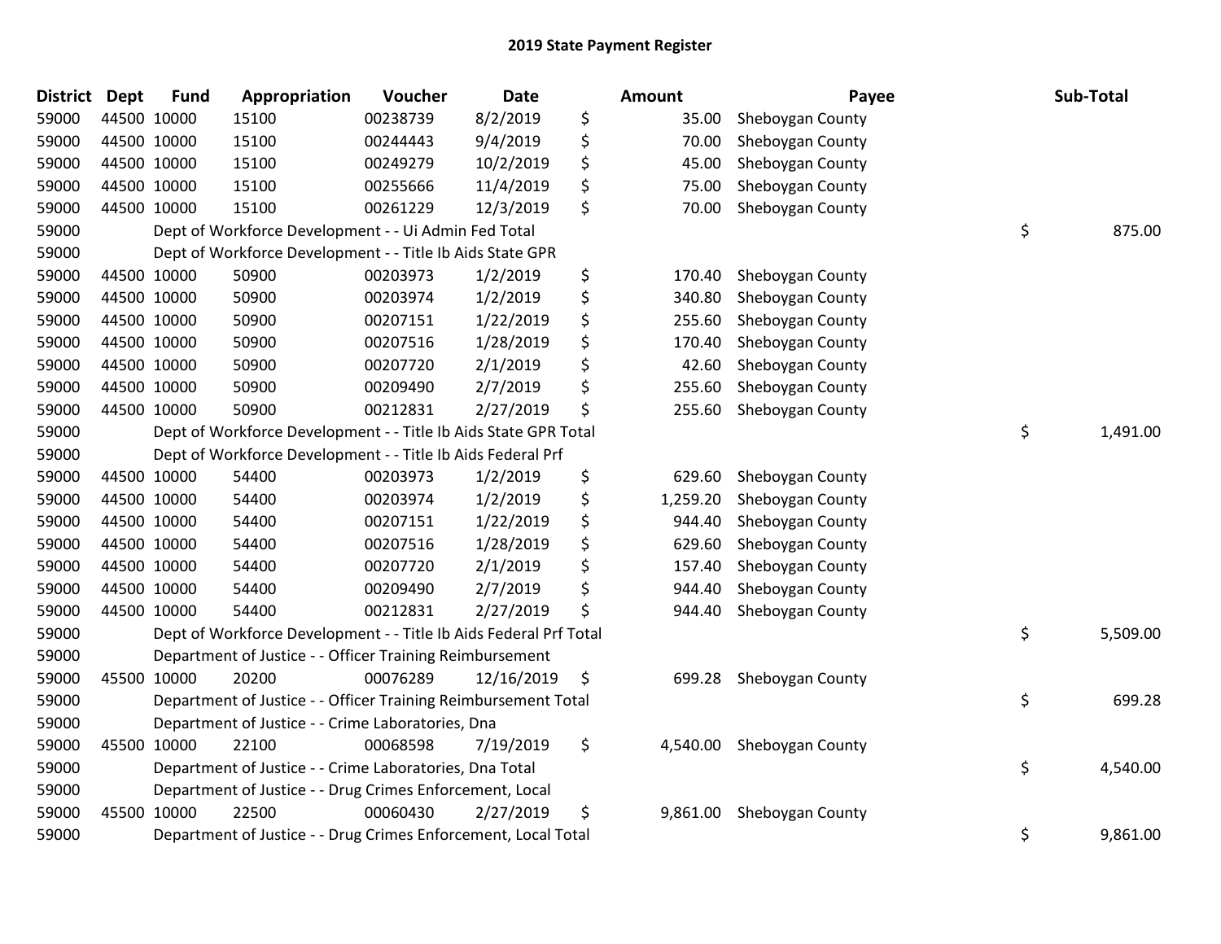## 2019 State Payment Register

| District | Dept | Fund | Appropriation | Voucher | Date | | Amount | Payee | | Sub-Total |
|---|---|---|---|---|---|---|---|---|---|---|
| 59000 | 44500 | 10000 | 15100 | 00238739 | 8/2/2019 | $ | 35.00 | Sheboygan County | | |
| 59000 | 44500 | 10000 | 15100 | 00244443 | 9/4/2019 | $ | 70.00 | Sheboygan County | | |
| 59000 | 44500 | 10000 | 15100 | 00249279 | 10/2/2019 | $ | 45.00 | Sheboygan County | | |
| 59000 | 44500 | 10000 | 15100 | 00255666 | 11/4/2019 | $ | 75.00 | Sheboygan County | | |
| 59000 | 44500 | 10000 | 15100 | 00261229 | 12/3/2019 | $ | 70.00 | Sheboygan County | | |
| 59000 | | Dept of Workforce Development - - Ui Admin Fed Total | | | | | | | $ | 875.00 |
| 59000 | | Dept of Workforce Development - - Title Ib Aids State GPR | | | | | | | | |
| 59000 | 44500 | 10000 | 50900 | 00203973 | 1/2/2019 | $ | 170.40 | Sheboygan County | | |
| 59000 | 44500 | 10000 | 50900 | 00203974 | 1/2/2019 | $ | 340.80 | Sheboygan County | | |
| 59000 | 44500 | 10000 | 50900 | 00207151 | 1/22/2019 | $ | 255.60 | Sheboygan County | | |
| 59000 | 44500 | 10000 | 50900 | 00207516 | 1/28/2019 | $ | 170.40 | Sheboygan County | | |
| 59000 | 44500 | 10000 | 50900 | 00207720 | 2/1/2019 | $ | 42.60 | Sheboygan County | | |
| 59000 | 44500 | 10000 | 50900 | 00209490 | 2/7/2019 | $ | 255.60 | Sheboygan County | | |
| 59000 | 44500 | 10000 | 50900 | 00212831 | 2/27/2019 | $ | 255.60 | Sheboygan County | | |
| 59000 | | Dept of Workforce Development - - Title Ib Aids State GPR Total | | | | | | | $ | 1,491.00 |
| 59000 | | Dept of Workforce Development - - Title Ib Aids Federal Prf | | | | | | | | |
| 59000 | 44500 | 10000 | 54400 | 00203973 | 1/2/2019 | $ | 629.60 | Sheboygan County | | |
| 59000 | 44500 | 10000 | 54400 | 00203974 | 1/2/2019 | $ | 1,259.20 | Sheboygan County | | |
| 59000 | 44500 | 10000 | 54400 | 00207151 | 1/22/2019 | $ | 944.40 | Sheboygan County | | |
| 59000 | 44500 | 10000 | 54400 | 00207516 | 1/28/2019 | $ | 629.60 | Sheboygan County | | |
| 59000 | 44500 | 10000 | 54400 | 00207720 | 2/1/2019 | $ | 157.40 | Sheboygan County | | |
| 59000 | 44500 | 10000 | 54400 | 00209490 | 2/7/2019 | $ | 944.40 | Sheboygan County | | |
| 59000 | 44500 | 10000 | 54400 | 00212831 | 2/27/2019 | $ | 944.40 | Sheboygan County | | |
| 59000 | | Dept of Workforce Development - - Title Ib Aids Federal Prf Total | | | | | | | $ | 5,509.00 |
| 59000 | | Department of Justice - - Officer Training Reimbursement | | | | | | | | |
| 59000 | 45500 | 10000 | 20200 | 00076289 | 12/16/2019 | $ | 699.28 | Sheboygan County | | |
| 59000 | | Department of Justice - - Officer Training Reimbursement Total | | | | | | | $ | 699.28 |
| 59000 | | Department of Justice - - Crime Laboratories, Dna | | | | | | | | |
| 59000 | 45500 | 10000 | 22100 | 00068598 | 7/19/2019 | $ | 4,540.00 | Sheboygan County | | |
| 59000 | | Department of Justice - - Crime Laboratories, Dna Total | | | | | | | $ | 4,540.00 |
| 59000 | | Department of Justice - - Drug Crimes Enforcement, Local | | | | | | | | |
| 59000 | 45500 | 10000 | 22500 | 00060430 | 2/27/2019 | $ | 9,861.00 | Sheboygan County | | |
| 59000 | | Department of Justice - - Drug Crimes Enforcement, Local Total | | | | | | | $ | 9,861.00 |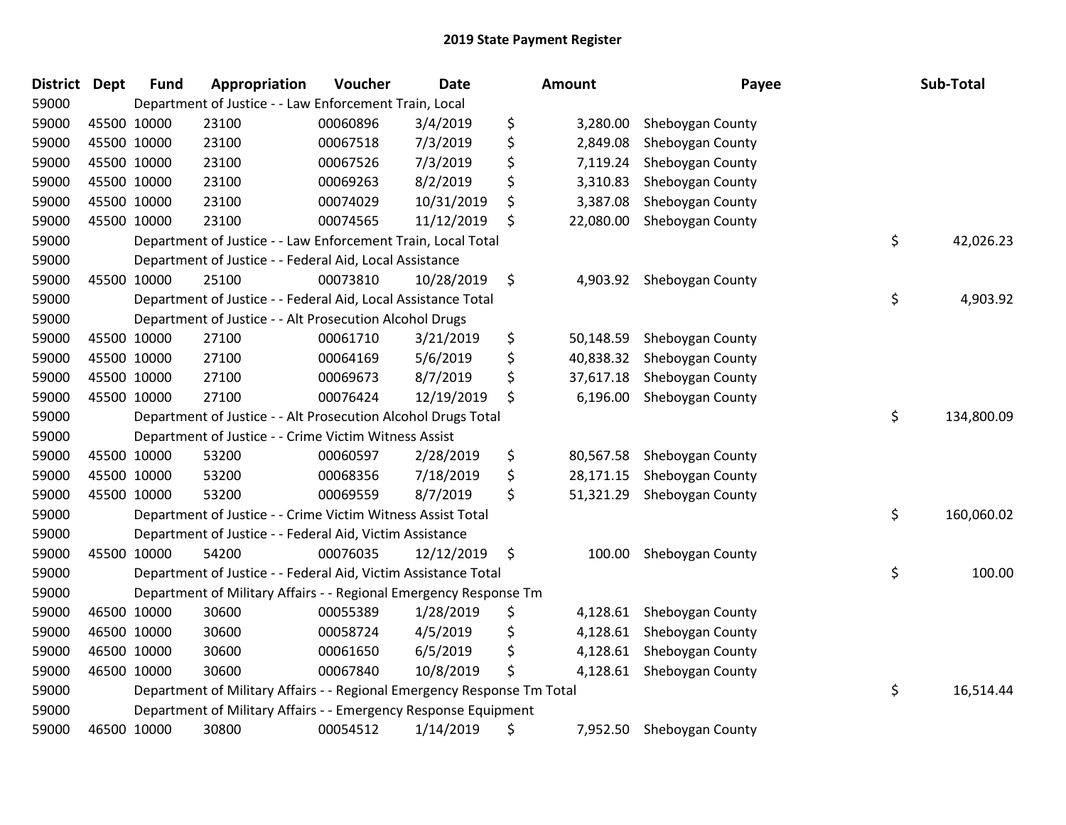## 2019 State Payment Register

| District | Dept | Fund | Appropriation | Voucher | Date | Amount | Payee | Sub-Total |
|---|---|---|---|---|---|---|---|---|
| 59000 | | Department of Justice - - Law Enforcement Train, Local | | | | | | |
| 59000 | 45500 | 10000 | 23100 | 00060896 | 3/4/2019 | $ 3,280.00 | Sheboygan County | |
| 59000 | 45500 | 10000 | 23100 | 00067518 | 7/3/2019 | $ 2,849.08 | Sheboygan County | |
| 59000 | 45500 | 10000 | 23100 | 00067526 | 7/3/2019 | $ 7,119.24 | Sheboygan County | |
| 59000 | 45500 | 10000 | 23100 | 00069263 | 8/2/2019 | $ 3,310.83 | Sheboygan County | |
| 59000 | 45500 | 10000 | 23100 | 00074029 | 10/31/2019 | $ 3,387.08 | Sheboygan County | |
| 59000 | 45500 | 10000 | 23100 | 00074565 | 11/12/2019 | $ 22,080.00 | Sheboygan County | |
| 59000 | | Department of Justice - - Law Enforcement Train, Local Total | | | | | | $ 42,026.23 |
| 59000 | | Department of Justice - - Federal Aid, Local Assistance | | | | | | |
| 59000 | 45500 | 10000 | 25100 | 00073810 | 10/28/2019 | $ 4,903.92 | Sheboygan County | |
| 59000 | | Department of Justice - - Federal Aid, Local Assistance Total | | | | | | $ 4,903.92 |
| 59000 | | Department of Justice - - Alt Prosecution Alcohol Drugs | | | | | | |
| 59000 | 45500 | 10000 | 27100 | 00061710 | 3/21/2019 | $ 50,148.59 | Sheboygan County | |
| 59000 | 45500 | 10000 | 27100 | 00064169 | 5/6/2019 | $ 40,838.32 | Sheboygan County | |
| 59000 | 45500 | 10000 | 27100 | 00069673 | 8/7/2019 | $ 37,617.18 | Sheboygan County | |
| 59000 | 45500 | 10000 | 27100 | 00076424 | 12/19/2019 | $ 6,196.00 | Sheboygan County | |
| 59000 | | Department of Justice - - Alt Prosecution Alcohol Drugs Total | | | | | | $ 134,800.09 |
| 59000 | | Department of Justice - - Crime Victim Witness Assist | | | | | | |
| 59000 | 45500 | 10000 | 53200 | 00060597 | 2/28/2019 | $ 80,567.58 | Sheboygan County | |
| 59000 | 45500 | 10000 | 53200 | 00068356 | 7/18/2019 | $ 28,171.15 | Sheboygan County | |
| 59000 | 45500 | 10000 | 53200 | 00069559 | 8/7/2019 | $ 51,321.29 | Sheboygan County | |
| 59000 | | Department of Justice - - Crime Victim Witness Assist Total | | | | | | $ 160,060.02 |
| 59000 | | Department of Justice - - Federal Aid, Victim Assistance | | | | | | |
| 59000 | 45500 | 10000 | 54200 | 00076035 | 12/12/2019 | $ 100.00 | Sheboygan County | |
| 59000 | | Department of Justice - - Federal Aid, Victim Assistance Total | | | | | | $ 100.00 |
| 59000 | | Department of Military Affairs - - Regional Emergency Response Tm | | | | | | |
| 59000 | 46500 | 10000 | 30600 | 00055389 | 1/28/2019 | $ 4,128.61 | Sheboygan County | |
| 59000 | 46500 | 10000 | 30600 | 00058724 | 4/5/2019 | $ 4,128.61 | Sheboygan County | |
| 59000 | 46500 | 10000 | 30600 | 00061650 | 6/5/2019 | $ 4,128.61 | Sheboygan County | |
| 59000 | 46500 | 10000 | 30600 | 00067840 | 10/8/2019 | $ 4,128.61 | Sheboygan County | |
| 59000 | | Department of Military Affairs - - Regional Emergency Response Tm Total | | | | | | $ 16,514.44 |
| 59000 | | Department of Military Affairs - - Emergency Response Equipment | | | | | | |
| 59000 | 46500 | 10000 | 30800 | 00054512 | 1/14/2019 | $ 7,952.50 | Sheboygan County | |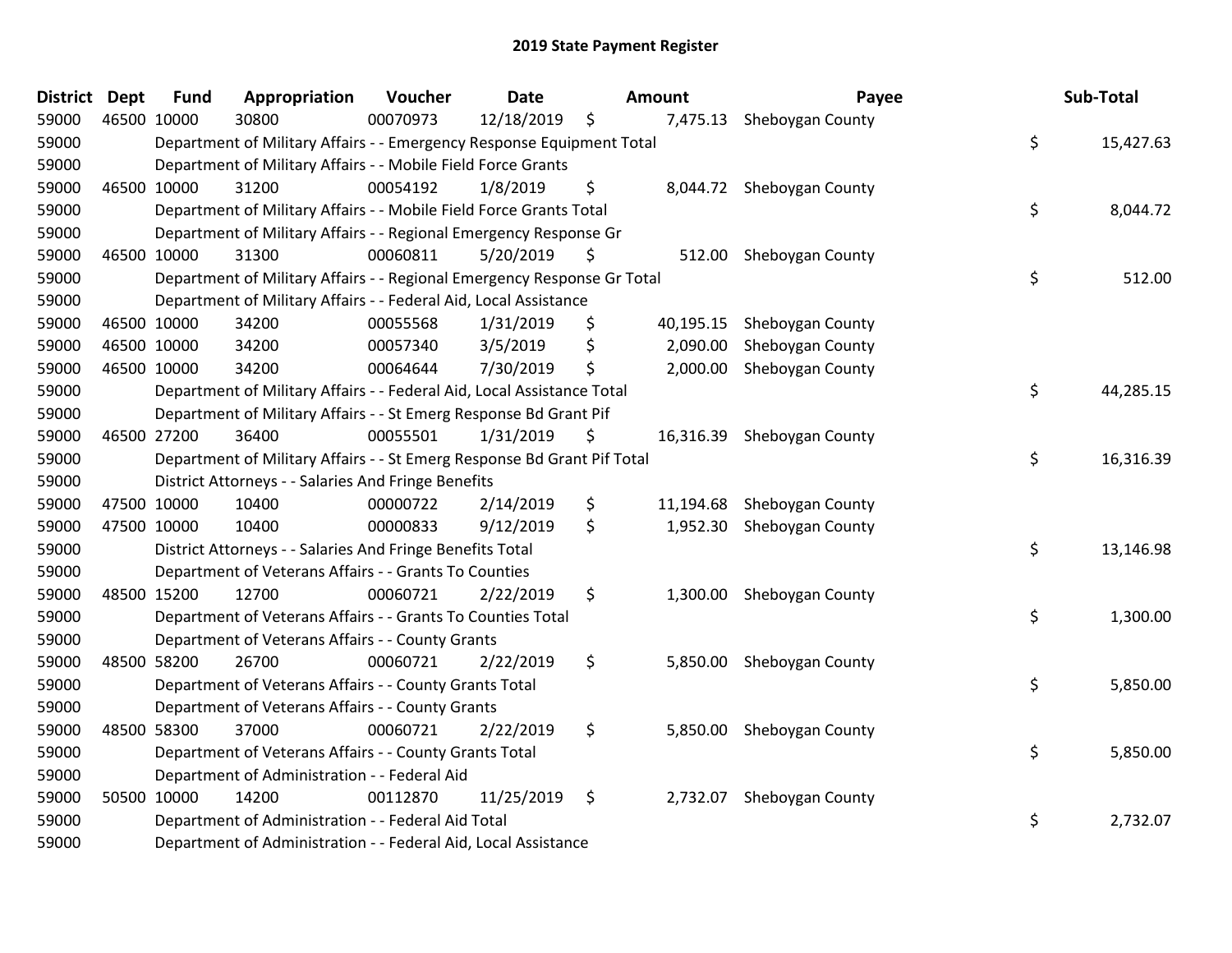## 2019 State Payment Register

| District | Dept | Fund | Appropriation | Voucher | Date | Amount | Payee | Sub-Total |
|---|---|---|---|---|---|---|---|---|
| 59000 | 46500 | 10000 | 30800 | 00070973 | 12/18/2019 | $ 7,475.13 | Sheboygan County | |
| 59000 | | Department of Military Affairs - - Emergency Response Equipment Total | | | | | | $ 15,427.63 |
| 59000 | | Department of Military Affairs - - Mobile Field Force Grants | | | | | | |
| 59000 | 46500 | 10000 | 31200 | 00054192 | 1/8/2019 | $ 8,044.72 | Sheboygan County | |
| 59000 | | Department of Military Affairs - - Mobile Field Force Grants Total | | | | | | $ 8,044.72 |
| 59000 | | Department of Military Affairs - - Regional Emergency Response Gr | | | | | | |
| 59000 | 46500 | 10000 | 31300 | 00060811 | 5/20/2019 | $ 512.00 | Sheboygan County | |
| 59000 | | Department of Military Affairs - - Regional Emergency Response Gr Total | | | | | | $ 512.00 |
| 59000 | | Department of Military Affairs - - Federal Aid, Local Assistance | | | | | | |
| 59000 | 46500 | 10000 | 34200 | 00055568 | 1/31/2019 | $ 40,195.15 | Sheboygan County | |
| 59000 | 46500 | 10000 | 34200 | 00057340 | 3/5/2019 | $ 2,090.00 | Sheboygan County | |
| 59000 | 46500 | 10000 | 34200 | 00064644 | 7/30/2019 | $ 2,000.00 | Sheboygan County | |
| 59000 | | Department of Military Affairs - - Federal Aid, Local Assistance Total | | | | | | $ 44,285.15 |
| 59000 | | Department of Military Affairs - - St Emerg Response Bd Grant Pif | | | | | | |
| 59000 | 46500 | 27200 | 36400 | 00055501 | 1/31/2019 | $ 16,316.39 | Sheboygan County | |
| 59000 | | Department of Military Affairs - - St Emerg Response Bd Grant Pif Total | | | | | | $ 16,316.39 |
| 59000 | | District Attorneys - - Salaries And Fringe Benefits | | | | | | |
| 59000 | 47500 | 10000 | 10400 | 00000722 | 2/14/2019 | $ 11,194.68 | Sheboygan County | |
| 59000 | 47500 | 10000 | 10400 | 00000833 | 9/12/2019 | $ 1,952.30 | Sheboygan County | |
| 59000 | | District Attorneys - - Salaries And Fringe Benefits Total | | | | | | $ 13,146.98 |
| 59000 | | Department of Veterans Affairs - - Grants To Counties | | | | | | |
| 59000 | 48500 | 15200 | 12700 | 00060721 | 2/22/2019 | $ 1,300.00 | Sheboygan County | |
| 59000 | | Department of Veterans Affairs - - Grants To Counties Total | | | | | | $ 1,300.00 |
| 59000 | | Department of Veterans Affairs - - County Grants | | | | | | |
| 59000 | 48500 | 58200 | 26700 | 00060721 | 2/22/2019 | $ 5,850.00 | Sheboygan County | |
| 59000 | | Department of Veterans Affairs - - County Grants Total | | | | | | $ 5,850.00 |
| 59000 | | Department of Veterans Affairs - - County Grants | | | | | | |
| 59000 | 48500 | 58300 | 37000 | 00060721 | 2/22/2019 | $ 5,850.00 | Sheboygan County | |
| 59000 | | Department of Veterans Affairs - - County Grants Total | | | | | | $ 5,850.00 |
| 59000 | | Department of Administration - - Federal Aid | | | | | | |
| 59000 | 50500 | 10000 | 14200 | 00112870 | 11/25/2019 | $ 2,732.07 | Sheboygan County | |
| 59000 | | Department of Administration - - Federal Aid Total | | | | | | $ 2,732.07 |
| 59000 | | Department of Administration - - Federal Aid, Local Assistance | | | | | | |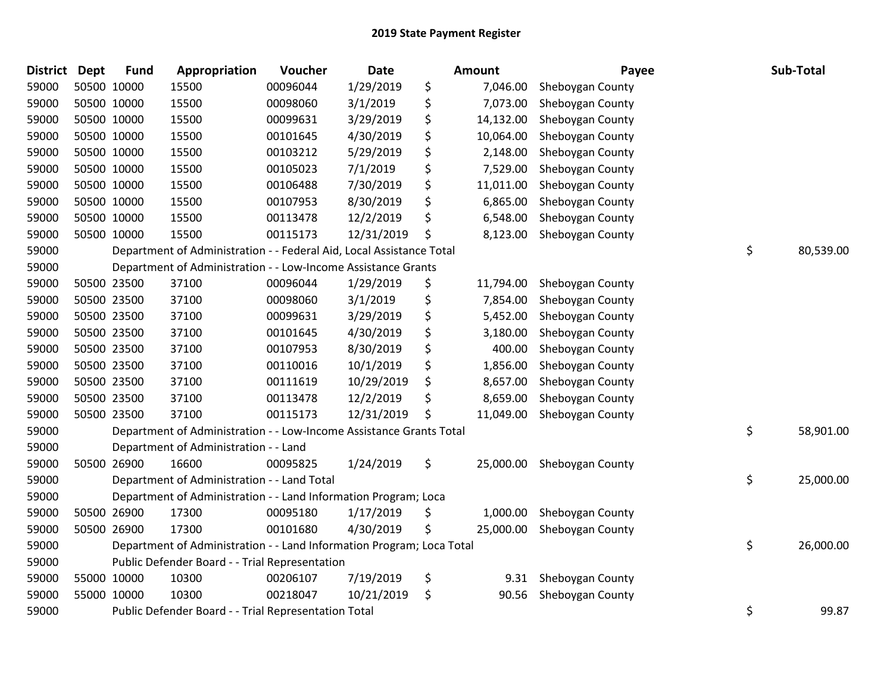# 2019 State Payment Register

| District | Dept | Fund | Appropriation | Voucher | Date | Amount | Payee | Sub-Total |
|---|---|---|---|---|---|---|---|---|
| 59000 | 50500 | 10000 | 15500 | 00096044 | 1/29/2019 | $ 7,046.00 | Sheboygan County | |
| 59000 | 50500 | 10000 | 15500 | 00098060 | 3/1/2019 | $ 7,073.00 | Sheboygan County | |
| 59000 | 50500 | 10000 | 15500 | 00099631 | 3/29/2019 | $ 14,132.00 | Sheboygan County | |
| 59000 | 50500 | 10000 | 15500 | 00101645 | 4/30/2019 | $ 10,064.00 | Sheboygan County | |
| 59000 | 50500 | 10000 | 15500 | 00103212 | 5/29/2019 | $ 2,148.00 | Sheboygan County | |
| 59000 | 50500 | 10000 | 15500 | 00105023 | 7/1/2019 | $ 7,529.00 | Sheboygan County | |
| 59000 | 50500 | 10000 | 15500 | 00106488 | 7/30/2019 | $ 11,011.00 | Sheboygan County | |
| 59000 | 50500 | 10000 | 15500 | 00107953 | 8/30/2019 | $ 6,865.00 | Sheboygan County | |
| 59000 | 50500 | 10000 | 15500 | 00113478 | 12/2/2019 | $ 6,548.00 | Sheboygan County | |
| 59000 | 50500 | 10000 | 15500 | 00115173 | 12/31/2019 | $ 8,123.00 | Sheboygan County | |
| 59000 | | Department of Administration - - Federal Aid, Local Assistance Total | | | | | | $ 80,539.00 |
| 59000 | | Department of Administration - - Low-Income Assistance Grants | | | | | | |
| 59000 | 50500 | 23500 | 37100 | 00096044 | 1/29/2019 | $ 11,794.00 | Sheboygan County | |
| 59000 | 50500 | 23500 | 37100 | 00098060 | 3/1/2019 | $ 7,854.00 | Sheboygan County | |
| 59000 | 50500 | 23500 | 37100 | 00099631 | 3/29/2019 | $ 5,452.00 | Sheboygan County | |
| 59000 | 50500 | 23500 | 37100 | 00101645 | 4/30/2019 | $ 3,180.00 | Sheboygan County | |
| 59000 | 50500 | 23500 | 37100 | 00107953 | 8/30/2019 | $ 400.00 | Sheboygan County | |
| 59000 | 50500 | 23500 | 37100 | 00110016 | 10/1/2019 | $ 1,856.00 | Sheboygan County | |
| 59000 | 50500 | 23500 | 37100 | 00111619 | 10/29/2019 | $ 8,657.00 | Sheboygan County | |
| 59000 | 50500 | 23500 | 37100 | 00113478 | 12/2/2019 | $ 8,659.00 | Sheboygan County | |
| 59000 | 50500 | 23500 | 37100 | 00115173 | 12/31/2019 | $ 11,049.00 | Sheboygan County | |
| 59000 | | Department of Administration - - Low-Income Assistance Grants Total | | | | | | $ 58,901.00 |
| 59000 | | Department of Administration - - Land | | | | | | |
| 59000 | 50500 | 26900 | 16600 | 00095825 | 1/24/2019 | $ 25,000.00 | Sheboygan County | |
| 59000 | | Department of Administration - - Land Total | | | | | | $ 25,000.00 |
| 59000 | | Department of Administration - - Land Information Program; Loca | | | | | | |
| 59000 | 50500 | 26900 | 17300 | 00095180 | 1/17/2019 | $ 1,000.00 | Sheboygan County | |
| 59000 | 50500 | 26900 | 17300 | 00101680 | 4/30/2019 | $ 25,000.00 | Sheboygan County | |
| 59000 | | Department of Administration - - Land Information Program; Loca Total | | | | | | $ 26,000.00 |
| 59000 | | Public Defender Board - - Trial Representation | | | | | | |
| 59000 | 55000 | 10000 | 10300 | 00206107 | 7/19/2019 | $ 9.31 | Sheboygan County | |
| 59000 | 55000 | 10000 | 10300 | 00218047 | 10/21/2019 | $ 90.56 | Sheboygan County | |
| 59000 | | Public Defender Board - - Trial Representation Total | | | | | | $ 99.87 |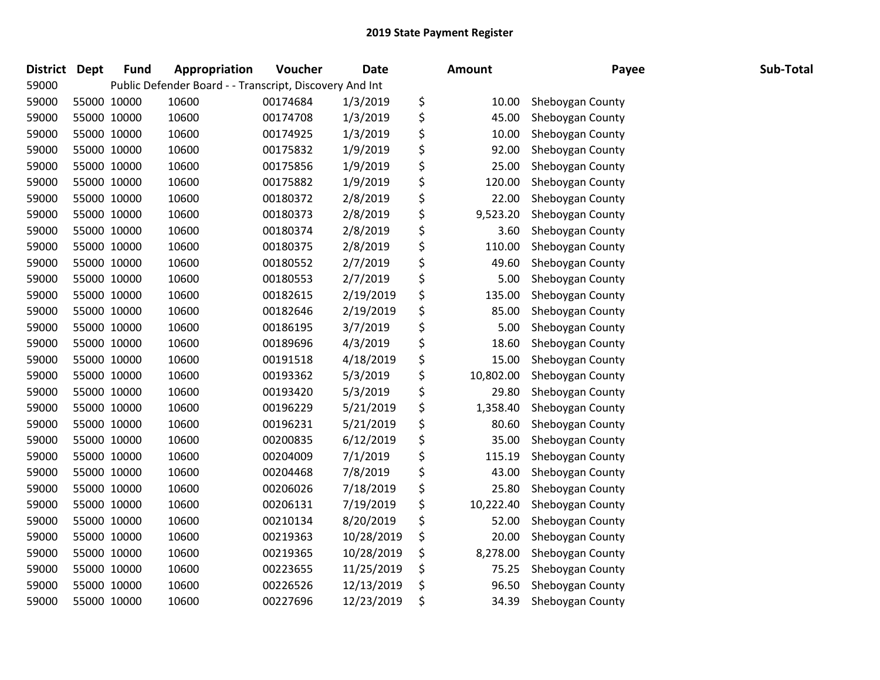## 2019 State Payment Register

| District | Dept | Fund | Appropriation | Voucher | Date | | Amount | Payee | Sub-Total |
|---|---|---|---|---|---|---|---|---|---|
| 59000 | | Public Defender Board - - Transcript, Discovery And Int | | | | | | | |
| 59000 | 55000 | 10000 | 10600 | 00174684 | 1/3/2019 | $ | 10.00 | Sheboygan County | |
| 59000 | 55000 | 10000 | 10600 | 00174708 | 1/3/2019 | $ | 45.00 | Sheboygan County | |
| 59000 | 55000 | 10000 | 10600 | 00174925 | 1/3/2019 | $ | 10.00 | Sheboygan County | |
| 59000 | 55000 | 10000 | 10600 | 00175832 | 1/9/2019 | $ | 92.00 | Sheboygan County | |
| 59000 | 55000 | 10000 | 10600 | 00175856 | 1/9/2019 | $ | 25.00 | Sheboygan County | |
| 59000 | 55000 | 10000 | 10600 | 00175882 | 1/9/2019 | $ | 120.00 | Sheboygan County | |
| 59000 | 55000 | 10000 | 10600 | 00180372 | 2/8/2019 | $ | 22.00 | Sheboygan County | |
| 59000 | 55000 | 10000 | 10600 | 00180373 | 2/8/2019 | $ | 9,523.20 | Sheboygan County | |
| 59000 | 55000 | 10000 | 10600 | 00180374 | 2/8/2019 | $ | 3.60 | Sheboygan County | |
| 59000 | 55000 | 10000 | 10600 | 00180375 | 2/8/2019 | $ | 110.00 | Sheboygan County | |
| 59000 | 55000 | 10000 | 10600 | 00180552 | 2/7/2019 | $ | 49.60 | Sheboygan County | |
| 59000 | 55000 | 10000 | 10600 | 00180553 | 2/7/2019 | $ | 5.00 | Sheboygan County | |
| 59000 | 55000 | 10000 | 10600 | 00182615 | 2/19/2019 | $ | 135.00 | Sheboygan County | |
| 59000 | 55000 | 10000 | 10600 | 00182646 | 2/19/2019 | $ | 85.00 | Sheboygan County | |
| 59000 | 55000 | 10000 | 10600 | 00186195 | 3/7/2019 | $ | 5.00 | Sheboygan County | |
| 59000 | 55000 | 10000 | 10600 | 00189696 | 4/3/2019 | $ | 18.60 | Sheboygan County | |
| 59000 | 55000 | 10000 | 10600 | 00191518 | 4/18/2019 | $ | 15.00 | Sheboygan County | |
| 59000 | 55000 | 10000 | 10600 | 00193362 | 5/3/2019 | $ | 10,802.00 | Sheboygan County | |
| 59000 | 55000 | 10000 | 10600 | 00193420 | 5/3/2019 | $ | 29.80 | Sheboygan County | |
| 59000 | 55000 | 10000 | 10600 | 00196229 | 5/21/2019 | $ | 1,358.40 | Sheboygan County | |
| 59000 | 55000 | 10000 | 10600 | 00196231 | 5/21/2019 | $ | 80.60 | Sheboygan County | |
| 59000 | 55000 | 10000 | 10600 | 00200835 | 6/12/2019 | $ | 35.00 | Sheboygan County | |
| 59000 | 55000 | 10000 | 10600 | 00204009 | 7/1/2019 | $ | 115.19 | Sheboygan County | |
| 59000 | 55000 | 10000 | 10600 | 00204468 | 7/8/2019 | $ | 43.00 | Sheboygan County | |
| 59000 | 55000 | 10000 | 10600 | 00206026 | 7/18/2019 | $ | 25.80 | Sheboygan County | |
| 59000 | 55000 | 10000 | 10600 | 00206131 | 7/19/2019 | $ | 10,222.40 | Sheboygan County | |
| 59000 | 55000 | 10000 | 10600 | 00210134 | 8/20/2019 | $ | 52.00 | Sheboygan County | |
| 59000 | 55000 | 10000 | 10600 | 00219363 | 10/28/2019 | $ | 20.00 | Sheboygan County | |
| 59000 | 55000 | 10000 | 10600 | 00219365 | 10/28/2019 | $ | 8,278.00 | Sheboygan County | |
| 59000 | 55000 | 10000 | 10600 | 00223655 | 11/25/2019 | $ | 75.25 | Sheboygan County | |
| 59000 | 55000 | 10000 | 10600 | 00226526 | 12/13/2019 | $ | 96.50 | Sheboygan County | |
| 59000 | 55000 | 10000 | 10600 | 00227696 | 12/23/2019 | $ | 34.39 | Sheboygan County | |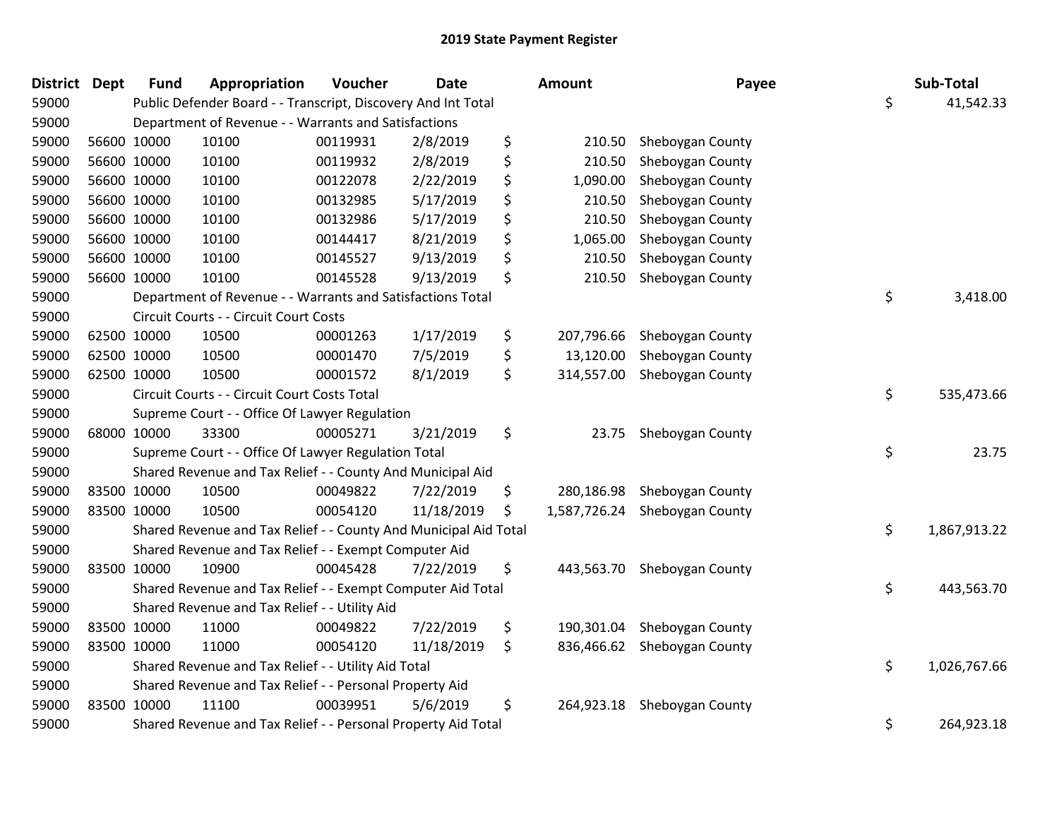# 2019 State Payment Register

| District | Dept | Fund | Appropriation | Voucher | Date | Amount | Payee | Sub-Total |
|---|---|---|---|---|---|---|---|---|
| 59000 | | Public Defender Board - - Transcript, Discovery And Int Total | | | | | | $ 41,542.33 |
| 59000 | | Department of Revenue - - Warrants and Satisfactions | | | | | | |
| 59000 | 56600 | 10000 | 10100 | 00119931 | 2/8/2019 | $ 210.50 | Sheboygan County | |
| 59000 | 56600 | 10000 | 10100 | 00119932 | 2/8/2019 | $ 210.50 | Sheboygan County | |
| 59000 | 56600 | 10000 | 10100 | 00122078 | 2/22/2019 | $ 1,090.00 | Sheboygan County | |
| 59000 | 56600 | 10000 | 10100 | 00132985 | 5/17/2019 | $ 210.50 | Sheboygan County | |
| 59000 | 56600 | 10000 | 10100 | 00132986 | 5/17/2019 | $ 210.50 | Sheboygan County | |
| 59000 | 56600 | 10000 | 10100 | 00144417 | 8/21/2019 | $ 1,065.00 | Sheboygan County | |
| 59000 | 56600 | 10000 | 10100 | 00145527 | 9/13/2019 | $ 210.50 | Sheboygan County | |
| 59000 | 56600 | 10000 | 10100 | 00145528 | 9/13/2019 | $ 210.50 | Sheboygan County | |
| 59000 | | Department of Revenue - - Warrants and Satisfactions Total | | | | | | $ 3,418.00 |
| 59000 | | Circuit Courts - - Circuit Court Costs | | | | | | |
| 59000 | 62500 | 10000 | 10500 | 00001263 | 1/17/2019 | $ 207,796.66 | Sheboygan County | |
| 59000 | 62500 | 10000 | 10500 | 00001470 | 7/5/2019 | $ 13,120.00 | Sheboygan County | |
| 59000 | 62500 | 10000 | 10500 | 00001572 | 8/1/2019 | $ 314,557.00 | Sheboygan County | |
| 59000 | | Circuit Courts - - Circuit Court Costs Total | | | | | | $ 535,473.66 |
| 59000 | | Supreme Court - - Office Of Lawyer Regulation | | | | | | |
| 59000 | 68000 | 10000 | 33300 | 00005271 | 3/21/2019 | $ 23.75 | Sheboygan County | |
| 59000 | | Supreme Court - - Office Of Lawyer Regulation Total | | | | | | $ 23.75 |
| 59000 | | Shared Revenue and Tax Relief - - County And Municipal Aid | | | | | | |
| 59000 | 83500 | 10000 | 10500 | 00049822 | 7/22/2019 | $ 280,186.98 | Sheboygan County | |
| 59000 | 83500 | 10000 | 10500 | 00054120 | 11/18/2019 | $ 1,587,726.24 | Sheboygan County | |
| 59000 | | Shared Revenue and Tax Relief - - County And Municipal Aid Total | | | | | | $ 1,867,913.22 |
| 59000 | | Shared Revenue and Tax Relief - - Exempt Computer Aid | | | | | | |
| 59000 | 83500 | 10000 | 10900 | 00045428 | 7/22/2019 | $ 443,563.70 | Sheboygan County | |
| 59000 | | Shared Revenue and Tax Relief - - Exempt Computer Aid Total | | | | | | $ 443,563.70 |
| 59000 | | Shared Revenue and Tax Relief - - Utility Aid | | | | | | |
| 59000 | 83500 | 10000 | 11000 | 00049822 | 7/22/2019 | $ 190,301.04 | Sheboygan County | |
| 59000 | 83500 | 10000 | 11000 | 00054120 | 11/18/2019 | $ 836,466.62 | Sheboygan County | |
| 59000 | | Shared Revenue and Tax Relief - - Utility Aid Total | | | | | | $ 1,026,767.66 |
| 59000 | | Shared Revenue and Tax Relief - - Personal Property Aid | | | | | | |
| 59000 | 83500 | 10000 | 11100 | 00039951 | 5/6/2019 | $ 264,923.18 | Sheboygan County | |
| 59000 | | Shared Revenue and Tax Relief - - Personal Property Aid Total | | | | | | $ 264,923.18 |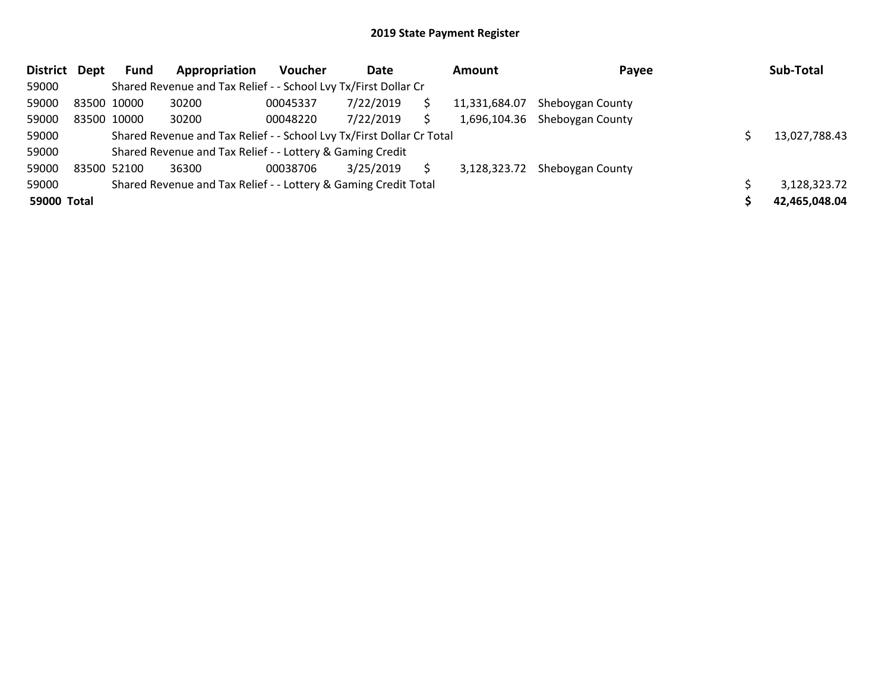## 2019 State Payment Register

| District | Dept | Fund | Appropriation | Voucher | Date | Amount | Payee | Sub-Total |
|---|---|---|---|---|---|---|---|---|
| 59000 | | Shared Revenue and Tax Relief - - School Lvy Tx/First Dollar Cr | | | | | | |
| 59000 | 83500 | 10000 | 30200 | 00045337 | 7/22/2019 | $ 11,331,684.07 | Sheboygan County | |
| 59000 | 83500 | 10000 | 30200 | 00048220 | 7/22/2019 | $ 1,696,104.36 | Sheboygan County | |
| 59000 | | Shared Revenue and Tax Relief - - School Lvy Tx/First Dollar Cr Total | | | | | | $ 13,027,788.43 |
| 59000 | | Shared Revenue and Tax Relief - - Lottery & Gaming Credit | | | | | | |
| 59000 | 83500 | 52100 | 36300 | 00038706 | 3/25/2019 | $ 3,128,323.72 | Sheboygan County | |
| 59000 | | Shared Revenue and Tax Relief - - Lottery & Gaming Credit Total | | | | | | $ 3,128,323.72 |
| **59000** | **Total** | | | | | | | **$ 42,465,048.04** |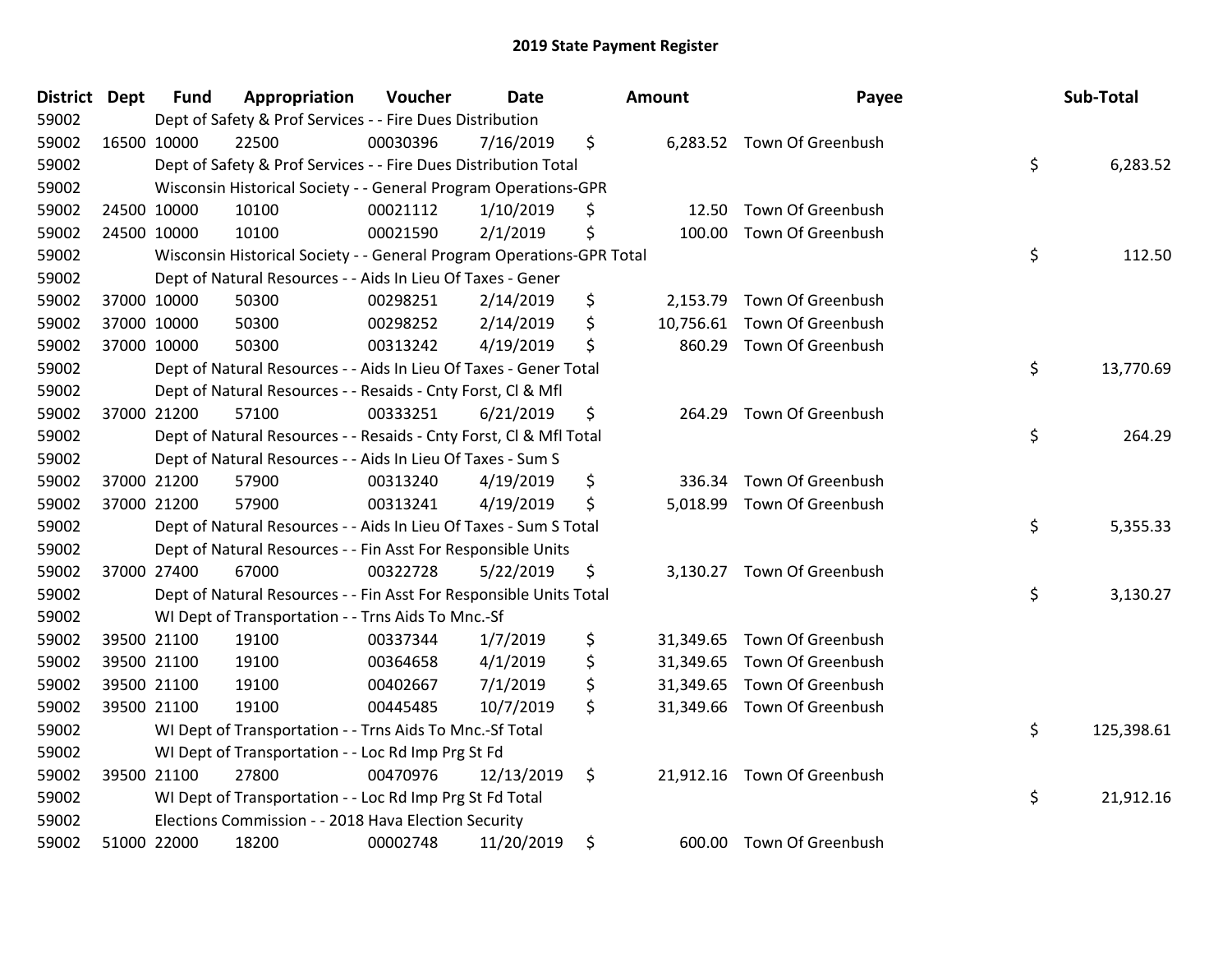## 2019 State Payment Register

| District | Dept | Fund | Appropriation | Voucher | Date | Amount | Payee | Sub-Total |
|---|---|---|---|---|---|---|---|---|
| 59002 | | Dept of Safety & Prof Services - - Fire Dues Distribution | | | | | | |
| 59002 | 16500 | 10000 | 22500 | 00030396 | 7/16/2019 | $ 6,283.52 | Town Of Greenbush | |
| 59002 | | Dept of Safety & Prof Services - - Fire Dues Distribution Total | | | | | | $ 6,283.52 |
| 59002 | | Wisconsin Historical Society - - General Program Operations-GPR | | | | | | |
| 59002 | 24500 | 10000 | 10100 | 00021112 | 1/10/2019 | $ 12.50 | Town Of Greenbush | |
| 59002 | 24500 | 10000 | 10100 | 00021590 | 2/1/2019 | $ 100.00 | Town Of Greenbush | |
| 59002 | | Wisconsin Historical Society - - General Program Operations-GPR Total | | | | | | $ 112.50 |
| 59002 | | Dept of Natural Resources - - Aids In Lieu Of Taxes - Gener | | | | | | |
| 59002 | 37000 | 10000 | 50300 | 00298251 | 2/14/2019 | $ 2,153.79 | Town Of Greenbush | |
| 59002 | 37000 | 10000 | 50300 | 00298252 | 2/14/2019 | $ 10,756.61 | Town Of Greenbush | |
| 59002 | 37000 | 10000 | 50300 | 00313242 | 4/19/2019 | $ 860.29 | Town Of Greenbush | |
| 59002 | | Dept of Natural Resources - - Aids In Lieu Of Taxes - Gener Total | | | | | | $ 13,770.69 |
| 59002 | | Dept of Natural Resources - - Resaids - Cnty Forst, Cl & Mfl | | | | | | |
| 59002 | 37000 | 21200 | 57100 | 00333251 | 6/21/2019 | $ 264.29 | Town Of Greenbush | |
| 59002 | | Dept of Natural Resources - - Resaids - Cnty Forst, Cl & Mfl Total | | | | | | $ 264.29 |
| 59002 | | Dept of Natural Resources - - Aids In Lieu Of Taxes - Sum S | | | | | | |
| 59002 | 37000 | 21200 | 57900 | 00313240 | 4/19/2019 | $ 336.34 | Town Of Greenbush | |
| 59002 | 37000 | 21200 | 57900 | 00313241 | 4/19/2019 | $ 5,018.99 | Town Of Greenbush | |
| 59002 | | Dept of Natural Resources - - Aids In Lieu Of Taxes - Sum S Total | | | | | | $ 5,355.33 |
| 59002 | | Dept of Natural Resources - - Fin Asst For Responsible Units | | | | | | |
| 59002 | 37000 | 27400 | 67000 | 00322728 | 5/22/2019 | $ 3,130.27 | Town Of Greenbush | |
| 59002 | | Dept of Natural Resources - - Fin Asst For Responsible Units Total | | | | | | $ 3,130.27 |
| 59002 | | WI Dept of Transportation - - Trns Aids To Mnc.-Sf | | | | | | |
| 59002 | 39500 | 21100 | 19100 | 00337344 | 1/7/2019 | $ 31,349.65 | Town Of Greenbush | |
| 59002 | 39500 | 21100 | 19100 | 00364658 | 4/1/2019 | $ 31,349.65 | Town Of Greenbush | |
| 59002 | 39500 | 21100 | 19100 | 00402667 | 7/1/2019 | $ 31,349.65 | Town Of Greenbush | |
| 59002 | 39500 | 21100 | 19100 | 00445485 | 10/7/2019 | $ 31,349.66 | Town Of Greenbush | |
| 59002 | | WI Dept of Transportation - - Trns Aids To Mnc.-Sf Total | | | | | | $ 125,398.61 |
| 59002 | | WI Dept of Transportation - - Loc Rd Imp Prg St Fd | | | | | | |
| 59002 | 39500 | 21100 | 27800 | 00470976 | 12/13/2019 | $ 21,912.16 | Town Of Greenbush | |
| 59002 | | WI Dept of Transportation - - Loc Rd Imp Prg St Fd Total | | | | | | $ 21,912.16 |
| 59002 | | Elections Commission - - 2018 Hava Election Security | | | | | | |
| 59002 | 51000 | 22000 | 18200 | 00002748 | 11/20/2019 | $ 600.00 | Town Of Greenbush | |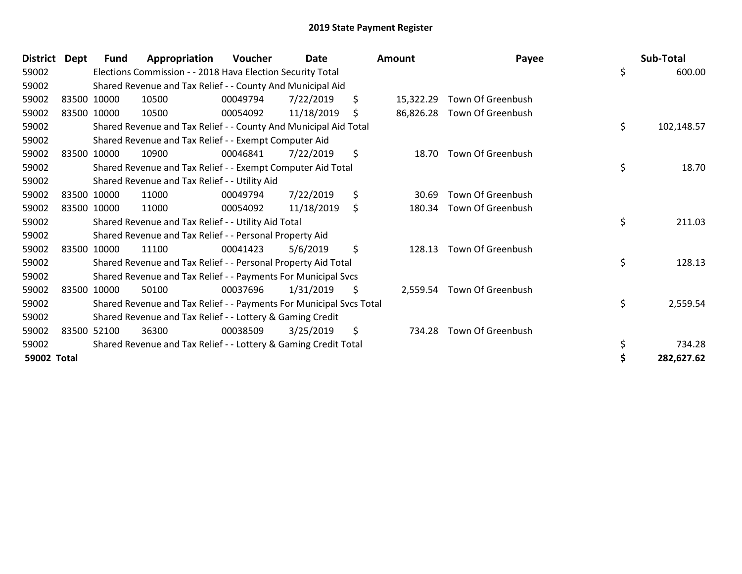# 2019 State Payment Register

| District | Dept | Fund | Appropriation | Voucher | Date | Amount | Payee | Sub-Total |
|---|---|---|---|---|---|---|---|---|
| 59002 | | Elections Commission - - 2018 Hava Election Security Total | | | | | | $ 600.00 |
| 59002 | | Shared Revenue and Tax Relief - - County And Municipal Aid | | | | | | |
| 59002 | 83500 | 10000 | 10500 | 00049794 | 7/22/2019 | $ 15,322.29 | Town Of Greenbush | |
| 59002 | 83500 | 10000 | 10500 | 00054092 | 11/18/2019 | $ 86,826.28 | Town Of Greenbush | |
| 59002 | | Shared Revenue and Tax Relief - - County And Municipal Aid Total | | | | | | $ 102,148.57 |
| 59002 | | Shared Revenue and Tax Relief - - Exempt Computer Aid | | | | | | |
| 59002 | 83500 | 10000 | 10900 | 00046841 | 7/22/2019 | $ 18.70 | Town Of Greenbush | |
| 59002 | | Shared Revenue and Tax Relief - - Exempt Computer Aid Total | | | | | | $ 18.70 |
| 59002 | | Shared Revenue and Tax Relief - - Utility Aid | | | | | | |
| 59002 | 83500 | 10000 | 11000 | 00049794 | 7/22/2019 | $ 30.69 | Town Of Greenbush | |
| 59002 | 83500 | 10000 | 11000 | 00054092 | 11/18/2019 | $ 180.34 | Town Of Greenbush | |
| 59002 | | Shared Revenue and Tax Relief - - Utility Aid Total | | | | | | $ 211.03 |
| 59002 | | Shared Revenue and Tax Relief - - Personal Property Aid | | | | | | |
| 59002 | 83500 | 10000 | 11100 | 00041423 | 5/6/2019 | $ 128.13 | Town Of Greenbush | |
| 59002 | | Shared Revenue and Tax Relief - - Personal Property Aid Total | | | | | | $ 128.13 |
| 59002 | | Shared Revenue and Tax Relief - - Payments For Municipal Svcs | | | | | | |
| 59002 | 83500 | 10000 | 50100 | 00037696 | 1/31/2019 | $ 2,559.54 | Town Of Greenbush | |
| 59002 | | Shared Revenue and Tax Relief - - Payments For Municipal Svcs Total | | | | | | $ 2,559.54 |
| 59002 | | Shared Revenue and Tax Relief - - Lottery & Gaming Credit | | | | | | |
| 59002 | 83500 | 52100 | 36300 | 00038509 | 3/25/2019 | $ 734.28 | Town Of Greenbush | |
| 59002 | | Shared Revenue and Tax Relief - - Lottery & Gaming Credit Total | | | | | | $ 734.28 |
| **59002 Total** | | | | | | | | **$ 282,627.62** |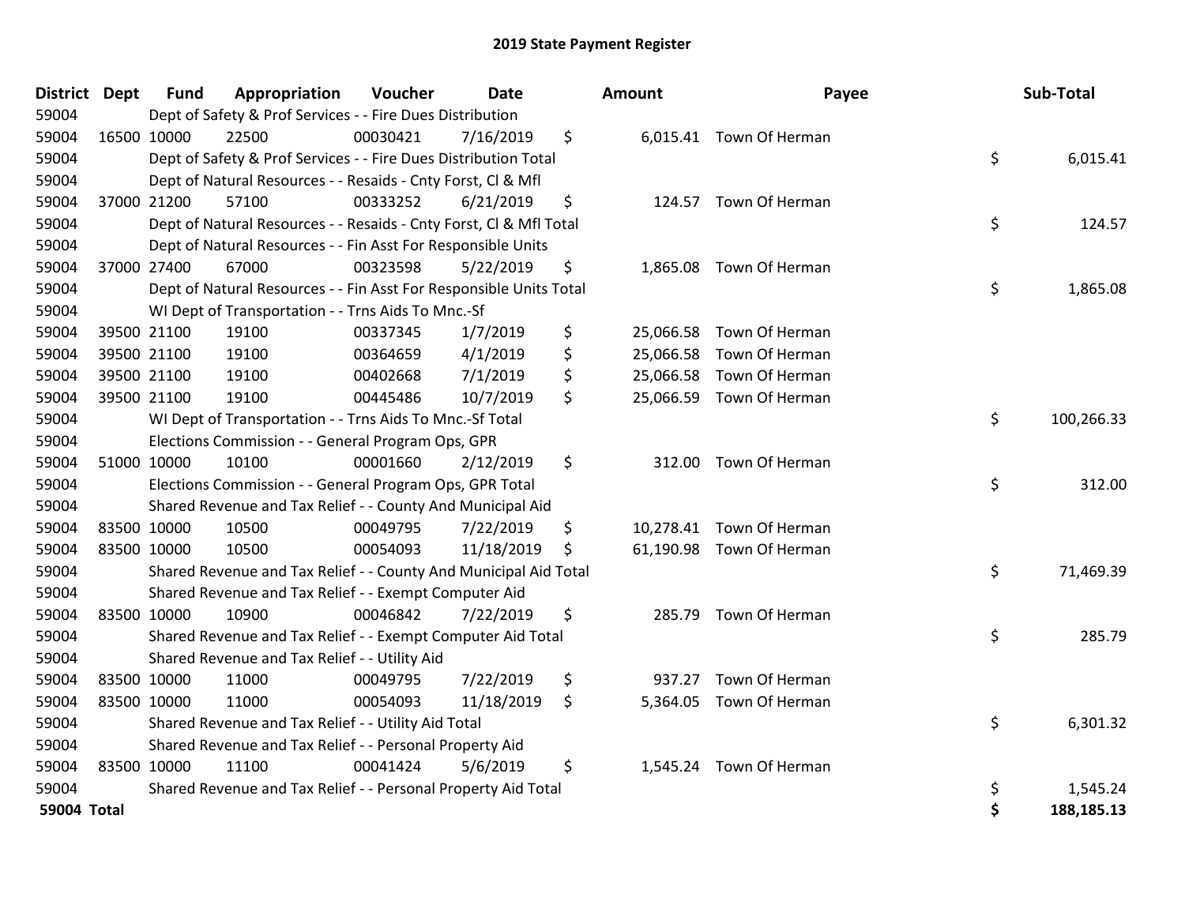# 2019 State Payment Register

| District | Dept | Fund | Appropriation | Voucher | Date | Amount | Payee | Sub-Total |
|---|---|---|---|---|---|---|---|---|
| 59004 | | Dept of Safety & Prof Services - - Fire Dues Distribution | | | | | | |
| 59004 | 16500 | 10000 | 22500 | 00030421 | 7/16/2019 | $ 6,015.41 | Town Of Herman | |
| 59004 | | Dept of Safety & Prof Services - - Fire Dues Distribution Total | | | | | | $ 6,015.41 |
| 59004 | | Dept of Natural Resources - - Resaids - Cnty Forst, Cl & Mfl | | | | | | |
| 59004 | 37000 | 21200 | 57100 | 00333252 | 6/21/2019 | $ 124.57 | Town Of Herman | |
| 59004 | | Dept of Natural Resources - - Resaids - Cnty Forst, Cl & Mfl Total | | | | | | $ 124.57 |
| 59004 | | Dept of Natural Resources - - Fin Asst For Responsible Units | | | | | | |
| 59004 | 37000 | 27400 | 67000 | 00323598 | 5/22/2019 | $ 1,865.08 | Town Of Herman | |
| 59004 | | Dept of Natural Resources - - Fin Asst For Responsible Units Total | | | | | | $ 1,865.08 |
| 59004 | | WI Dept of Transportation - - Trns Aids To Mnc.-Sf | | | | | | |
| 59004 | 39500 | 21100 | 19100 | 00337345 | 1/7/2019 | $ 25,066.58 | Town Of Herman | |
| 59004 | 39500 | 21100 | 19100 | 00364659 | 4/1/2019 | $ 25,066.58 | Town Of Herman | |
| 59004 | 39500 | 21100 | 19100 | 00402668 | 7/1/2019 | $ 25,066.58 | Town Of Herman | |
| 59004 | 39500 | 21100 | 19100 | 00445486 | 10/7/2019 | $ 25,066.59 | Town Of Herman | |
| 59004 | | WI Dept of Transportation - - Trns Aids To Mnc.-Sf Total | | | | | | $ 100,266.33 |
| 59004 | | Elections Commission - - General Program Ops, GPR | | | | | | |
| 59004 | 51000 | 10000 | 10100 | 00001660 | 2/12/2019 | $ 312.00 | Town Of Herman | |
| 59004 | | Elections Commission - - General Program Ops, GPR Total | | | | | | $ 312.00 |
| 59004 | | Shared Revenue and Tax Relief - - County And Municipal Aid | | | | | | |
| 59004 | 83500 | 10000 | 10500 | 00049795 | 7/22/2019 | $ 10,278.41 | Town Of Herman | |
| 59004 | 83500 | 10000 | 10500 | 00054093 | 11/18/2019 | $ 61,190.98 | Town Of Herman | |
| 59004 | | Shared Revenue and Tax Relief - - County And Municipal Aid Total | | | | | | $ 71,469.39 |
| 59004 | | Shared Revenue and Tax Relief - - Exempt Computer Aid | | | | | | |
| 59004 | 83500 | 10000 | 10900 | 00046842 | 7/22/2019 | $ 285.79 | Town Of Herman | |
| 59004 | | Shared Revenue and Tax Relief - - Exempt Computer Aid Total | | | | | | $ 285.79 |
| 59004 | | Shared Revenue and Tax Relief - - Utility Aid | | | | | | |
| 59004 | 83500 | 10000 | 11000 | 00049795 | 7/22/2019 | $ 937.27 | Town Of Herman | |
| 59004 | 83500 | 10000 | 11000 | 00054093 | 11/18/2019 | $ 5,364.05 | Town Of Herman | |
| 59004 | | Shared Revenue and Tax Relief - - Utility Aid Total | | | | | | $ 6,301.32 |
| 59004 | | Shared Revenue and Tax Relief - - Personal Property Aid | | | | | | |
| 59004 | 83500 | 10000 | 11100 | 00041424 | 5/6/2019 | $ 1,545.24 | Town Of Herman | |
| 59004 | | Shared Revenue and Tax Relief - - Personal Property Aid Total | | | | | | $ 1,545.24 |
| **59004 Total** | | | | | | | | **$ 188,185.13** |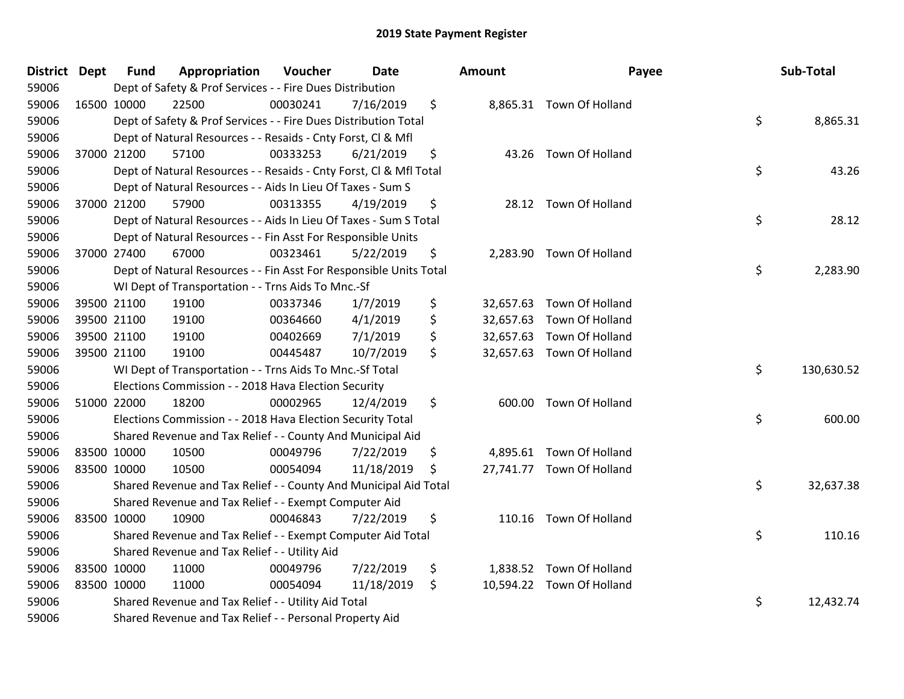# 2019 State Payment Register

| District | Dept | Fund | Appropriation | Voucher | Date | Amount | Payee | Sub-Total |
|---|---|---|---|---|---|---|---|---|
| 59006 | | Dept of Safety & Prof Services - - Fire Dues Distribution | | | | | | |
| 59006 | 16500 | 10000 | 22500 | 00030241 | 7/16/2019 | $ 8,865.31 | Town Of Holland | |
| 59006 | | Dept of Safety & Prof Services - - Fire Dues Distribution Total | | | | | | $ 8,865.31 |
| 59006 | | Dept of Natural Resources - - Resaids - Cnty Forst, Cl & Mfl | | | | | | |
| 59006 | 37000 | 21200 | 57100 | 00333253 | 6/21/2019 | $ 43.26 | Town Of Holland | |
| 59006 | | Dept of Natural Resources - - Resaids - Cnty Forst, Cl & Mfl Total | | | | | | $ 43.26 |
| 59006 | | Dept of Natural Resources - - Aids In Lieu Of Taxes - Sum S | | | | | | |
| 59006 | 37000 | 21200 | 57900 | 00313355 | 4/19/2019 | $ 28.12 | Town Of Holland | |
| 59006 | | Dept of Natural Resources - - Aids In Lieu Of Taxes - Sum S Total | | | | | | $ 28.12 |
| 59006 | | Dept of Natural Resources - - Fin Asst For Responsible Units | | | | | | |
| 59006 | 37000 | 27400 | 67000 | 00323461 | 5/22/2019 | $ 2,283.90 | Town Of Holland | |
| 59006 | | Dept of Natural Resources - - Fin Asst For Responsible Units Total | | | | | | $ 2,283.90 |
| 59006 | | WI Dept of Transportation - - Trns Aids To Mnc.-Sf | | | | | | |
| 59006 | 39500 | 21100 | 19100 | 00337346 | 1/7/2019 | $ 32,657.63 | Town Of Holland | |
| 59006 | 39500 | 21100 | 19100 | 00364660 | 4/1/2019 | $ 32,657.63 | Town Of Holland | |
| 59006 | 39500 | 21100 | 19100 | 00402669 | 7/1/2019 | $ 32,657.63 | Town Of Holland | |
| 59006 | 39500 | 21100 | 19100 | 00445487 | 10/7/2019 | $ 32,657.63 | Town Of Holland | |
| 59006 | | WI Dept of Transportation - - Trns Aids To Mnc.-Sf Total | | | | | | $ 130,630.52 |
| 59006 | | Elections Commission - - 2018 Hava Election Security | | | | | | |
| 59006 | 51000 | 22000 | 18200 | 00002965 | 12/4/2019 | $ 600.00 | Town Of Holland | |
| 59006 | | Elections Commission - - 2018 Hava Election Security Total | | | | | | $ 600.00 |
| 59006 | | Shared Revenue and Tax Relief - - County And Municipal Aid | | | | | | |
| 59006 | 83500 | 10000 | 10500 | 00049796 | 7/22/2019 | $ 4,895.61 | Town Of Holland | |
| 59006 | 83500 | 10000 | 10500 | 00054094 | 11/18/2019 | $ 27,741.77 | Town Of Holland | |
| 59006 | | Shared Revenue and Tax Relief - - County And Municipal Aid Total | | | | | | $ 32,637.38 |
| 59006 | | Shared Revenue and Tax Relief - - Exempt Computer Aid | | | | | | |
| 59006 | 83500 | 10000 | 10900 | 00046843 | 7/22/2019 | $ 110.16 | Town Of Holland | |
| 59006 | | Shared Revenue and Tax Relief - - Exempt Computer Aid Total | | | | | | $ 110.16 |
| 59006 | | Shared Revenue and Tax Relief - - Utility Aid | | | | | | |
| 59006 | 83500 | 10000 | 11000 | 00049796 | 7/22/2019 | $ 1,838.52 | Town Of Holland | |
| 59006 | 83500 | 10000 | 11000 | 00054094 | 11/18/2019 | $ 10,594.22 | Town Of Holland | |
| 59006 | | Shared Revenue and Tax Relief - - Utility Aid Total | | | | | | $ 12,432.74 |
| 59006 | | Shared Revenue and Tax Relief - - Personal Property Aid | | | | | | |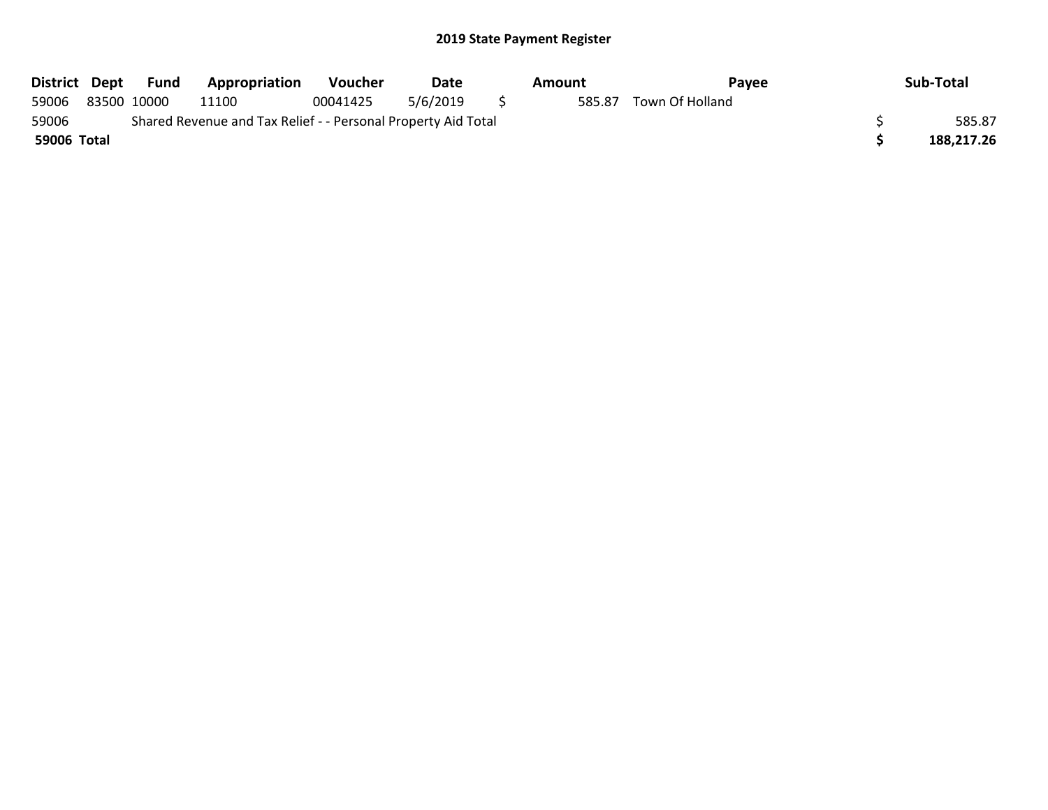# 2019 State Payment Register

| District | Dept | Fund | Appropriation | Voucher | Date | Amount | Payee | Sub-Total |
|---|---|---|---|---|---|---|---|---|
| 59006 | 83500 | 10000 | 11100 | 00041425 | 5/6/2019 | $ 585.87 | Town Of Holland | |
| 59006 | | Shared Revenue and Tax Relief - - Personal Property Aid Total | | | | | | $ 585.87 |
| **59006 Total** | | | | | | | | **$ 188,217.26** |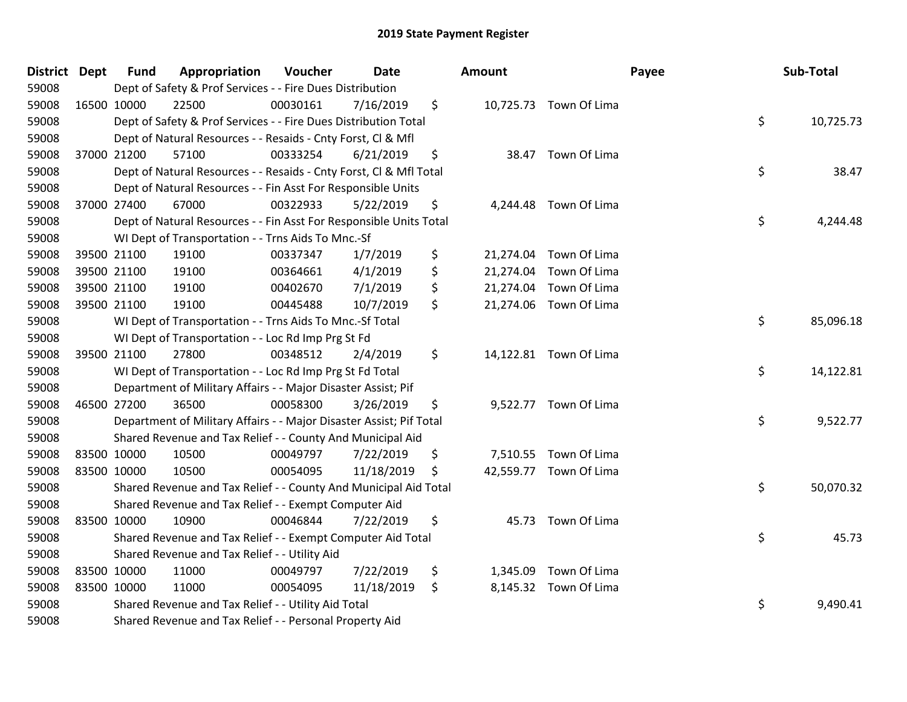# 2019 State Payment Register

| District | Dept | Fund | Appropriation | Voucher | Date | Amount | Payee | Sub-Total |
|---|---|---|---|---|---|---|---|---|
| 59008 | | Dept of Safety & Prof Services - - Fire Dues Distribution | | | | | | |
| 59008 | 16500 | 10000 | 22500 | 00030161 | 7/16/2019 | $ 10,725.73 | Town Of Lima | |
| 59008 | | Dept of Safety & Prof Services - - Fire Dues Distribution Total | | | | | | $ 10,725.73 |
| 59008 | | Dept of Natural Resources - - Resaids - Cnty Forst, Cl & Mfl | | | | | | |
| 59008 | 37000 | 21200 | 57100 | 00333254 | 6/21/2019 | $ 38.47 | Town Of Lima | |
| 59008 | | Dept of Natural Resources - - Resaids - Cnty Forst, Cl & Mfl Total | | | | | | $ 38.47 |
| 59008 | | Dept of Natural Resources - - Fin Asst For Responsible Units | | | | | | |
| 59008 | 37000 | 27400 | 67000 | 00322933 | 5/22/2019 | $ 4,244.48 | Town Of Lima | |
| 59008 | | Dept of Natural Resources - - Fin Asst For Responsible Units Total | | | | | | $ 4,244.48 |
| 59008 | | WI Dept of Transportation - - Trns Aids To Mnc.-Sf | | | | | | |
| 59008 | 39500 | 21100 | 19100 | 00337347 | 1/7/2019 | $ 21,274.04 | Town Of Lima | |
| 59008 | 39500 | 21100 | 19100 | 00364661 | 4/1/2019 | $ 21,274.04 | Town Of Lima | |
| 59008 | 39500 | 21100 | 19100 | 00402670 | 7/1/2019 | $ 21,274.04 | Town Of Lima | |
| 59008 | 39500 | 21100 | 19100 | 00445488 | 10/7/2019 | $ 21,274.06 | Town Of Lima | |
| 59008 | | WI Dept of Transportation - - Trns Aids To Mnc.-Sf Total | | | | | | $ 85,096.18 |
| 59008 | | WI Dept of Transportation - - Loc Rd Imp Prg St Fd | | | | | | |
| 59008 | 39500 | 21100 | 27800 | 00348512 | 2/4/2019 | $ 14,122.81 | Town Of Lima | |
| 59008 | | WI Dept of Transportation - - Loc Rd Imp Prg St Fd Total | | | | | | $ 14,122.81 |
| 59008 | | Department of Military Affairs - - Major Disaster Assist; Pif | | | | | | |
| 59008 | 46500 | 27200 | 36500 | 00058300 | 3/26/2019 | $ 9,522.77 | Town Of Lima | |
| 59008 | | Department of Military Affairs - - Major Disaster Assist; Pif Total | | | | | | $ 9,522.77 |
| 59008 | | Shared Revenue and Tax Relief - - County And Municipal Aid | | | | | | |
| 59008 | 83500 | 10000 | 10500 | 00049797 | 7/22/2019 | $ 7,510.55 | Town Of Lima | |
| 59008 | 83500 | 10000 | 10500 | 00054095 | 11/18/2019 | $ 42,559.77 | Town Of Lima | |
| 59008 | | Shared Revenue and Tax Relief - - County And Municipal Aid Total | | | | | | $ 50,070.32 |
| 59008 | | Shared Revenue and Tax Relief - - Exempt Computer Aid | | | | | | |
| 59008 | 83500 | 10000 | 10900 | 00046844 | 7/22/2019 | $ 45.73 | Town Of Lima | |
| 59008 | | Shared Revenue and Tax Relief - - Exempt Computer Aid Total | | | | | | $ 45.73 |
| 59008 | | Shared Revenue and Tax Relief - - Utility Aid | | | | | | |
| 59008 | 83500 | 10000 | 11000 | 00049797 | 7/22/2019 | $ 1,345.09 | Town Of Lima | |
| 59008 | 83500 | 10000 | 11000 | 00054095 | 11/18/2019 | $ 8,145.32 | Town Of Lima | |
| 59008 | | Shared Revenue and Tax Relief - - Utility Aid Total | | | | | | $ 9,490.41 |
| 59008 | | Shared Revenue and Tax Relief - - Personal Property Aid | | | | | | |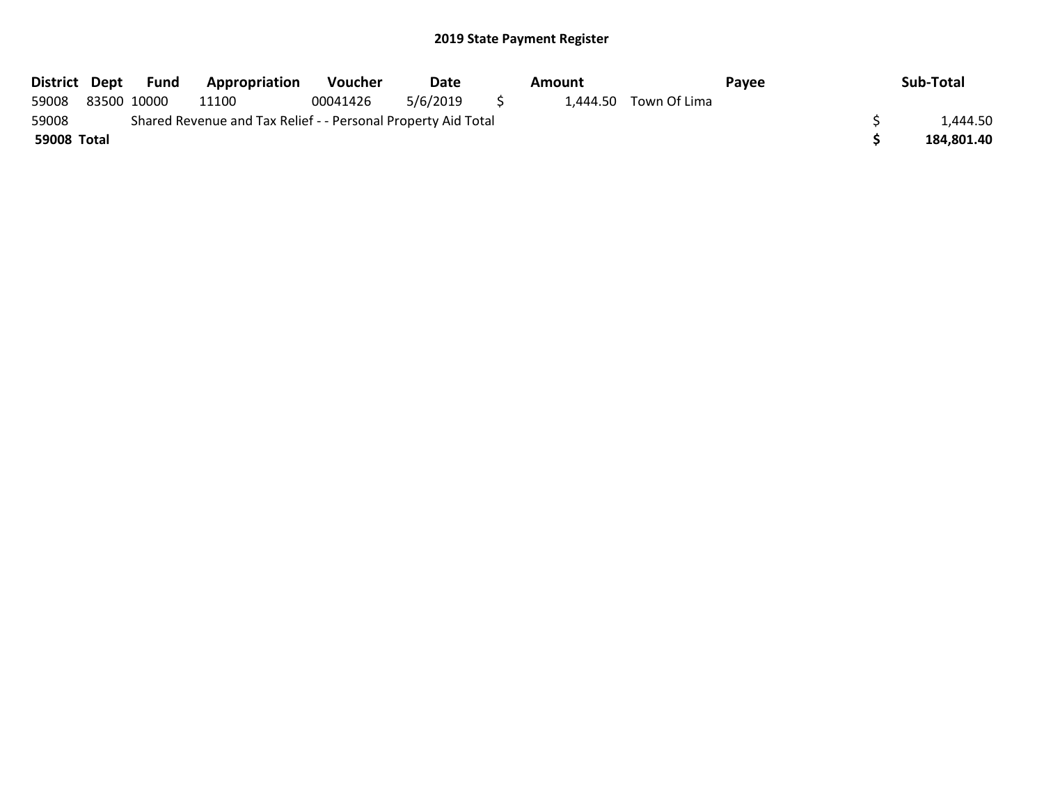# 2019 State Payment Register

| District | Dept | Fund | Appropriation | Voucher | Date | Amount | Payee | Sub-Total |
|---|---|---|---|---|---|---|---|---|
| 59008 | 83500 | 10000 | 11100 | 00041426 | 5/6/2019 | $ 1,444.50 | Town Of Lima | |
| 59008 | | Shared Revenue and Tax Relief - - Personal Property Aid Total | | | | | | $ 1,444.50 |
| **59008 Total** | | | | | | | | **$ 184,801.40** |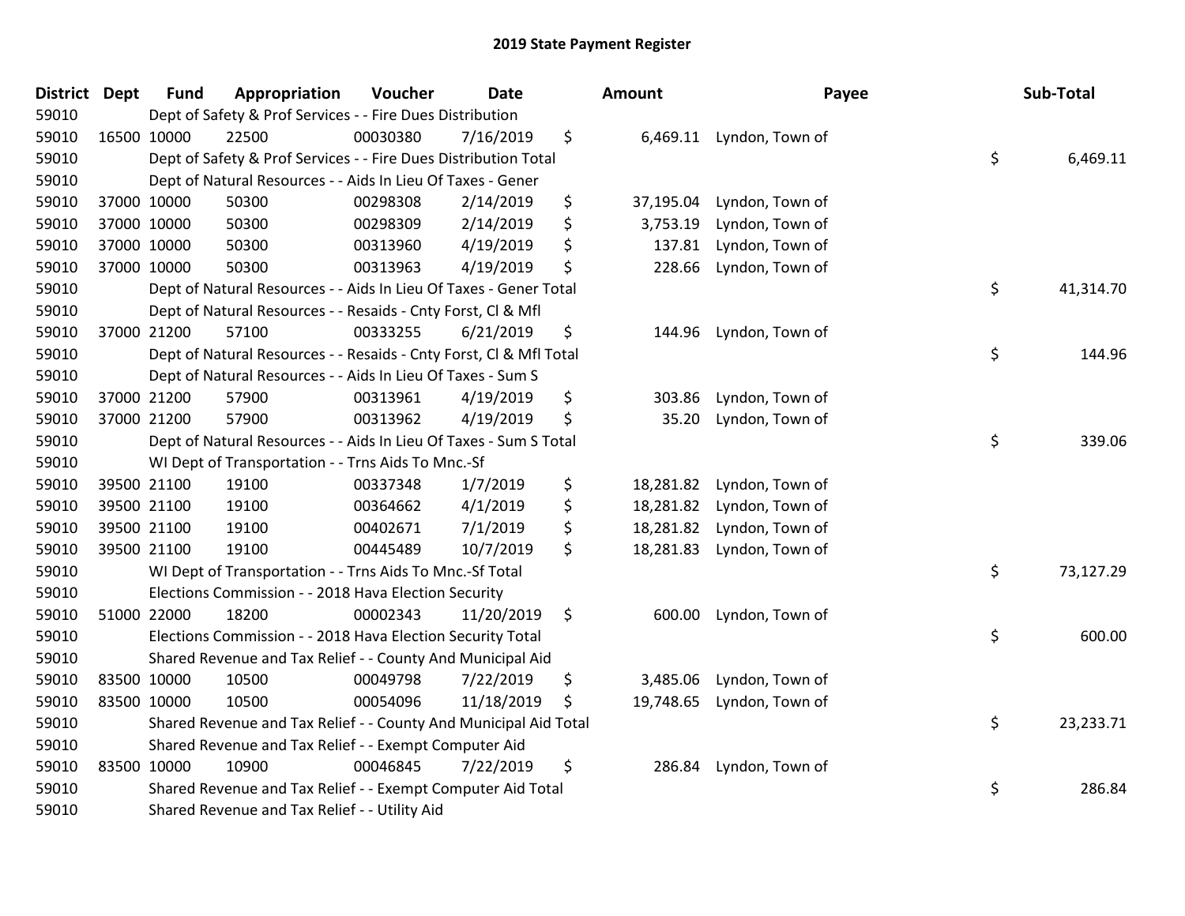## 2019 State Payment Register

| District | Dept | Fund | Appropriation | Voucher | Date | Amount | Payee | Sub-Total |
|---|---|---|---|---|---|---|---|---|
| 59010 | | Dept of Safety & Prof Services - - Fire Dues Distribution | | | | | | |
| 59010 | 16500 | 10000 | 22500 | 00030380 | 7/16/2019 | $ 6,469.11 | Lyndon, Town of | |
| 59010 | | Dept of Safety & Prof Services - - Fire Dues Distribution Total | | | | | | $ 6,469.11 |
| 59010 | | Dept of Natural Resources - - Aids In Lieu Of Taxes - Gener | | | | | | |
| 59010 | 37000 | 10000 | 50300 | 00298308 | 2/14/2019 | $ 37,195.04 | Lyndon, Town of | |
| 59010 | 37000 | 10000 | 50300 | 00298309 | 2/14/2019 | $ 3,753.19 | Lyndon, Town of | |
| 59010 | 37000 | 10000 | 50300 | 00313960 | 4/19/2019 | $ 137.81 | Lyndon, Town of | |
| 59010 | 37000 | 10000 | 50300 | 00313963 | 4/19/2019 | $ 228.66 | Lyndon, Town of | |
| 59010 | | Dept of Natural Resources - - Aids In Lieu Of Taxes - Gener Total | | | | | | $ 41,314.70 |
| 59010 | | Dept of Natural Resources - - Resaids - Cnty Forst, Cl & Mfl | | | | | | |
| 59010 | 37000 | 21200 | 57100 | 00333255 | 6/21/2019 | $ 144.96 | Lyndon, Town of | |
| 59010 | | Dept of Natural Resources - - Resaids - Cnty Forst, Cl & Mfl Total | | | | | | $ 144.96 |
| 59010 | | Dept of Natural Resources - - Aids In Lieu Of Taxes - Sum S | | | | | | |
| 59010 | 37000 | 21200 | 57900 | 00313961 | 4/19/2019 | $ 303.86 | Lyndon, Town of | |
| 59010 | 37000 | 21200 | 57900 | 00313962 | 4/19/2019 | $ 35.20 | Lyndon, Town of | |
| 59010 | | Dept of Natural Resources - - Aids In Lieu Of Taxes - Sum S Total | | | | | | $ 339.06 |
| 59010 | | WI Dept of Transportation - - Trns Aids To Mnc.-Sf | | | | | | |
| 59010 | 39500 | 21100 | 19100 | 00337348 | 1/7/2019 | $ 18,281.82 | Lyndon, Town of | |
| 59010 | 39500 | 21100 | 19100 | 00364662 | 4/1/2019 | $ 18,281.82 | Lyndon, Town of | |
| 59010 | 39500 | 21100 | 19100 | 00402671 | 7/1/2019 | $ 18,281.82 | Lyndon, Town of | |
| 59010 | 39500 | 21100 | 19100 | 00445489 | 10/7/2019 | $ 18,281.83 | Lyndon, Town of | |
| 59010 | | WI Dept of Transportation - - Trns Aids To Mnc.-Sf Total | | | | | | $ 73,127.29 |
| 59010 | | Elections Commission - - 2018 Hava Election Security | | | | | | |
| 59010 | 51000 | 22000 | 18200 | 00002343 | 11/20/2019 | $ 600.00 | Lyndon, Town of | |
| 59010 | | Elections Commission - - 2018 Hava Election Security Total | | | | | | $ 600.00 |
| 59010 | | Shared Revenue and Tax Relief - - County And Municipal Aid | | | | | | |
| 59010 | 83500 | 10000 | 10500 | 00049798 | 7/22/2019 | $ 3,485.06 | Lyndon, Town of | |
| 59010 | 83500 | 10000 | 10500 | 00054096 | 11/18/2019 | $ 19,748.65 | Lyndon, Town of | |
| 59010 | | Shared Revenue and Tax Relief - - County And Municipal Aid Total | | | | | | $ 23,233.71 |
| 59010 | | Shared Revenue and Tax Relief - - Exempt Computer Aid | | | | | | |
| 59010 | 83500 | 10000 | 10900 | 00046845 | 7/22/2019 | $ 286.84 | Lyndon, Town of | |
| 59010 | | Shared Revenue and Tax Relief - - Exempt Computer Aid Total | | | | | | $ 286.84 |
| 59010 | | Shared Revenue and Tax Relief - - Utility Aid | | | | | | |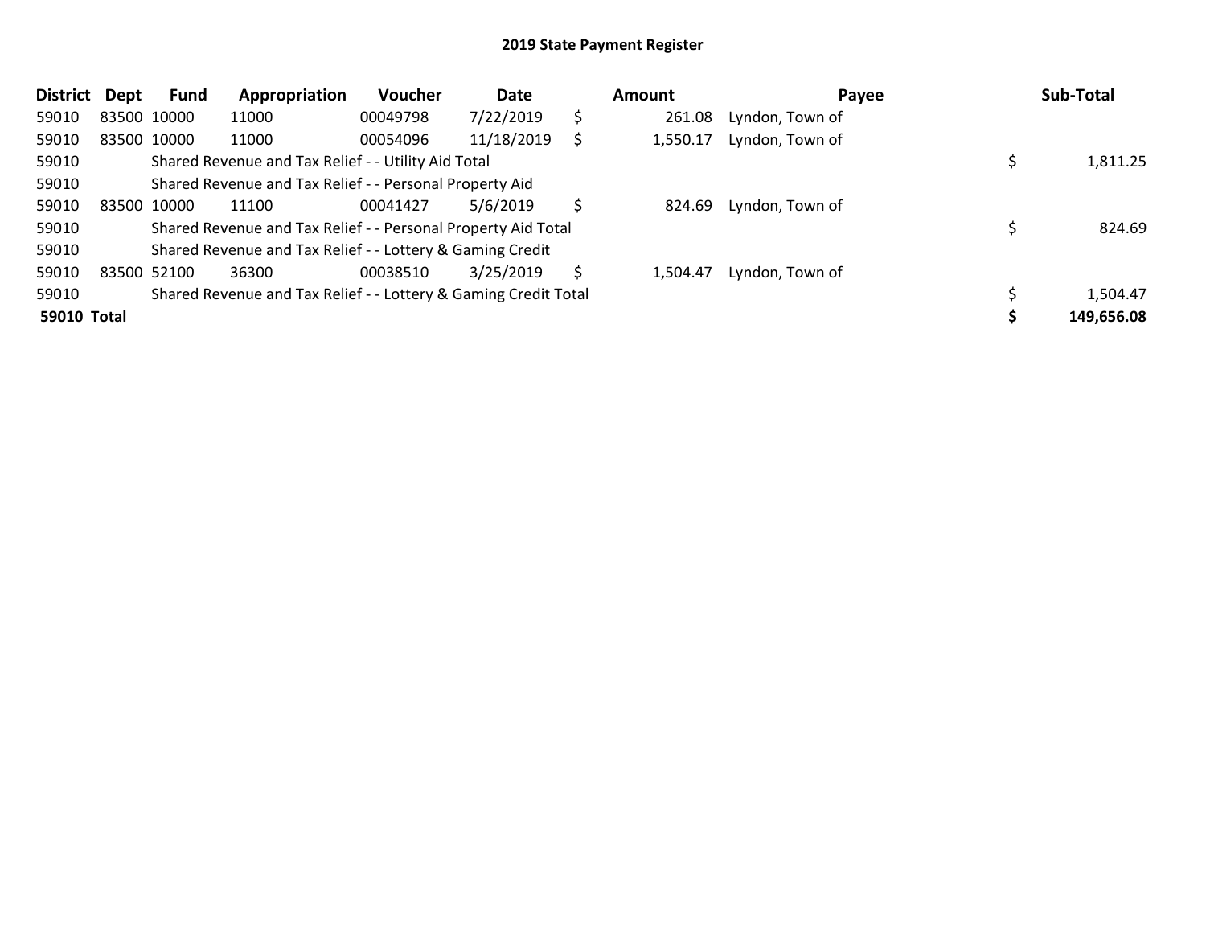## 2019 State Payment Register

| District | Dept | Fund | Appropriation | Voucher | Date | Amount | Payee | Sub-Total |
|---|---|---|---|---|---|---|---|---|
| 59010 | 83500 | 10000 | 11000 | 00049798 | 7/22/2019 | $ 261.08 | Lyndon, Town of | |
| 59010 | 83500 | 10000 | 11000 | 00054096 | 11/18/2019 | $ 1,550.17 | Lyndon, Town of | |
| 59010 | | Shared Revenue and Tax Relief - - Utility Aid Total | | | | | | $ 1,811.25 |
| 59010 | | Shared Revenue and Tax Relief - - Personal Property Aid | | | | | | |
| 59010 | 83500 | 10000 | 11100 | 00041427 | 5/6/2019 | $ 824.69 | Lyndon, Town of | |
| 59010 | | Shared Revenue and Tax Relief - - Personal Property Aid Total | | | | | | $ 824.69 |
| 59010 | | Shared Revenue and Tax Relief - - Lottery & Gaming Credit | | | | | | |
| 59010 | 83500 | 52100 | 36300 | 00038510 | 3/25/2019 | $ 1,504.47 | Lyndon, Town of | |
| 59010 | | Shared Revenue and Tax Relief - - Lottery & Gaming Credit Total | | | | | | $ 1,504.47 |
| **59010 Total** | | | | | | | | **$ 149,656.08** |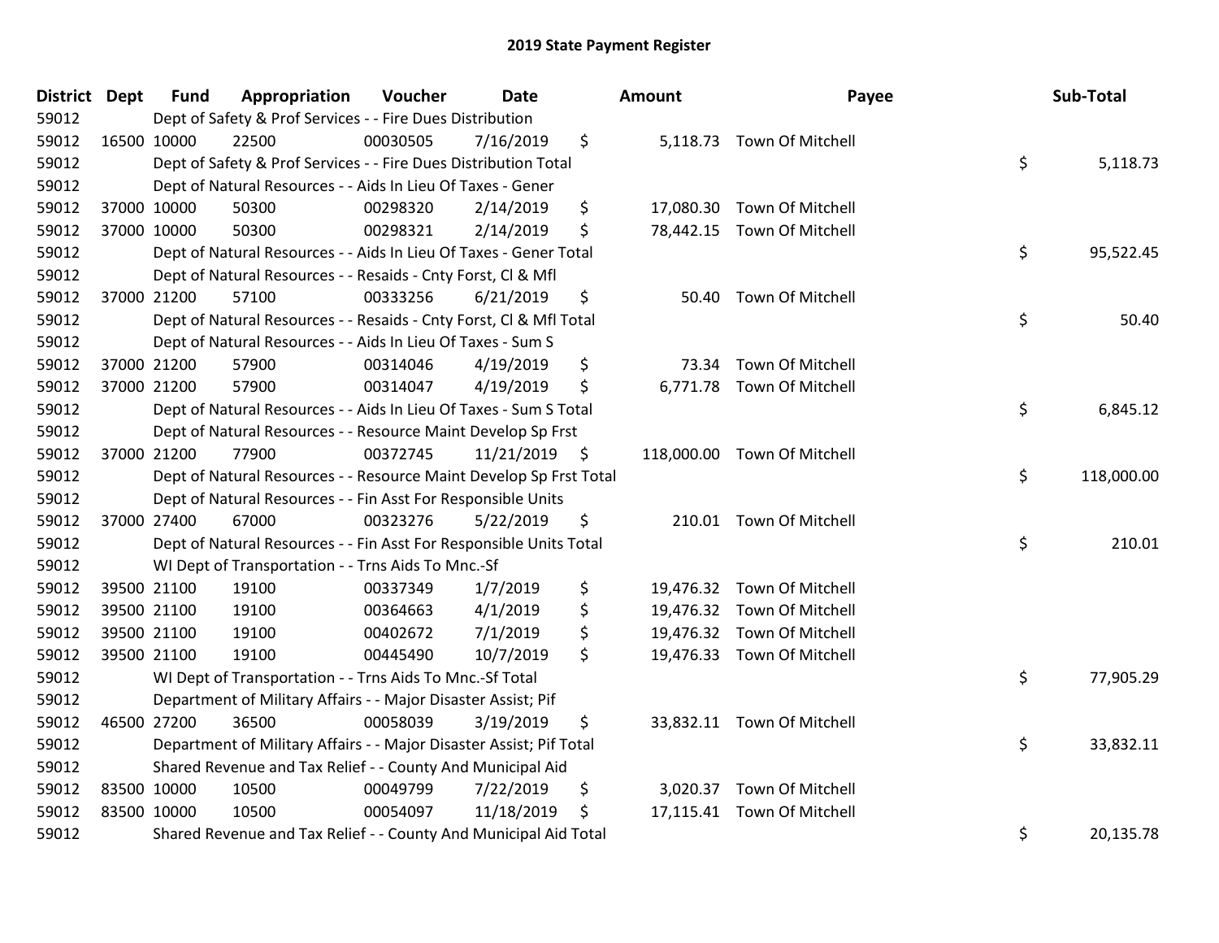# 2019 State Payment Register

| District | Dept | Fund | Appropriation | Voucher | Date | Amount | Payee | Sub-Total |
|---|---|---|---|---|---|---|---|---|
| 59012 | Dept of Safety & Prof Services - - Fire Dues Distribution | | | | | | | |
| 59012 | 16500 | 10000 | 22500 | 00030505 | 7/16/2019 | $ 5,118.73 | Town Of Mitchell | |
| 59012 | Dept of Safety & Prof Services - - Fire Dues Distribution Total | | | | | | | $ 5,118.73 |
| 59012 | Dept of Natural Resources - - Aids In Lieu Of Taxes - Gener | | | | | | | |
| 59012 | 37000 | 10000 | 50300 | 00298320 | 2/14/2019 | $ 17,080.30 | Town Of Mitchell | |
| 59012 | 37000 | 10000 | 50300 | 00298321 | 2/14/2019 | $ 78,442.15 | Town Of Mitchell | |
| 59012 | Dept of Natural Resources - - Aids In Lieu Of Taxes - Gener Total | | | | | | | $ 95,522.45 |
| 59012 | Dept of Natural Resources - - Resaids - Cnty Forst, Cl & Mfl | | | | | | | |
| 59012 | 37000 | 21200 | 57100 | 00333256 | 6/21/2019 | $ 50.40 | Town Of Mitchell | |
| 59012 | Dept of Natural Resources - - Resaids - Cnty Forst, Cl & Mfl Total | | | | | | | $ 50.40 |
| 59012 | Dept of Natural Resources - - Aids In Lieu Of Taxes - Sum S | | | | | | | |
| 59012 | 37000 | 21200 | 57900 | 00314046 | 4/19/2019 | $ 73.34 | Town Of Mitchell | |
| 59012 | 37000 | 21200 | 57900 | 00314047 | 4/19/2019 | $ 6,771.78 | Town Of Mitchell | |
| 59012 | Dept of Natural Resources - - Aids In Lieu Of Taxes - Sum S Total | | | | | | | $ 6,845.12 |
| 59012 | Dept of Natural Resources - - Resource Maint Develop Sp Frst | | | | | | | |
| 59012 | 37000 | 21200 | 77900 | 00372745 | 11/21/2019 | $ 118,000.00 | Town Of Mitchell | |
| 59012 | Dept of Natural Resources - - Resource Maint Develop Sp Frst Total | | | | | | | $ 118,000.00 |
| 59012 | Dept of Natural Resources - - Fin Asst For Responsible Units | | | | | | | |
| 59012 | 37000 | 27400 | 67000 | 00323276 | 5/22/2019 | $ 210.01 | Town Of Mitchell | |
| 59012 | Dept of Natural Resources - - Fin Asst For Responsible Units Total | | | | | | | $ 210.01 |
| 59012 | WI Dept of Transportation - - Trns Aids To Mnc.-Sf | | | | | | | |
| 59012 | 39500 | 21100 | 19100 | 00337349 | 1/7/2019 | $ 19,476.32 | Town Of Mitchell | |
| 59012 | 39500 | 21100 | 19100 | 00364663 | 4/1/2019 | $ 19,476.32 | Town Of Mitchell | |
| 59012 | 39500 | 21100 | 19100 | 00402672 | 7/1/2019 | $ 19,476.32 | Town Of Mitchell | |
| 59012 | 39500 | 21100 | 19100 | 00445490 | 10/7/2019 | $ 19,476.33 | Town Of Mitchell | |
| 59012 | WI Dept of Transportation - - Trns Aids To Mnc.-Sf Total | | | | | | | $ 77,905.29 |
| 59012 | Department of Military Affairs - - Major Disaster Assist; Pif | | | | | | | |
| 59012 | 46500 | 27200 | 36500 | 00058039 | 3/19/2019 | $ 33,832.11 | Town Of Mitchell | |
| 59012 | Department of Military Affairs - - Major Disaster Assist; Pif Total | | | | | | | $ 33,832.11 |
| 59012 | Shared Revenue and Tax Relief - - County And Municipal Aid | | | | | | | |
| 59012 | 83500 | 10000 | 10500 | 00049799 | 7/22/2019 | $ 3,020.37 | Town Of Mitchell | |
| 59012 | 83500 | 10000 | 10500 | 00054097 | 11/18/2019 | $ 17,115.41 | Town Of Mitchell | |
| 59012 | Shared Revenue and Tax Relief - - County And Municipal Aid Total | | | | | | | $ 20,135.78 |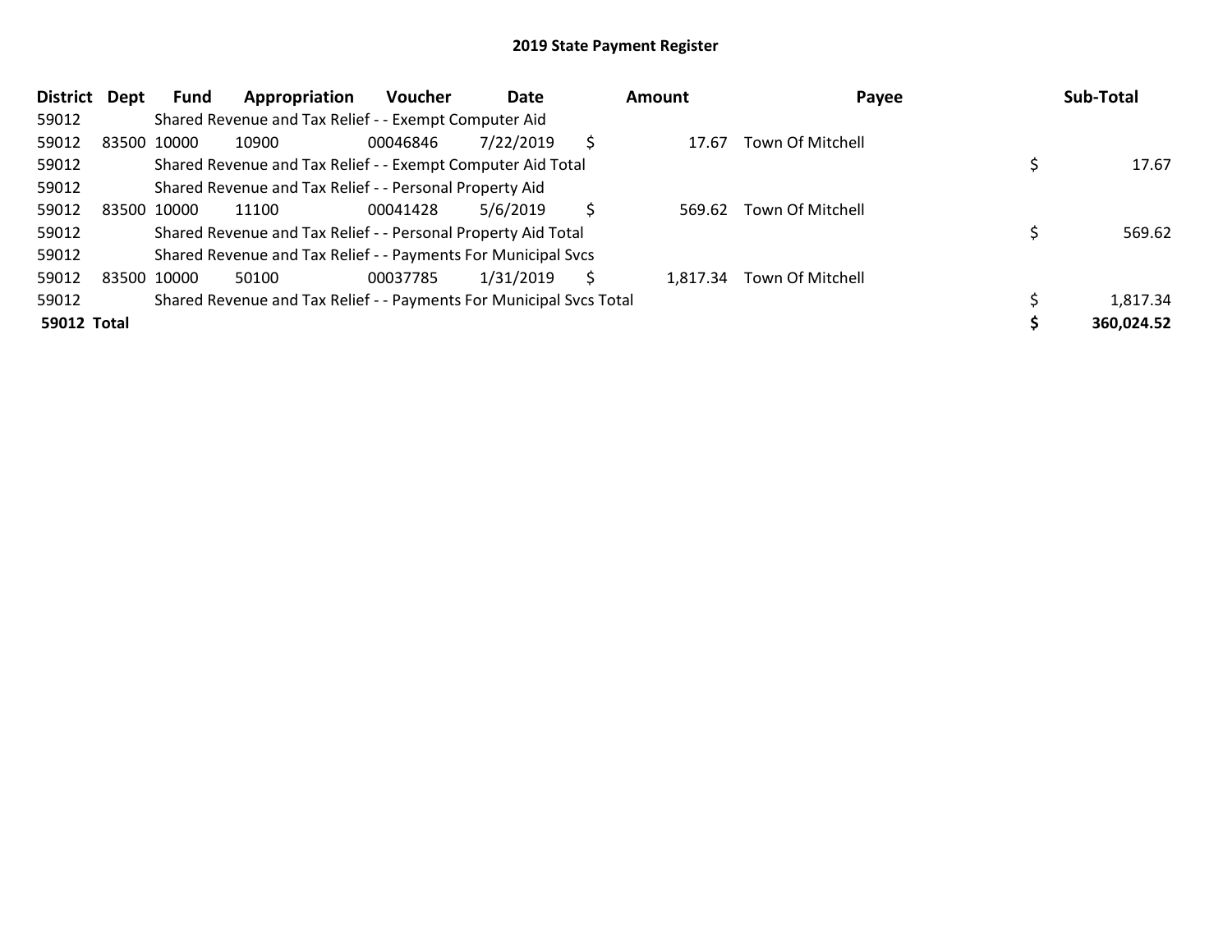# 2019 State Payment Register

| District | Dept | Fund | Appropriation | Voucher | Date | Amount | Payee | Sub-Total |
|---|---|---|---|---|---|---|---|---|
| 59012 | | Shared Revenue and Tax Relief - - Exempt Computer Aid | | | | | | |
| 59012 | 83500 | 10000 | 10900 | 00046846 | 7/22/2019 | $ 17.67 | Town Of Mitchell | |
| 59012 | | Shared Revenue and Tax Relief - - Exempt Computer Aid Total | | | | | | $ 17.67 |
| 59012 | | Shared Revenue and Tax Relief - - Personal Property Aid | | | | | | |
| 59012 | 83500 | 10000 | 11100 | 00041428 | 5/6/2019 | $ 569.62 | Town Of Mitchell | |
| 59012 | | Shared Revenue and Tax Relief - - Personal Property Aid Total | | | | | | $ 569.62 |
| 59012 | | Shared Revenue and Tax Relief - - Payments For Municipal Svcs | | | | | | |
| 59012 | 83500 | 10000 | 50100 | 00037785 | 1/31/2019 | $ 1,817.34 | Town Of Mitchell | |
| 59012 | | Shared Revenue and Tax Relief - - Payments For Municipal Svcs Total | | | | | | $ 1,817.34 |
| **59012 Total** | | | | | | | | **$ 360,024.52** |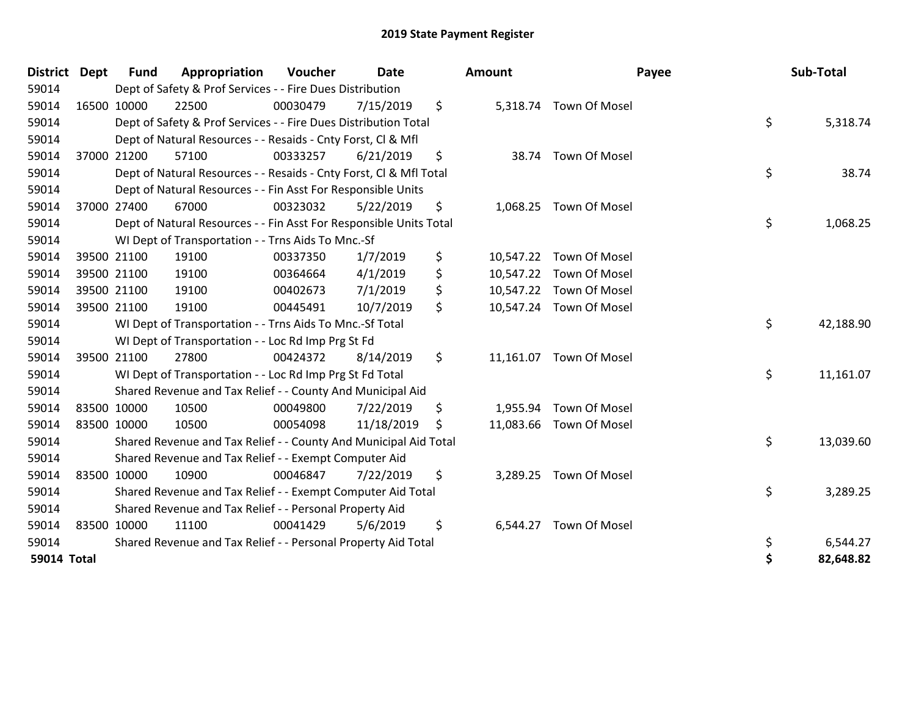# 2019 State Payment Register

| District | Dept | Fund | Appropriation | Voucher | Date | Amount | Payee | Sub-Total |
|---|---|---|---|---|---|---|---|---|
| 59014 | | Dept of Safety & Prof Services - - Fire Dues Distribution | | | | | | |
| 59014 | 16500 | 10000 | 22500 | 00030479 | 7/15/2019 | $ 5,318.74 | Town Of Mosel | |
| 59014 | | Dept of Safety & Prof Services - - Fire Dues Distribution Total | | | | | | $ 5,318.74 |
| 59014 | | Dept of Natural Resources - - Resaids - Cnty Forst, Cl & Mfl | | | | | | |
| 59014 | 37000 | 21200 | 57100 | 00333257 | 6/21/2019 | $ 38.74 | Town Of Mosel | |
| 59014 | | Dept of Natural Resources - - Resaids - Cnty Forst, Cl & Mfl Total | | | | | | $ 38.74 |
| 59014 | | Dept of Natural Resources - - Fin Asst For Responsible Units | | | | | | |
| 59014 | 37000 | 27400 | 67000 | 00323032 | 5/22/2019 | $ 1,068.25 | Town Of Mosel | |
| 59014 | | Dept of Natural Resources - - Fin Asst For Responsible Units Total | | | | | | $ 1,068.25 |
| 59014 | | WI Dept of Transportation - - Trns Aids To Mnc.-Sf | | | | | | |
| 59014 | 39500 | 21100 | 19100 | 00337350 | 1/7/2019 | $ 10,547.22 | Town Of Mosel | |
| 59014 | 39500 | 21100 | 19100 | 00364664 | 4/1/2019 | $ 10,547.22 | Town Of Mosel | |
| 59014 | 39500 | 21100 | 19100 | 00402673 | 7/1/2019 | $ 10,547.22 | Town Of Mosel | |
| 59014 | 39500 | 21100 | 19100 | 00445491 | 10/7/2019 | $ 10,547.24 | Town Of Mosel | |
| 59014 | | WI Dept of Transportation - - Trns Aids To Mnc.-Sf Total | | | | | | $ 42,188.90 |
| 59014 | | WI Dept of Transportation - - Loc Rd Imp Prg St Fd | | | | | | |
| 59014 | 39500 | 21100 | 27800 | 00424372 | 8/14/2019 | $ 11,161.07 | Town Of Mosel | |
| 59014 | | WI Dept of Transportation - - Loc Rd Imp Prg St Fd Total | | | | | | $ 11,161.07 |
| 59014 | | Shared Revenue and Tax Relief - - County And Municipal Aid | | | | | | |
| 59014 | 83500 | 10000 | 10500 | 00049800 | 7/22/2019 | $ 1,955.94 | Town Of Mosel | |
| 59014 | 83500 | 10000 | 10500 | 00054098 | 11/18/2019 | $ 11,083.66 | Town Of Mosel | |
| 59014 | | Shared Revenue and Tax Relief - - County And Municipal Aid Total | | | | | | $ 13,039.60 |
| 59014 | | Shared Revenue and Tax Relief - - Exempt Computer Aid | | | | | | |
| 59014 | 83500 | 10000 | 10900 | 00046847 | 7/22/2019 | $ 3,289.25 | Town Of Mosel | |
| 59014 | | Shared Revenue and Tax Relief - - Exempt Computer Aid Total | | | | | | $ 3,289.25 |
| 59014 | | Shared Revenue and Tax Relief - - Personal Property Aid | | | | | | |
| 59014 | 83500 | 10000 | 11100 | 00041429 | 5/6/2019 | $ 6,544.27 | Town Of Mosel | |
| 59014 | | Shared Revenue and Tax Relief - - Personal Property Aid Total | | | | | | $ 6,544.27 |
| **59014 Total** | | | | | | | | **$ 82,648.82** |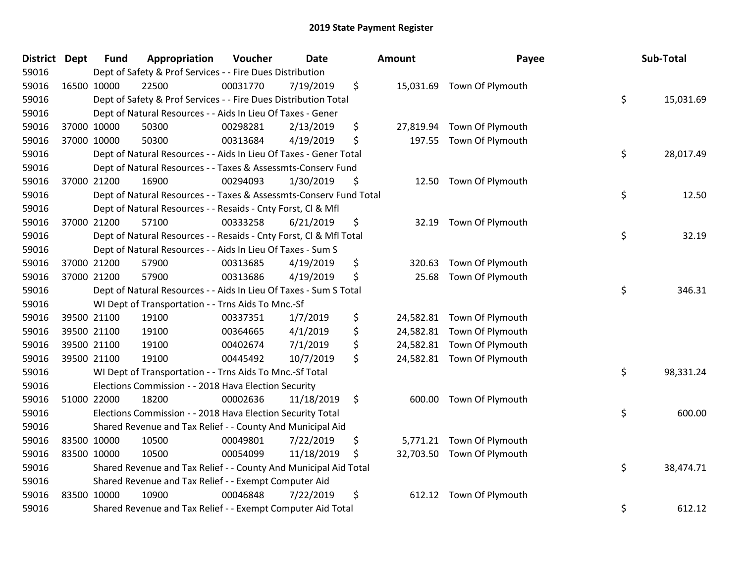# 2019 State Payment Register

| District | Dept | Fund | Appropriation | Voucher | Date | Amount | Payee | Sub-Total |
|---|---|---|---|---|---|---|---|---|
| 59016 | Dept of Safety & Prof Services - - Fire Dues Distribution | | | | | | | |
| 59016 | 16500 | 10000 | 22500 | 00031770 | 7/19/2019 | $ 15,031.69 | Town Of Plymouth | |
| 59016 | Dept of Safety & Prof Services - - Fire Dues Distribution Total | | | | | | | $ 15,031.69 |
| 59016 | Dept of Natural Resources - - Aids In Lieu Of Taxes - Gener | | | | | | | |
| 59016 | 37000 | 10000 | 50300 | 00298281 | 2/13/2019 | $ 27,819.94 | Town Of Plymouth | |
| 59016 | 37000 | 10000 | 50300 | 00313684 | 4/19/2019 | $ 197.55 | Town Of Plymouth | |
| 59016 | Dept of Natural Resources - - Aids In Lieu Of Taxes - Gener Total | | | | | | | $ 28,017.49 |
| 59016 | Dept of Natural Resources - - Taxes & Assessmts-Conserv Fund | | | | | | | |
| 59016 | 37000 | 21200 | 16900 | 00294093 | 1/30/2019 | $ 12.50 | Town Of Plymouth | |
| 59016 | Dept of Natural Resources - - Taxes & Assessmts-Conserv Fund Total | | | | | | | $ 12.50 |
| 59016 | Dept of Natural Resources - - Resaids - Cnty Forst, Cl & Mfl | | | | | | | |
| 59016 | 37000 | 21200 | 57100 | 00333258 | 6/21/2019 | $ 32.19 | Town Of Plymouth | |
| 59016 | Dept of Natural Resources - - Resaids - Cnty Forst, Cl & Mfl Total | | | | | | | $ 32.19 |
| 59016 | Dept of Natural Resources - - Aids In Lieu Of Taxes - Sum S | | | | | | | |
| 59016 | 37000 | 21200 | 57900 | 00313685 | 4/19/2019 | $ 320.63 | Town Of Plymouth | |
| 59016 | 37000 | 21200 | 57900 | 00313686 | 4/19/2019 | $ 25.68 | Town Of Plymouth | |
| 59016 | Dept of Natural Resources - - Aids In Lieu Of Taxes - Sum S Total | | | | | | | $ 346.31 |
| 59016 | WI Dept of Transportation - - Trns Aids To Mnc.-Sf | | | | | | | |
| 59016 | 39500 | 21100 | 19100 | 00337351 | 1/7/2019 | $ 24,582.81 | Town Of Plymouth | |
| 59016 | 39500 | 21100 | 19100 | 00364665 | 4/1/2019 | $ 24,582.81 | Town Of Plymouth | |
| 59016 | 39500 | 21100 | 19100 | 00402674 | 7/1/2019 | $ 24,582.81 | Town Of Plymouth | |
| 59016 | 39500 | 21100 | 19100 | 00445492 | 10/7/2019 | $ 24,582.81 | Town Of Plymouth | |
| 59016 | WI Dept of Transportation - - Trns Aids To Mnc.-Sf Total | | | | | | | $ 98,331.24 |
| 59016 | Elections Commission - - 2018 Hava Election Security | | | | | | | |
| 59016 | 51000 | 22000 | 18200 | 00002636 | 11/18/2019 | $ 600.00 | Town Of Plymouth | |
| 59016 | Elections Commission - - 2018 Hava Election Security Total | | | | | | | $ 600.00 |
| 59016 | Shared Revenue and Tax Relief - - County And Municipal Aid | | | | | | | |
| 59016 | 83500 | 10000 | 10500 | 00049801 | 7/22/2019 | $ 5,771.21 | Town Of Plymouth | |
| 59016 | 83500 | 10000 | 10500 | 00054099 | 11/18/2019 | $ 32,703.50 | Town Of Plymouth | |
| 59016 | Shared Revenue and Tax Relief - - County And Municipal Aid Total | | | | | | | $ 38,474.71 |
| 59016 | Shared Revenue and Tax Relief - - Exempt Computer Aid | | | | | | | |
| 59016 | 83500 | 10000 | 10900 | 00046848 | 7/22/2019 | $ 612.12 | Town Of Plymouth | |
| 59016 | Shared Revenue and Tax Relief - - Exempt Computer Aid Total | | | | | | | $ 612.12 |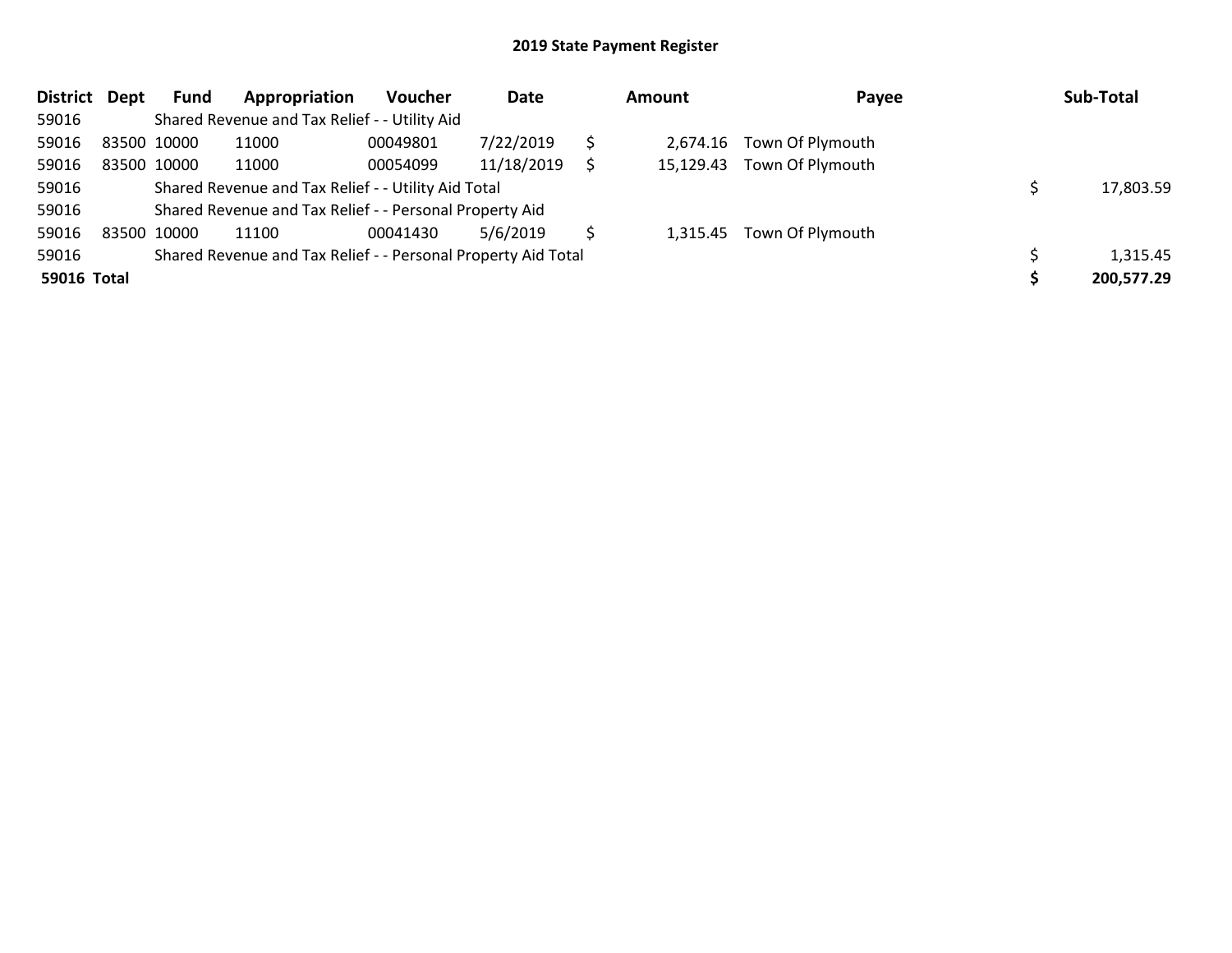# 2019 State Payment Register

| District | Dept | Fund | Appropriation | Voucher | Date | Amount | Payee | Sub-Total |
|---|---|---|---|---|---|---|---|---|
| 59016 | | Shared Revenue and Tax Relief - - Utility Aid | | | | | | |
| 59016 | 83500 | 10000 | 11000 | 00049801 | 7/22/2019 | $ 2,674.16 | Town Of Plymouth | |
| 59016 | 83500 | 10000 | 11000 | 00054099 | 11/18/2019 | $ 15,129.43 | Town Of Plymouth | |
| 59016 | | Shared Revenue and Tax Relief - - Utility Aid Total | | | | | | $ 17,803.59 |
| 59016 | | Shared Revenue and Tax Relief - - Personal Property Aid | | | | | | |
| 59016 | 83500 | 10000 | 11100 | 00041430 | 5/6/2019 | $ 1,315.45 | Town Of Plymouth | |
| 59016 | | Shared Revenue and Tax Relief - - Personal Property Aid Total | | | | | | $ 1,315.45 |
| **59016 Total** | | | | | | | | **$ 200,577.29** |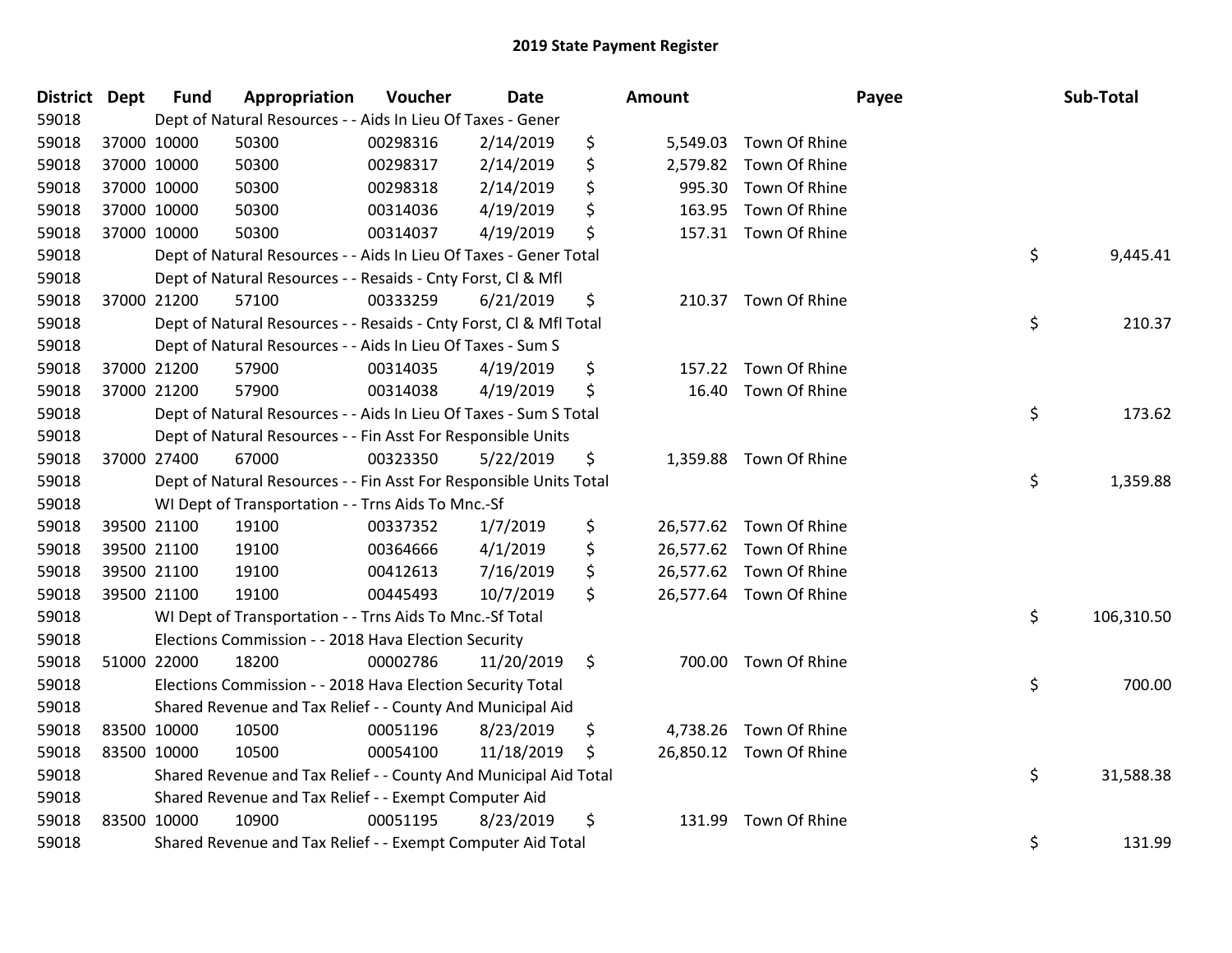# 2019 State Payment Register

| District | Dept | Fund | Appropriation | Voucher | Date | | Amount | Payee | | Sub-Total |
|---|---|---|---|---|---|---|---|---|---|---|
| 59018 | | Dept of Natural Resources - - Aids In Lieu Of Taxes - Gener | | | | | | | | |
| 59018 | 37000 | 10000 | 50300 | 00298316 | 2/14/2019 | $ | 5,549.03 | Town Of Rhine | | |
| 59018 | 37000 | 10000 | 50300 | 00298317 | 2/14/2019 | $ | 2,579.82 | Town Of Rhine | | |
| 59018 | 37000 | 10000 | 50300 | 00298318 | 2/14/2019 | $ | 995.30 | Town Of Rhine | | |
| 59018 | 37000 | 10000 | 50300 | 00314036 | 4/19/2019 | $ | 163.95 | Town Of Rhine | | |
| 59018 | 37000 | 10000 | 50300 | 00314037 | 4/19/2019 | $ | 157.31 | Town Of Rhine | | |
| 59018 | | Dept of Natural Resources - - Aids In Lieu Of Taxes - Gener Total | | | | | | | $ | 9,445.41 |
| 59018 | | Dept of Natural Resources - - Resaids - Cnty Forst, Cl & Mfl | | | | | | | | |
| 59018 | 37000 | 21200 | 57100 | 00333259 | 6/21/2019 | $ | 210.37 | Town Of Rhine | | |
| 59018 | | Dept of Natural Resources - - Resaids - Cnty Forst, Cl & Mfl Total | | | | | | | $ | 210.37 |
| 59018 | | Dept of Natural Resources - - Aids In Lieu Of Taxes - Sum S | | | | | | | | |
| 59018 | 37000 | 21200 | 57900 | 00314035 | 4/19/2019 | $ | 157.22 | Town Of Rhine | | |
| 59018 | 37000 | 21200 | 57900 | 00314038 | 4/19/2019 | $ | 16.40 | Town Of Rhine | | |
| 59018 | | Dept of Natural Resources - - Aids In Lieu Of Taxes - Sum S Total | | | | | | | $ | 173.62 |
| 59018 | | Dept of Natural Resources - - Fin Asst For Responsible Units | | | | | | | | |
| 59018 | 37000 | 27400 | 67000 | 00323350 | 5/22/2019 | $ | 1,359.88 | Town Of Rhine | | |
| 59018 | | Dept of Natural Resources - - Fin Asst For Responsible Units Total | | | | | | | $ | 1,359.88 |
| 59018 | | WI Dept of Transportation - - Trns Aids To Mnc.-Sf | | | | | | | | |
| 59018 | 39500 | 21100 | 19100 | 00337352 | 1/7/2019 | $ | 26,577.62 | Town Of Rhine | | |
| 59018 | 39500 | 21100 | 19100 | 00364666 | 4/1/2019 | $ | 26,577.62 | Town Of Rhine | | |
| 59018 | 39500 | 21100 | 19100 | 00412613 | 7/16/2019 | $ | 26,577.62 | Town Of Rhine | | |
| 59018 | 39500 | 21100 | 19100 | 00445493 | 10/7/2019 | $ | 26,577.64 | Town Of Rhine | | |
| 59018 | | WI Dept of Transportation - - Trns Aids To Mnc.-Sf Total | | | | | | | $ | 106,310.50 |
| 59018 | | Elections Commission - - 2018 Hava Election Security | | | | | | | | |
| 59018 | 51000 | 22000 | 18200 | 00002786 | 11/20/2019 | $ | 700.00 | Town Of Rhine | | |
| 59018 | | Elections Commission - - 2018 Hava Election Security Total | | | | | | | $ | 700.00 |
| 59018 | | Shared Revenue and Tax Relief - - County And Municipal Aid | | | | | | | | |
| 59018 | 83500 | 10000 | 10500 | 00051196 | 8/23/2019 | $ | 4,738.26 | Town Of Rhine | | |
| 59018 | 83500 | 10000 | 10500 | 00054100 | 11/18/2019 | $ | 26,850.12 | Town Of Rhine | | |
| 59018 | | Shared Revenue and Tax Relief - - County And Municipal Aid Total | | | | | | | $ | 31,588.38 |
| 59018 | | Shared Revenue and Tax Relief - - Exempt Computer Aid | | | | | | | | |
| 59018 | 83500 | 10000 | 10900 | 00051195 | 8/23/2019 | $ | 131.99 | Town Of Rhine | | |
| 59018 | | Shared Revenue and Tax Relief - - Exempt Computer Aid Total | | | | | | | $ | 131.99 |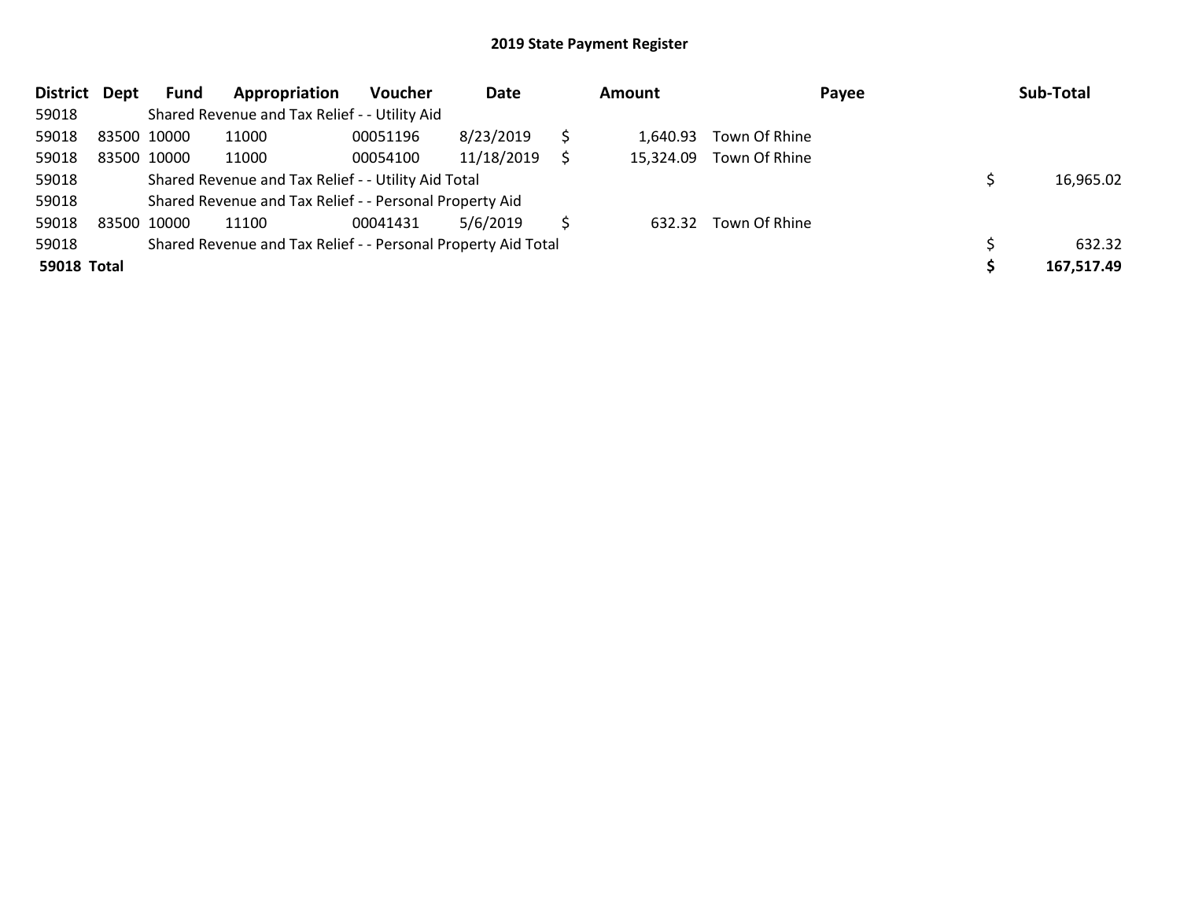# 2019 State Payment Register

| District | Dept | Fund | Appropriation | Voucher | Date | Amount | Payee | Sub-Total |
|---|---|---|---|---|---|---|---|---|
| 59018 | | Shared Revenue and Tax Relief - - Utility Aid | | | | | | |
| 59018 | 83500 | 10000 | 11000 | 00051196 | 8/23/2019 | $ 1,640.93 | Town Of Rhine | |
| 59018 | 83500 | 10000 | 11000 | 00054100 | 11/18/2019 | $ 15,324.09 | Town Of Rhine | |
| 59018 | | Shared Revenue and Tax Relief - - Utility Aid Total | | | | | | $ 16,965.02 |
| 59018 | | Shared Revenue and Tax Relief - - Personal Property Aid | | | | | | |
| 59018 | 83500 | 10000 | 11100 | 00041431 | 5/6/2019 | $ 632.32 | Town Of Rhine | |
| 59018 | | Shared Revenue and Tax Relief - - Personal Property Aid Total | | | | | | $ 632.32 |
| **59018 Total** | | | | | | | | **$ 167,517.49** |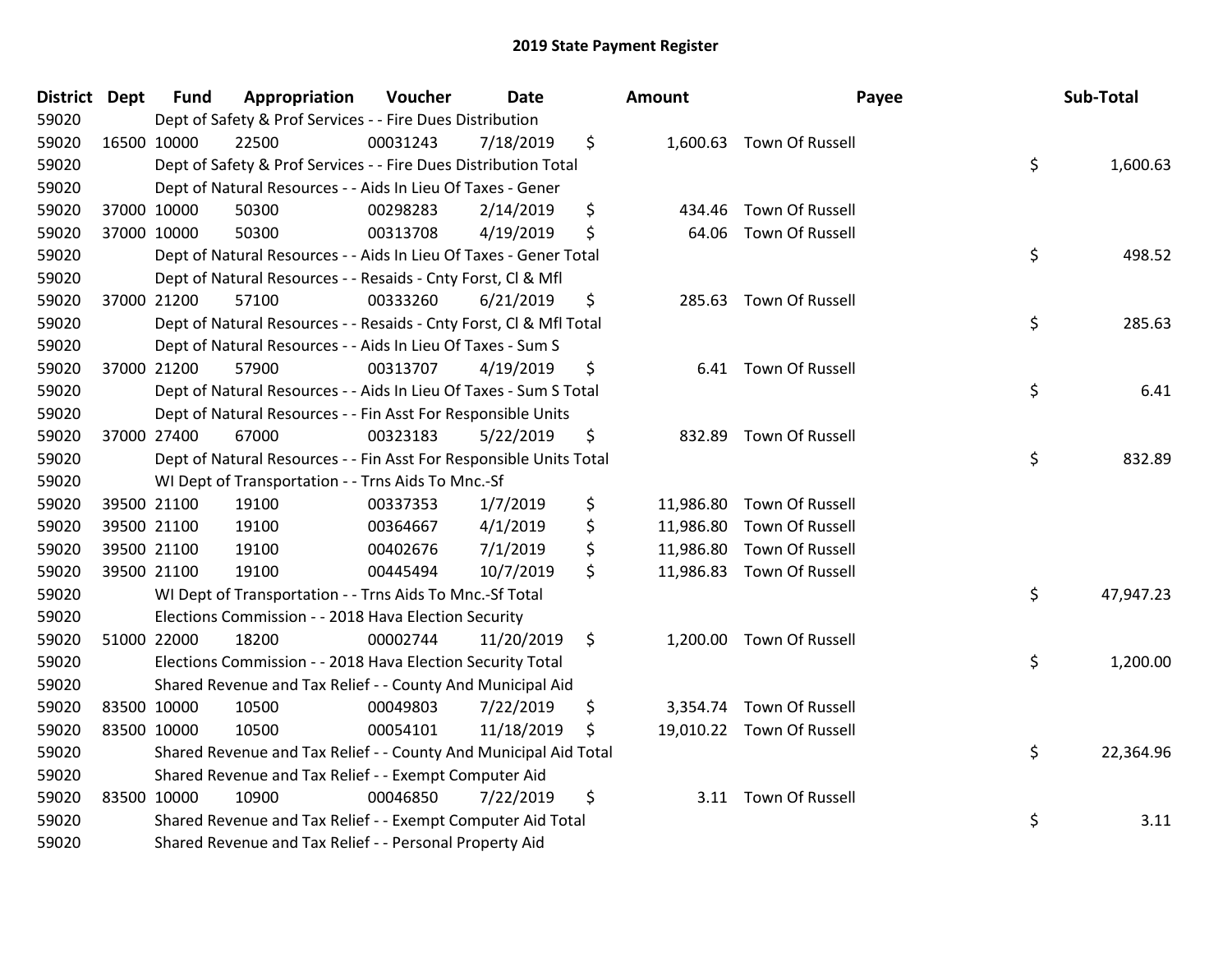# 2019 State Payment Register

| District | Dept | Fund | Appropriation | Voucher | Date | Amount | Payee | Sub-Total |
|---|---|---|---|---|---|---|---|---|
| 59020 | | Dept of Safety & Prof Services - - Fire Dues Distribution | | | | | | |
| 59020 | 16500 | 10000 | 22500 | 00031243 | 7/18/2019 | $ 1,600.63 | Town Of Russell | |
| 59020 | | Dept of Safety & Prof Services - - Fire Dues Distribution Total | | | | | | $ 1,600.63 |
| 59020 | | Dept of Natural Resources - - Aids In Lieu Of Taxes - Gener | | | | | | |
| 59020 | 37000 | 10000 | 50300 | 00298283 | 2/14/2019 | $ 434.46 | Town Of Russell | |
| 59020 | 37000 | 10000 | 50300 | 00313708 | 4/19/2019 | $ 64.06 | Town Of Russell | |
| 59020 | | Dept of Natural Resources - - Aids In Lieu Of Taxes - Gener Total | | | | | | $ 498.52 |
| 59020 | | Dept of Natural Resources - - Resaids - Cnty Forst, Cl & Mfl | | | | | | |
| 59020 | 37000 | 21200 | 57100 | 00333260 | 6/21/2019 | $ 285.63 | Town Of Russell | |
| 59020 | | Dept of Natural Resources - - Resaids - Cnty Forst, Cl & Mfl Total | | | | | | $ 285.63 |
| 59020 | | Dept of Natural Resources - - Aids In Lieu Of Taxes - Sum S | | | | | | |
| 59020 | 37000 | 21200 | 57900 | 00313707 | 4/19/2019 | $ 6.41 | Town Of Russell | |
| 59020 | | Dept of Natural Resources - - Aids In Lieu Of Taxes - Sum S Total | | | | | | $ 6.41 |
| 59020 | | Dept of Natural Resources - - Fin Asst For Responsible Units | | | | | | |
| 59020 | 37000 | 27400 | 67000 | 00323183 | 5/22/2019 | $ 832.89 | Town Of Russell | |
| 59020 | | Dept of Natural Resources - - Fin Asst For Responsible Units Total | | | | | | $ 832.89 |
| 59020 | | WI Dept of Transportation - - Trns Aids To Mnc.-Sf | | | | | | |
| 59020 | 39500 | 21100 | 19100 | 00337353 | 1/7/2019 | $ 11,986.80 | Town Of Russell | |
| 59020 | 39500 | 21100 | 19100 | 00364667 | 4/1/2019 | $ 11,986.80 | Town Of Russell | |
| 59020 | 39500 | 21100 | 19100 | 00402676 | 7/1/2019 | $ 11,986.80 | Town Of Russell | |
| 59020 | 39500 | 21100 | 19100 | 00445494 | 10/7/2019 | $ 11,986.83 | Town Of Russell | |
| 59020 | | WI Dept of Transportation - - Trns Aids To Mnc.-Sf Total | | | | | | $ 47,947.23 |
| 59020 | | Elections Commission - - 2018 Hava Election Security | | | | | | |
| 59020 | 51000 | 22000 | 18200 | 00002744 | 11/20/2019 | $ 1,200.00 | Town Of Russell | |
| 59020 | | Elections Commission - - 2018 Hava Election Security Total | | | | | | $ 1,200.00 |
| 59020 | | Shared Revenue and Tax Relief - - County And Municipal Aid | | | | | | |
| 59020 | 83500 | 10000 | 10500 | 00049803 | 7/22/2019 | $ 3,354.74 | Town Of Russell | |
| 59020 | 83500 | 10000 | 10500 | 00054101 | 11/18/2019 | $ 19,010.22 | Town Of Russell | |
| 59020 | | Shared Revenue and Tax Relief - - County And Municipal Aid Total | | | | | | $ 22,364.96 |
| 59020 | | Shared Revenue and Tax Relief - - Exempt Computer Aid | | | | | | |
| 59020 | 83500 | 10000 | 10900 | 00046850 | 7/22/2019 | $ 3.11 | Town Of Russell | |
| 59020 | | Shared Revenue and Tax Relief - - Exempt Computer Aid Total | | | | | | $ 3.11 |
| 59020 | | Shared Revenue and Tax Relief - - Personal Property Aid | | | | | | |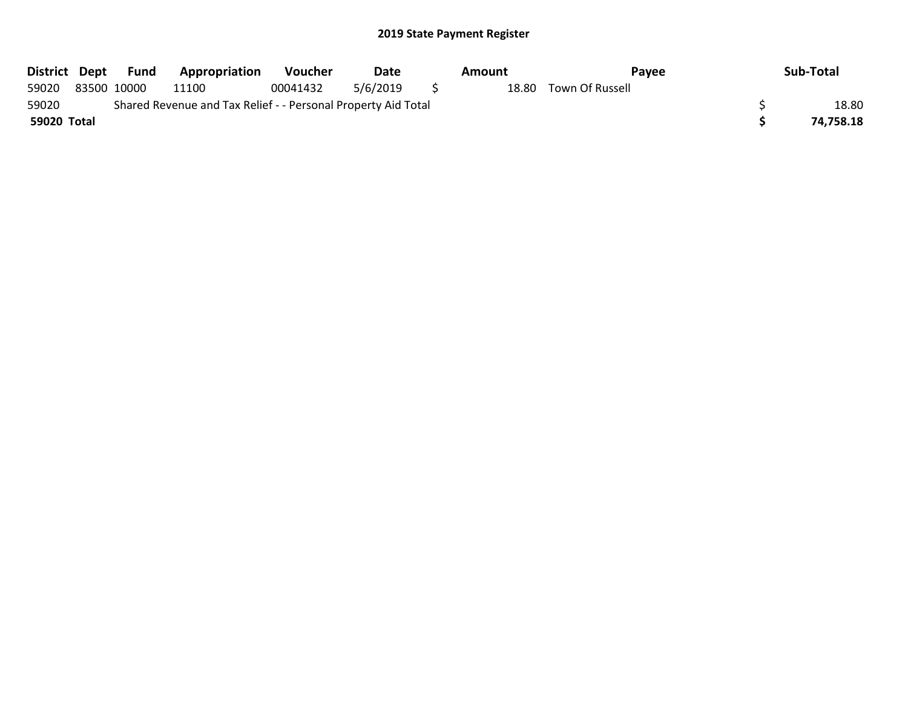## 2019 State Payment Register

| District | Dept | Fund | Appropriation | Voucher | Date | Amount | Payee | Sub-Total |
|---|---|---|---|---|---|---|---|---|
| 59020 | 83500 | 10000 | 11100 | 00041432 | 5/6/2019 | $ 18.80 | Town Of Russell | |
| 59020 | Shared Revenue and Tax Relief - - Personal Property Aid Total | | | | | | | $ 18.80 |
| **59020 Total** | | | | | | | | **$ 74,758.18** |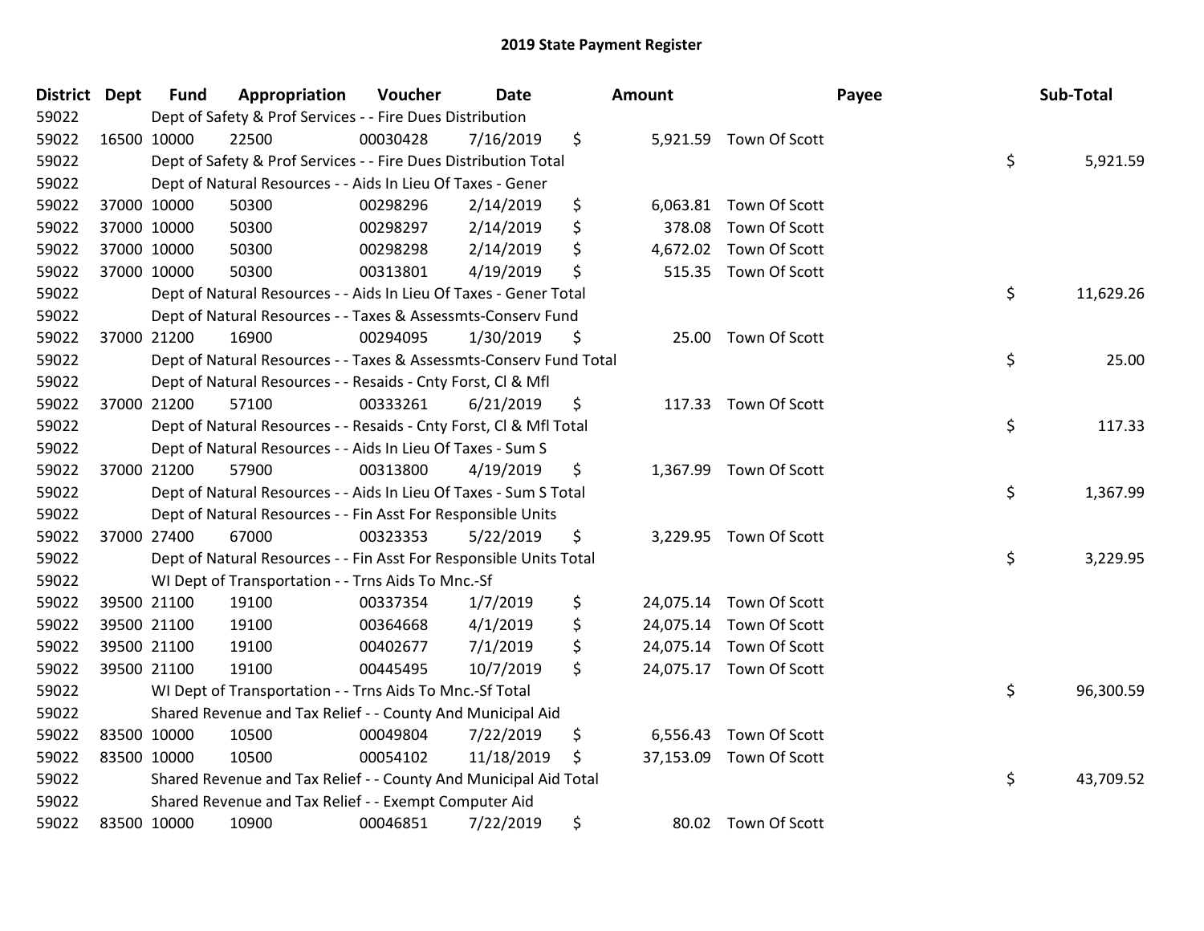# 2019 State Payment Register

| District | Dept | Fund | Appropriation | Voucher | Date | Amount | Payee | Sub-Total |
|---|---|---|---|---|---|---|---|---|
| 59022 | | Dept of Safety & Prof Services - - Fire Dues Distribution | | | | | | |
| 59022 | 16500 | 10000 | 22500 | 00030428 | 7/16/2019 | $ 5,921.59 | Town Of Scott | |
| 59022 | | Dept of Safety & Prof Services - - Fire Dues Distribution Total | | | | | | $ 5,921.59 |
| 59022 | | Dept of Natural Resources - - Aids In Lieu Of Taxes - Gener | | | | | | |
| 59022 | 37000 | 10000 | 50300 | 00298296 | 2/14/2019 | $ 6,063.81 | Town Of Scott | |
| 59022 | 37000 | 10000 | 50300 | 00298297 | 2/14/2019 | $ 378.08 | Town Of Scott | |
| 59022 | 37000 | 10000 | 50300 | 00298298 | 2/14/2019 | $ 4,672.02 | Town Of Scott | |
| 59022 | 37000 | 10000 | 50300 | 00313801 | 4/19/2019 | $ 515.35 | Town Of Scott | |
| 59022 | | Dept of Natural Resources - - Aids In Lieu Of Taxes - Gener Total | | | | | | $ 11,629.26 |
| 59022 | | Dept of Natural Resources - - Taxes & Assessmts-Conserv Fund | | | | | | |
| 59022 | 37000 | 21200 | 16900 | 00294095 | 1/30/2019 | $ 25.00 | Town Of Scott | |
| 59022 | | Dept of Natural Resources - - Taxes & Assessmts-Conserv Fund Total | | | | | | $ 25.00 |
| 59022 | | Dept of Natural Resources - - Resaids - Cnty Forst, Cl & Mfl | | | | | | |
| 59022 | 37000 | 21200 | 57100 | 00333261 | 6/21/2019 | $ 117.33 | Town Of Scott | |
| 59022 | | Dept of Natural Resources - - Resaids - Cnty Forst, Cl & Mfl Total | | | | | | $ 117.33 |
| 59022 | | Dept of Natural Resources - - Aids In Lieu Of Taxes - Sum S | | | | | | |
| 59022 | 37000 | 21200 | 57900 | 00313800 | 4/19/2019 | $ 1,367.99 | Town Of Scott | |
| 59022 | | Dept of Natural Resources - - Aids In Lieu Of Taxes - Sum S Total | | | | | | $ 1,367.99 |
| 59022 | | Dept of Natural Resources - - Fin Asst For Responsible Units | | | | | | |
| 59022 | 37000 | 27400 | 67000 | 00323353 | 5/22/2019 | $ 3,229.95 | Town Of Scott | |
| 59022 | | Dept of Natural Resources - - Fin Asst For Responsible Units Total | | | | | | $ 3,229.95 |
| 59022 | | WI Dept of Transportation - - Trns Aids To Mnc.-Sf | | | | | | |
| 59022 | 39500 | 21100 | 19100 | 00337354 | 1/7/2019 | $ 24,075.14 | Town Of Scott | |
| 59022 | 39500 | 21100 | 19100 | 00364668 | 4/1/2019 | $ 24,075.14 | Town Of Scott | |
| 59022 | 39500 | 21100 | 19100 | 00402677 | 7/1/2019 | $ 24,075.14 | Town Of Scott | |
| 59022 | 39500 | 21100 | 19100 | 00445495 | 10/7/2019 | $ 24,075.17 | Town Of Scott | |
| 59022 | | WI Dept of Transportation - - Trns Aids To Mnc.-Sf Total | | | | | | $ 96,300.59 |
| 59022 | | Shared Revenue and Tax Relief - - County And Municipal Aid | | | | | | |
| 59022 | 83500 | 10000 | 10500 | 00049804 | 7/22/2019 | $ 6,556.43 | Town Of Scott | |
| 59022 | 83500 | 10000 | 10500 | 00054102 | 11/18/2019 | $ 37,153.09 | Town Of Scott | |
| 59022 | | Shared Revenue and Tax Relief - - County And Municipal Aid Total | | | | | | $ 43,709.52 |
| 59022 | | Shared Revenue and Tax Relief - - Exempt Computer Aid | | | | | | |
| 59022 | 83500 | 10000 | 10900 | 00046851 | 7/22/2019 | $ 80.02 | Town Of Scott | |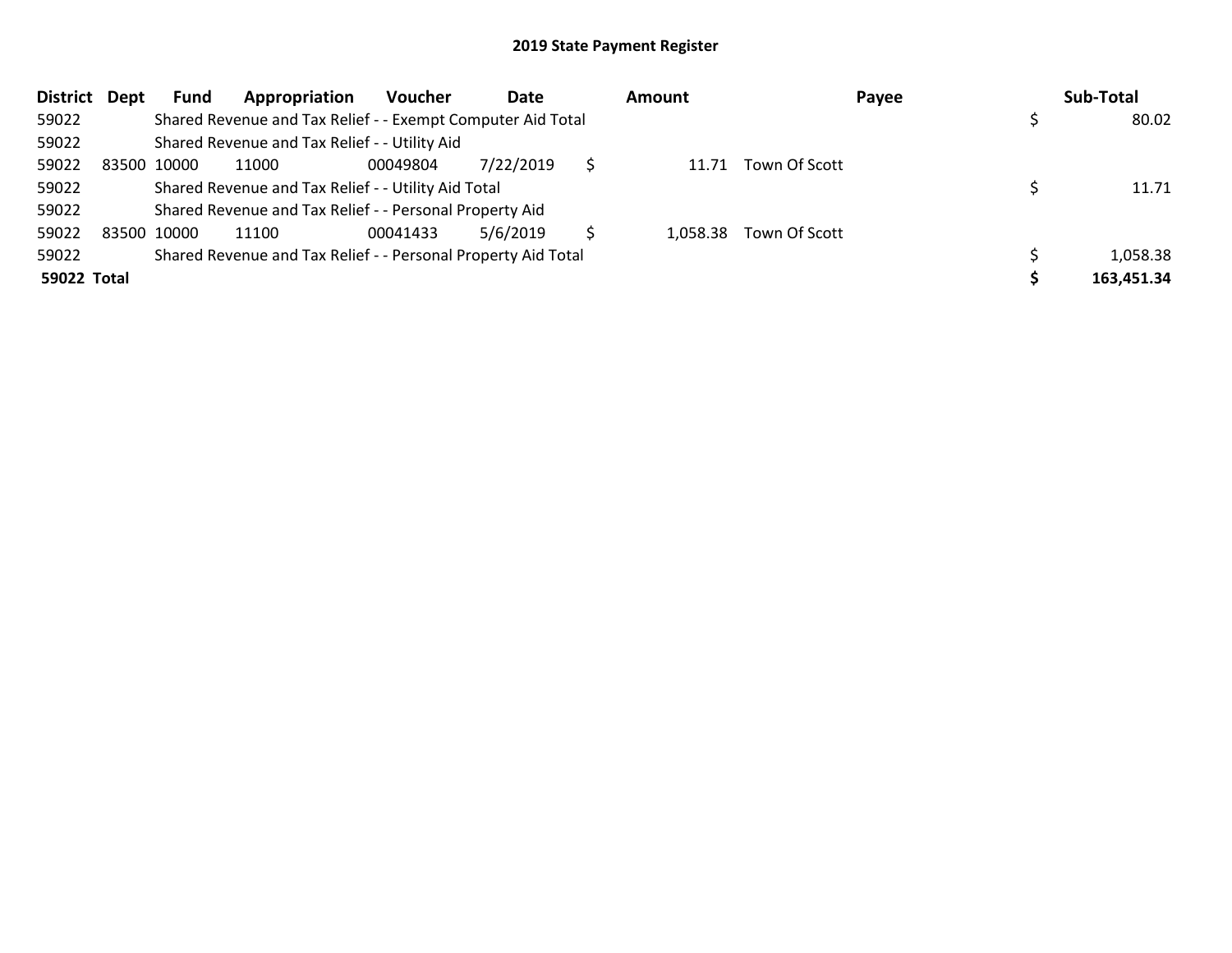## 2019 State Payment Register

| District | Dept | Fund | Appropriation | Voucher | Date | Amount | Payee | Sub-Total |
|---|---|---|---|---|---|---|---|---|
| 59022 | | Shared Revenue and Tax Relief - - Exempt Computer Aid Total | | | | | | $ 80.02 |
| 59022 | | Shared Revenue and Tax Relief - - Utility Aid | | | | | | |
| 59022 | 83500 | 10000 | 11000 | 00049804 | 7/22/2019 | $ 11.71 | Town Of Scott | |
| 59022 | | Shared Revenue and Tax Relief - - Utility Aid Total | | | | | | $ 11.71 |
| 59022 | | Shared Revenue and Tax Relief - - Personal Property Aid | | | | | | |
| 59022 | 83500 | 10000 | 11100 | 00041433 | 5/6/2019 | $ 1,058.38 | Town Of Scott | |
| 59022 | | Shared Revenue and Tax Relief - - Personal Property Aid Total | | | | | | $ 1,058.38 |
| **59022 Total** | | | | | | | | **$ 163,451.34** |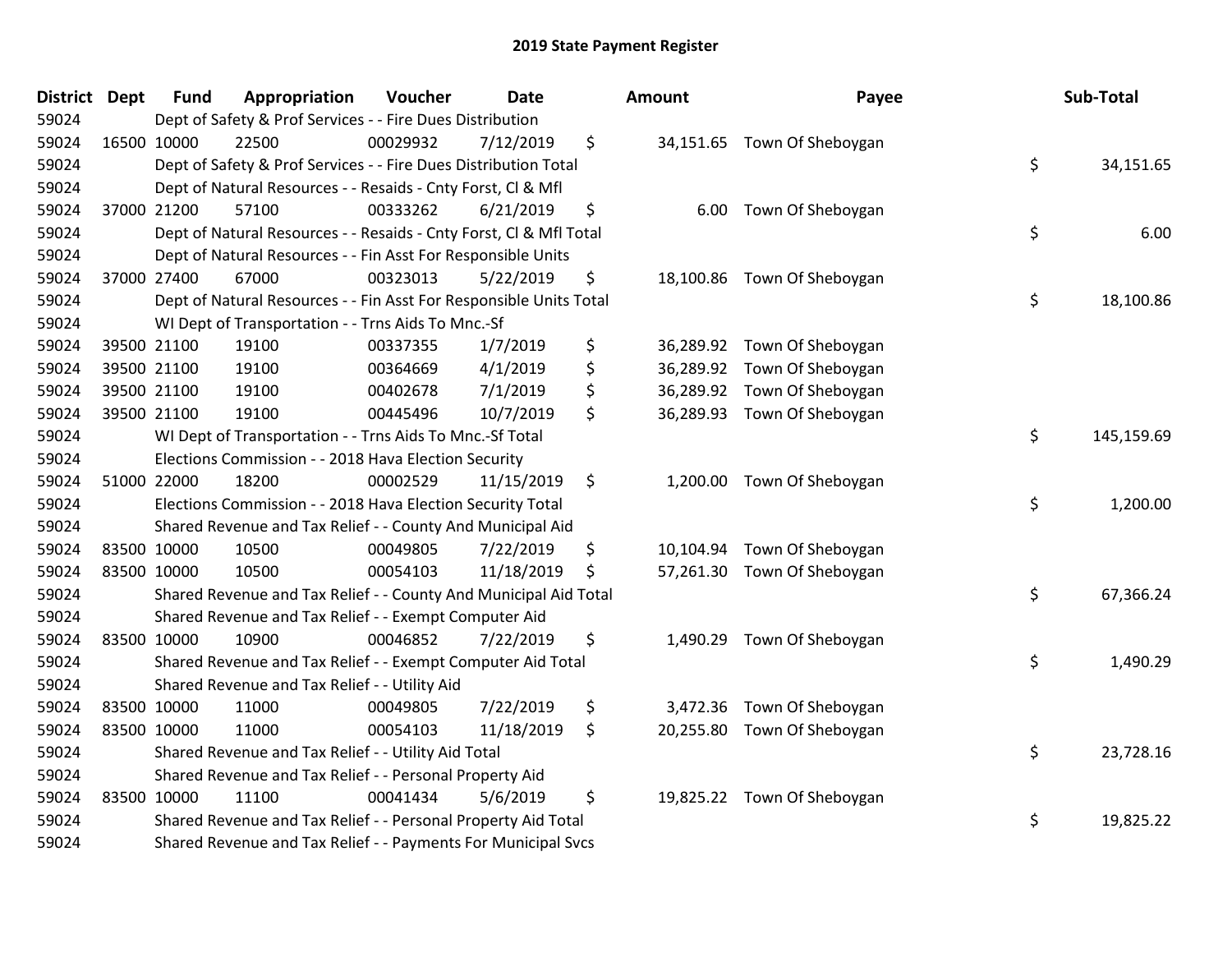# 2019 State Payment Register

| District | Dept | Fund | Appropriation | Voucher | Date | Amount | Payee | Sub-Total |
|---|---|---|---|---|---|---|---|---|
| 59024 | | Dept of Safety & Prof Services - - Fire Dues Distribution | | | | | | |
| 59024 | 16500 | 10000 | 22500 | 00029932 | 7/12/2019 | $ 34,151.65 | Town Of Sheboygan | |
| 59024 | | Dept of Safety & Prof Services - - Fire Dues Distribution Total | | | | | | $ 34,151.65 |
| 59024 | | Dept of Natural Resources - - Resaids - Cnty Forst, Cl & Mfl | | | | | | |
| 59024 | 37000 | 21200 | 57100 | 00333262 | 6/21/2019 | $ 6.00 | Town Of Sheboygan | |
| 59024 | | Dept of Natural Resources - - Resaids - Cnty Forst, Cl & Mfl Total | | | | | | $ 6.00 |
| 59024 | | Dept of Natural Resources - - Fin Asst For Responsible Units | | | | | | |
| 59024 | 37000 | 27400 | 67000 | 00323013 | 5/22/2019 | $ 18,100.86 | Town Of Sheboygan | |
| 59024 | | Dept of Natural Resources - - Fin Asst For Responsible Units Total | | | | | | $ 18,100.86 |
| 59024 | | WI Dept of Transportation - - Trns Aids To Mnc.-Sf | | | | | | |
| 59024 | 39500 | 21100 | 19100 | 00337355 | 1/7/2019 | $ 36,289.92 | Town Of Sheboygan | |
| 59024 | 39500 | 21100 | 19100 | 00364669 | 4/1/2019 | $ 36,289.92 | Town Of Sheboygan | |
| 59024 | 39500 | 21100 | 19100 | 00402678 | 7/1/2019 | $ 36,289.92 | Town Of Sheboygan | |
| 59024 | 39500 | 21100 | 19100 | 00445496 | 10/7/2019 | $ 36,289.93 | Town Of Sheboygan | |
| 59024 | | WI Dept of Transportation - - Trns Aids To Mnc.-Sf Total | | | | | | $ 145,159.69 |
| 59024 | | Elections Commission - - 2018 Hava Election Security | | | | | | |
| 59024 | 51000 | 22000 | 18200 | 00002529 | 11/15/2019 | $ 1,200.00 | Town Of Sheboygan | |
| 59024 | | Elections Commission - - 2018 Hava Election Security Total | | | | | | $ 1,200.00 |
| 59024 | | Shared Revenue and Tax Relief - - County And Municipal Aid | | | | | | |
| 59024 | 83500 | 10000 | 10500 | 00049805 | 7/22/2019 | $ 10,104.94 | Town Of Sheboygan | |
| 59024 | 83500 | 10000 | 10500 | 00054103 | 11/18/2019 | $ 57,261.30 | Town Of Sheboygan | |
| 59024 | | Shared Revenue and Tax Relief - - County And Municipal Aid Total | | | | | | $ 67,366.24 |
| 59024 | | Shared Revenue and Tax Relief - - Exempt Computer Aid | | | | | | |
| 59024 | 83500 | 10000 | 10900 | 00046852 | 7/22/2019 | $ 1,490.29 | Town Of Sheboygan | |
| 59024 | | Shared Revenue and Tax Relief - - Exempt Computer Aid Total | | | | | | $ 1,490.29 |
| 59024 | | Shared Revenue and Tax Relief - - Utility Aid | | | | | | |
| 59024 | 83500 | 10000 | 11000 | 00049805 | 7/22/2019 | $ 3,472.36 | Town Of Sheboygan | |
| 59024 | 83500 | 10000 | 11000 | 00054103 | 11/18/2019 | $ 20,255.80 | Town Of Sheboygan | |
| 59024 | | Shared Revenue and Tax Relief - - Utility Aid Total | | | | | | $ 23,728.16 |
| 59024 | | Shared Revenue and Tax Relief - - Personal Property Aid | | | | | | |
| 59024 | 83500 | 10000 | 11100 | 00041434 | 5/6/2019 | $ 19,825.22 | Town Of Sheboygan | |
| 59024 | | Shared Revenue and Tax Relief - - Personal Property Aid Total | | | | | | $ 19,825.22 |
| 59024 | | Shared Revenue and Tax Relief - - Payments For Municipal Svcs | | | | | | |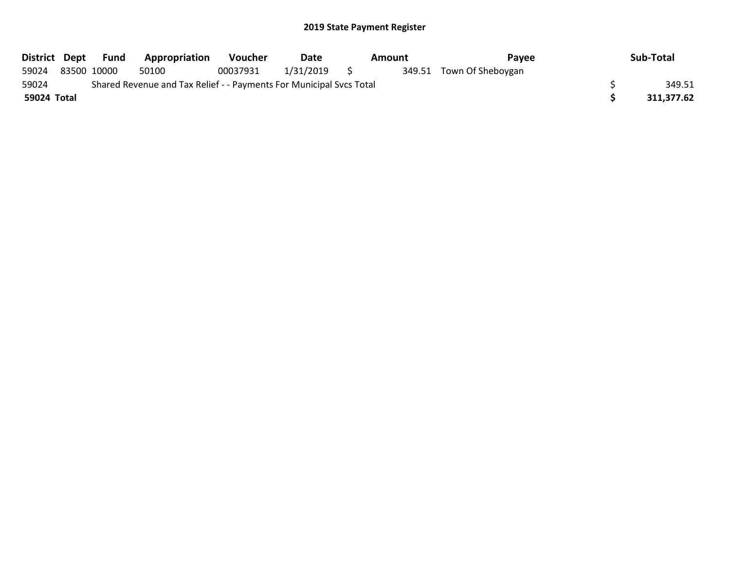## 2019 State Payment Register

| District | Dept | Fund | Appropriation | Voucher | Date | Amount | Payee | Sub-Total |
|---|---|---|---|---|---|---|---|---|
| 59024 | 83500 | 10000 | 50100 | 00037931 | 1/31/2019 | $ 349.51 | Town Of Sheboygan | |
| 59024 | | Shared Revenue and Tax Relief - - Payments For Municipal Svcs Total | | | | | | $ 349.51 |
| **59024 Total** | | | | | | | | **$ 311,377.62** |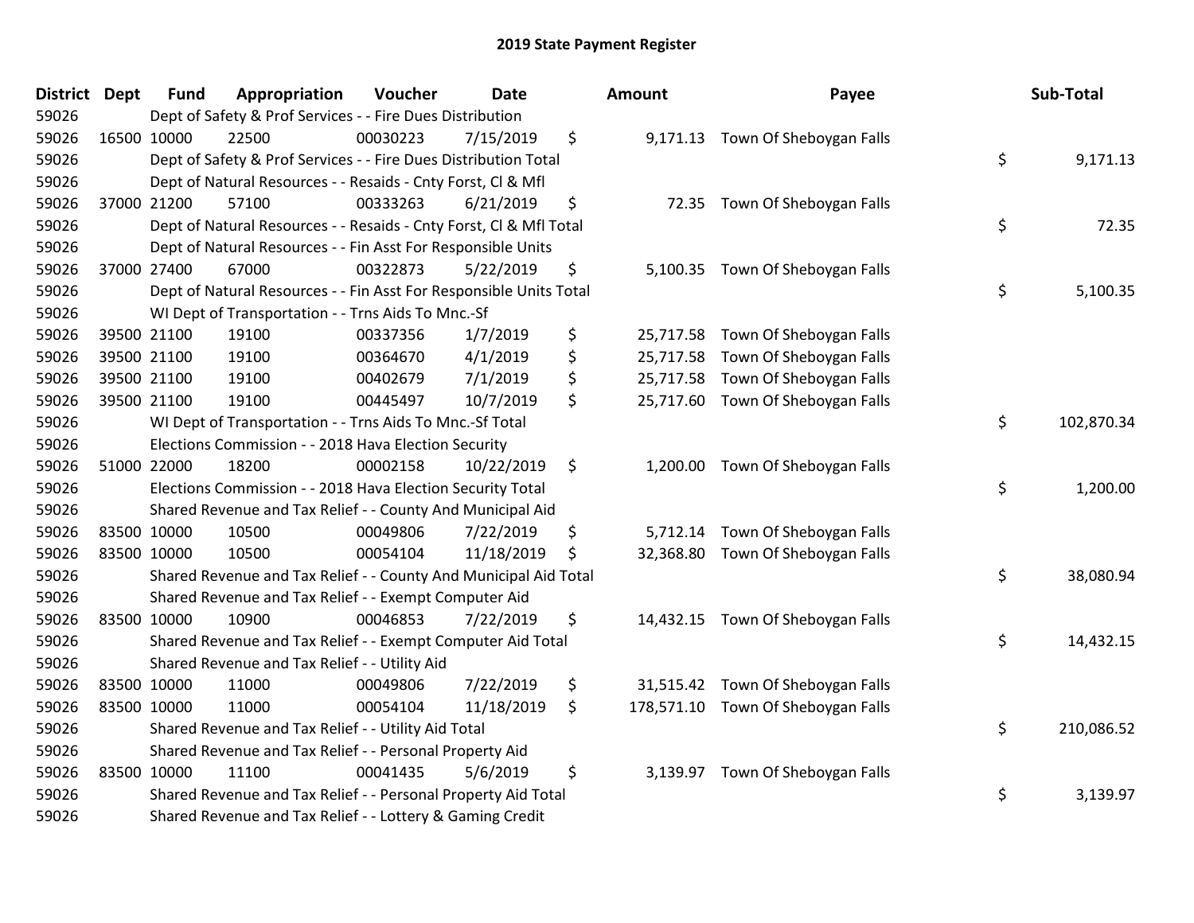# 2019 State Payment Register

| District | Dept | Fund | Appropriation | Voucher | Date | Amount | Payee | Sub-Total |
|---|---|---|---|---|---|---|---|---|
| 59026 | | Dept of Safety & Prof Services - - Fire Dues Distribution | | | | | | |
| 59026 | 16500 | 10000 | 22500 | 00030223 | 7/15/2019 | $ 9,171.13 | Town Of Sheboygan Falls | |
| 59026 | | Dept of Safety & Prof Services - - Fire Dues Distribution Total | | | | | | $ 9,171.13 |
| 59026 | | Dept of Natural Resources - - Resaids - Cnty Forst, Cl & Mfl | | | | | | |
| 59026 | 37000 | 21200 | 57100 | 00333263 | 6/21/2019 | $ 72.35 | Town Of Sheboygan Falls | |
| 59026 | | Dept of Natural Resources - - Resaids - Cnty Forst, Cl & Mfl Total | | | | | | $ 72.35 |
| 59026 | | Dept of Natural Resources - - Fin Asst For Responsible Units | | | | | | |
| 59026 | 37000 | 27400 | 67000 | 00322873 | 5/22/2019 | $ 5,100.35 | Town Of Sheboygan Falls | |
| 59026 | | Dept of Natural Resources - - Fin Asst For Responsible Units Total | | | | | | $ 5,100.35 |
| 59026 | | WI Dept of Transportation - - Trns Aids To Mnc.-Sf | | | | | | |
| 59026 | 39500 | 21100 | 19100 | 00337356 | 1/7/2019 | $ 25,717.58 | Town Of Sheboygan Falls | |
| 59026 | 39500 | 21100 | 19100 | 00364670 | 4/1/2019 | $ 25,717.58 | Town Of Sheboygan Falls | |
| 59026 | 39500 | 21100 | 19100 | 00402679 | 7/1/2019 | $ 25,717.58 | Town Of Sheboygan Falls | |
| 59026 | 39500 | 21100 | 19100 | 00445497 | 10/7/2019 | $ 25,717.60 | Town Of Sheboygan Falls | |
| 59026 | | WI Dept of Transportation - - Trns Aids To Mnc.-Sf Total | | | | | | $ 102,870.34 |
| 59026 | | Elections Commission - - 2018 Hava Election Security | | | | | | |
| 59026 | 51000 | 22000 | 18200 | 00002158 | 10/22/2019 | $ 1,200.00 | Town Of Sheboygan Falls | |
| 59026 | | Elections Commission - - 2018 Hava Election Security Total | | | | | | $ 1,200.00 |
| 59026 | | Shared Revenue and Tax Relief - - County And Municipal Aid | | | | | | |
| 59026 | 83500 | 10000 | 10500 | 00049806 | 7/22/2019 | $ 5,712.14 | Town Of Sheboygan Falls | |
| 59026 | 83500 | 10000 | 10500 | 00054104 | 11/18/2019 | $ 32,368.80 | Town Of Sheboygan Falls | |
| 59026 | | Shared Revenue and Tax Relief - - County And Municipal Aid Total | | | | | | $ 38,080.94 |
| 59026 | | Shared Revenue and Tax Relief - - Exempt Computer Aid | | | | | | |
| 59026 | 83500 | 10000 | 10900 | 00046853 | 7/22/2019 | $ 14,432.15 | Town Of Sheboygan Falls | |
| 59026 | | Shared Revenue and Tax Relief - - Exempt Computer Aid Total | | | | | | $ 14,432.15 |
| 59026 | | Shared Revenue and Tax Relief - - Utility Aid | | | | | | |
| 59026 | 83500 | 10000 | 11000 | 00049806 | 7/22/2019 | $ 31,515.42 | Town Of Sheboygan Falls | |
| 59026 | 83500 | 10000 | 11000 | 00054104 | 11/18/2019 | $ 178,571.10 | Town Of Sheboygan Falls | |
| 59026 | | Shared Revenue and Tax Relief - - Utility Aid Total | | | | | | $ 210,086.52 |
| 59026 | | Shared Revenue and Tax Relief - - Personal Property Aid | | | | | | |
| 59026 | 83500 | 10000 | 11100 | 00041435 | 5/6/2019 | $ 3,139.97 | Town Of Sheboygan Falls | |
| 59026 | | Shared Revenue and Tax Relief - - Personal Property Aid Total | | | | | | $ 3,139.97 |
| 59026 | | Shared Revenue and Tax Relief - - Lottery & Gaming Credit | | | | | | |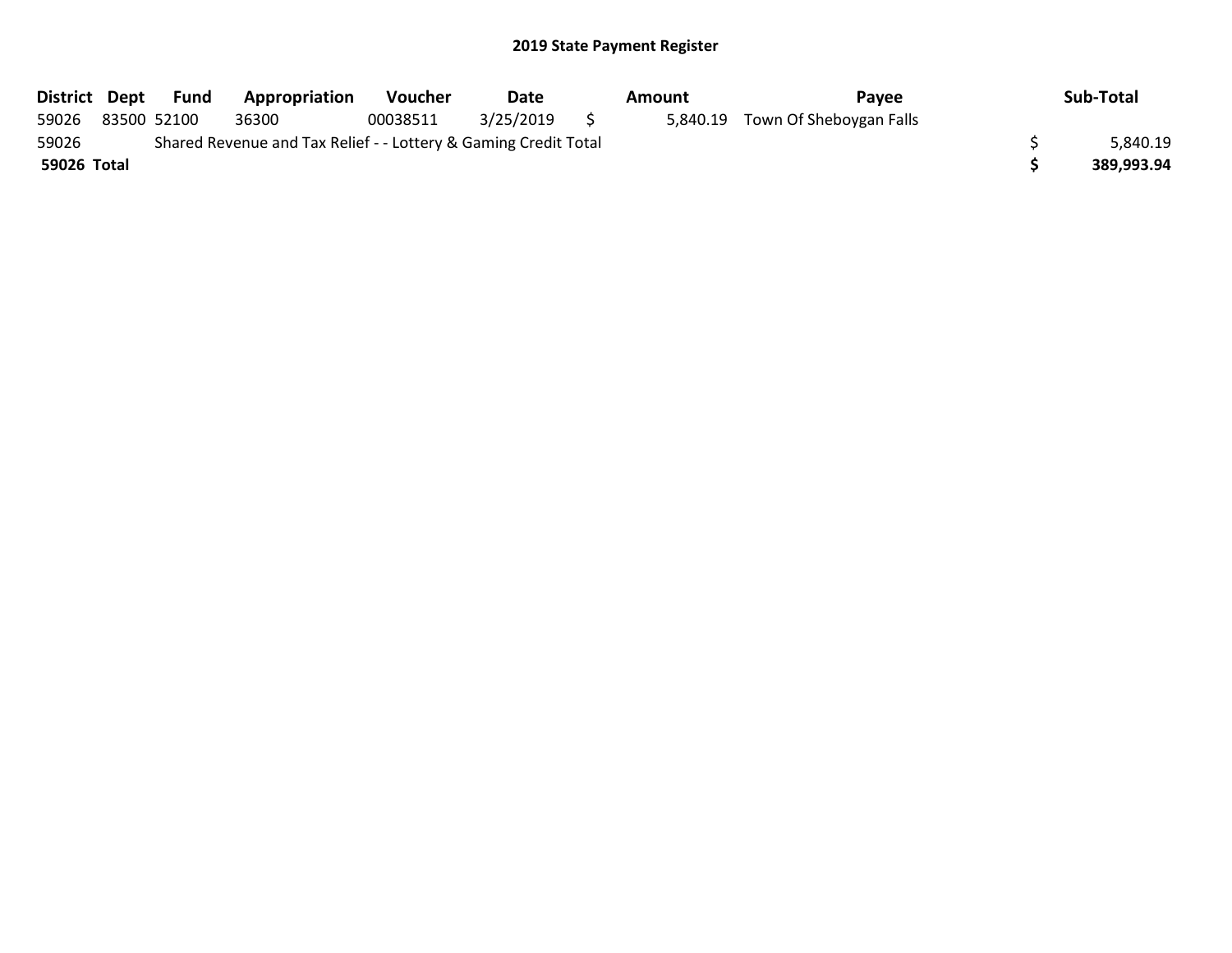# 2019 State Payment Register

| District | Dept | Fund | Appropriation | Voucher | Date | Amount | Payee | Sub-Total |
|---|---|---|---|---|---|---|---|---|
| 59026 | 83500 | 52100 | 36300 | 00038511 | 3/25/2019 | $ 5,840.19 | Town Of Sheboygan Falls | |
| 59026 | | Shared Revenue and Tax Relief - - Lottery & Gaming Credit Total | | | | | | $ 5,840.19 |
| **59026 Total** | | | | | | | | **$ 389,993.94** |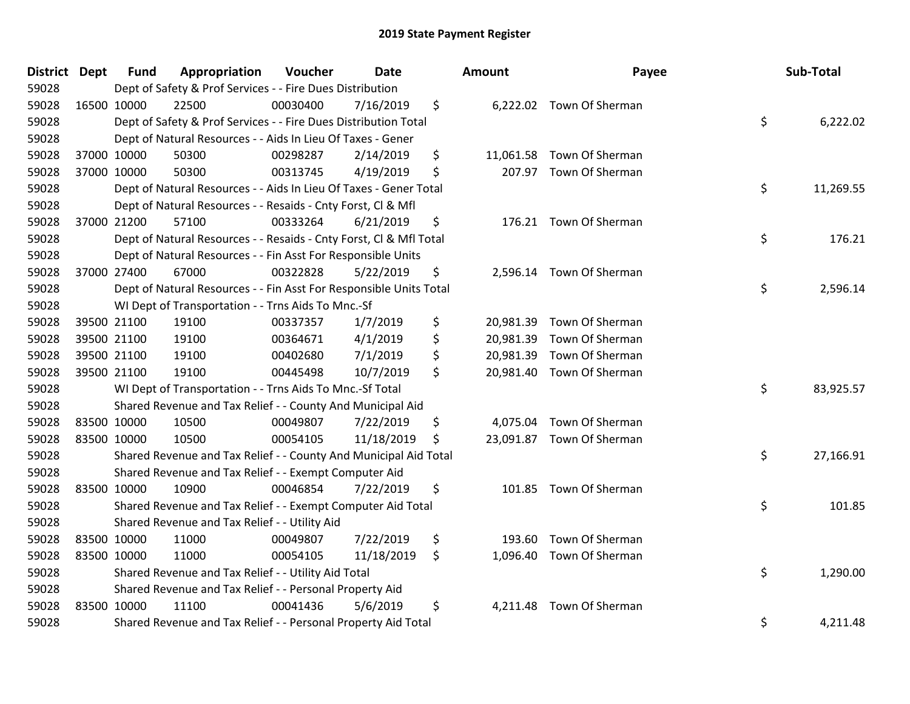# 2019 State Payment Register

| District | Dept | Fund | Appropriation | Voucher | Date | Amount | Payee | Sub-Total |
|---|---|---|---|---|---|---|---|---|
| 59028 | | Dept of Safety & Prof Services - - Fire Dues Distribution | | | | | | |
| 59028 | 16500 | 10000 | 22500 | 00030400 | 7/16/2019 | $ 6,222.02 | Town Of Sherman | |
| 59028 | | Dept of Safety & Prof Services - - Fire Dues Distribution Total | | | | | | $ 6,222.02 |
| 59028 | | Dept of Natural Resources - - Aids In Lieu Of Taxes - Gener | | | | | | |
| 59028 | 37000 | 10000 | 50300 | 00298287 | 2/14/2019 | $ 11,061.58 | Town Of Sherman | |
| 59028 | 37000 | 10000 | 50300 | 00313745 | 4/19/2019 | $ 207.97 | Town Of Sherman | |
| 59028 | | Dept of Natural Resources - - Aids In Lieu Of Taxes - Gener Total | | | | | | $ 11,269.55 |
| 59028 | | Dept of Natural Resources - - Resaids - Cnty Forst, Cl & Mfl | | | | | | |
| 59028 | 37000 | 21200 | 57100 | 00333264 | 6/21/2019 | $ 176.21 | Town Of Sherman | |
| 59028 | | Dept of Natural Resources - - Resaids - Cnty Forst, Cl & Mfl Total | | | | | | $ 176.21 |
| 59028 | | Dept of Natural Resources - - Fin Asst For Responsible Units | | | | | | |
| 59028 | 37000 | 27400 | 67000 | 00322828 | 5/22/2019 | $ 2,596.14 | Town Of Sherman | |
| 59028 | | Dept of Natural Resources - - Fin Asst For Responsible Units Total | | | | | | $ 2,596.14 |
| 59028 | | WI Dept of Transportation - - Trns Aids To Mnc.-Sf | | | | | | |
| 59028 | 39500 | 21100 | 19100 | 00337357 | 1/7/2019 | $ 20,981.39 | Town Of Sherman | |
| 59028 | 39500 | 21100 | 19100 | 00364671 | 4/1/2019 | $ 20,981.39 | Town Of Sherman | |
| 59028 | 39500 | 21100 | 19100 | 00402680 | 7/1/2019 | $ 20,981.39 | Town Of Sherman | |
| 59028 | 39500 | 21100 | 19100 | 00445498 | 10/7/2019 | $ 20,981.40 | Town Of Sherman | |
| 59028 | | WI Dept of Transportation - - Trns Aids To Mnc.-Sf Total | | | | | | $ 83,925.57 |
| 59028 | | Shared Revenue and Tax Relief - - County And Municipal Aid | | | | | | |
| 59028 | 83500 | 10000 | 10500 | 00049807 | 7/22/2019 | $ 4,075.04 | Town Of Sherman | |
| 59028 | 83500 | 10000 | 10500 | 00054105 | 11/18/2019 | $ 23,091.87 | Town Of Sherman | |
| 59028 | | Shared Revenue and Tax Relief - - County And Municipal Aid Total | | | | | | $ 27,166.91 |
| 59028 | | Shared Revenue and Tax Relief - - Exempt Computer Aid | | | | | | |
| 59028 | 83500 | 10000 | 10900 | 00046854 | 7/22/2019 | $ 101.85 | Town Of Sherman | |
| 59028 | | Shared Revenue and Tax Relief - - Exempt Computer Aid Total | | | | | | $ 101.85 |
| 59028 | | Shared Revenue and Tax Relief - - Utility Aid | | | | | | |
| 59028 | 83500 | 10000 | 11000 | 00049807 | 7/22/2019 | $ 193.60 | Town Of Sherman | |
| 59028 | 83500 | 10000 | 11000 | 00054105 | 11/18/2019 | $ 1,096.40 | Town Of Sherman | |
| 59028 | | Shared Revenue and Tax Relief - - Utility Aid Total | | | | | | $ 1,290.00 |
| 59028 | | Shared Revenue and Tax Relief - - Personal Property Aid | | | | | | |
| 59028 | 83500 | 10000 | 11100 | 00041436 | 5/6/2019 | $ 4,211.48 | Town Of Sherman | |
| 59028 | | Shared Revenue and Tax Relief - - Personal Property Aid Total | | | | | | $ 4,211.48 |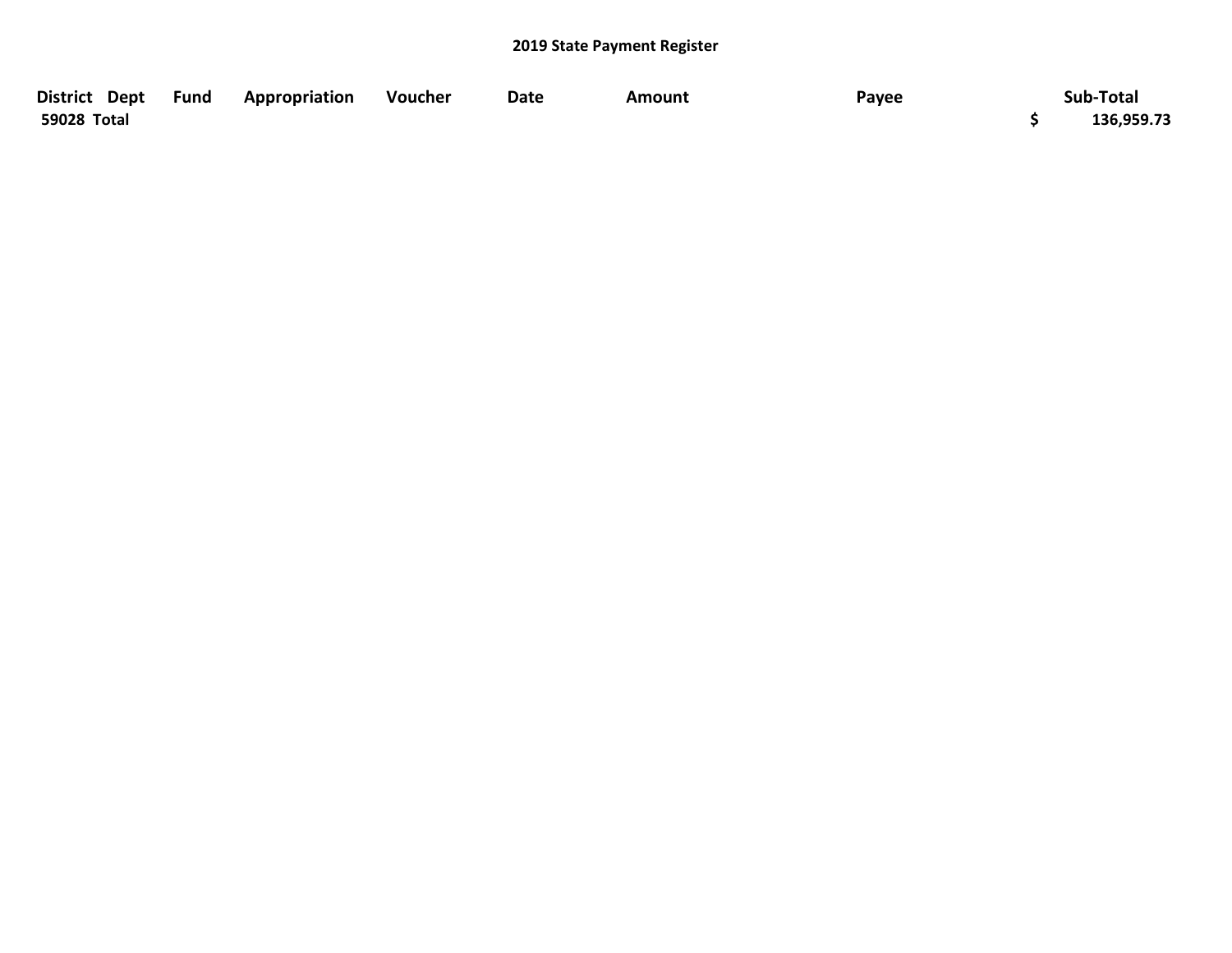## 2019 State Payment Register

| District | Dept | Fund | Appropriation | Voucher | Date | Amount | Payee | Sub-Total |
|---|---|---|---|---|---|---|---|---|
| **59028 Total** | | | | | | | | **$ 136,959.73** |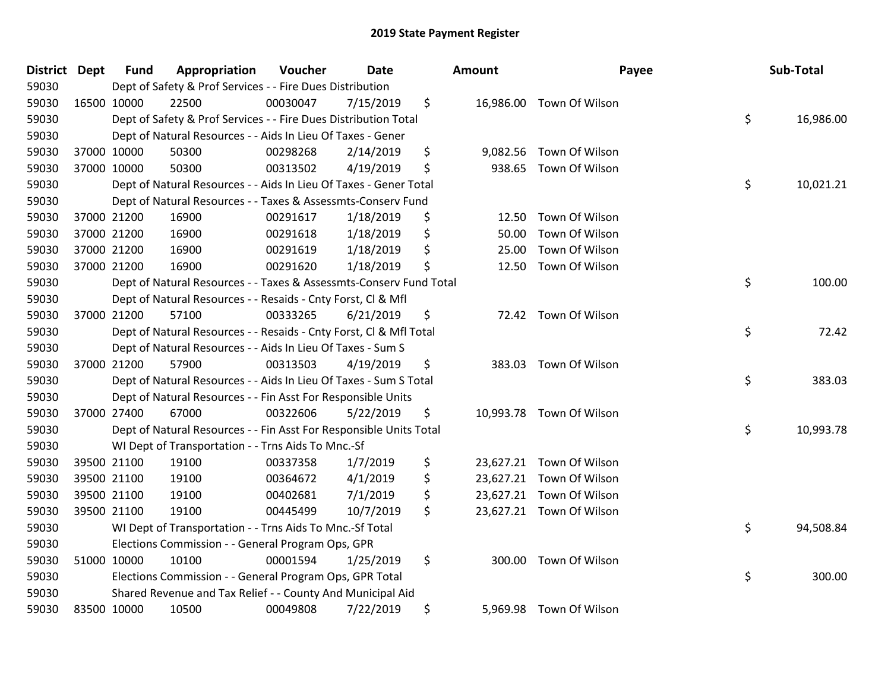# 2019 State Payment Register

| District | Dept | Fund | Appropriation | Voucher | Date | Amount | Payee | Sub-Total |
|---|---|---|---|---|---|---|---|---|
| 59030 | | Dept of Safety & Prof Services - - Fire Dues Distribution | | | | | | |
| 59030 | 16500 | 10000 | 22500 | 00030047 | 7/15/2019 | $ 16,986.00 | Town Of Wilson | |
| 59030 | | Dept of Safety & Prof Services - - Fire Dues Distribution Total | | | | | | $ 16,986.00 |
| 59030 | | Dept of Natural Resources - - Aids In Lieu Of Taxes - Gener | | | | | | |
| 59030 | 37000 | 10000 | 50300 | 00298268 | 2/14/2019 | $ 9,082.56 | Town Of Wilson | |
| 59030 | 37000 | 10000 | 50300 | 00313502 | 4/19/2019 | $ 938.65 | Town Of Wilson | |
| 59030 | | Dept of Natural Resources - - Aids In Lieu Of Taxes - Gener Total | | | | | | $ 10,021.21 |
| 59030 | | Dept of Natural Resources - - Taxes & Assessmts-Conserv Fund | | | | | | |
| 59030 | 37000 | 21200 | 16900 | 00291617 | 1/18/2019 | $ 12.50 | Town Of Wilson | |
| 59030 | 37000 | 21200 | 16900 | 00291618 | 1/18/2019 | $ 50.00 | Town Of Wilson | |
| 59030 | 37000 | 21200 | 16900 | 00291619 | 1/18/2019 | $ 25.00 | Town Of Wilson | |
| 59030 | 37000 | 21200 | 16900 | 00291620 | 1/18/2019 | $ 12.50 | Town Of Wilson | |
| 59030 | | Dept of Natural Resources - - Taxes & Assessmts-Conserv Fund Total | | | | | | $ 100.00 |
| 59030 | | Dept of Natural Resources - - Resaids - Cnty Forst, Cl & Mfl | | | | | | |
| 59030 | 37000 | 21200 | 57100 | 00333265 | 6/21/2019 | $ 72.42 | Town Of Wilson | |
| 59030 | | Dept of Natural Resources - - Resaids - Cnty Forst, Cl & Mfl Total | | | | | | $ 72.42 |
| 59030 | | Dept of Natural Resources - - Aids In Lieu Of Taxes - Sum S | | | | | | |
| 59030 | 37000 | 21200 | 57900 | 00313503 | 4/19/2019 | $ 383.03 | Town Of Wilson | |
| 59030 | | Dept of Natural Resources - - Aids In Lieu Of Taxes - Sum S Total | | | | | | $ 383.03 |
| 59030 | | Dept of Natural Resources - - Fin Asst For Responsible Units | | | | | | |
| 59030 | 37000 | 27400 | 67000 | 00322606 | 5/22/2019 | $ 10,993.78 | Town Of Wilson | |
| 59030 | | Dept of Natural Resources - - Fin Asst For Responsible Units Total | | | | | | $ 10,993.78 |
| 59030 | | WI Dept of Transportation - - Trns Aids To Mnc.-Sf | | | | | | |
| 59030 | 39500 | 21100 | 19100 | 00337358 | 1/7/2019 | $ 23,627.21 | Town Of Wilson | |
| 59030 | 39500 | 21100 | 19100 | 00364672 | 4/1/2019 | $ 23,627.21 | Town Of Wilson | |
| 59030 | 39500 | 21100 | 19100 | 00402681 | 7/1/2019 | $ 23,627.21 | Town Of Wilson | |
| 59030 | 39500 | 21100 | 19100 | 00445499 | 10/7/2019 | $ 23,627.21 | Town Of Wilson | |
| 59030 | | WI Dept of Transportation - - Trns Aids To Mnc.-Sf Total | | | | | | $ 94,508.84 |
| 59030 | | Elections Commission - - General Program Ops, GPR | | | | | | |
| 59030 | 51000 | 10000 | 10100 | 00001594 | 1/25/2019 | $ 300.00 | Town Of Wilson | |
| 59030 | | Elections Commission - - General Program Ops, GPR Total | | | | | | $ 300.00 |
| 59030 | | Shared Revenue and Tax Relief - - County And Municipal Aid | | | | | | |
| 59030 | 83500 | 10000 | 10500 | 00049808 | 7/22/2019 | $ 5,969.98 | Town Of Wilson | |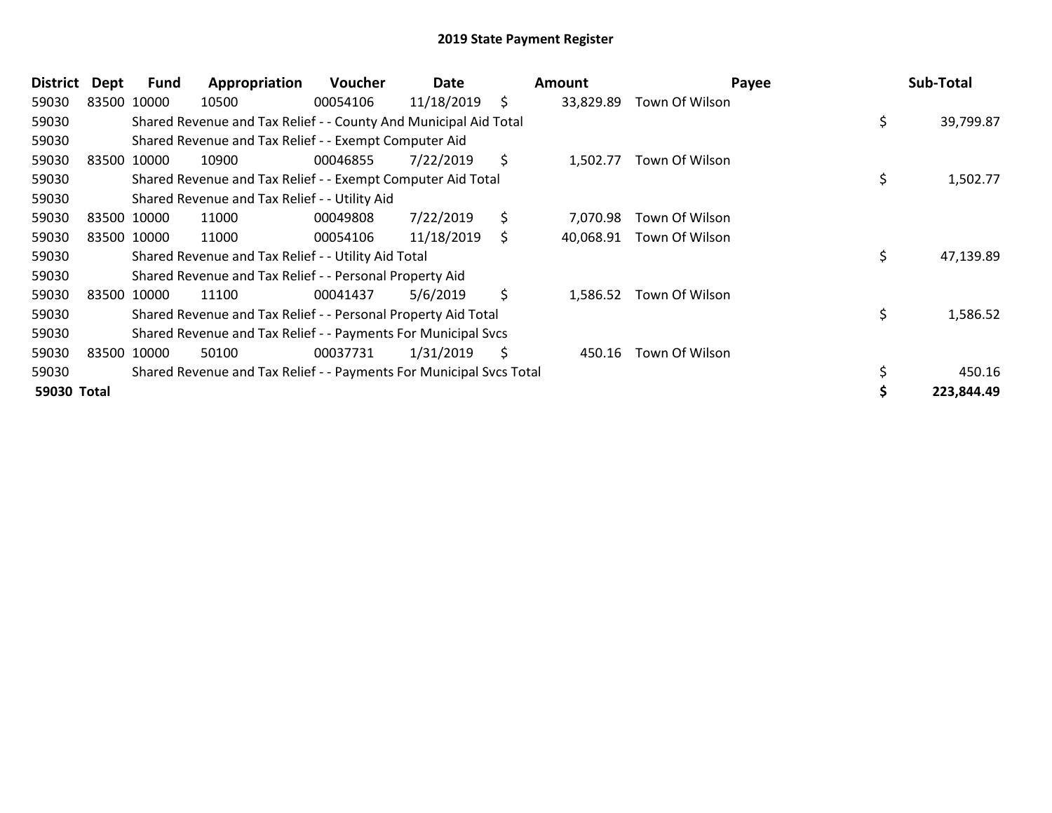## 2019 State Payment Register

| District | Dept | Fund | Appropriation | Voucher | Date | Amount | Payee | Sub-Total |
|---|---|---|---|---|---|---|---|---|
| 59030 | 83500 | 10000 | 10500 | 00054106 | 11/18/2019 | $ 33,829.89 | Town Of Wilson | |
| 59030 | | Shared Revenue and Tax Relief - - County And Municipal Aid Total | | | | | | $ 39,799.87 |
| 59030 | | Shared Revenue and Tax Relief - - Exempt Computer Aid | | | | | | |
| 59030 | 83500 | 10000 | 10900 | 00046855 | 7/22/2019 | $ 1,502.77 | Town Of Wilson | |
| 59030 | | Shared Revenue and Tax Relief - - Exempt Computer Aid Total | | | | | | $ 1,502.77 |
| 59030 | | Shared Revenue and Tax Relief - - Utility Aid | | | | | | |
| 59030 | 83500 | 10000 | 11000 | 00049808 | 7/22/2019 | $ 7,070.98 | Town Of Wilson | |
| 59030 | 83500 | 10000 | 11000 | 00054106 | 11/18/2019 | $ 40,068.91 | Town Of Wilson | |
| 59030 | | Shared Revenue and Tax Relief - - Utility Aid Total | | | | | | $ 47,139.89 |
| 59030 | | Shared Revenue and Tax Relief - - Personal Property Aid | | | | | | |
| 59030 | 83500 | 10000 | 11100 | 00041437 | 5/6/2019 | $ 1,586.52 | Town Of Wilson | |
| 59030 | | Shared Revenue and Tax Relief - - Personal Property Aid Total | | | | | | $ 1,586.52 |
| 59030 | | Shared Revenue and Tax Relief - - Payments For Municipal Svcs | | | | | | |
| 59030 | 83500 | 10000 | 50100 | 00037731 | 1/31/2019 | $ 450.16 | Town Of Wilson | |
| 59030 | | Shared Revenue and Tax Relief - - Payments For Municipal Svcs Total | | | | | | $ 450.16 |
| **59030 Total** | | | | | | | | **$ 223,844.49** |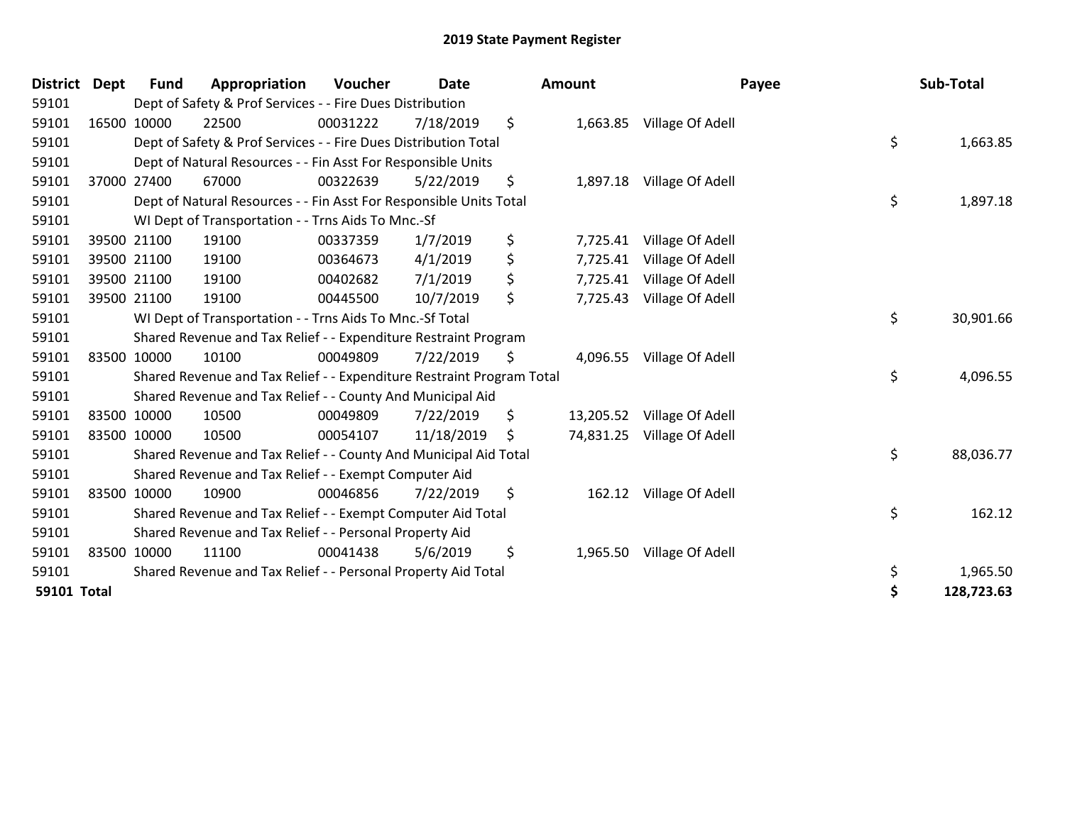# 2019 State Payment Register

| District | Dept | Fund | Appropriation | Voucher | Date | Amount | Payee | Sub-Total |
|---|---|---|---|---|---|---|---|---|
| 59101 | | Dept of Safety & Prof Services - - Fire Dues Distribution | | | | | | |
| 59101 | 16500 | 10000 | 22500 | 00031222 | 7/18/2019 | $ 1,663.85 | Village Of Adell | |
| 59101 | | Dept of Safety & Prof Services - - Fire Dues Distribution Total | | | | | | $ 1,663.85 |
| 59101 | | Dept of Natural Resources - - Fin Asst For Responsible Units | | | | | | |
| 59101 | 37000 | 27400 | 67000 | 00322639 | 5/22/2019 | $ 1,897.18 | Village Of Adell | |
| 59101 | | Dept of Natural Resources - - Fin Asst For Responsible Units Total | | | | | | $ 1,897.18 |
| 59101 | | WI Dept of Transportation - - Trns Aids To Mnc.-Sf | | | | | | |
| 59101 | 39500 | 21100 | 19100 | 00337359 | 1/7/2019 | $ 7,725.41 | Village Of Adell | |
| 59101 | 39500 | 21100 | 19100 | 00364673 | 4/1/2019 | $ 7,725.41 | Village Of Adell | |
| 59101 | 39500 | 21100 | 19100 | 00402682 | 7/1/2019 | $ 7,725.41 | Village Of Adell | |
| 59101 | 39500 | 21100 | 19100 | 00445500 | 10/7/2019 | $ 7,725.43 | Village Of Adell | |
| 59101 | | WI Dept of Transportation - - Trns Aids To Mnc.-Sf Total | | | | | | $ 30,901.66 |
| 59101 | | Shared Revenue and Tax Relief - - Expenditure Restraint Program | | | | | | |
| 59101 | 83500 | 10000 | 10100 | 00049809 | 7/22/2019 | $ 4,096.55 | Village Of Adell | |
| 59101 | | Shared Revenue and Tax Relief - - Expenditure Restraint Program Total | | | | | | $ 4,096.55 |
| 59101 | | Shared Revenue and Tax Relief - - County And Municipal Aid | | | | | | |
| 59101 | 83500 | 10000 | 10500 | 00049809 | 7/22/2019 | $ 13,205.52 | Village Of Adell | |
| 59101 | 83500 | 10000 | 10500 | 00054107 | 11/18/2019 | $ 74,831.25 | Village Of Adell | |
| 59101 | | Shared Revenue and Tax Relief - - County And Municipal Aid Total | | | | | | $ 88,036.77 |
| 59101 | | Shared Revenue and Tax Relief - - Exempt Computer Aid | | | | | | |
| 59101 | 83500 | 10000 | 10900 | 00046856 | 7/22/2019 | $ 162.12 | Village Of Adell | |
| 59101 | | Shared Revenue and Tax Relief - - Exempt Computer Aid Total | | | | | | $ 162.12 |
| 59101 | | Shared Revenue and Tax Relief - - Personal Property Aid | | | | | | |
| 59101 | 83500 | 10000 | 11100 | 00041438 | 5/6/2019 | $ 1,965.50 | Village Of Adell | |
| 59101 | | Shared Revenue and Tax Relief - - Personal Property Aid Total | | | | | | $ 1,965.50 |
| **59101 Total** | | | | | | | | **$ 128,723.63** |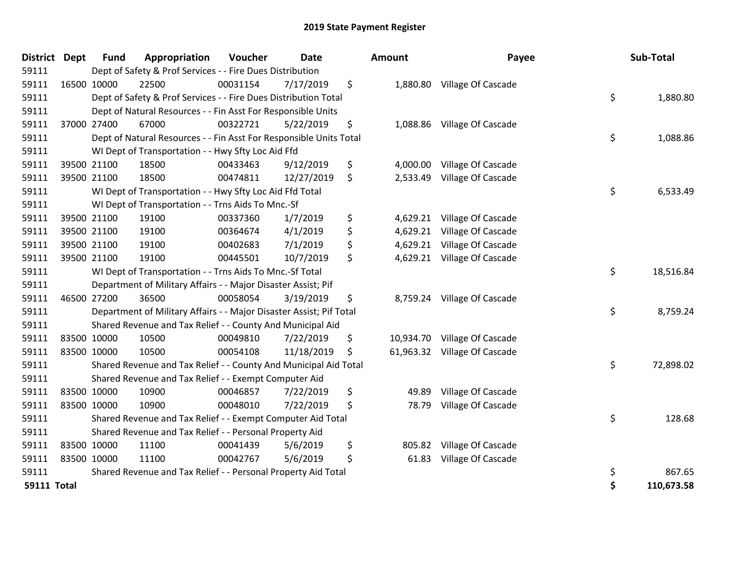# 2019 State Payment Register

| District | Dept | Fund | Appropriation | Voucher | Date | Amount | Payee | Sub-Total |
|---|---|---|---|---|---|---|---|---|
| 59111 | | Dept of Safety & Prof Services - - Fire Dues Distribution | | | | | | |
| 59111 | 16500 | 10000 | 22500 | 00031154 | 7/17/2019 | $ 1,880.80 | Village Of Cascade | |
| 59111 | | Dept of Safety & Prof Services - - Fire Dues Distribution Total | | | | | | $ 1,880.80 |
| 59111 | | Dept of Natural Resources - - Fin Asst For Responsible Units | | | | | | |
| 59111 | 37000 | 27400 | 67000 | 00322721 | 5/22/2019 | $ 1,088.86 | Village Of Cascade | |
| 59111 | | Dept of Natural Resources - - Fin Asst For Responsible Units Total | | | | | | $ 1,088.86 |
| 59111 | | WI Dept of Transportation - - Hwy Sfty Loc Aid Ffd | | | | | | |
| 59111 | 39500 | 21100 | 18500 | 00433463 | 9/12/2019 | $ 4,000.00 | Village Of Cascade | |
| 59111 | 39500 | 21100 | 18500 | 00474811 | 12/27/2019 | $ 2,533.49 | Village Of Cascade | |
| 59111 | | WI Dept of Transportation - - Hwy Sfty Loc Aid Ffd Total | | | | | | $ 6,533.49 |
| 59111 | | WI Dept of Transportation - - Trns Aids To Mnc.-Sf | | | | | | |
| 59111 | 39500 | 21100 | 19100 | 00337360 | 1/7/2019 | $ 4,629.21 | Village Of Cascade | |
| 59111 | 39500 | 21100 | 19100 | 00364674 | 4/1/2019 | $ 4,629.21 | Village Of Cascade | |
| 59111 | 39500 | 21100 | 19100 | 00402683 | 7/1/2019 | $ 4,629.21 | Village Of Cascade | |
| 59111 | 39500 | 21100 | 19100 | 00445501 | 10/7/2019 | $ 4,629.21 | Village Of Cascade | |
| 59111 | | WI Dept of Transportation - - Trns Aids To Mnc.-Sf Total | | | | | | $ 18,516.84 |
| 59111 | | Department of Military Affairs - - Major Disaster Assist; Pif | | | | | | |
| 59111 | 46500 | 27200 | 36500 | 00058054 | 3/19/2019 | $ 8,759.24 | Village Of Cascade | |
| 59111 | | Department of Military Affairs - - Major Disaster Assist; Pif Total | | | | | | $ 8,759.24 |
| 59111 | | Shared Revenue and Tax Relief - - County And Municipal Aid | | | | | | |
| 59111 | 83500 | 10000 | 10500 | 00049810 | 7/22/2019 | $ 10,934.70 | Village Of Cascade | |
| 59111 | 83500 | 10000 | 10500 | 00054108 | 11/18/2019 | $ 61,963.32 | Village Of Cascade | |
| 59111 | | Shared Revenue and Tax Relief - - County And Municipal Aid Total | | | | | | $ 72,898.02 |
| 59111 | | Shared Revenue and Tax Relief - - Exempt Computer Aid | | | | | | |
| 59111 | 83500 | 10000 | 10900 | 00046857 | 7/22/2019 | $ 49.89 | Village Of Cascade | |
| 59111 | 83500 | 10000 | 10900 | 00048010 | 7/22/2019 | $ 78.79 | Village Of Cascade | |
| 59111 | | Shared Revenue and Tax Relief - - Exempt Computer Aid Total | | | | | | $ 128.68 |
| 59111 | | Shared Revenue and Tax Relief - - Personal Property Aid | | | | | | |
| 59111 | 83500 | 10000 | 11100 | 00041439 | 5/6/2019 | $ 805.82 | Village Of Cascade | |
| 59111 | 83500 | 10000 | 11100 | 00042767 | 5/6/2019 | $ 61.83 | Village Of Cascade | |
| 59111 | | Shared Revenue and Tax Relief - - Personal Property Aid Total | | | | | | $ 867.65 |
| **59111 Total** | | | | | | | | **$ 110,673.58** |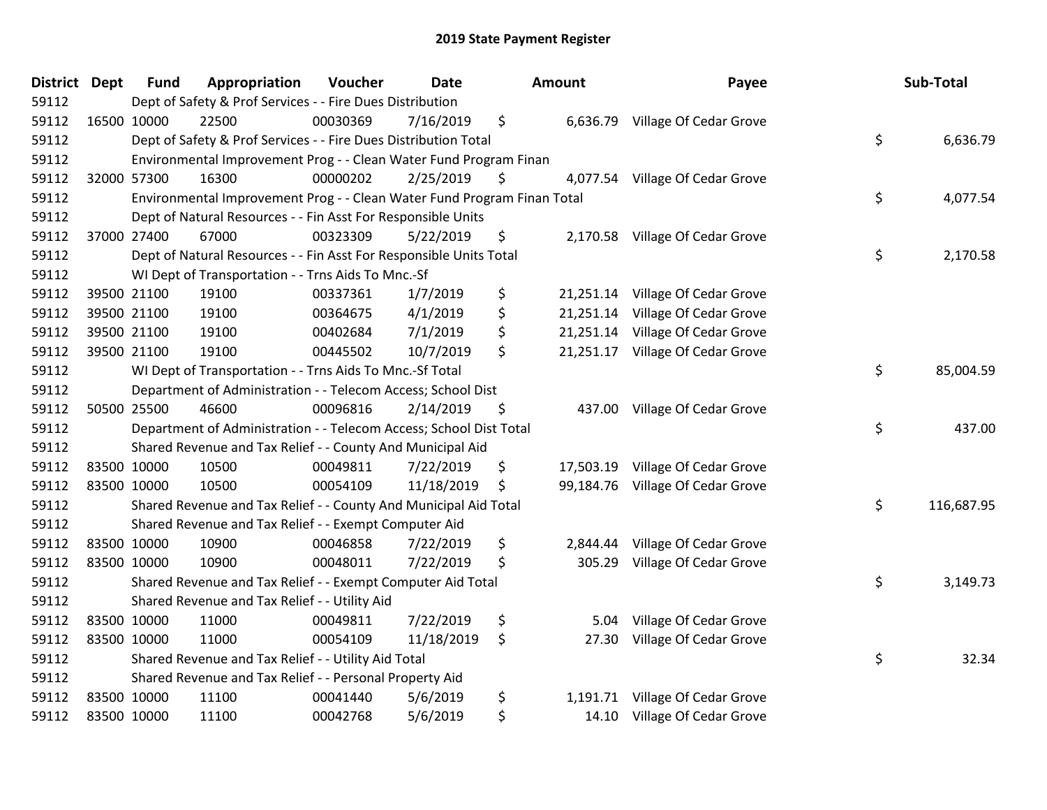# 2019 State Payment Register

| District | Dept | Fund | Appropriation | Voucher | Date | Amount | Payee | Sub-Total |
|---|---|---|---|---|---|---|---|---|
| 59112 | | Dept of Safety & Prof Services - - Fire Dues Distribution | | | | | | |
| 59112 | 16500 | 10000 | 22500 | 00030369 | 7/16/2019 | $ 6,636.79 | Village Of Cedar Grove | |
| 59112 | | Dept of Safety & Prof Services - - Fire Dues Distribution Total | | | | | | $ 6,636.79 |
| 59112 | | Environmental Improvement Prog - - Clean Water Fund Program Finan | | | | | | |
| 59112 | 32000 | 57300 | 16300 | 00000202 | 2/25/2019 | $ 4,077.54 | Village Of Cedar Grove | |
| 59112 | | Environmental Improvement Prog - - Clean Water Fund Program Finan Total | | | | | | $ 4,077.54 |
| 59112 | | Dept of Natural Resources - - Fin Asst For Responsible Units | | | | | | |
| 59112 | 37000 | 27400 | 67000 | 00323309 | 5/22/2019 | $ 2,170.58 | Village Of Cedar Grove | |
| 59112 | | Dept of Natural Resources - - Fin Asst For Responsible Units Total | | | | | | $ 2,170.58 |
| 59112 | | WI Dept of Transportation - - Trns Aids To Mnc.-Sf | | | | | | |
| 59112 | 39500 | 21100 | 19100 | 00337361 | 1/7/2019 | $ 21,251.14 | Village Of Cedar Grove | |
| 59112 | 39500 | 21100 | 19100 | 00364675 | 4/1/2019 | $ 21,251.14 | Village Of Cedar Grove | |
| 59112 | 39500 | 21100 | 19100 | 00402684 | 7/1/2019 | $ 21,251.14 | Village Of Cedar Grove | |
| 59112 | 39500 | 21100 | 19100 | 00445502 | 10/7/2019 | $ 21,251.17 | Village Of Cedar Grove | |
| 59112 | | WI Dept of Transportation - - Trns Aids To Mnc.-Sf Total | | | | | | $ 85,004.59 |
| 59112 | | Department of Administration - - Telecom Access; School Dist | | | | | | |
| 59112 | 50500 | 25500 | 46600 | 00096816 | 2/14/2019 | $ 437.00 | Village Of Cedar Grove | |
| 59112 | | Department of Administration - - Telecom Access; School Dist Total | | | | | | $ 437.00 |
| 59112 | | Shared Revenue and Tax Relief - - County And Municipal Aid | | | | | | |
| 59112 | 83500 | 10000 | 10500 | 00049811 | 7/22/2019 | $ 17,503.19 | Village Of Cedar Grove | |
| 59112 | 83500 | 10000 | 10500 | 00054109 | 11/18/2019 | $ 99,184.76 | Village Of Cedar Grove | |
| 59112 | | Shared Revenue and Tax Relief - - County And Municipal Aid Total | | | | | | $ 116,687.95 |
| 59112 | | Shared Revenue and Tax Relief - - Exempt Computer Aid | | | | | | |
| 59112 | 83500 | 10000 | 10900 | 00046858 | 7/22/2019 | $ 2,844.44 | Village Of Cedar Grove | |
| 59112 | 83500 | 10000 | 10900 | 00048011 | 7/22/2019 | $ 305.29 | Village Of Cedar Grove | |
| 59112 | | Shared Revenue and Tax Relief - - Exempt Computer Aid Total | | | | | | $ 3,149.73 |
| 59112 | | Shared Revenue and Tax Relief - - Utility Aid | | | | | | |
| 59112 | 83500 | 10000 | 11000 | 00049811 | 7/22/2019 | $ 5.04 | Village Of Cedar Grove | |
| 59112 | 83500 | 10000 | 11000 | 00054109 | 11/18/2019 | $ 27.30 | Village Of Cedar Grove | |
| 59112 | | Shared Revenue and Tax Relief - - Utility Aid Total | | | | | | $ 32.34 |
| 59112 | | Shared Revenue and Tax Relief - - Personal Property Aid | | | | | | |
| 59112 | 83500 | 10000 | 11100 | 00041440 | 5/6/2019 | $ 1,191.71 | Village Of Cedar Grove | |
| 59112 | 83500 | 10000 | 11100 | 00042768 | 5/6/2019 | $ 14.10 | Village Of Cedar Grove | |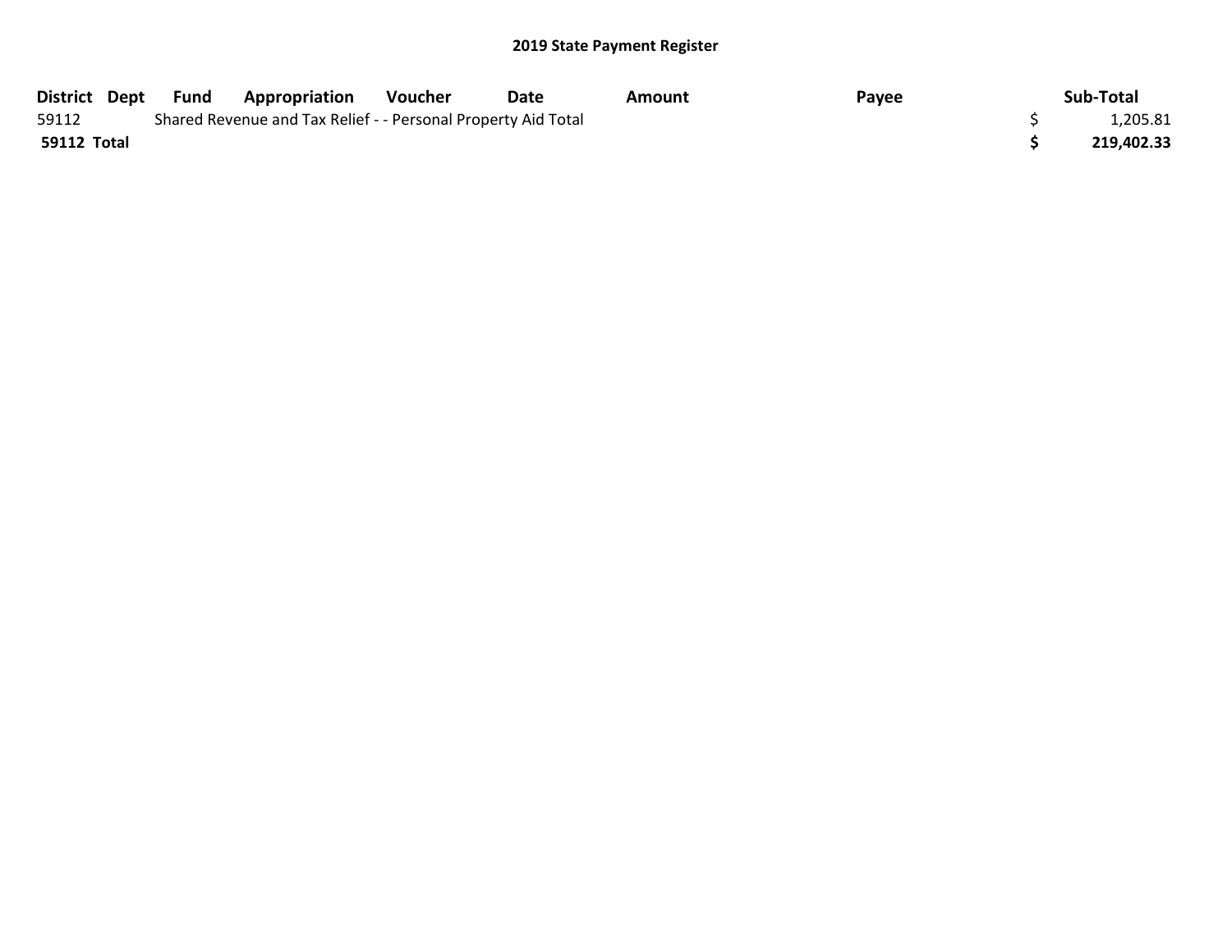## 2019 State Payment Register

| District | Dept | Fund | Appropriation | Voucher | Date | Amount | Payee | Sub-Total |
|---|---|---|---|---|---|---|---|---|
| 59112 | | Shared Revenue and Tax Relief - - Personal Property Aid Total | | | | | | $ 1,205.81 |
| **59112 Total** | | | | | | | | **$ 219,402.33** |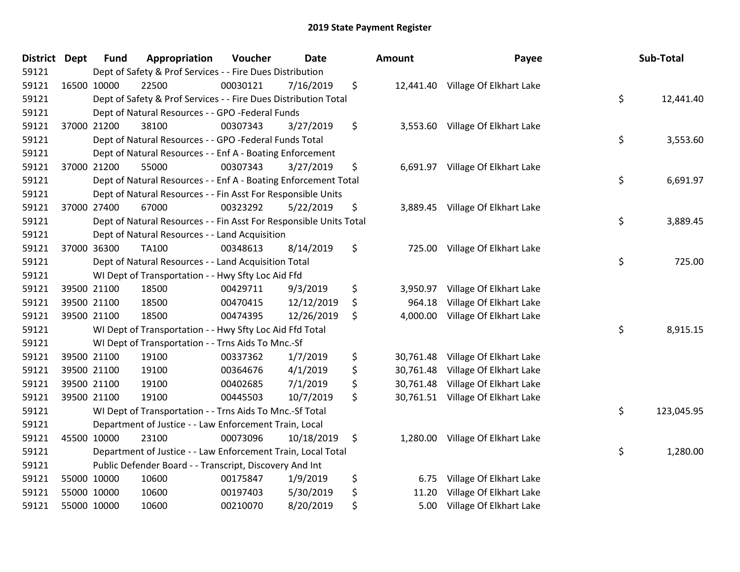## 2019 State Payment Register

| District | Dept | Fund | Appropriation | Voucher | Date | Amount | Payee | Sub-Total |
|---|---|---|---|---|---|---|---|---|
| 59121 | | Dept of Safety & Prof Services - - Fire Dues Distribution | | | | | | |
| 59121 | 16500 | 10000 | 22500 | 00030121 | 7/16/2019 | $ 12,441.40 | Village Of Elkhart Lake | |
| 59121 | | Dept of Safety & Prof Services - - Fire Dues Distribution Total | | | | | | $ 12,441.40 |
| 59121 | | Dept of Natural Resources - - GPO -Federal Funds | | | | | | |
| 59121 | 37000 | 21200 | 38100 | 00307343 | 3/27/2019 | $ 3,553.60 | Village Of Elkhart Lake | |
| 59121 | | Dept of Natural Resources - - GPO -Federal Funds Total | | | | | | $ 3,553.60 |
| 59121 | | Dept of Natural Resources - - Enf A - Boating Enforcement | | | | | | |
| 59121 | 37000 | 21200 | 55000 | 00307343 | 3/27/2019 | $ 6,691.97 | Village Of Elkhart Lake | |
| 59121 | | Dept of Natural Resources - - Enf A - Boating Enforcement Total | | | | | | $ 6,691.97 |
| 59121 | | Dept of Natural Resources - - Fin Asst For Responsible Units | | | | | | |
| 59121 | 37000 | 27400 | 67000 | 00323292 | 5/22/2019 | $ 3,889.45 | Village Of Elkhart Lake | |
| 59121 | | Dept of Natural Resources - - Fin Asst For Responsible Units Total | | | | | | $ 3,889.45 |
| 59121 | | Dept of Natural Resources - - Land Acquisition | | | | | | |
| 59121 | 37000 | 36300 | TA100 | 00348613 | 8/14/2019 | $ 725.00 | Village Of Elkhart Lake | |
| 59121 | | Dept of Natural Resources - - Land Acquisition Total | | | | | | $ 725.00 |
| 59121 | | WI Dept of Transportation - - Hwy Sfty Loc Aid Ffd | | | | | | |
| 59121 | 39500 | 21100 | 18500 | 00429711 | 9/3/2019 | $ 3,950.97 | Village Of Elkhart Lake | |
| 59121 | 39500 | 21100 | 18500 | 00470415 | 12/12/2019 | $ 964.18 | Village Of Elkhart Lake | |
| 59121 | 39500 | 21100 | 18500 | 00474395 | 12/26/2019 | $ 4,000.00 | Village Of Elkhart Lake | |
| 59121 | | WI Dept of Transportation - - Hwy Sfty Loc Aid Ffd Total | | | | | | $ 8,915.15 |
| 59121 | | WI Dept of Transportation - - Trns Aids To Mnc.-Sf | | | | | | |
| 59121 | 39500 | 21100 | 19100 | 00337362 | 1/7/2019 | $ 30,761.48 | Village Of Elkhart Lake | |
| 59121 | 39500 | 21100 | 19100 | 00364676 | 4/1/2019 | $ 30,761.48 | Village Of Elkhart Lake | |
| 59121 | 39500 | 21100 | 19100 | 00402685 | 7/1/2019 | $ 30,761.48 | Village Of Elkhart Lake | |
| 59121 | 39500 | 21100 | 19100 | 00445503 | 10/7/2019 | $ 30,761.51 | Village Of Elkhart Lake | |
| 59121 | | WI Dept of Transportation - - Trns Aids To Mnc.-Sf Total | | | | | | $ 123,045.95 |
| 59121 | | Department of Justice - - Law Enforcement Train, Local | | | | | | |
| 59121 | 45500 | 10000 | 23100 | 00073096 | 10/18/2019 | $ 1,280.00 | Village Of Elkhart Lake | |
| 59121 | | Department of Justice - - Law Enforcement Train, Local Total | | | | | | $ 1,280.00 |
| 59121 | | Public Defender Board - - Transcript, Discovery And Int | | | | | | |
| 59121 | 55000 | 10000 | 10600 | 00175847 | 1/9/2019 | $ 6.75 | Village Of Elkhart Lake | |
| 59121 | 55000 | 10000 | 10600 | 00197403 | 5/30/2019 | $ 11.20 | Village Of Elkhart Lake | |
| 59121 | 55000 | 10000 | 10600 | 00210070 | 8/20/2019 | $ 5.00 | Village Of Elkhart Lake | |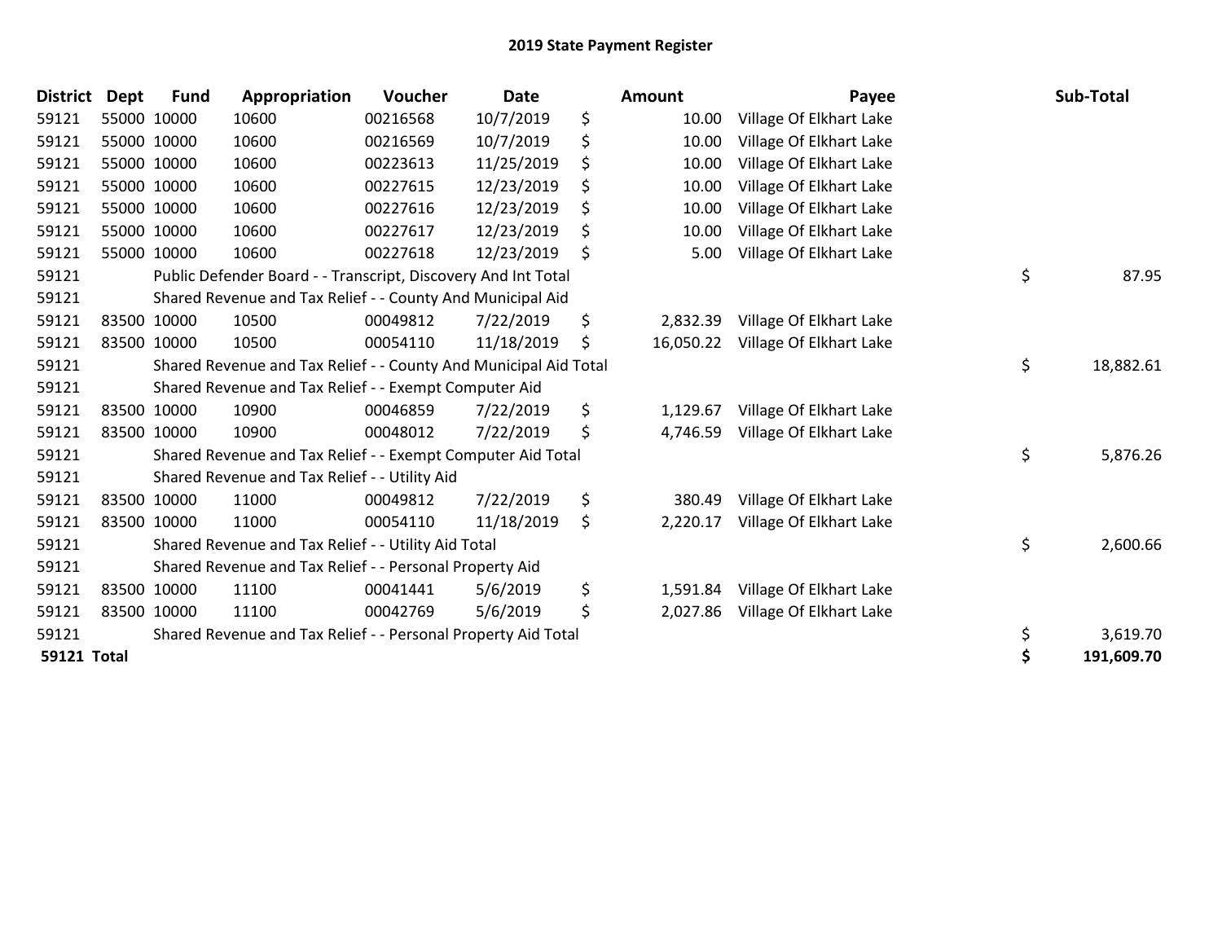# 2019 State Payment Register

| District | Dept | Fund | Appropriation | Voucher | Date | Amount | Payee | Sub-Total |
|---|---|---|---|---|---|---|---|---|
| 59121 | 55000 | 10000 | 10600 | 00216568 | 10/7/2019 | $ 10.00 | Village Of Elkhart Lake | |
| 59121 | 55000 | 10000 | 10600 | 00216569 | 10/7/2019 | $ 10.00 | Village Of Elkhart Lake | |
| 59121 | 55000 | 10000 | 10600 | 00223613 | 11/25/2019 | $ 10.00 | Village Of Elkhart Lake | |
| 59121 | 55000 | 10000 | 10600 | 00227615 | 12/23/2019 | $ 10.00 | Village Of Elkhart Lake | |
| 59121 | 55000 | 10000 | 10600 | 00227616 | 12/23/2019 | $ 10.00 | Village Of Elkhart Lake | |
| 59121 | 55000 | 10000 | 10600 | 00227617 | 12/23/2019 | $ 10.00 | Village Of Elkhart Lake | |
| 59121 | 55000 | 10000 | 10600 | 00227618 | 12/23/2019 | $ 5.00 | Village Of Elkhart Lake | |
| 59121 | | Public Defender Board - - Transcript, Discovery And Int Total | | | | | | $ 87.95 |
| 59121 | | Shared Revenue and Tax Relief - - County And Municipal Aid | | | | | | |
| 59121 | 83500 | 10000 | 10500 | 00049812 | 7/22/2019 | $ 2,832.39 | Village Of Elkhart Lake | |
| 59121 | 83500 | 10000 | 10500 | 00054110 | 11/18/2019 | $ 16,050.22 | Village Of Elkhart Lake | |
| 59121 | | Shared Revenue and Tax Relief - - County And Municipal Aid Total | | | | | | $ 18,882.61 |
| 59121 | | Shared Revenue and Tax Relief - - Exempt Computer Aid | | | | | | |
| 59121 | 83500 | 10000 | 10900 | 00046859 | 7/22/2019 | $ 1,129.67 | Village Of Elkhart Lake | |
| 59121 | 83500 | 10000 | 10900 | 00048012 | 7/22/2019 | $ 4,746.59 | Village Of Elkhart Lake | |
| 59121 | | Shared Revenue and Tax Relief - - Exempt Computer Aid Total | | | | | | $ 5,876.26 |
| 59121 | | Shared Revenue and Tax Relief - - Utility Aid | | | | | | |
| 59121 | 83500 | 10000 | 11000 | 00049812 | 7/22/2019 | $ 380.49 | Village Of Elkhart Lake | |
| 59121 | 83500 | 10000 | 11000 | 00054110 | 11/18/2019 | $ 2,220.17 | Village Of Elkhart Lake | |
| 59121 | | Shared Revenue and Tax Relief - - Utility Aid Total | | | | | | $ 2,600.66 |
| 59121 | | Shared Revenue and Tax Relief - - Personal Property Aid | | | | | | |
| 59121 | 83500 | 10000 | 11100 | 00041441 | 5/6/2019 | $ 1,591.84 | Village Of Elkhart Lake | |
| 59121 | 83500 | 10000 | 11100 | 00042769 | 5/6/2019 | $ 2,027.86 | Village Of Elkhart Lake | |
| 59121 | | Shared Revenue and Tax Relief - - Personal Property Aid Total | | | | | | $ 3,619.70 |
| **59121 Total** | | | | | | | | **$ 191,609.70** |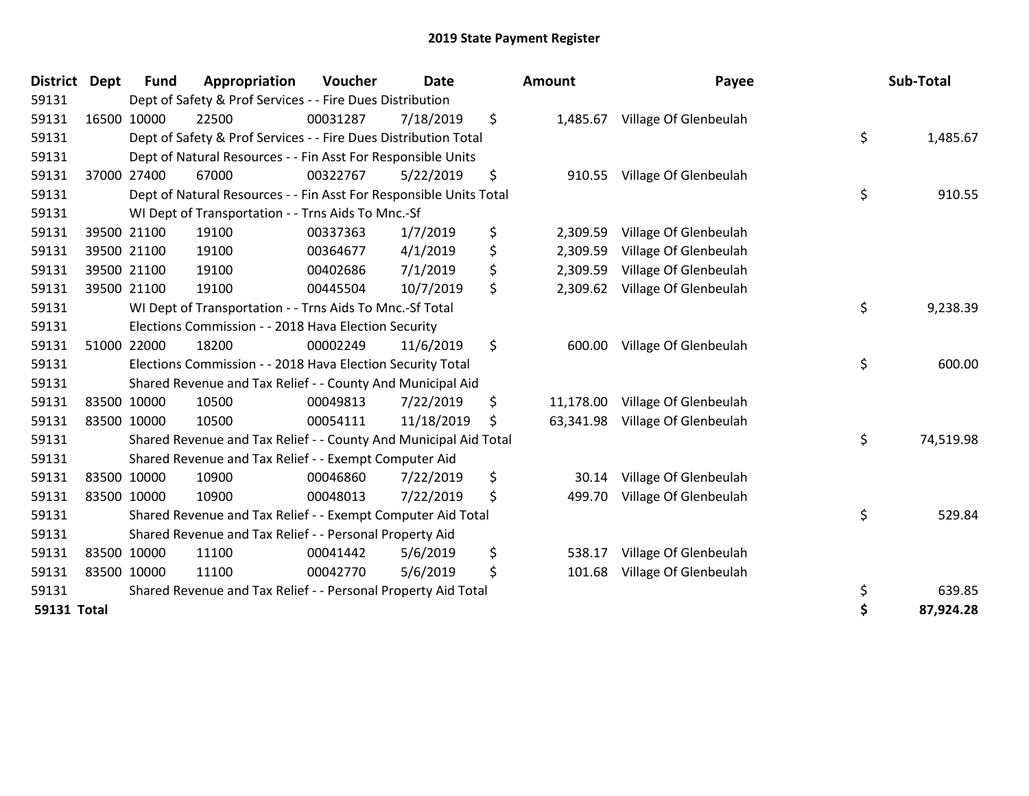# 2019 State Payment Register

| District | Dept | Fund | Appropriation | Voucher | Date | Amount | Payee | Sub-Total |
|---|---|---|---|---|---|---|---|---|
| 59131 | | Dept of Safety & Prof Services - - Fire Dues Distribution | | | | | | |
| 59131 | 16500 | 10000 | 22500 | 00031287 | 7/18/2019 | $ 1,485.67 | Village Of Glenbeulah | |
| 59131 | | Dept of Safety & Prof Services - - Fire Dues Distribution Total | | | | | | $ 1,485.67 |
| 59131 | | Dept of Natural Resources - - Fin Asst For Responsible Units | | | | | | |
| 59131 | 37000 | 27400 | 67000 | 00322767 | 5/22/2019 | $ 910.55 | Village Of Glenbeulah | |
| 59131 | | Dept of Natural Resources - - Fin Asst For Responsible Units Total | | | | | | $ 910.55 |
| 59131 | | WI Dept of Transportation - - Trns Aids To Mnc.-Sf | | | | | | |
| 59131 | 39500 | 21100 | 19100 | 00337363 | 1/7/2019 | $ 2,309.59 | Village Of Glenbeulah | |
| 59131 | 39500 | 21100 | 19100 | 00364677 | 4/1/2019 | $ 2,309.59 | Village Of Glenbeulah | |
| 59131 | 39500 | 21100 | 19100 | 00402686 | 7/1/2019 | $ 2,309.59 | Village Of Glenbeulah | |
| 59131 | 39500 | 21100 | 19100 | 00445504 | 10/7/2019 | $ 2,309.62 | Village Of Glenbeulah | |
| 59131 | | WI Dept of Transportation - - Trns Aids To Mnc.-Sf Total | | | | | | $ 9,238.39 |
| 59131 | | Elections Commission - - 2018 Hava Election Security | | | | | | |
| 59131 | 51000 | 22000 | 18200 | 00002249 | 11/6/2019 | $ 600.00 | Village Of Glenbeulah | |
| 59131 | | Elections Commission - - 2018 Hava Election Security Total | | | | | | $ 600.00 |
| 59131 | | Shared Revenue and Tax Relief - - County And Municipal Aid | | | | | | |
| 59131 | 83500 | 10000 | 10500 | 00049813 | 7/22/2019 | $ 11,178.00 | Village Of Glenbeulah | |
| 59131 | 83500 | 10000 | 10500 | 00054111 | 11/18/2019 | $ 63,341.98 | Village Of Glenbeulah | |
| 59131 | | Shared Revenue and Tax Relief - - County And Municipal Aid Total | | | | | | $ 74,519.98 |
| 59131 | | Shared Revenue and Tax Relief - - Exempt Computer Aid | | | | | | |
| 59131 | 83500 | 10000 | 10900 | 00046860 | 7/22/2019 | $ 30.14 | Village Of Glenbeulah | |
| 59131 | 83500 | 10000 | 10900 | 00048013 | 7/22/2019 | $ 499.70 | Village Of Glenbeulah | |
| 59131 | | Shared Revenue and Tax Relief - - Exempt Computer Aid Total | | | | | | $ 529.84 |
| 59131 | | Shared Revenue and Tax Relief - - Personal Property Aid | | | | | | |
| 59131 | 83500 | 10000 | 11100 | 00041442 | 5/6/2019 | $ 538.17 | Village Of Glenbeulah | |
| 59131 | 83500 | 10000 | 11100 | 00042770 | 5/6/2019 | $ 101.68 | Village Of Glenbeulah | |
| 59131 | | Shared Revenue and Tax Relief - - Personal Property Aid Total | | | | | | $ 639.85 |
| **59131 Total** | | | | | | | | **$ 87,924.28** |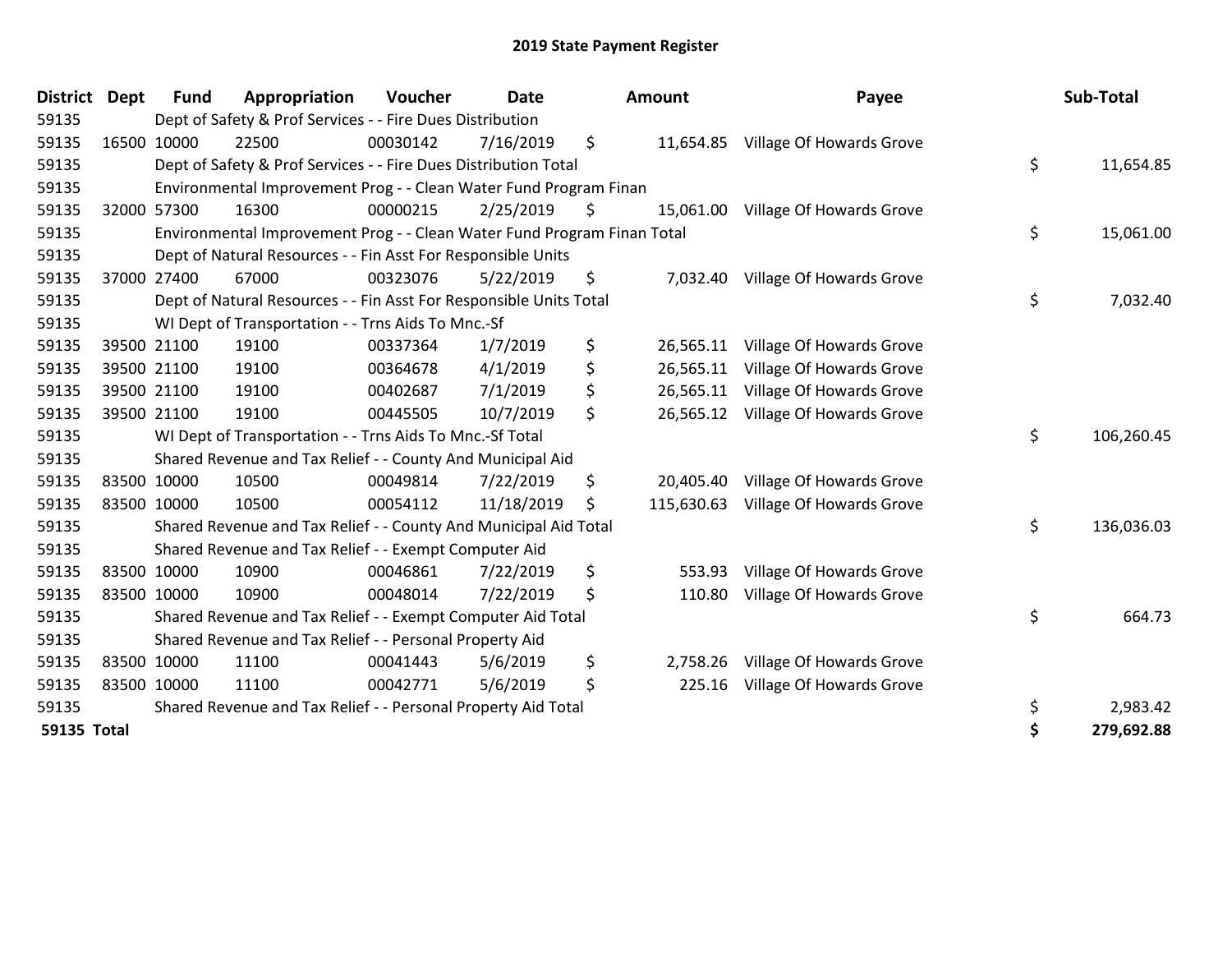# 2019 State Payment Register

| District | Dept | Fund | Appropriation | Voucher | Date | Amount | Payee | Sub-Total |
|---|---|---|---|---|---|---|---|---|
| 59135 | | Dept of Safety & Prof Services - - Fire Dues Distribution | | | | | | |
| 59135 | 16500 | 10000 | 22500 | 00030142 | 7/16/2019 | $ 11,654.85 | Village Of Howards Grove | |
| 59135 | | Dept of Safety & Prof Services - - Fire Dues Distribution Total | | | | | | $ 11,654.85 |
| 59135 | | Environmental Improvement Prog - - Clean Water Fund Program Finan | | | | | | |
| 59135 | 32000 | 57300 | 16300 | 00000215 | 2/25/2019 | $ 15,061.00 | Village Of Howards Grove | |
| 59135 | | Environmental Improvement Prog - - Clean Water Fund Program Finan Total | | | | | | $ 15,061.00 |
| 59135 | | Dept of Natural Resources - - Fin Asst For Responsible Units | | | | | | |
| 59135 | 37000 | 27400 | 67000 | 00323076 | 5/22/2019 | $ 7,032.40 | Village Of Howards Grove | |
| 59135 | | Dept of Natural Resources - - Fin Asst For Responsible Units Total | | | | | | $ 7,032.40 |
| 59135 | | WI Dept of Transportation - - Trns Aids To Mnc.-Sf | | | | | | |
| 59135 | 39500 | 21100 | 19100 | 00337364 | 1/7/2019 | $ 26,565.11 | Village Of Howards Grove | |
| 59135 | 39500 | 21100 | 19100 | 00364678 | 4/1/2019 | $ 26,565.11 | Village Of Howards Grove | |
| 59135 | 39500 | 21100 | 19100 | 00402687 | 7/1/2019 | $ 26,565.11 | Village Of Howards Grove | |
| 59135 | 39500 | 21100 | 19100 | 00445505 | 10/7/2019 | $ 26,565.12 | Village Of Howards Grove | |
| 59135 | | WI Dept of Transportation - - Trns Aids To Mnc.-Sf Total | | | | | | $ 106,260.45 |
| 59135 | | Shared Revenue and Tax Relief - - County And Municipal Aid | | | | | | |
| 59135 | 83500 | 10000 | 10500 | 00049814 | 7/22/2019 | $ 20,405.40 | Village Of Howards Grove | |
| 59135 | 83500 | 10000 | 10500 | 00054112 | 11/18/2019 | $ 115,630.63 | Village Of Howards Grove | |
| 59135 | | Shared Revenue and Tax Relief - - County And Municipal Aid Total | | | | | | $ 136,036.03 |
| 59135 | | Shared Revenue and Tax Relief - - Exempt Computer Aid | | | | | | |
| 59135 | 83500 | 10000 | 10900 | 00046861 | 7/22/2019 | $ 553.93 | Village Of Howards Grove | |
| 59135 | 83500 | 10000 | 10900 | 00048014 | 7/22/2019 | $ 110.80 | Village Of Howards Grove | |
| 59135 | | Shared Revenue and Tax Relief - - Exempt Computer Aid Total | | | | | | $ 664.73 |
| 59135 | | Shared Revenue and Tax Relief - - Personal Property Aid | | | | | | |
| 59135 | 83500 | 10000 | 11100 | 00041443 | 5/6/2019 | $ 2,758.26 | Village Of Howards Grove | |
| 59135 | 83500 | 10000 | 11100 | 00042771 | 5/6/2019 | $ 225.16 | Village Of Howards Grove | |
| 59135 | | Shared Revenue and Tax Relief - - Personal Property Aid Total | | | | | | $ 2,983.42 |
| **59135 Total** | | | | | | | | **$ 279,692.88** |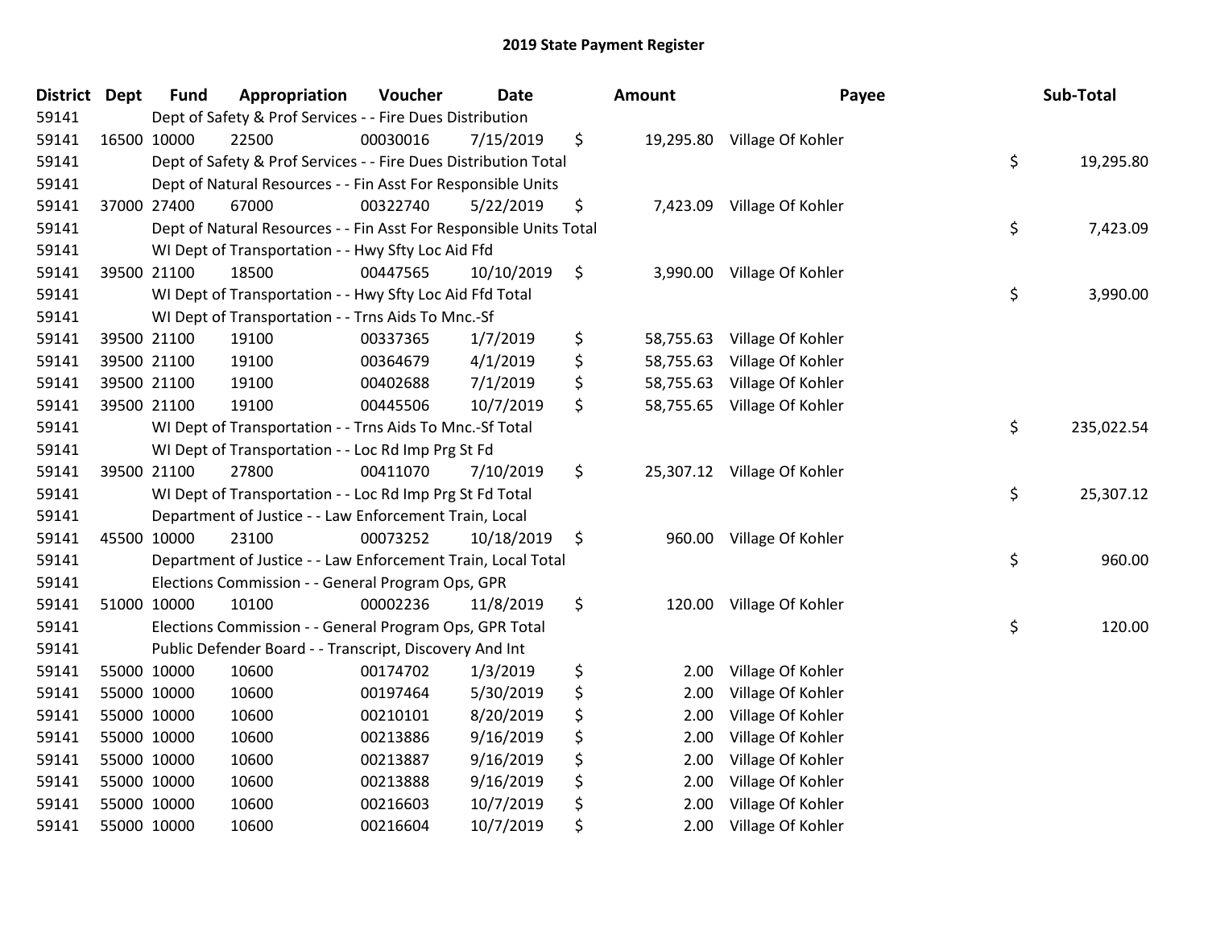# 2019 State Payment Register

| District | Dept | Fund | Appropriation | Voucher | Date | Amount | Payee | Sub-Total |
|---|---|---|---|---|---|---|---|---|
| 59141 | | Dept of Safety & Prof Services - - Fire Dues Distribution | | | | | | |
| 59141 | 16500 | 10000 | 22500 | 00030016 | 7/15/2019 | $ 19,295.80 | Village Of Kohler | |
| 59141 | | Dept of Safety & Prof Services - - Fire Dues Distribution Total | | | | | | $ 19,295.80 |
| 59141 | | Dept of Natural Resources - - Fin Asst For Responsible Units | | | | | | |
| 59141 | 37000 | 27400 | 67000 | 00322740 | 5/22/2019 | $ 7,423.09 | Village Of Kohler | |
| 59141 | | Dept of Natural Resources - - Fin Asst For Responsible Units Total | | | | | | $ 7,423.09 |
| 59141 | | WI Dept of Transportation - - Hwy Sfty Loc Aid Ffd | | | | | | |
| 59141 | 39500 | 21100 | 18500 | 00447565 | 10/10/2019 | $ 3,990.00 | Village Of Kohler | |
| 59141 | | WI Dept of Transportation - - Hwy Sfty Loc Aid Ffd Total | | | | | | $ 3,990.00 |
| 59141 | | WI Dept of Transportation - - Trns Aids To Mnc.-Sf | | | | | | |
| 59141 | 39500 | 21100 | 19100 | 00337365 | 1/7/2019 | $ 58,755.63 | Village Of Kohler | |
| 59141 | 39500 | 21100 | 19100 | 00364679 | 4/1/2019 | $ 58,755.63 | Village Of Kohler | |
| 59141 | 39500 | 21100 | 19100 | 00402688 | 7/1/2019 | $ 58,755.63 | Village Of Kohler | |
| 59141 | 39500 | 21100 | 19100 | 00445506 | 10/7/2019 | $ 58,755.65 | Village Of Kohler | |
| 59141 | | WI Dept of Transportation - - Trns Aids To Mnc.-Sf Total | | | | | | $ 235,022.54 |
| 59141 | | WI Dept of Transportation - - Loc Rd Imp Prg St Fd | | | | | | |
| 59141 | 39500 | 21100 | 27800 | 00411070 | 7/10/2019 | $ 25,307.12 | Village Of Kohler | |
| 59141 | | WI Dept of Transportation - - Loc Rd Imp Prg St Fd Total | | | | | | $ 25,307.12 |
| 59141 | | Department of Justice - - Law Enforcement Train, Local | | | | | | |
| 59141 | 45500 | 10000 | 23100 | 00073252 | 10/18/2019 | $ 960.00 | Village Of Kohler | |
| 59141 | | Department of Justice - - Law Enforcement Train, Local Total | | | | | | $ 960.00 |
| 59141 | | Elections Commission - - General Program Ops, GPR | | | | | | |
| 59141 | 51000 | 10000 | 10100 | 00002236 | 11/8/2019 | $ 120.00 | Village Of Kohler | |
| 59141 | | Elections Commission - - General Program Ops, GPR Total | | | | | | $ 120.00 |
| 59141 | | Public Defender Board - - Transcript, Discovery And Int | | | | | | |
| 59141 | 55000 | 10000 | 10600 | 00174702 | 1/3/2019 | $ 2.00 | Village Of Kohler | |
| 59141 | 55000 | 10000 | 10600 | 00197464 | 5/30/2019 | $ 2.00 | Village Of Kohler | |
| 59141 | 55000 | 10000 | 10600 | 00210101 | 8/20/2019 | $ 2.00 | Village Of Kohler | |
| 59141 | 55000 | 10000 | 10600 | 00213886 | 9/16/2019 | $ 2.00 | Village Of Kohler | |
| 59141 | 55000 | 10000 | 10600 | 00213887 | 9/16/2019 | $ 2.00 | Village Of Kohler | |
| 59141 | 55000 | 10000 | 10600 | 00213888 | 9/16/2019 | $ 2.00 | Village Of Kohler | |
| 59141 | 55000 | 10000 | 10600 | 00216603 | 10/7/2019 | $ 2.00 | Village Of Kohler | |
| 59141 | 55000 | 10000 | 10600 | 00216604 | 10/7/2019 | $ 2.00 | Village Of Kohler | |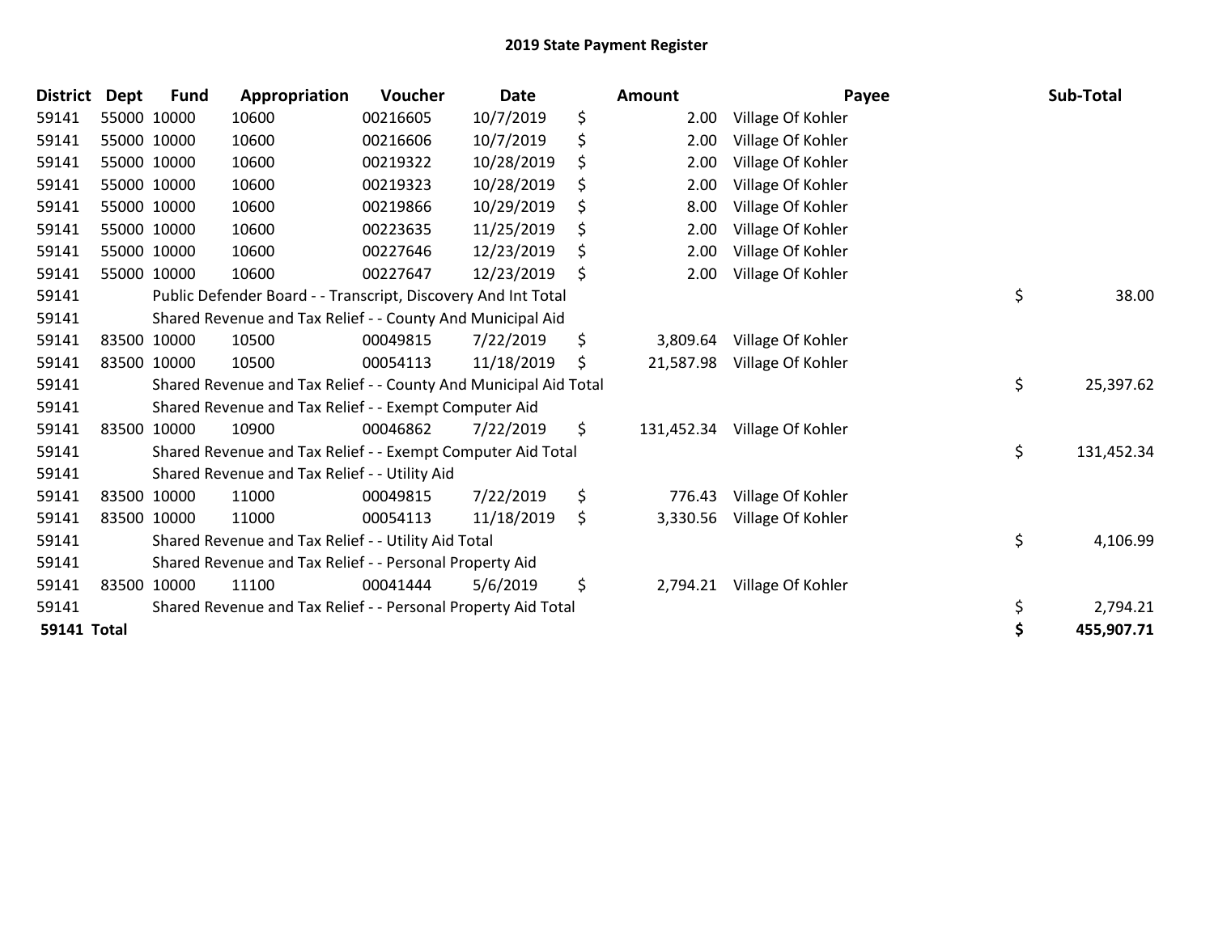# 2019 State Payment Register

| District | Dept | Fund | Appropriation | Voucher | Date | Amount | Payee | Sub-Total |
|---|---|---|---|---|---|---|---|---|
| 59141 | 55000 | 10000 | 10600 | 00216605 | 10/7/2019 | $ 2.00 | Village Of Kohler | |
| 59141 | 55000 | 10000 | 10600 | 00216606 | 10/7/2019 | $ 2.00 | Village Of Kohler | |
| 59141 | 55000 | 10000 | 10600 | 00219322 | 10/28/2019 | $ 2.00 | Village Of Kohler | |
| 59141 | 55000 | 10000 | 10600 | 00219323 | 10/28/2019 | $ 2.00 | Village Of Kohler | |
| 59141 | 55000 | 10000 | 10600 | 00219866 | 10/29/2019 | $ 8.00 | Village Of Kohler | |
| 59141 | 55000 | 10000 | 10600 | 00223635 | 11/25/2019 | $ 2.00 | Village Of Kohler | |
| 59141 | 55000 | 10000 | 10600 | 00227646 | 12/23/2019 | $ 2.00 | Village Of Kohler | |
| 59141 | 55000 | 10000 | 10600 | 00227647 | 12/23/2019 | $ 2.00 | Village Of Kohler | |
| 59141 | | Public Defender Board - - Transcript, Discovery And Int Total | | | | | | $ 38.00 |
| 59141 | | Shared Revenue and Tax Relief - - County And Municipal Aid | | | | | | |
| 59141 | 83500 | 10000 | 10500 | 00049815 | 7/22/2019 | $ 3,809.64 | Village Of Kohler | |
| 59141 | 83500 | 10000 | 10500 | 00054113 | 11/18/2019 | $ 21,587.98 | Village Of Kohler | |
| 59141 | | Shared Revenue and Tax Relief - - County And Municipal Aid Total | | | | | | $ 25,397.62 |
| 59141 | | Shared Revenue and Tax Relief - - Exempt Computer Aid | | | | | | |
| 59141 | 83500 | 10000 | 10900 | 00046862 | 7/22/2019 | $ 131,452.34 | Village Of Kohler | |
| 59141 | | Shared Revenue and Tax Relief - - Exempt Computer Aid Total | | | | | | $ 131,452.34 |
| 59141 | | Shared Revenue and Tax Relief - - Utility Aid | | | | | | |
| 59141 | 83500 | 10000 | 11000 | 00049815 | 7/22/2019 | $ 776.43 | Village Of Kohler | |
| 59141 | 83500 | 10000 | 11000 | 00054113 | 11/18/2019 | $ 3,330.56 | Village Of Kohler | |
| 59141 | | Shared Revenue and Tax Relief - - Utility Aid Total | | | | | | $ 4,106.99 |
| 59141 | | Shared Revenue and Tax Relief - - Personal Property Aid | | | | | | |
| 59141 | 83500 | 10000 | 11100 | 00041444 | 5/6/2019 | $ 2,794.21 | Village Of Kohler | |
| 59141 | | Shared Revenue and Tax Relief - - Personal Property Aid Total | | | | | | $ 2,794.21 |
| **59141 Total** | | | | | | | | **$ 455,907.71** |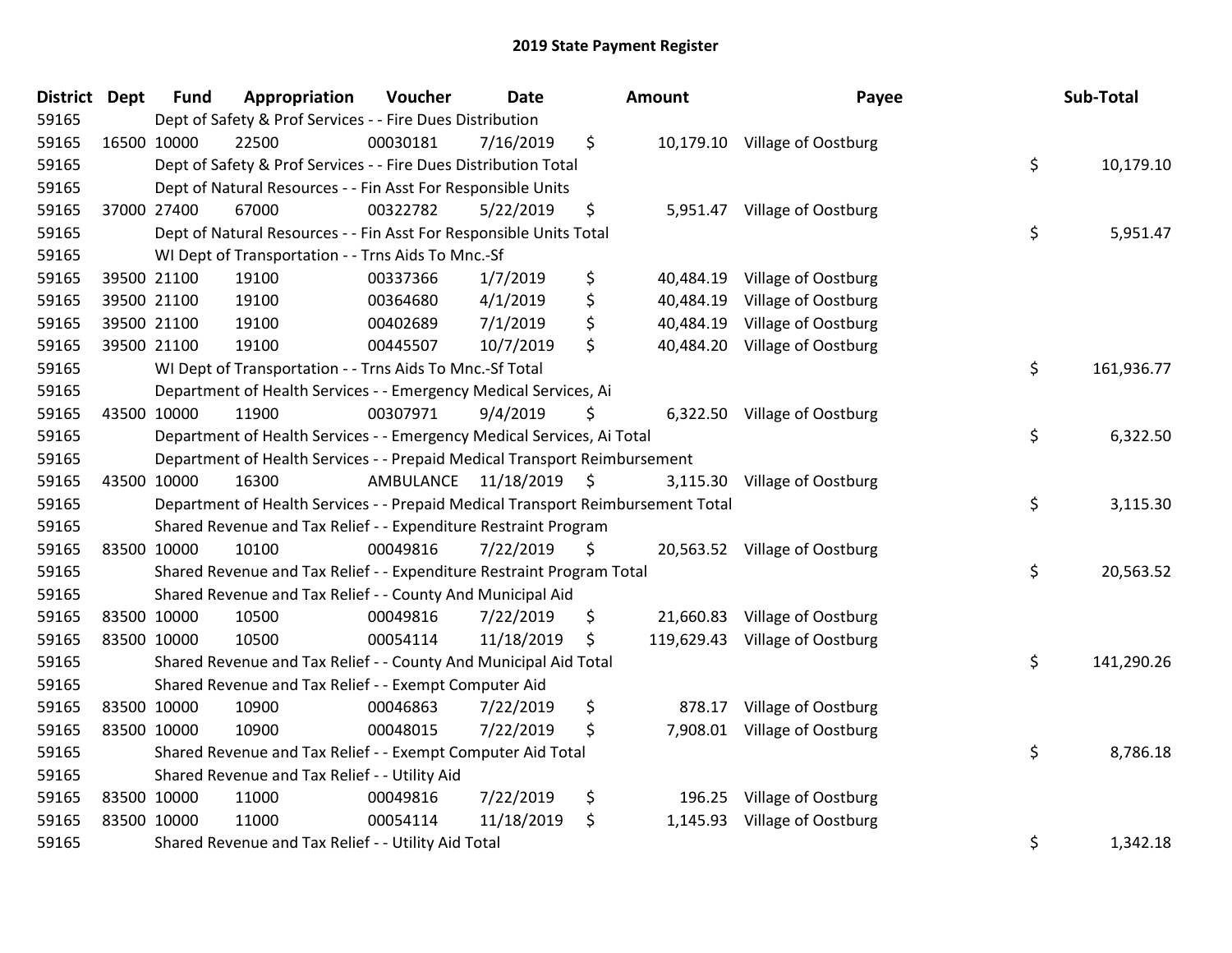## 2019 State Payment Register

| District | Dept | Fund | Appropriation | Voucher | Date | Amount | Payee | Sub-Total |
|---|---|---|---|---|---|---|---|---|
| 59165 | | Dept of Safety & Prof Services - - Fire Dues Distribution | | | | | | |
| 59165 | 16500 | 10000 | 22500 | 00030181 | 7/16/2019 | $ 10,179.10 | Village of Oostburg | |
| 59165 | | Dept of Safety & Prof Services - - Fire Dues Distribution Total | | | | | | $ 10,179.10 |
| 59165 | | Dept of Natural Resources - - Fin Asst For Responsible Units | | | | | | |
| 59165 | 37000 | 27400 | 67000 | 00322782 | 5/22/2019 | $ 5,951.47 | Village of Oostburg | |
| 59165 | | Dept of Natural Resources - - Fin Asst For Responsible Units Total | | | | | | $ 5,951.47 |
| 59165 | | WI Dept of Transportation - - Trns Aids To Mnc.-Sf | | | | | | |
| 59165 | 39500 | 21100 | 19100 | 00337366 | 1/7/2019 | $ 40,484.19 | Village of Oostburg | |
| 59165 | 39500 | 21100 | 19100 | 00364680 | 4/1/2019 | $ 40,484.19 | Village of Oostburg | |
| 59165 | 39500 | 21100 | 19100 | 00402689 | 7/1/2019 | $ 40,484.19 | Village of Oostburg | |
| 59165 | 39500 | 21100 | 19100 | 00445507 | 10/7/2019 | $ 40,484.20 | Village of Oostburg | |
| 59165 | | WI Dept of Transportation - - Trns Aids To Mnc.-Sf Total | | | | | | $ 161,936.77 |
| 59165 | | Department of Health Services - - Emergency Medical Services, Ai | | | | | | |
| 59165 | 43500 | 10000 | 11900 | 00307971 | 9/4/2019 | $ 6,322.50 | Village of Oostburg | |
| 59165 | | Department of Health Services - - Emergency Medical Services, Ai Total | | | | | | $ 6,322.50 |
| 59165 | | Department of Health Services - - Prepaid Medical Transport Reimbursement | | | | | | |
| 59165 | 43500 | 10000 | 16300 | AMBULANCE | 11/18/2019 | $ 3,115.30 | Village of Oostburg | |
| 59165 | | Department of Health Services - - Prepaid Medical Transport Reimbursement Total | | | | | | $ 3,115.30 |
| 59165 | | Shared Revenue and Tax Relief - - Expenditure Restraint Program | | | | | | |
| 59165 | 83500 | 10000 | 10100 | 00049816 | 7/22/2019 | $ 20,563.52 | Village of Oostburg | |
| 59165 | | Shared Revenue and Tax Relief - - Expenditure Restraint Program Total | | | | | | $ 20,563.52 |
| 59165 | | Shared Revenue and Tax Relief - - County And Municipal Aid | | | | | | |
| 59165 | 83500 | 10000 | 10500 | 00049816 | 7/22/2019 | $ 21,660.83 | Village of Oostburg | |
| 59165 | 83500 | 10000 | 10500 | 00054114 | 11/18/2019 | $ 119,629.43 | Village of Oostburg | |
| 59165 | | Shared Revenue and Tax Relief - - County And Municipal Aid Total | | | | | | $ 141,290.26 |
| 59165 | | Shared Revenue and Tax Relief - - Exempt Computer Aid | | | | | | |
| 59165 | 83500 | 10000 | 10900 | 00046863 | 7/22/2019 | $ 878.17 | Village of Oostburg | |
| 59165 | 83500 | 10000 | 10900 | 00048015 | 7/22/2019 | $ 7,908.01 | Village of Oostburg | |
| 59165 | | Shared Revenue and Tax Relief - - Exempt Computer Aid Total | | | | | | $ 8,786.18 |
| 59165 | | Shared Revenue and Tax Relief - - Utility Aid | | | | | | |
| 59165 | 83500 | 10000 | 11000 | 00049816 | 7/22/2019 | $ 196.25 | Village of Oostburg | |
| 59165 | 83500 | 10000 | 11000 | 00054114 | 11/18/2019 | $ 1,145.93 | Village of Oostburg | |
| 59165 | | Shared Revenue and Tax Relief - - Utility Aid Total | | | | | | $ 1,342.18 |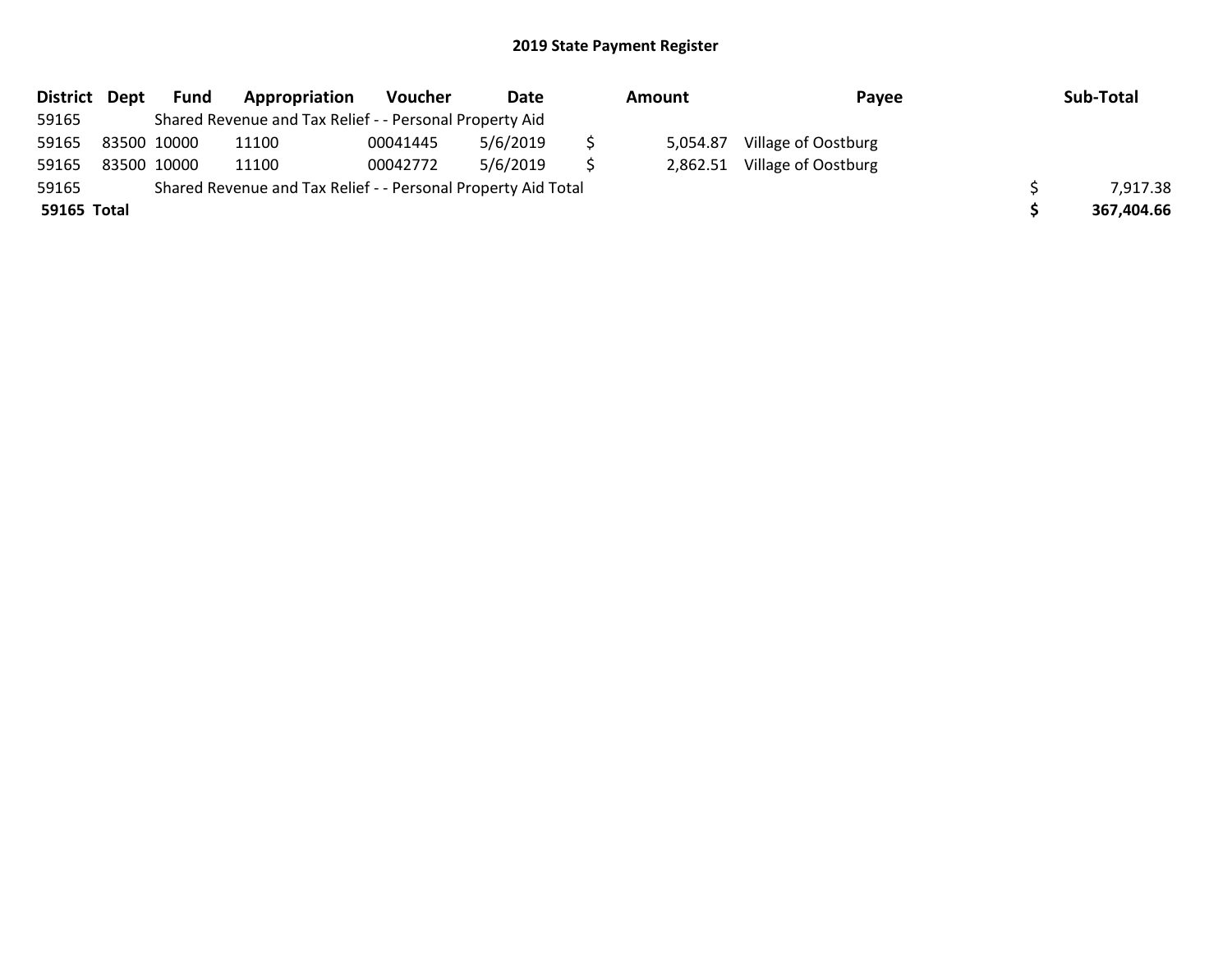# 2019 State Payment Register

| District | Dept | Fund | Appropriation | Voucher | Date | Amount | Payee | Sub-Total |
|---|---|---|---|---|---|---|---|---|
| 59165 | | Shared Revenue and Tax Relief - - Personal Property Aid | | | | | | |
| 59165 | 83500 | 10000 | 11100 | 00041445 | 5/6/2019 | $ 5,054.87 | Village of Oostburg | |
| 59165 | 83500 | 10000 | 11100 | 00042772 | 5/6/2019 | $ 2,862.51 | Village of Oostburg | |
| 59165 | | Shared Revenue and Tax Relief - - Personal Property Aid Total | | | | | | $ 7,917.38 |
| **59165 Total** | | | | | | | | **$ 367,404.66** |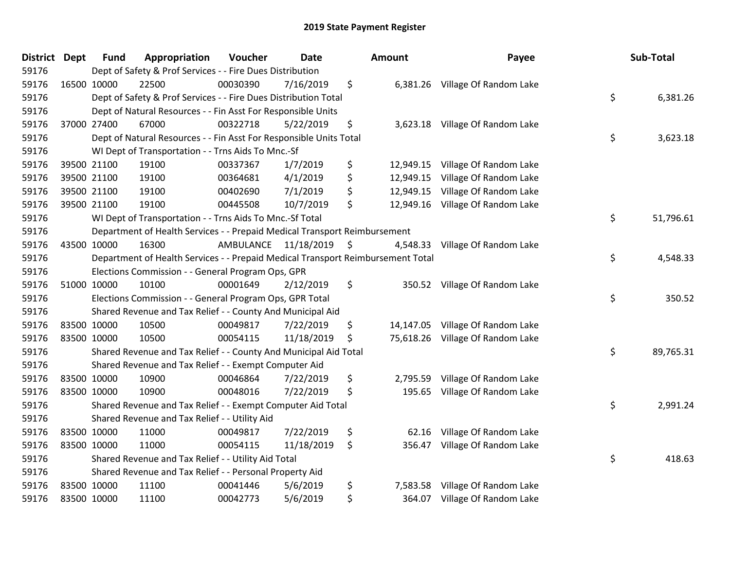# 2019 State Payment Register

| District | Dept | Fund | Appropriation | Voucher | Date | Amount | Payee | Sub-Total |
|---|---|---|---|---|---|---|---|---|
| 59176 | | Dept of Safety & Prof Services - - Fire Dues Distribution | | | | | | |
| 59176 | 16500 | 10000 | 22500 | 00030390 | 7/16/2019 | $ 6,381.26 | Village Of Random Lake | |
| 59176 | | Dept of Safety & Prof Services - - Fire Dues Distribution Total | | | | | | $ 6,381.26 |
| 59176 | | Dept of Natural Resources - - Fin Asst For Responsible Units | | | | | | |
| 59176 | 37000 | 27400 | 67000 | 00322718 | 5/22/2019 | $ 3,623.18 | Village Of Random Lake | |
| 59176 | | Dept of Natural Resources - - Fin Asst For Responsible Units Total | | | | | | $ 3,623.18 |
| 59176 | | WI Dept of Transportation - - Trns Aids To Mnc.-Sf | | | | | | |
| 59176 | 39500 | 21100 | 19100 | 00337367 | 1/7/2019 | $ 12,949.15 | Village Of Random Lake | |
| 59176 | 39500 | 21100 | 19100 | 00364681 | 4/1/2019 | $ 12,949.15 | Village Of Random Lake | |
| 59176 | 39500 | 21100 | 19100 | 00402690 | 7/1/2019 | $ 12,949.15 | Village Of Random Lake | |
| 59176 | 39500 | 21100 | 19100 | 00445508 | 10/7/2019 | $ 12,949.16 | Village Of Random Lake | |
| 59176 | | WI Dept of Transportation - - Trns Aids To Mnc.-Sf Total | | | | | | $ 51,796.61 |
| 59176 | | Department of Health Services - - Prepaid Medical Transport Reimbursement | | | | | | |
| 59176 | 43500 | 10000 | 16300 | AMBULANCE | 11/18/2019 | $ 4,548.33 | Village Of Random Lake | |
| 59176 | | Department of Health Services - - Prepaid Medical Transport Reimbursement Total | | | | | | $ 4,548.33 |
| 59176 | | Elections Commission - - General Program Ops, GPR | | | | | | |
| 59176 | 51000 | 10000 | 10100 | 00001649 | 2/12/2019 | $ 350.52 | Village Of Random Lake | |
| 59176 | | Elections Commission - - General Program Ops, GPR Total | | | | | | $ 350.52 |
| 59176 | | Shared Revenue and Tax Relief - - County And Municipal Aid | | | | | | |
| 59176 | 83500 | 10000 | 10500 | 00049817 | 7/22/2019 | $ 14,147.05 | Village Of Random Lake | |
| 59176 | 83500 | 10000 | 10500 | 00054115 | 11/18/2019 | $ 75,618.26 | Village Of Random Lake | |
| 59176 | | Shared Revenue and Tax Relief - - County And Municipal Aid Total | | | | | | $ 89,765.31 |
| 59176 | | Shared Revenue and Tax Relief - - Exempt Computer Aid | | | | | | |
| 59176 | 83500 | 10000 | 10900 | 00046864 | 7/22/2019 | $ 2,795.59 | Village Of Random Lake | |
| 59176 | 83500 | 10000 | 10900 | 00048016 | 7/22/2019 | $ 195.65 | Village Of Random Lake | |
| 59176 | | Shared Revenue and Tax Relief - - Exempt Computer Aid Total | | | | | | $ 2,991.24 |
| 59176 | | Shared Revenue and Tax Relief - - Utility Aid | | | | | | |
| 59176 | 83500 | 10000 | 11000 | 00049817 | 7/22/2019 | $ 62.16 | Village Of Random Lake | |
| 59176 | 83500 | 10000 | 11000 | 00054115 | 11/18/2019 | $ 356.47 | Village Of Random Lake | |
| 59176 | | Shared Revenue and Tax Relief - - Utility Aid Total | | | | | | $ 418.63 |
| 59176 | | Shared Revenue and Tax Relief - - Personal Property Aid | | | | | | |
| 59176 | 83500 | 10000 | 11100 | 00041446 | 5/6/2019 | $ 7,583.58 | Village Of Random Lake | |
| 59176 | 83500 | 10000 | 11100 | 00042773 | 5/6/2019 | $ 364.07 | Village Of Random Lake | |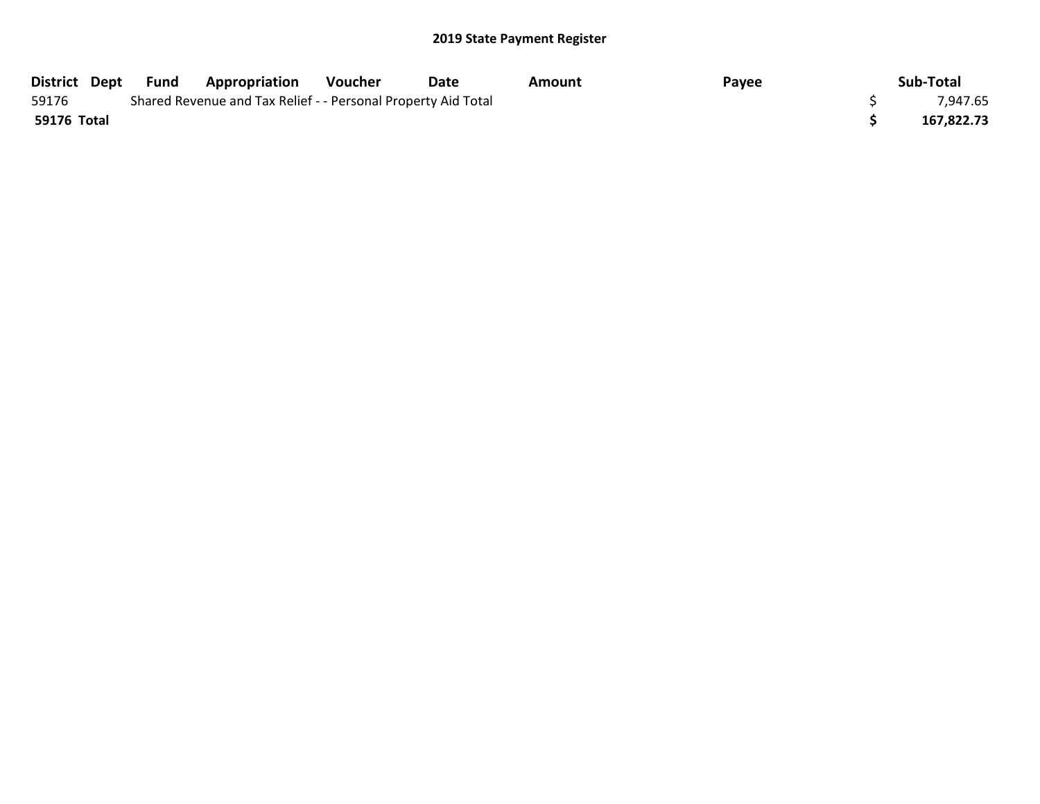## 2019 State Payment Register

| District | Dept | Fund | Appropriation | Voucher | Date | Amount | Payee | Sub-Total |
|---|---|---|---|---|---|---|---|---|
| 59176 | | Shared Revenue and Tax Relief - - Personal Property Aid Total | | | | | | $ 7,947.65 |
| **59176 Total** | | | | | | | | **$ 167,822.73** |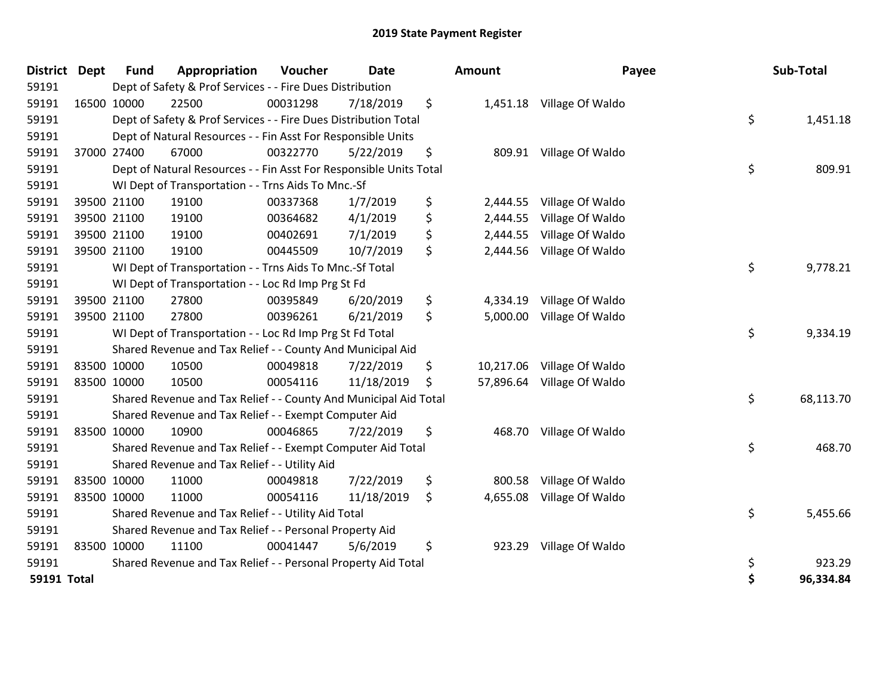# 2019 State Payment Register

| District | Dept | Fund | Appropriation | Voucher | Date | Amount | Payee | Sub-Total |
|---|---|---|---|---|---|---|---|---|
| 59191 | | Dept of Safety & Prof Services - - Fire Dues Distribution | | | | | | |
| 59191 | 16500 | 10000 | 22500 | 00031298 | 7/18/2019 | $ 1,451.18 | Village Of Waldo | |
| 59191 | | Dept of Safety & Prof Services - - Fire Dues Distribution Total | | | | | | $ 1,451.18 |
| 59191 | | Dept of Natural Resources - - Fin Asst For Responsible Units | | | | | | |
| 59191 | 37000 | 27400 | 67000 | 00322770 | 5/22/2019 | $ 809.91 | Village Of Waldo | |
| 59191 | | Dept of Natural Resources - - Fin Asst For Responsible Units Total | | | | | | $ 809.91 |
| 59191 | | WI Dept of Transportation - - Trns Aids To Mnc.-Sf | | | | | | |
| 59191 | 39500 | 21100 | 19100 | 00337368 | 1/7/2019 | $ 2,444.55 | Village Of Waldo | |
| 59191 | 39500 | 21100 | 19100 | 00364682 | 4/1/2019 | $ 2,444.55 | Village Of Waldo | |
| 59191 | 39500 | 21100 | 19100 | 00402691 | 7/1/2019 | $ 2,444.55 | Village Of Waldo | |
| 59191 | 39500 | 21100 | 19100 | 00445509 | 10/7/2019 | $ 2,444.56 | Village Of Waldo | |
| 59191 | | WI Dept of Transportation - - Trns Aids To Mnc.-Sf Total | | | | | | $ 9,778.21 |
| 59191 | | WI Dept of Transportation - - Loc Rd Imp Prg St Fd | | | | | | |
| 59191 | 39500 | 21100 | 27800 | 00395849 | 6/20/2019 | $ 4,334.19 | Village Of Waldo | |
| 59191 | 39500 | 21100 | 27800 | 00396261 | 6/21/2019 | $ 5,000.00 | Village Of Waldo | |
| 59191 | | WI Dept of Transportation - - Loc Rd Imp Prg St Fd Total | | | | | | $ 9,334.19 |
| 59191 | | Shared Revenue and Tax Relief - - County And Municipal Aid | | | | | | |
| 59191 | 83500 | 10000 | 10500 | 00049818 | 7/22/2019 | $ 10,217.06 | Village Of Waldo | |
| 59191 | 83500 | 10000 | 10500 | 00054116 | 11/18/2019 | $ 57,896.64 | Village Of Waldo | |
| 59191 | | Shared Revenue and Tax Relief - - County And Municipal Aid Total | | | | | | $ 68,113.70 |
| 59191 | | Shared Revenue and Tax Relief - - Exempt Computer Aid | | | | | | |
| 59191 | 83500 | 10000 | 10900 | 00046865 | 7/22/2019 | $ 468.70 | Village Of Waldo | |
| 59191 | | Shared Revenue and Tax Relief - - Exempt Computer Aid Total | | | | | | $ 468.70 |
| 59191 | | Shared Revenue and Tax Relief - - Utility Aid | | | | | | |
| 59191 | 83500 | 10000 | 11000 | 00049818 | 7/22/2019 | $ 800.58 | Village Of Waldo | |
| 59191 | 83500 | 10000 | 11000 | 00054116 | 11/18/2019 | $ 4,655.08 | Village Of Waldo | |
| 59191 | | Shared Revenue and Tax Relief - - Utility Aid Total | | | | | | $ 5,455.66 |
| 59191 | | Shared Revenue and Tax Relief - - Personal Property Aid | | | | | | |
| 59191 | 83500 | 10000 | 11100 | 00041447 | 5/6/2019 | $ 923.29 | Village Of Waldo | |
| 59191 | | Shared Revenue and Tax Relief - - Personal Property Aid Total | | | | | | $ 923.29 |
| **59191 Total** | | | | | | | | **$ 96,334.84** |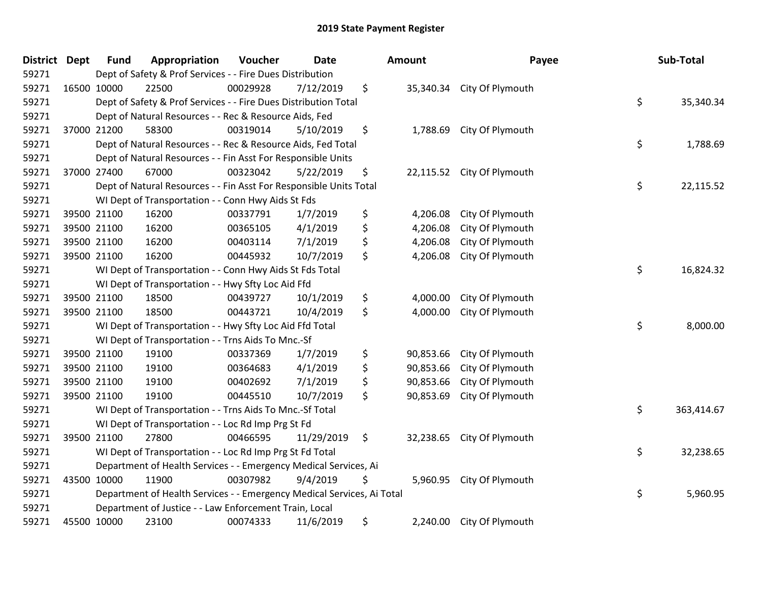# 2019 State Payment Register

| District | Dept | Fund | Appropriation | Voucher | Date | Amount | Payee | Sub-Total |
|---|---|---|---|---|---|---|---|---|
| 59271 | | Dept of Safety & Prof Services - - Fire Dues Distribution | | | | | | |
| 59271 | 16500 | 10000 | 22500 | 00029928 | 7/12/2019 | $ 35,340.34 | City Of Plymouth | |
| 59271 | | Dept of Safety & Prof Services - - Fire Dues Distribution Total | | | | | | $ 35,340.34 |
| 59271 | | Dept of Natural Resources - - Rec & Resource Aids, Fed | | | | | | |
| 59271 | 37000 | 21200 | 58300 | 00319014 | 5/10/2019 | $ 1,788.69 | City Of Plymouth | |
| 59271 | | Dept of Natural Resources - - Rec & Resource Aids, Fed Total | | | | | | $ 1,788.69 |
| 59271 | | Dept of Natural Resources - - Fin Asst For Responsible Units | | | | | | |
| 59271 | 37000 | 27400 | 67000 | 00323042 | 5/22/2019 | $ 22,115.52 | City Of Plymouth | |
| 59271 | | Dept of Natural Resources - - Fin Asst For Responsible Units Total | | | | | | $ 22,115.52 |
| 59271 | | WI Dept of Transportation - - Conn Hwy Aids St Fds | | | | | | |
| 59271 | 39500 | 21100 | 16200 | 00337791 | 1/7/2019 | $ 4,206.08 | City Of Plymouth | |
| 59271 | 39500 | 21100 | 16200 | 00365105 | 4/1/2019 | $ 4,206.08 | City Of Plymouth | |
| 59271 | 39500 | 21100 | 16200 | 00403114 | 7/1/2019 | $ 4,206.08 | City Of Plymouth | |
| 59271 | 39500 | 21100 | 16200 | 00445932 | 10/7/2019 | $ 4,206.08 | City Of Plymouth | |
| 59271 | | WI Dept of Transportation - - Conn Hwy Aids St Fds Total | | | | | | $ 16,824.32 |
| 59271 | | WI Dept of Transportation - - Hwy Sfty Loc Aid Ffd | | | | | | |
| 59271 | 39500 | 21100 | 18500 | 00439727 | 10/1/2019 | $ 4,000.00 | City Of Plymouth | |
| 59271 | 39500 | 21100 | 18500 | 00443721 | 10/4/2019 | $ 4,000.00 | City Of Plymouth | |
| 59271 | | WI Dept of Transportation - - Hwy Sfty Loc Aid Ffd Total | | | | | | $ 8,000.00 |
| 59271 | | WI Dept of Transportation - - Trns Aids To Mnc.-Sf | | | | | | |
| 59271 | 39500 | 21100 | 19100 | 00337369 | 1/7/2019 | $ 90,853.66 | City Of Plymouth | |
| 59271 | 39500 | 21100 | 19100 | 00364683 | 4/1/2019 | $ 90,853.66 | City Of Plymouth | |
| 59271 | 39500 | 21100 | 19100 | 00402692 | 7/1/2019 | $ 90,853.66 | City Of Plymouth | |
| 59271 | 39500 | 21100 | 19100 | 00445510 | 10/7/2019 | $ 90,853.69 | City Of Plymouth | |
| 59271 | | WI Dept of Transportation - - Trns Aids To Mnc.-Sf Total | | | | | | $ 363,414.67 |
| 59271 | | WI Dept of Transportation - - Loc Rd Imp Prg St Fd | | | | | | |
| 59271 | 39500 | 21100 | 27800 | 00466595 | 11/29/2019 | $ 32,238.65 | City Of Plymouth | |
| 59271 | | WI Dept of Transportation - - Loc Rd Imp Prg St Fd Total | | | | | | $ 32,238.65 |
| 59271 | | Department of Health Services - - Emergency Medical Services, Ai | | | | | | |
| 59271 | 43500 | 10000 | 11900 | 00307982 | 9/4/2019 | $ 5,960.95 | City Of Plymouth | |
| 59271 | | Department of Health Services - - Emergency Medical Services, Ai Total | | | | | | $ 5,960.95 |
| 59271 | | Department of Justice - - Law Enforcement Train, Local | | | | | | |
| 59271 | 45500 | 10000 | 23100 | 00074333 | 11/6/2019 | $ 2,240.00 | City Of Plymouth | |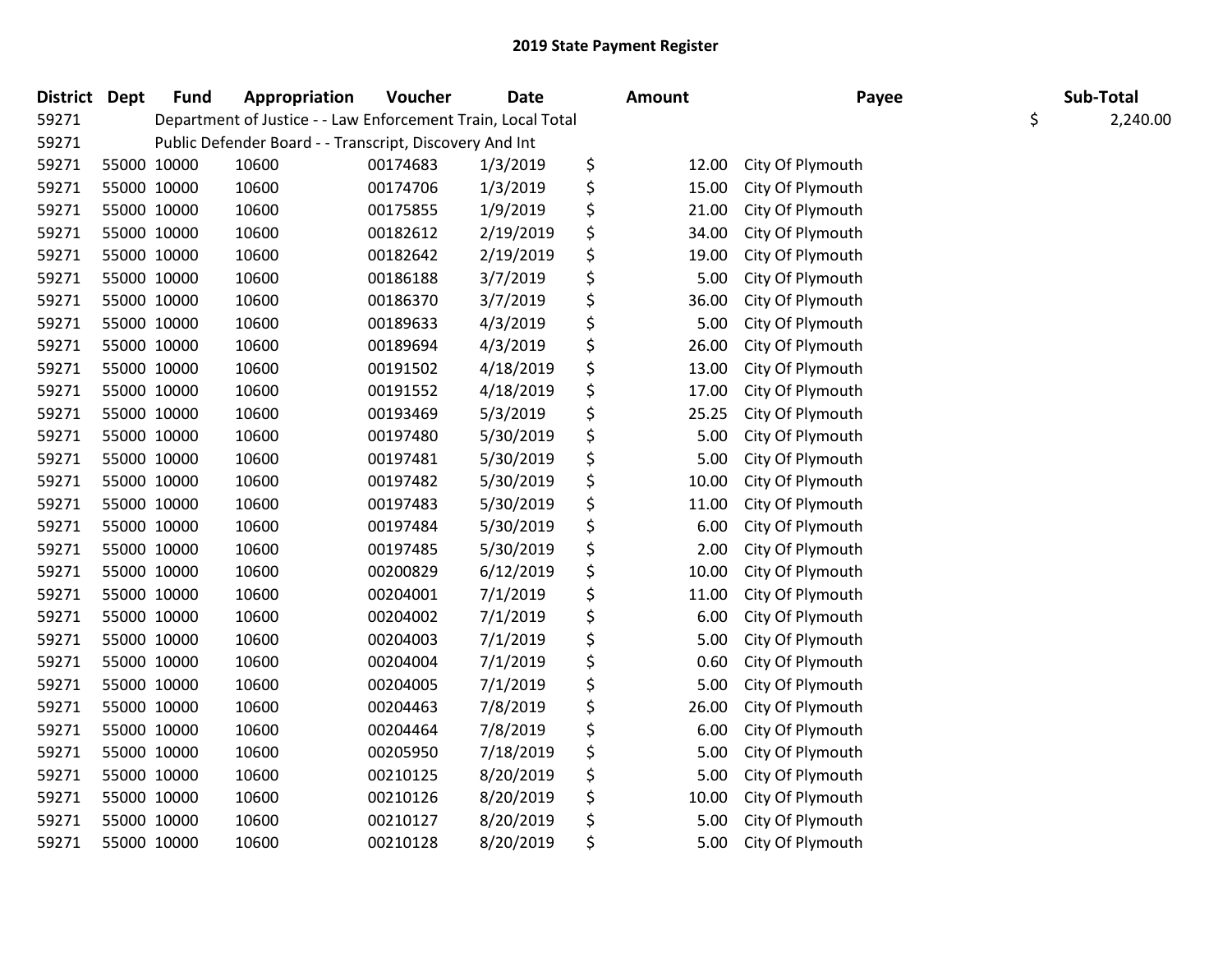## 2019 State Payment Register

| District | Dept | Fund | Appropriation | Voucher | Date | Amount | Payee | Sub-Total |
|---|---|---|---|---|---|---|---|---|
| 59271 | | Department of Justice - - Law Enforcement Train, Local Total | | | | | | $ 2,240.00 |
| 59271 | | Public Defender Board - - Transcript, Discovery And Int | | | | | | |
| 59271 | 55000 | 10000 | 10600 | 00174683 | 1/3/2019 | $ 12.00 | City Of Plymouth | |
| 59271 | 55000 | 10000 | 10600 | 00174706 | 1/3/2019 | $ 15.00 | City Of Plymouth | |
| 59271 | 55000 | 10000 | 10600 | 00175855 | 1/9/2019 | $ 21.00 | City Of Plymouth | |
| 59271 | 55000 | 10000 | 10600 | 00182612 | 2/19/2019 | $ 34.00 | City Of Plymouth | |
| 59271 | 55000 | 10000 | 10600 | 00182642 | 2/19/2019 | $ 19.00 | City Of Plymouth | |
| 59271 | 55000 | 10000 | 10600 | 00186188 | 3/7/2019 | $ 5.00 | City Of Plymouth | |
| 59271 | 55000 | 10000 | 10600 | 00186370 | 3/7/2019 | $ 36.00 | City Of Plymouth | |
| 59271 | 55000 | 10000 | 10600 | 00189633 | 4/3/2019 | $ 5.00 | City Of Plymouth | |
| 59271 | 55000 | 10000 | 10600 | 00189694 | 4/3/2019 | $ 26.00 | City Of Plymouth | |
| 59271 | 55000 | 10000 | 10600 | 00191502 | 4/18/2019 | $ 13.00 | City Of Plymouth | |
| 59271 | 55000 | 10000 | 10600 | 00191552 | 4/18/2019 | $ 17.00 | City Of Plymouth | |
| 59271 | 55000 | 10000 | 10600 | 00193469 | 5/3/2019 | $ 25.25 | City Of Plymouth | |
| 59271 | 55000 | 10000 | 10600 | 00197480 | 5/30/2019 | $ 5.00 | City Of Plymouth | |
| 59271 | 55000 | 10000 | 10600 | 00197481 | 5/30/2019 | $ 5.00 | City Of Plymouth | |
| 59271 | 55000 | 10000 | 10600 | 00197482 | 5/30/2019 | $ 10.00 | City Of Plymouth | |
| 59271 | 55000 | 10000 | 10600 | 00197483 | 5/30/2019 | $ 11.00 | City Of Plymouth | |
| 59271 | 55000 | 10000 | 10600 | 00197484 | 5/30/2019 | $ 6.00 | City Of Plymouth | |
| 59271 | 55000 | 10000 | 10600 | 00197485 | 5/30/2019 | $ 2.00 | City Of Plymouth | |
| 59271 | 55000 | 10000 | 10600 | 00200829 | 6/12/2019 | $ 10.00 | City Of Plymouth | |
| 59271 | 55000 | 10000 | 10600 | 00204001 | 7/1/2019 | $ 11.00 | City Of Plymouth | |
| 59271 | 55000 | 10000 | 10600 | 00204002 | 7/1/2019 | $ 6.00 | City Of Plymouth | |
| 59271 | 55000 | 10000 | 10600 | 00204003 | 7/1/2019 | $ 5.00 | City Of Plymouth | |
| 59271 | 55000 | 10000 | 10600 | 00204004 | 7/1/2019 | $ 0.60 | City Of Plymouth | |
| 59271 | 55000 | 10000 | 10600 | 00204005 | 7/1/2019 | $ 5.00 | City Of Plymouth | |
| 59271 | 55000 | 10000 | 10600 | 00204463 | 7/8/2019 | $ 26.00 | City Of Plymouth | |
| 59271 | 55000 | 10000 | 10600 | 00204464 | 7/8/2019 | $ 6.00 | City Of Plymouth | |
| 59271 | 55000 | 10000 | 10600 | 00205950 | 7/18/2019 | $ 5.00 | City Of Plymouth | |
| 59271 | 55000 | 10000 | 10600 | 00210125 | 8/20/2019 | $ 5.00 | City Of Plymouth | |
| 59271 | 55000 | 10000 | 10600 | 00210126 | 8/20/2019 | $ 10.00 | City Of Plymouth | |
| 59271 | 55000 | 10000 | 10600 | 00210127 | 8/20/2019 | $ 5.00 | City Of Plymouth | |
| 59271 | 55000 | 10000 | 10600 | 00210128 | 8/20/2019 | $ 5.00 | City Of Plymouth | |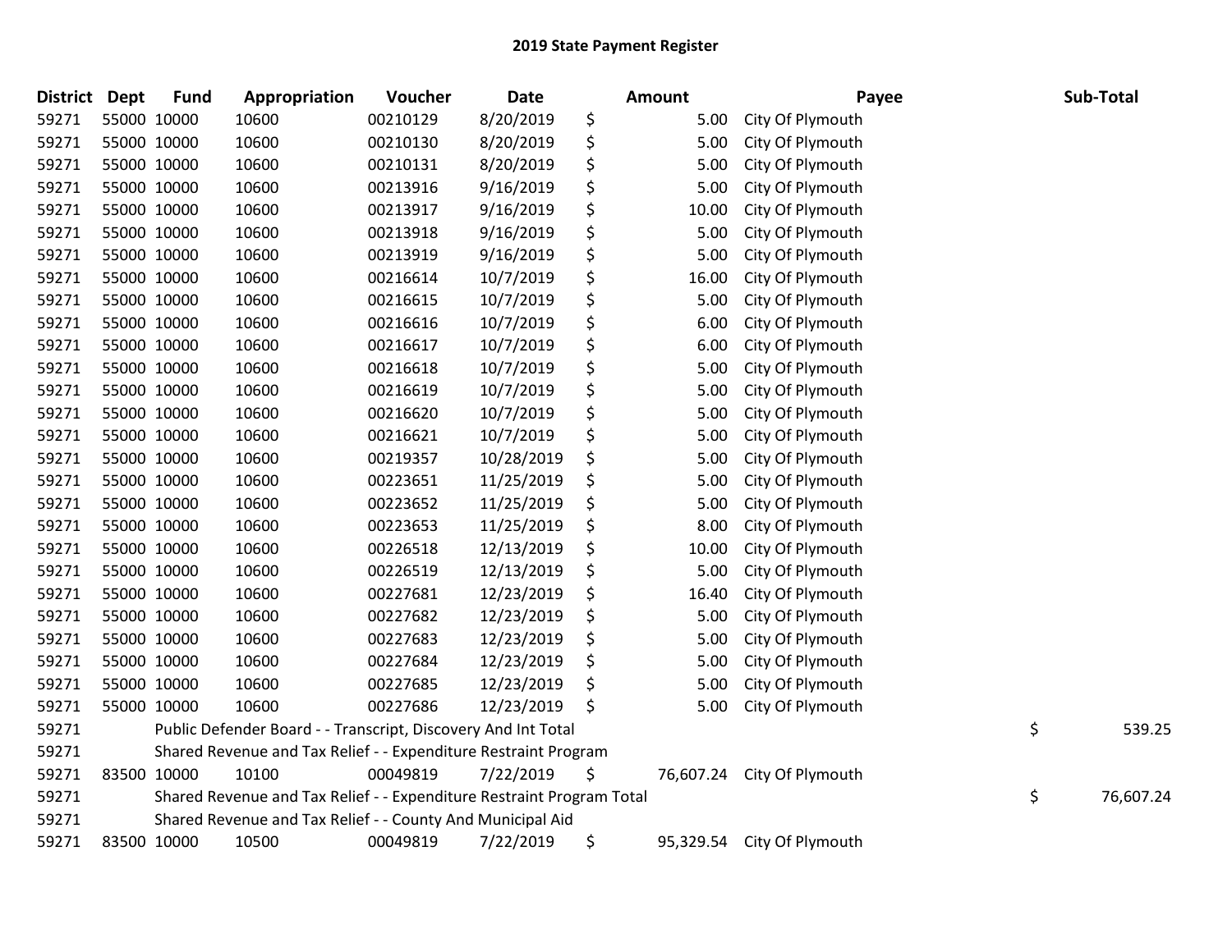## 2019 State Payment Register

| District | Dept | Fund | Appropriation | Voucher | Date | Amount | Payee | Sub-Total |
|---|---|---|---|---|---|---|---|---|
| 59271 | 55000 | 10000 | 10600 | 00210129 | 8/20/2019 | $ 5.00 | City Of Plymouth | |
| 59271 | 55000 | 10000 | 10600 | 00210130 | 8/20/2019 | $ 5.00 | City Of Plymouth | |
| 59271 | 55000 | 10000 | 10600 | 00210131 | 8/20/2019 | $ 5.00 | City Of Plymouth | |
| 59271 | 55000 | 10000 | 10600 | 00213916 | 9/16/2019 | $ 5.00 | City Of Plymouth | |
| 59271 | 55000 | 10000 | 10600 | 00213917 | 9/16/2019 | $ 10.00 | City Of Plymouth | |
| 59271 | 55000 | 10000 | 10600 | 00213918 | 9/16/2019 | $ 5.00 | City Of Plymouth | |
| 59271 | 55000 | 10000 | 10600 | 00213919 | 9/16/2019 | $ 5.00 | City Of Plymouth | |
| 59271 | 55000 | 10000 | 10600 | 00216614 | 10/7/2019 | $ 16.00 | City Of Plymouth | |
| 59271 | 55000 | 10000 | 10600 | 00216615 | 10/7/2019 | $ 5.00 | City Of Plymouth | |
| 59271 | 55000 | 10000 | 10600 | 00216616 | 10/7/2019 | $ 6.00 | City Of Plymouth | |
| 59271 | 55000 | 10000 | 10600 | 00216617 | 10/7/2019 | $ 6.00 | City Of Plymouth | |
| 59271 | 55000 | 10000 | 10600 | 00216618 | 10/7/2019 | $ 5.00 | City Of Plymouth | |
| 59271 | 55000 | 10000 | 10600 | 00216619 | 10/7/2019 | $ 5.00 | City Of Plymouth | |
| 59271 | 55000 | 10000 | 10600 | 00216620 | 10/7/2019 | $ 5.00 | City Of Plymouth | |
| 59271 | 55000 | 10000 | 10600 | 00216621 | 10/7/2019 | $ 5.00 | City Of Plymouth | |
| 59271 | 55000 | 10000 | 10600 | 00219357 | 10/28/2019 | $ 5.00 | City Of Plymouth | |
| 59271 | 55000 | 10000 | 10600 | 00223651 | 11/25/2019 | $ 5.00 | City Of Plymouth | |
| 59271 | 55000 | 10000 | 10600 | 00223652 | 11/25/2019 | $ 5.00 | City Of Plymouth | |
| 59271 | 55000 | 10000 | 10600 | 00223653 | 11/25/2019 | $ 8.00 | City Of Plymouth | |
| 59271 | 55000 | 10000 | 10600 | 00226518 | 12/13/2019 | $ 10.00 | City Of Plymouth | |
| 59271 | 55000 | 10000 | 10600 | 00226519 | 12/13/2019 | $ 5.00 | City Of Plymouth | |
| 59271 | 55000 | 10000 | 10600 | 00227681 | 12/23/2019 | $ 16.40 | City Of Plymouth | |
| 59271 | 55000 | 10000 | 10600 | 00227682 | 12/23/2019 | $ 5.00 | City Of Plymouth | |
| 59271 | 55000 | 10000 | 10600 | 00227683 | 12/23/2019 | $ 5.00 | City Of Plymouth | |
| 59271 | 55000 | 10000 | 10600 | 00227684 | 12/23/2019 | $ 5.00 | City Of Plymouth | |
| 59271 | 55000 | 10000 | 10600 | 00227685 | 12/23/2019 | $ 5.00 | City Of Plymouth | |
| 59271 | 55000 | 10000 | 10600 | 00227686 | 12/23/2019 | $ 5.00 | City Of Plymouth | |
| 59271 | | Public Defender Board - - Transcript, Discovery And Int Total | | | | | | $ 539.25 |
| 59271 | | Shared Revenue and Tax Relief - - Expenditure Restraint Program | | | | | | |
| 59271 | 83500 | 10000 | 10100 | 00049819 | 7/22/2019 | $ 76,607.24 | City Of Plymouth | |
| 59271 | | Shared Revenue and Tax Relief - - Expenditure Restraint Program Total | | | | | | $ 76,607.24 |
| 59271 | | Shared Revenue and Tax Relief - - County And Municipal Aid | | | | | | |
| 59271 | 83500 | 10000 | 10500 | 00049819 | 7/22/2019 | $ 95,329.54 | City Of Plymouth | |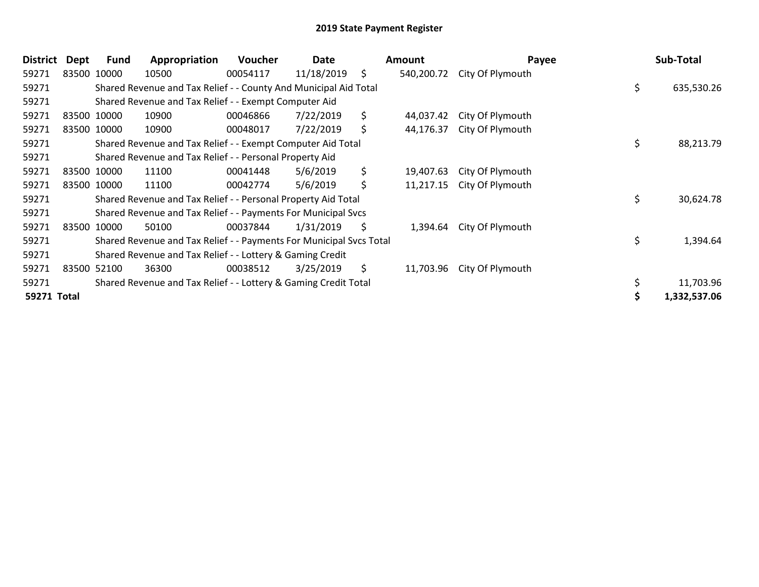# 2019 State Payment Register

| District | Dept | Fund | Appropriation | Voucher | Date | Amount | Payee | Sub-Total |
|---|---|---|---|---|---|---|---|---|
| 59271 | 83500 | 10000 | 10500 | 00054117 | 11/18/2019 | $ 540,200.72 | City Of Plymouth | |
| 59271 | | Shared Revenue and Tax Relief - - County And Municipal Aid Total | | | | | | $ 635,530.26 |
| 59271 | | Shared Revenue and Tax Relief - - Exempt Computer Aid | | | | | | |
| 59271 | 83500 | 10000 | 10900 | 00046866 | 7/22/2019 | $ 44,037.42 | City Of Plymouth | |
| 59271 | 83500 | 10000 | 10900 | 00048017 | 7/22/2019 | $ 44,176.37 | City Of Plymouth | |
| 59271 | | Shared Revenue and Tax Relief - - Exempt Computer Aid Total | | | | | | $ 88,213.79 |
| 59271 | | Shared Revenue and Tax Relief - - Personal Property Aid | | | | | | |
| 59271 | 83500 | 10000 | 11100 | 00041448 | 5/6/2019 | $ 19,407.63 | City Of Plymouth | |
| 59271 | 83500 | 10000 | 11100 | 00042774 | 5/6/2019 | $ 11,217.15 | City Of Plymouth | |
| 59271 | | Shared Revenue and Tax Relief - - Personal Property Aid Total | | | | | | $ 30,624.78 |
| 59271 | | Shared Revenue and Tax Relief - - Payments For Municipal Svcs | | | | | | |
| 59271 | 83500 | 10000 | 50100 | 00037844 | 1/31/2019 | $ 1,394.64 | City Of Plymouth | |
| 59271 | | Shared Revenue and Tax Relief - - Payments For Municipal Svcs Total | | | | | | $ 1,394.64 |
| 59271 | | Shared Revenue and Tax Relief - - Lottery & Gaming Credit | | | | | | |
| 59271 | 83500 | 52100 | 36300 | 00038512 | 3/25/2019 | $ 11,703.96 | City Of Plymouth | |
| 59271 | | Shared Revenue and Tax Relief - - Lottery & Gaming Credit Total | | | | | | $ 11,703.96 |
| **59271 Total** | | | | | | | | **$ 1,332,537.06** |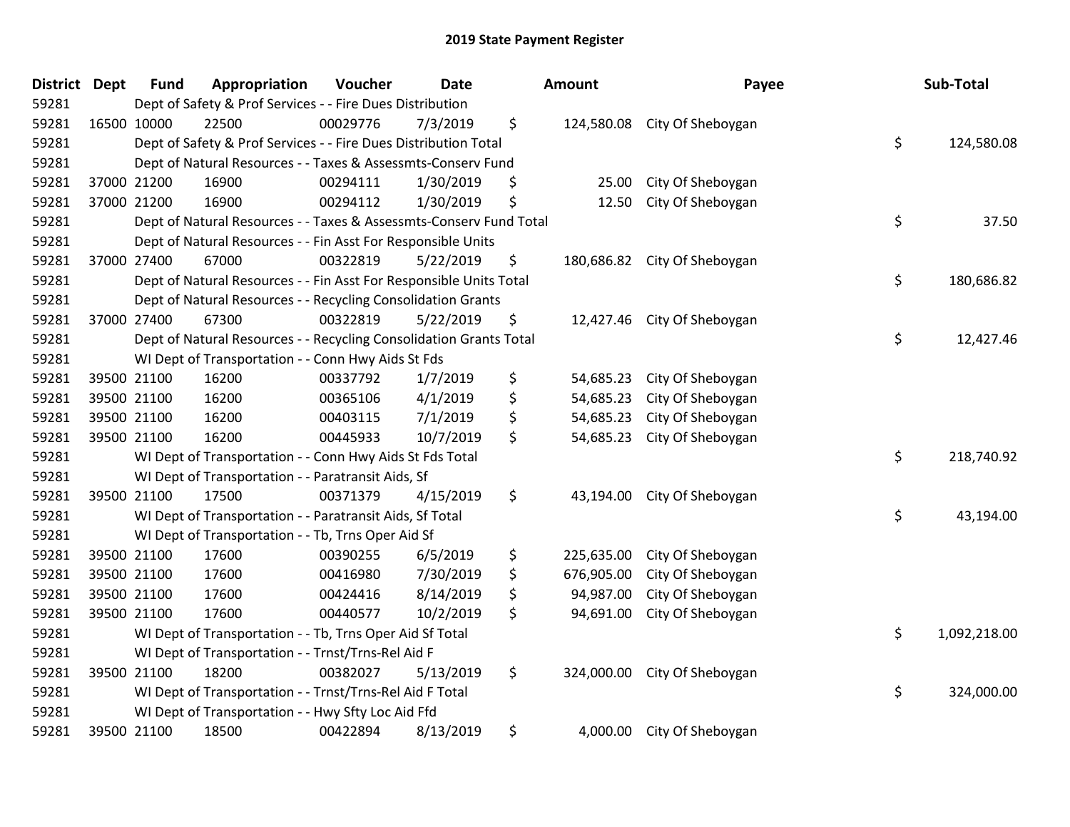# 2019 State Payment Register

| District | Dept | Fund | Appropriation | Voucher | Date | Amount | Payee | Sub-Total |
|---|---|---|---|---|---|---|---|---|
| 59281 | | Dept of Safety & Prof Services - - Fire Dues Distribution | | | | | | |
| 59281 | 16500 | 10000 | 22500 | 00029776 | 7/3/2019 | $ 124,580.08 | City Of Sheboygan | |
| 59281 | | Dept of Safety & Prof Services - - Fire Dues Distribution Total | | | | | | $ 124,580.08 |
| 59281 | | Dept of Natural Resources - - Taxes & Assessmts-Conserv Fund | | | | | | |
| 59281 | 37000 | 21200 | 16900 | 00294111 | 1/30/2019 | $ 25.00 | City Of Sheboygan | |
| 59281 | 37000 | 21200 | 16900 | 00294112 | 1/30/2019 | $ 12.50 | City Of Sheboygan | |
| 59281 | | Dept of Natural Resources - - Taxes & Assessmts-Conserv Fund Total | | | | | | $ 37.50 |
| 59281 | | Dept of Natural Resources - - Fin Asst For Responsible Units | | | | | | |
| 59281 | 37000 | 27400 | 67000 | 00322819 | 5/22/2019 | $ 180,686.82 | City Of Sheboygan | |
| 59281 | | Dept of Natural Resources - - Fin Asst For Responsible Units Total | | | | | | $ 180,686.82 |
| 59281 | | Dept of Natural Resources - - Recycling Consolidation Grants | | | | | | |
| 59281 | 37000 | 27400 | 67300 | 00322819 | 5/22/2019 | $ 12,427.46 | City Of Sheboygan | |
| 59281 | | Dept of Natural Resources - - Recycling Consolidation Grants Total | | | | | | $ 12,427.46 |
| 59281 | | WI Dept of Transportation - - Conn Hwy Aids St Fds | | | | | | |
| 59281 | 39500 | 21100 | 16200 | 00337792 | 1/7/2019 | $ 54,685.23 | City Of Sheboygan | |
| 59281 | 39500 | 21100 | 16200 | 00365106 | 4/1/2019 | $ 54,685.23 | City Of Sheboygan | |
| 59281 | 39500 | 21100 | 16200 | 00403115 | 7/1/2019 | $ 54,685.23 | City Of Sheboygan | |
| 59281 | 39500 | 21100 | 16200 | 00445933 | 10/7/2019 | $ 54,685.23 | City Of Sheboygan | |
| 59281 | | WI Dept of Transportation - - Conn Hwy Aids St Fds Total | | | | | | $ 218,740.92 |
| 59281 | | WI Dept of Transportation - - Paratransit Aids, Sf | | | | | | |
| 59281 | 39500 | 21100 | 17500 | 00371379 | 4/15/2019 | $ 43,194.00 | City Of Sheboygan | |
| 59281 | | WI Dept of Transportation - - Paratransit Aids, Sf Total | | | | | | $ 43,194.00 |
| 59281 | | WI Dept of Transportation - - Tb, Trns Oper Aid Sf | | | | | | |
| 59281 | 39500 | 21100 | 17600 | 00390255 | 6/5/2019 | $ 225,635.00 | City Of Sheboygan | |
| 59281 | 39500 | 21100 | 17600 | 00416980 | 7/30/2019 | $ 676,905.00 | City Of Sheboygan | |
| 59281 | 39500 | 21100 | 17600 | 00424416 | 8/14/2019 | $ 94,987.00 | City Of Sheboygan | |
| 59281 | 39500 | 21100 | 17600 | 00440577 | 10/2/2019 | $ 94,691.00 | City Of Sheboygan | |
| 59281 | | WI Dept of Transportation - - Tb, Trns Oper Aid Sf Total | | | | | | $ 1,092,218.00 |
| 59281 | | WI Dept of Transportation - - Trnst/Trns-Rel Aid F | | | | | | |
| 59281 | 39500 | 21100 | 18200 | 00382027 | 5/13/2019 | $ 324,000.00 | City Of Sheboygan | |
| 59281 | | WI Dept of Transportation - - Trnst/Trns-Rel Aid F Total | | | | | | $ 324,000.00 |
| 59281 | | WI Dept of Transportation - - Hwy Sfty Loc Aid Ffd | | | | | | |
| 59281 | 39500 | 21100 | 18500 | 00422894 | 8/13/2019 | $ 4,000.00 | City Of Sheboygan | |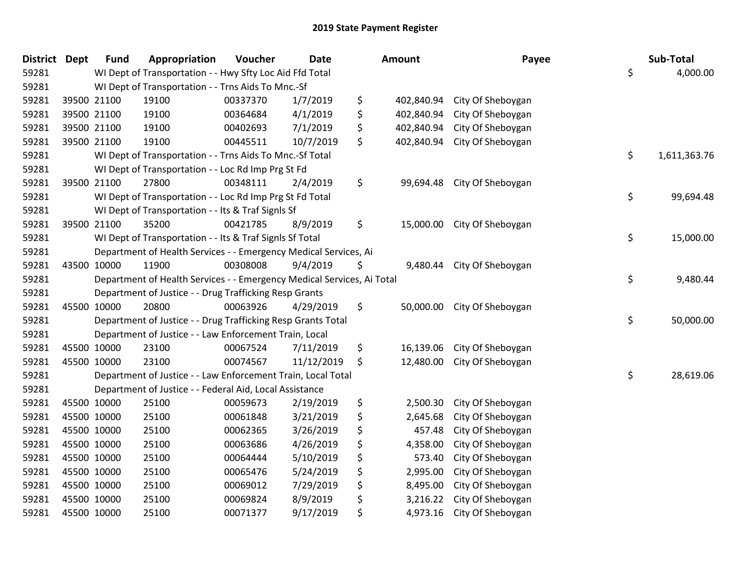# 2019 State Payment Register

| District | Dept | Fund | Appropriation | Voucher | Date | Amount | Payee | Sub-Total |
|---|---|---|---|---|---|---|---|---|
| 59281 | | WI Dept of Transportation - - Hwy Sfty Loc Aid Ffd Total | | | | | | $ 4,000.00 |
| 59281 | | WI Dept of Transportation - - Trns Aids To Mnc.-Sf | | | | | | |
| 59281 | 39500 | 21100 | 19100 | 00337370 | 1/7/2019 | $ 402,840.94 | City Of Sheboygan | |
| 59281 | 39500 | 21100 | 19100 | 00364684 | 4/1/2019 | $ 402,840.94 | City Of Sheboygan | |
| 59281 | 39500 | 21100 | 19100 | 00402693 | 7/1/2019 | $ 402,840.94 | City Of Sheboygan | |
| 59281 | 39500 | 21100 | 19100 | 00445511 | 10/7/2019 | $ 402,840.94 | City Of Sheboygan | |
| 59281 | | WI Dept of Transportation - - Trns Aids To Mnc.-Sf Total | | | | | | $ 1,611,363.76 |
| 59281 | | WI Dept of Transportation - - Loc Rd Imp Prg St Fd | | | | | | |
| 59281 | 39500 | 21100 | 27800 | 00348111 | 2/4/2019 | $ 99,694.48 | City Of Sheboygan | |
| 59281 | | WI Dept of Transportation - - Loc Rd Imp Prg St Fd Total | | | | | | $ 99,694.48 |
| 59281 | | WI Dept of Transportation - - Its & Traf Signls Sf | | | | | | |
| 59281 | 39500 | 21100 | 35200 | 00421785 | 8/9/2019 | $ 15,000.00 | City Of Sheboygan | |
| 59281 | | WI Dept of Transportation - - Its & Traf Signls Sf Total | | | | | | $ 15,000.00 |
| 59281 | | Department of Health Services - - Emergency Medical Services, Ai | | | | | | |
| 59281 | 43500 | 10000 | 11900 | 00308008 | 9/4/2019 | $ 9,480.44 | City Of Sheboygan | |
| 59281 | | Department of Health Services - - Emergency Medical Services, Ai Total | | | | | | $ 9,480.44 |
| 59281 | | Department of Justice - - Drug Trafficking Resp Grants | | | | | | |
| 59281 | 45500 | 10000 | 20800 | 00063926 | 4/29/2019 | $ 50,000.00 | City Of Sheboygan | |
| 59281 | | Department of Justice - - Drug Trafficking Resp Grants Total | | | | | | $ 50,000.00 |
| 59281 | | Department of Justice - - Law Enforcement Train, Local | | | | | | |
| 59281 | 45500 | 10000 | 23100 | 00067524 | 7/11/2019 | $ 16,139.06 | City Of Sheboygan | |
| 59281 | 45500 | 10000 | 23100 | 00074567 | 11/12/2019 | $ 12,480.00 | City Of Sheboygan | |
| 59281 | | Department of Justice - - Law Enforcement Train, Local Total | | | | | | $ 28,619.06 |
| 59281 | | Department of Justice - - Federal Aid, Local Assistance | | | | | | |
| 59281 | 45500 | 10000 | 25100 | 00059673 | 2/19/2019 | $ 2,500.30 | City Of Sheboygan | |
| 59281 | 45500 | 10000 | 25100 | 00061848 | 3/21/2019 | $ 2,645.68 | City Of Sheboygan | |
| 59281 | 45500 | 10000 | 25100 | 00062365 | 3/26/2019 | $ 457.48 | City Of Sheboygan | |
| 59281 | 45500 | 10000 | 25100 | 00063686 | 4/26/2019 | $ 4,358.00 | City Of Sheboygan | |
| 59281 | 45500 | 10000 | 25100 | 00064444 | 5/10/2019 | $ 573.40 | City Of Sheboygan | |
| 59281 | 45500 | 10000 | 25100 | 00065476 | 5/24/2019 | $ 2,995.00 | City Of Sheboygan | |
| 59281 | 45500 | 10000 | 25100 | 00069012 | 7/29/2019 | $ 8,495.00 | City Of Sheboygan | |
| 59281 | 45500 | 10000 | 25100 | 00069824 | 8/9/2019 | $ 3,216.22 | City Of Sheboygan | |
| 59281 | 45500 | 10000 | 25100 | 00071377 | 9/17/2019 | $ 4,973.16 | City Of Sheboygan | |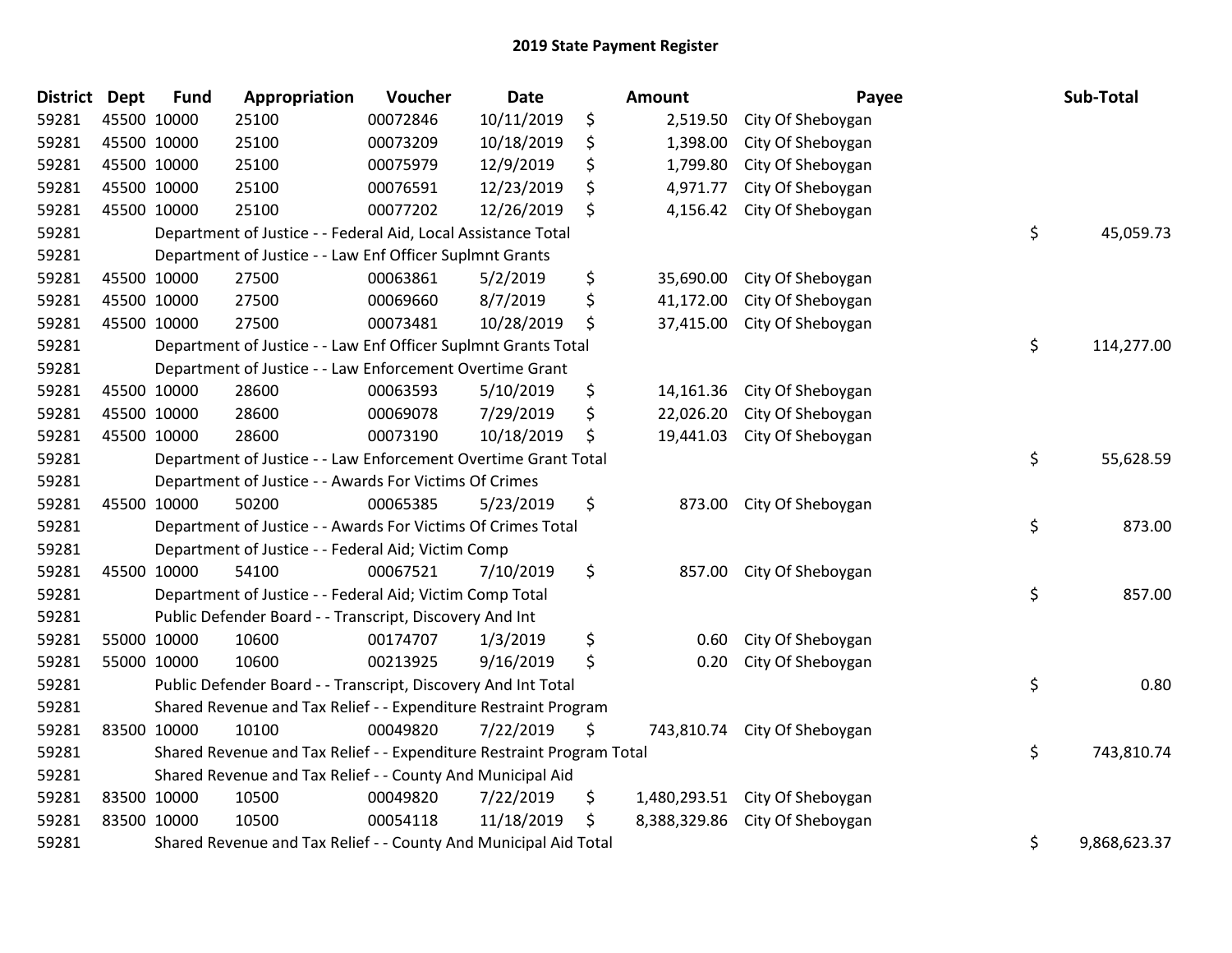## 2019 State Payment Register

| District | Dept | Fund | Appropriation | Voucher | Date | Amount | Payee | Sub-Total |
|---|---|---|---|---|---|---|---|---|
| 59281 | 45500 | 10000 | 25100 | 00072846 | 10/11/2019 | $ 2,519.50 | City Of Sheboygan | |
| 59281 | 45500 | 10000 | 25100 | 00073209 | 10/18/2019 | $ 1,398.00 | City Of Sheboygan | |
| 59281 | 45500 | 10000 | 25100 | 00075979 | 12/9/2019 | $ 1,799.80 | City Of Sheboygan | |
| 59281 | 45500 | 10000 | 25100 | 00076591 | 12/23/2019 | $ 4,971.77 | City Of Sheboygan | |
| 59281 | 45500 | 10000 | 25100 | 00077202 | 12/26/2019 | $ 4,156.42 | City Of Sheboygan | |
| 59281 | | Department of Justice - - Federal Aid, Local Assistance Total | | | | | | $ 45,059.73 |
| 59281 | | Department of Justice - - Law Enf Officer Suplmnt Grants | | | | | | |
| 59281 | 45500 | 10000 | 27500 | 00063861 | 5/2/2019 | $ 35,690.00 | City Of Sheboygan | |
| 59281 | 45500 | 10000 | 27500 | 00069660 | 8/7/2019 | $ 41,172.00 | City Of Sheboygan | |
| 59281 | 45500 | 10000 | 27500 | 00073481 | 10/28/2019 | $ 37,415.00 | City Of Sheboygan | |
| 59281 | | Department of Justice - - Law Enf Officer Suplmnt Grants Total | | | | | | $ 114,277.00 |
| 59281 | | Department of Justice - - Law Enforcement Overtime Grant | | | | | | |
| 59281 | 45500 | 10000 | 28600 | 00063593 | 5/10/2019 | $ 14,161.36 | City Of Sheboygan | |
| 59281 | 45500 | 10000 | 28600 | 00069078 | 7/29/2019 | $ 22,026.20 | City Of Sheboygan | |
| 59281 | 45500 | 10000 | 28600 | 00073190 | 10/18/2019 | $ 19,441.03 | City Of Sheboygan | |
| 59281 | | Department of Justice - - Law Enforcement Overtime Grant Total | | | | | | $ 55,628.59 |
| 59281 | | Department of Justice - - Awards For Victims Of Crimes | | | | | | |
| 59281 | 45500 | 10000 | 50200 | 00065385 | 5/23/2019 | $ 873.00 | City Of Sheboygan | |
| 59281 | | Department of Justice - - Awards For Victims Of Crimes Total | | | | | | $ 873.00 |
| 59281 | | Department of Justice - - Federal Aid; Victim Comp | | | | | | |
| 59281 | 45500 | 10000 | 54100 | 00067521 | 7/10/2019 | $ 857.00 | City Of Sheboygan | |
| 59281 | | Department of Justice - - Federal Aid; Victim Comp Total | | | | | | $ 857.00 |
| 59281 | | Public Defender Board - - Transcript, Discovery And Int | | | | | | |
| 59281 | 55000 | 10000 | 10600 | 00174707 | 1/3/2019 | $ 0.60 | City Of Sheboygan | |
| 59281 | 55000 | 10000 | 10600 | 00213925 | 9/16/2019 | $ 0.20 | City Of Sheboygan | |
| 59281 | | Public Defender Board - - Transcript, Discovery And Int Total | | | | | | $ 0.80 |
| 59281 | | Shared Revenue and Tax Relief - - Expenditure Restraint Program | | | | | | |
| 59281 | 83500 | 10000 | 10100 | 00049820 | 7/22/2019 | $ 743,810.74 | City Of Sheboygan | |
| 59281 | | Shared Revenue and Tax Relief - - Expenditure Restraint Program Total | | | | | | $ 743,810.74 |
| 59281 | | Shared Revenue and Tax Relief - - County And Municipal Aid | | | | | | |
| 59281 | 83500 | 10000 | 10500 | 00049820 | 7/22/2019 | $ 1,480,293.51 | City Of Sheboygan | |
| 59281 | 83500 | 10000 | 10500 | 00054118 | 11/18/2019 | $ 8,388,329.86 | City Of Sheboygan | |
| 59281 | | Shared Revenue and Tax Relief - - County And Municipal Aid Total | | | | | | $ 9,868,623.37 |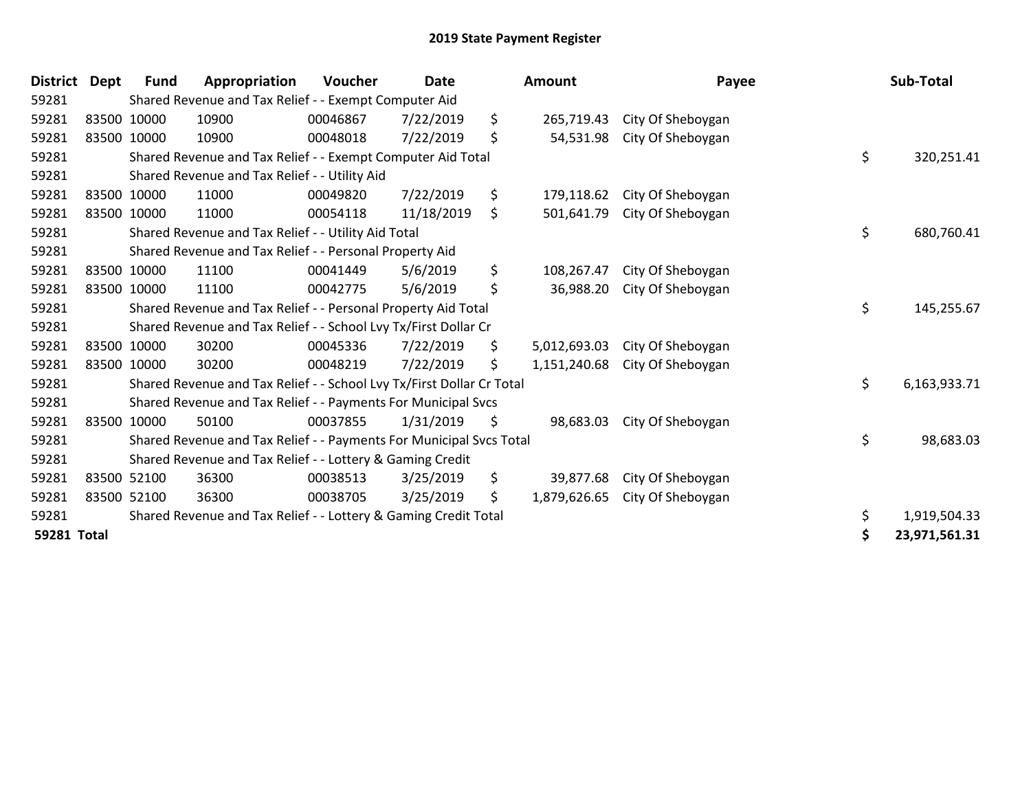# 2019 State Payment Register

| District | Dept | Fund | Appropriation | Voucher | Date | Amount | Payee | Sub-Total |
|---|---|---|---|---|---|---|---|---|
| 59281 | | Shared Revenue and Tax Relief - - Exempt Computer Aid | | | | | | |
| 59281 | 83500 | 10000 | 10900 | 00046867 | 7/22/2019 | $ 265,719.43 | City Of Sheboygan | |
| 59281 | 83500 | 10000 | 10900 | 00048018 | 7/22/2019 | $ 54,531.98 | City Of Sheboygan | |
| 59281 | | Shared Revenue and Tax Relief - - Exempt Computer Aid Total | | | | | | $ 320,251.41 |
| 59281 | | Shared Revenue and Tax Relief - - Utility Aid | | | | | | |
| 59281 | 83500 | 10000 | 11000 | 00049820 | 7/22/2019 | $ 179,118.62 | City Of Sheboygan | |
| 59281 | 83500 | 10000 | 11000 | 00054118 | 11/18/2019 | $ 501,641.79 | City Of Sheboygan | |
| 59281 | | Shared Revenue and Tax Relief - - Utility Aid Total | | | | | | $ 680,760.41 |
| 59281 | | Shared Revenue and Tax Relief - - Personal Property Aid | | | | | | |
| 59281 | 83500 | 10000 | 11100 | 00041449 | 5/6/2019 | $ 108,267.47 | City Of Sheboygan | |
| 59281 | 83500 | 10000 | 11100 | 00042775 | 5/6/2019 | $ 36,988.20 | City Of Sheboygan | |
| 59281 | | Shared Revenue and Tax Relief - - Personal Property Aid Total | | | | | | $ 145,255.67 |
| 59281 | | Shared Revenue and Tax Relief - - School Lvy Tx/First Dollar Cr | | | | | | |
| 59281 | 83500 | 10000 | 30200 | 00045336 | 7/22/2019 | $ 5,012,693.03 | City Of Sheboygan | |
| 59281 | 83500 | 10000 | 30200 | 00048219 | 7/22/2019 | $ 1,151,240.68 | City Of Sheboygan | |
| 59281 | | Shared Revenue and Tax Relief - - School Lvy Tx/First Dollar Cr Total | | | | | | $ 6,163,933.71 |
| 59281 | | Shared Revenue and Tax Relief - - Payments For Municipal Svcs | | | | | | |
| 59281 | 83500 | 10000 | 50100 | 00037855 | 1/31/2019 | $ 98,683.03 | City Of Sheboygan | |
| 59281 | | Shared Revenue and Tax Relief - - Payments For Municipal Svcs Total | | | | | | $ 98,683.03 |
| 59281 | | Shared Revenue and Tax Relief - - Lottery & Gaming Credit | | | | | | |
| 59281 | 83500 | 52100 | 36300 | 00038513 | 3/25/2019 | $ 39,877.68 | City Of Sheboygan | |
| 59281 | 83500 | 52100 | 36300 | 00038705 | 3/25/2019 | $ 1,879,626.65 | City Of Sheboygan | |
| 59281 | | Shared Revenue and Tax Relief - - Lottery & Gaming Credit Total | | | | | | $ 1,919,504.33 |
| **59281 Total** | | | | | | | | **$ 23,971,561.31** |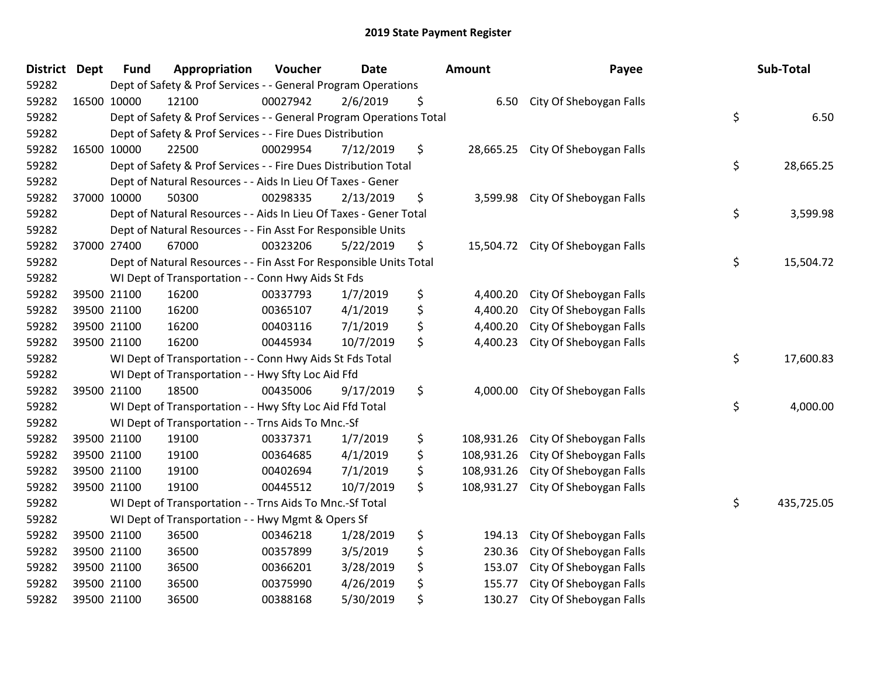# 2019 State Payment Register

| District | Dept | Fund | Appropriation | Voucher | Date | Amount | Payee | Sub-Total |
|---|---|---|---|---|---|---|---|---|
| 59282 | | Dept of Safety & Prof Services - - General Program Operations | | | | | | |
| 59282 | 16500 | 10000 | 12100 | 00027942 | 2/6/2019 | $ 6.50 | City Of Sheboygan Falls | |
| 59282 | | Dept of Safety & Prof Services - - General Program Operations Total | | | | | | $ 6.50 |
| 59282 | | Dept of Safety & Prof Services - - Fire Dues Distribution | | | | | | |
| 59282 | 16500 | 10000 | 22500 | 00029954 | 7/12/2019 | $ 28,665.25 | City Of Sheboygan Falls | |
| 59282 | | Dept of Safety & Prof Services - - Fire Dues Distribution Total | | | | | | $ 28,665.25 |
| 59282 | | Dept of Natural Resources - - Aids In Lieu Of Taxes - Gener | | | | | | |
| 59282 | 37000 | 10000 | 50300 | 00298335 | 2/13/2019 | $ 3,599.98 | City Of Sheboygan Falls | |
| 59282 | | Dept of Natural Resources - - Aids In Lieu Of Taxes - Gener Total | | | | | | $ 3,599.98 |
| 59282 | | Dept of Natural Resources - - Fin Asst For Responsible Units | | | | | | |
| 59282 | 37000 | 27400 | 67000 | 00323206 | 5/22/2019 | $ 15,504.72 | City Of Sheboygan Falls | |
| 59282 | | Dept of Natural Resources - - Fin Asst For Responsible Units Total | | | | | | $ 15,504.72 |
| 59282 | | WI Dept of Transportation - - Conn Hwy Aids St Fds | | | | | | |
| 59282 | 39500 | 21100 | 16200 | 00337793 | 1/7/2019 | $ 4,400.20 | City Of Sheboygan Falls | |
| 59282 | 39500 | 21100 | 16200 | 00365107 | 4/1/2019 | $ 4,400.20 | City Of Sheboygan Falls | |
| 59282 | 39500 | 21100 | 16200 | 00403116 | 7/1/2019 | $ 4,400.20 | City Of Sheboygan Falls | |
| 59282 | 39500 | 21100 | 16200 | 00445934 | 10/7/2019 | $ 4,400.23 | City Of Sheboygan Falls | |
| 59282 | | WI Dept of Transportation - - Conn Hwy Aids St Fds Total | | | | | | $ 17,600.83 |
| 59282 | | WI Dept of Transportation - - Hwy Sfty Loc Aid Ffd | | | | | | |
| 59282 | 39500 | 21100 | 18500 | 00435006 | 9/17/2019 | $ 4,000.00 | City Of Sheboygan Falls | |
| 59282 | | WI Dept of Transportation - - Hwy Sfty Loc Aid Ffd Total | | | | | | $ 4,000.00 |
| 59282 | | WI Dept of Transportation - - Trns Aids To Mnc.-Sf | | | | | | |
| 59282 | 39500 | 21100 | 19100 | 00337371 | 1/7/2019 | $ 108,931.26 | City Of Sheboygan Falls | |
| 59282 | 39500 | 21100 | 19100 | 00364685 | 4/1/2019 | $ 108,931.26 | City Of Sheboygan Falls | |
| 59282 | 39500 | 21100 | 19100 | 00402694 | 7/1/2019 | $ 108,931.26 | City Of Sheboygan Falls | |
| 59282 | 39500 | 21100 | 19100 | 00445512 | 10/7/2019 | $ 108,931.27 | City Of Sheboygan Falls | |
| 59282 | | WI Dept of Transportation - - Trns Aids To Mnc.-Sf Total | | | | | | $ 435,725.05 |
| 59282 | | WI Dept of Transportation - - Hwy Mgmt & Opers Sf | | | | | | |
| 59282 | 39500 | 21100 | 36500 | 00346218 | 1/28/2019 | $ 194.13 | City Of Sheboygan Falls | |
| 59282 | 39500 | 21100 | 36500 | 00357899 | 3/5/2019 | $ 230.36 | City Of Sheboygan Falls | |
| 59282 | 39500 | 21100 | 36500 | 00366201 | 3/28/2019 | $ 153.07 | City Of Sheboygan Falls | |
| 59282 | 39500 | 21100 | 36500 | 00375990 | 4/26/2019 | $ 155.77 | City Of Sheboygan Falls | |
| 59282 | 39500 | 21100 | 36500 | 00388168 | 5/30/2019 | $ 130.27 | City Of Sheboygan Falls | |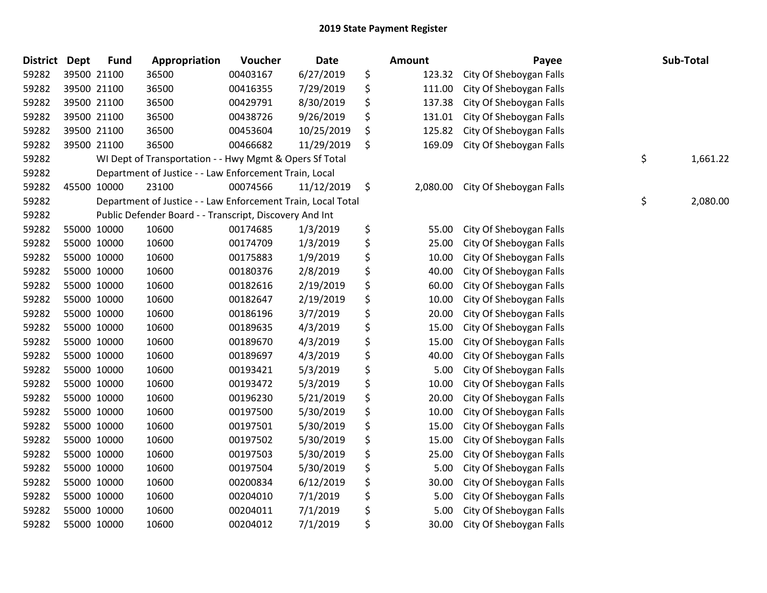# 2019 State Payment Register

| District | Dept | Fund | Appropriation | Voucher | Date | | Amount | Payee | | Sub-Total |
|---|---|---|---|---|---|---|---|---|---|---|
| 59282 | 39500 | 21100 | 36500 | 00403167 | 6/27/2019 | $ | 123.32 | City Of Sheboygan Falls | | |
| 59282 | 39500 | 21100 | 36500 | 00416355 | 7/29/2019 | $ | 111.00 | City Of Sheboygan Falls | | |
| 59282 | 39500 | 21100 | 36500 | 00429791 | 8/30/2019 | $ | 137.38 | City Of Sheboygan Falls | | |
| 59282 | 39500 | 21100 | 36500 | 00438726 | 9/26/2019 | $ | 131.01 | City Of Sheboygan Falls | | |
| 59282 | 39500 | 21100 | 36500 | 00453604 | 10/25/2019 | $ | 125.82 | City Of Sheboygan Falls | | |
| 59282 | 39500 | 21100 | 36500 | 00466682 | 11/29/2019 | $ | 169.09 | City Of Sheboygan Falls | | |
| 59282 | | | WI Dept of Transportation - - Hwy Mgmt & Opers Sf Total | | | | | | $ | 1,661.22 |
| 59282 | | | Department of Justice - - Law Enforcement Train, Local | | | | | | | |
| 59282 | 45500 | 10000 | 23100 | 00074566 | 11/12/2019 | $ | 2,080.00 | City Of Sheboygan Falls | | |
| 59282 | | | Department of Justice - - Law Enforcement Train, Local Total | | | | | | $ | 2,080.00 |
| 59282 | | | Public Defender Board - - Transcript, Discovery And Int | | | | | | | |
| 59282 | 55000 | 10000 | 10600 | 00174685 | 1/3/2019 | $ | 55.00 | City Of Sheboygan Falls | | |
| 59282 | 55000 | 10000 | 10600 | 00174709 | 1/3/2019 | $ | 25.00 | City Of Sheboygan Falls | | |
| 59282 | 55000 | 10000 | 10600 | 00175883 | 1/9/2019 | $ | 10.00 | City Of Sheboygan Falls | | |
| 59282 | 55000 | 10000 | 10600 | 00180376 | 2/8/2019 | $ | 40.00 | City Of Sheboygan Falls | | |
| 59282 | 55000 | 10000 | 10600 | 00182616 | 2/19/2019 | $ | 60.00 | City Of Sheboygan Falls | | |
| 59282 | 55000 | 10000 | 10600 | 00182647 | 2/19/2019 | $ | 10.00 | City Of Sheboygan Falls | | |
| 59282 | 55000 | 10000 | 10600 | 00186196 | 3/7/2019 | $ | 20.00 | City Of Sheboygan Falls | | |
| 59282 | 55000 | 10000 | 10600 | 00189635 | 4/3/2019 | $ | 15.00 | City Of Sheboygan Falls | | |
| 59282 | 55000 | 10000 | 10600 | 00189670 | 4/3/2019 | $ | 15.00 | City Of Sheboygan Falls | | |
| 59282 | 55000 | 10000 | 10600 | 00189697 | 4/3/2019 | $ | 40.00 | City Of Sheboygan Falls | | |
| 59282 | 55000 | 10000 | 10600 | 00193421 | 5/3/2019 | $ | 5.00 | City Of Sheboygan Falls | | |
| 59282 | 55000 | 10000 | 10600 | 00193472 | 5/3/2019 | $ | 10.00 | City Of Sheboygan Falls | | |
| 59282 | 55000 | 10000 | 10600 | 00196230 | 5/21/2019 | $ | 20.00 | City Of Sheboygan Falls | | |
| 59282 | 55000 | 10000 | 10600 | 00197500 | 5/30/2019 | $ | 10.00 | City Of Sheboygan Falls | | |
| 59282 | 55000 | 10000 | 10600 | 00197501 | 5/30/2019 | $ | 15.00 | City Of Sheboygan Falls | | |
| 59282 | 55000 | 10000 | 10600 | 00197502 | 5/30/2019 | $ | 15.00 | City Of Sheboygan Falls | | |
| 59282 | 55000 | 10000 | 10600 | 00197503 | 5/30/2019 | $ | 25.00 | City Of Sheboygan Falls | | |
| 59282 | 55000 | 10000 | 10600 | 00197504 | 5/30/2019 | $ | 5.00 | City Of Sheboygan Falls | | |
| 59282 | 55000 | 10000 | 10600 | 00200834 | 6/12/2019 | $ | 30.00 | City Of Sheboygan Falls | | |
| 59282 | 55000 | 10000 | 10600 | 00204010 | 7/1/2019 | $ | 5.00 | City Of Sheboygan Falls | | |
| 59282 | 55000 | 10000 | 10600 | 00204011 | 7/1/2019 | $ | 5.00 | City Of Sheboygan Falls | | |
| 59282 | 55000 | 10000 | 10600 | 00204012 | 7/1/2019 | $ | 30.00 | City Of Sheboygan Falls | | |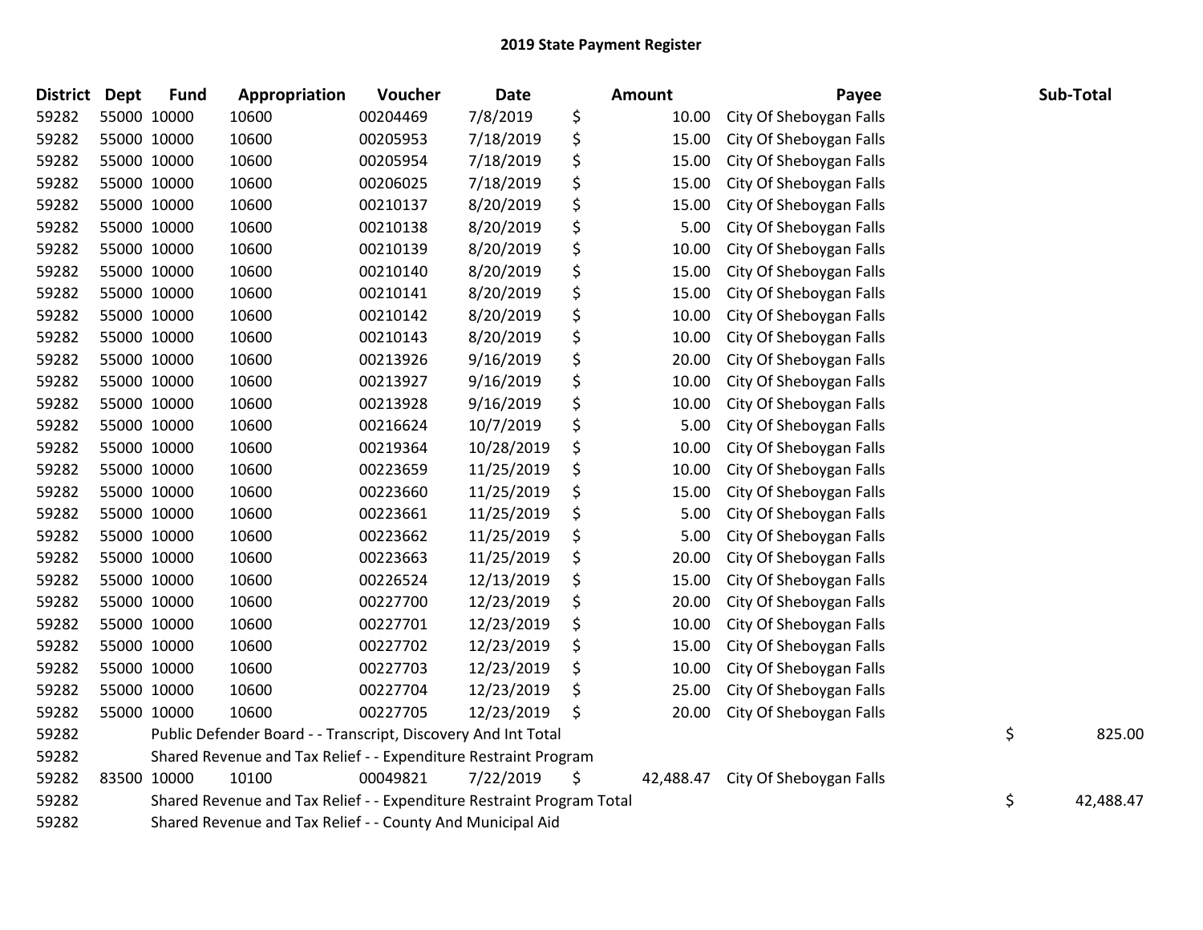# 2019 State Payment Register

| District | Dept | Fund | Appropriation | Voucher | Date | Amount | Payee | Sub-Total |
|---|---|---|---|---|---|---|---|---|
| 59282 | 55000 | 10000 | 10600 | 00204469 | 7/8/2019 | $ 10.00 | City Of Sheboygan Falls | |
| 59282 | 55000 | 10000 | 10600 | 00205953 | 7/18/2019 | $ 15.00 | City Of Sheboygan Falls | |
| 59282 | 55000 | 10000 | 10600 | 00205954 | 7/18/2019 | $ 15.00 | City Of Sheboygan Falls | |
| 59282 | 55000 | 10000 | 10600 | 00206025 | 7/18/2019 | $ 15.00 | City Of Sheboygan Falls | |
| 59282 | 55000 | 10000 | 10600 | 00210137 | 8/20/2019 | $ 15.00 | City Of Sheboygan Falls | |
| 59282 | 55000 | 10000 | 10600 | 00210138 | 8/20/2019 | $ 5.00 | City Of Sheboygan Falls | |
| 59282 | 55000 | 10000 | 10600 | 00210139 | 8/20/2019 | $ 10.00 | City Of Sheboygan Falls | |
| 59282 | 55000 | 10000 | 10600 | 00210140 | 8/20/2019 | $ 15.00 | City Of Sheboygan Falls | |
| 59282 | 55000 | 10000 | 10600 | 00210141 | 8/20/2019 | $ 15.00 | City Of Sheboygan Falls | |
| 59282 | 55000 | 10000 | 10600 | 00210142 | 8/20/2019 | $ 10.00 | City Of Sheboygan Falls | |
| 59282 | 55000 | 10000 | 10600 | 00210143 | 8/20/2019 | $ 10.00 | City Of Sheboygan Falls | |
| 59282 | 55000 | 10000 | 10600 | 00213926 | 9/16/2019 | $ 20.00 | City Of Sheboygan Falls | |
| 59282 | 55000 | 10000 | 10600 | 00213927 | 9/16/2019 | $ 10.00 | City Of Sheboygan Falls | |
| 59282 | 55000 | 10000 | 10600 | 00213928 | 9/16/2019 | $ 10.00 | City Of Sheboygan Falls | |
| 59282 | 55000 | 10000 | 10600 | 00216624 | 10/7/2019 | $ 5.00 | City Of Sheboygan Falls | |
| 59282 | 55000 | 10000 | 10600 | 00219364 | 10/28/2019 | $ 10.00 | City Of Sheboygan Falls | |
| 59282 | 55000 | 10000 | 10600 | 00223659 | 11/25/2019 | $ 10.00 | City Of Sheboygan Falls | |
| 59282 | 55000 | 10000 | 10600 | 00223660 | 11/25/2019 | $ 15.00 | City Of Sheboygan Falls | |
| 59282 | 55000 | 10000 | 10600 | 00223661 | 11/25/2019 | $ 5.00 | City Of Sheboygan Falls | |
| 59282 | 55000 | 10000 | 10600 | 00223662 | 11/25/2019 | $ 5.00 | City Of Sheboygan Falls | |
| 59282 | 55000 | 10000 | 10600 | 00223663 | 11/25/2019 | $ 20.00 | City Of Sheboygan Falls | |
| 59282 | 55000 | 10000 | 10600 | 00226524 | 12/13/2019 | $ 15.00 | City Of Sheboygan Falls | |
| 59282 | 55000 | 10000 | 10600 | 00227700 | 12/23/2019 | $ 20.00 | City Of Sheboygan Falls | |
| 59282 | 55000 | 10000 | 10600 | 00227701 | 12/23/2019 | $ 10.00 | City Of Sheboygan Falls | |
| 59282 | 55000 | 10000 | 10600 | 00227702 | 12/23/2019 | $ 15.00 | City Of Sheboygan Falls | |
| 59282 | 55000 | 10000 | 10600 | 00227703 | 12/23/2019 | $ 10.00 | City Of Sheboygan Falls | |
| 59282 | 55000 | 10000 | 10600 | 00227704 | 12/23/2019 | $ 25.00 | City Of Sheboygan Falls | |
| 59282 | 55000 | 10000 | 10600 | 00227705 | 12/23/2019 | $ 20.00 | City Of Sheboygan Falls | |
| 59282 | | Public Defender Board - - Transcript, Discovery And Int Total | | | | | | $ 825.00 |
| 59282 | | Shared Revenue and Tax Relief - - Expenditure Restraint Program | | | | | | |
| 59282 | 83500 | 10000 | 10100 | 00049821 | 7/22/2019 | $ 42,488.47 | City Of Sheboygan Falls | |
| 59282 | | Shared Revenue and Tax Relief - - Expenditure Restraint Program Total | | | | | | $ 42,488.47 |
| 59282 | | Shared Revenue and Tax Relief - - County And Municipal Aid | | | | | | |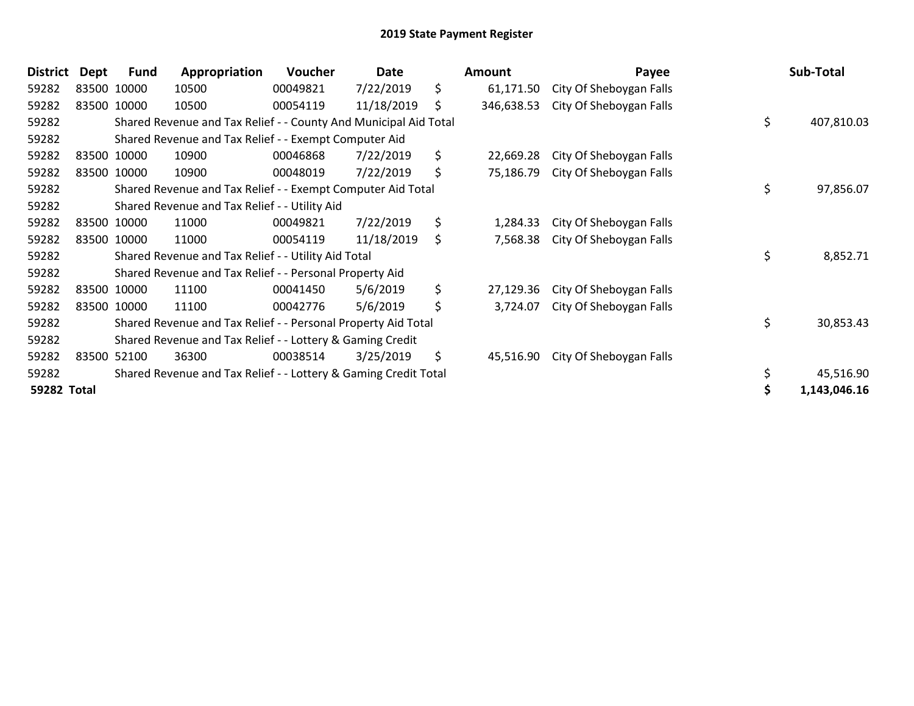# 2019 State Payment Register

| District | Dept | Fund | Appropriation | Voucher | Date | Amount | Payee | Sub-Total |
|---|---|---|---|---|---|---|---|---|
| 59282 | 83500 | 10000 | 10500 | 00049821 | 7/22/2019 | $ 61,171.50 | City Of Sheboygan Falls | |
| 59282 | 83500 | 10000 | 10500 | 00054119 | 11/18/2019 | $ 346,638.53 | City Of Sheboygan Falls | |
| 59282 | | Shared Revenue and Tax Relief - - County And Municipal Aid Total | | | | | | $ 407,810.03 |
| 59282 | | Shared Revenue and Tax Relief - - Exempt Computer Aid | | | | | | |
| 59282 | 83500 | 10000 | 10900 | 00046868 | 7/22/2019 | $ 22,669.28 | City Of Sheboygan Falls | |
| 59282 | 83500 | 10000 | 10900 | 00048019 | 7/22/2019 | $ 75,186.79 | City Of Sheboygan Falls | |
| 59282 | | Shared Revenue and Tax Relief - - Exempt Computer Aid Total | | | | | | $ 97,856.07 |
| 59282 | | Shared Revenue and Tax Relief - - Utility Aid | | | | | | |
| 59282 | 83500 | 10000 | 11000 | 00049821 | 7/22/2019 | $ 1,284.33 | City Of Sheboygan Falls | |
| 59282 | 83500 | 10000 | 11000 | 00054119 | 11/18/2019 | $ 7,568.38 | City Of Sheboygan Falls | |
| 59282 | | Shared Revenue and Tax Relief - - Utility Aid Total | | | | | | $ 8,852.71 |
| 59282 | | Shared Revenue and Tax Relief - - Personal Property Aid | | | | | | |
| 59282 | 83500 | 10000 | 11100 | 00041450 | 5/6/2019 | $ 27,129.36 | City Of Sheboygan Falls | |
| 59282 | 83500 | 10000 | 11100 | 00042776 | 5/6/2019 | $ 3,724.07 | City Of Sheboygan Falls | |
| 59282 | | Shared Revenue and Tax Relief - - Personal Property Aid Total | | | | | | $ 30,853.43 |
| 59282 | | Shared Revenue and Tax Relief - - Lottery & Gaming Credit | | | | | | |
| 59282 | 83500 | 52100 | 36300 | 00038514 | 3/25/2019 | $ 45,516.90 | City Of Sheboygan Falls | |
| 59282 | | Shared Revenue and Tax Relief - - Lottery & Gaming Credit Total | | | | | | $ 45,516.90 |
| **59282 Total** | | | | | | | | **$ 1,143,046.16** |